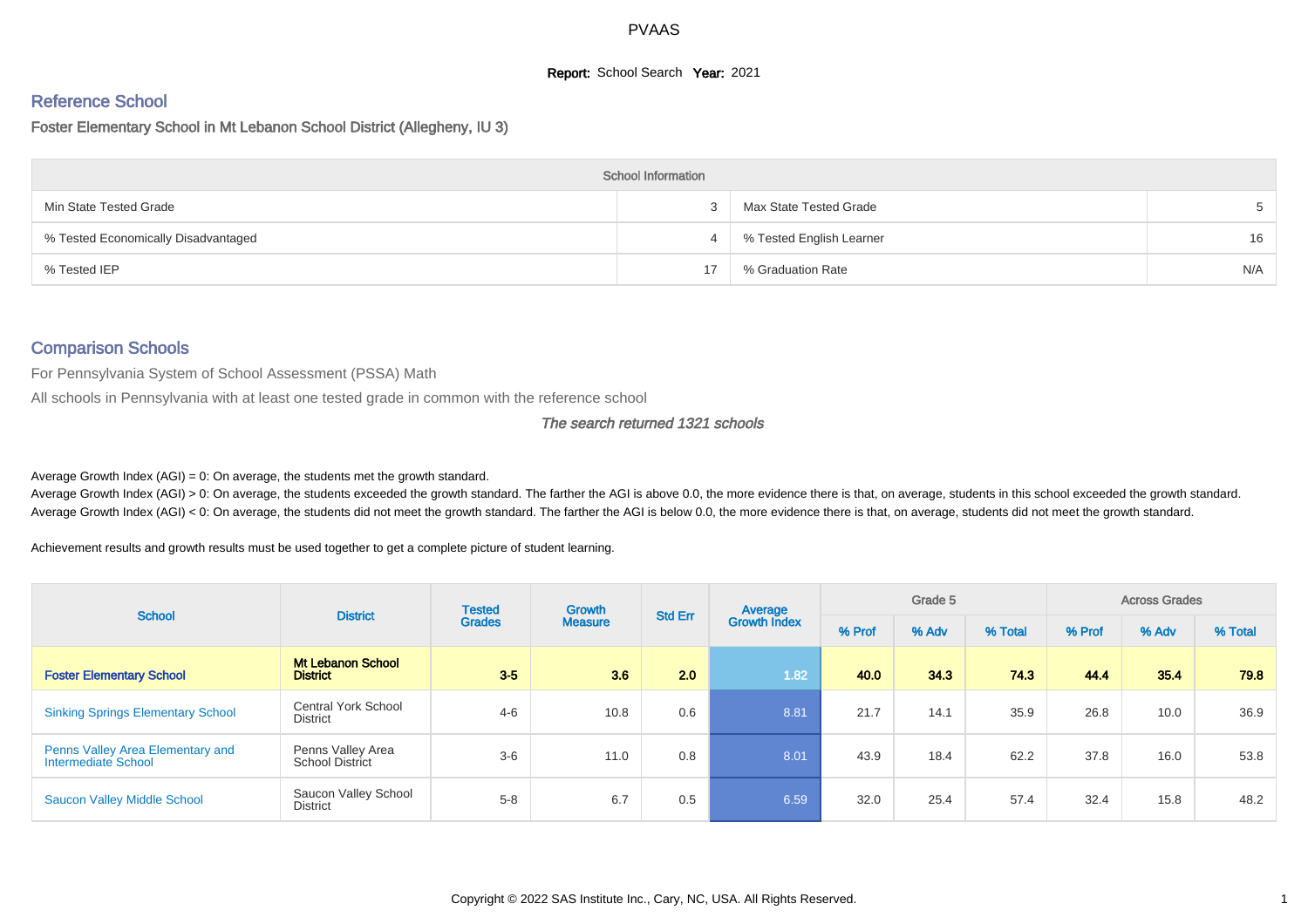PVAAS

**Report:** School Search **Year:** 2021

## Reference School

Foster Elementary School in Mt Lebanon School District (Allegheny, IU 3)

| School Information | | | |
|---|---|---|---|
| Min State Tested Grade | 3 | Max State Tested Grade | 5 |
| % Tested Economically Disadvantaged | 4 | % Tested English Learner | 16 |
| % Tested IEP | 17 | % Graduation Rate | N/A |

## Comparison Schools

For Pennsylvania System of School Assessment (PSSA) Math

All schools in Pennsylvania with at least one tested grade in common with the reference school

*The search returned 1321 schools*

Average Growth Index (AGI) = 0: On average, the students met the growth standard.
Average Growth Index (AGI) > 0: On average, the students exceeded the growth standard. The farther the AGI is above 0.0, the more evidence there is that, on average, students in this school exceeded the growth standard.
Average Growth Index (AGI) < 0: On average, the students did not meet the growth standard. The farther the AGI is below 0.0, the more evidence there is that, on average, students did not meet the growth standard.

Achievement results and growth results must be used together to get a complete picture of student learning.

| School | District | Tested Grades | Growth Measure | Std Err | Average Growth Index | Grade 5 | | | Across Grades | | |
|---|---|---|---|---|---|---|---|---|---|---|---|
| | | | | | | % Prof | % Adv | % Total | % Prof | % Adv | % Total |
| **Foster Elementary School** | **Mt Lebanon School District** | **3-5** | **3.6** | **2.0** | **1.82** | **40.0** | **34.3** | **74.3** | **44.4** | **35.4** | **79.8** |
| Sinking Springs Elementary School | Central York School District | 4-6 | 10.8 | 0.6 | 8.81 | 21.7 | 14.1 | 35.9 | 26.8 | 10.0 | 36.9 |
| Penns Valley Area Elementary and Intermediate School | Penns Valley Area School District | 3-6 | 11.0 | 0.8 | 8.01 | 43.9 | 18.4 | 62.2 | 37.8 | 16.0 | 53.8 |
| Saucon Valley Middle School | Saucon Valley School District | 5-8 | 6.7 | 0.5 | 6.59 | 32.0 | 25.4 | 57.4 | 32.4 | 15.8 | 48.2 |

Copyright © 2022 SAS Institute Inc., Cary, NC, USA. All Rights Reserved.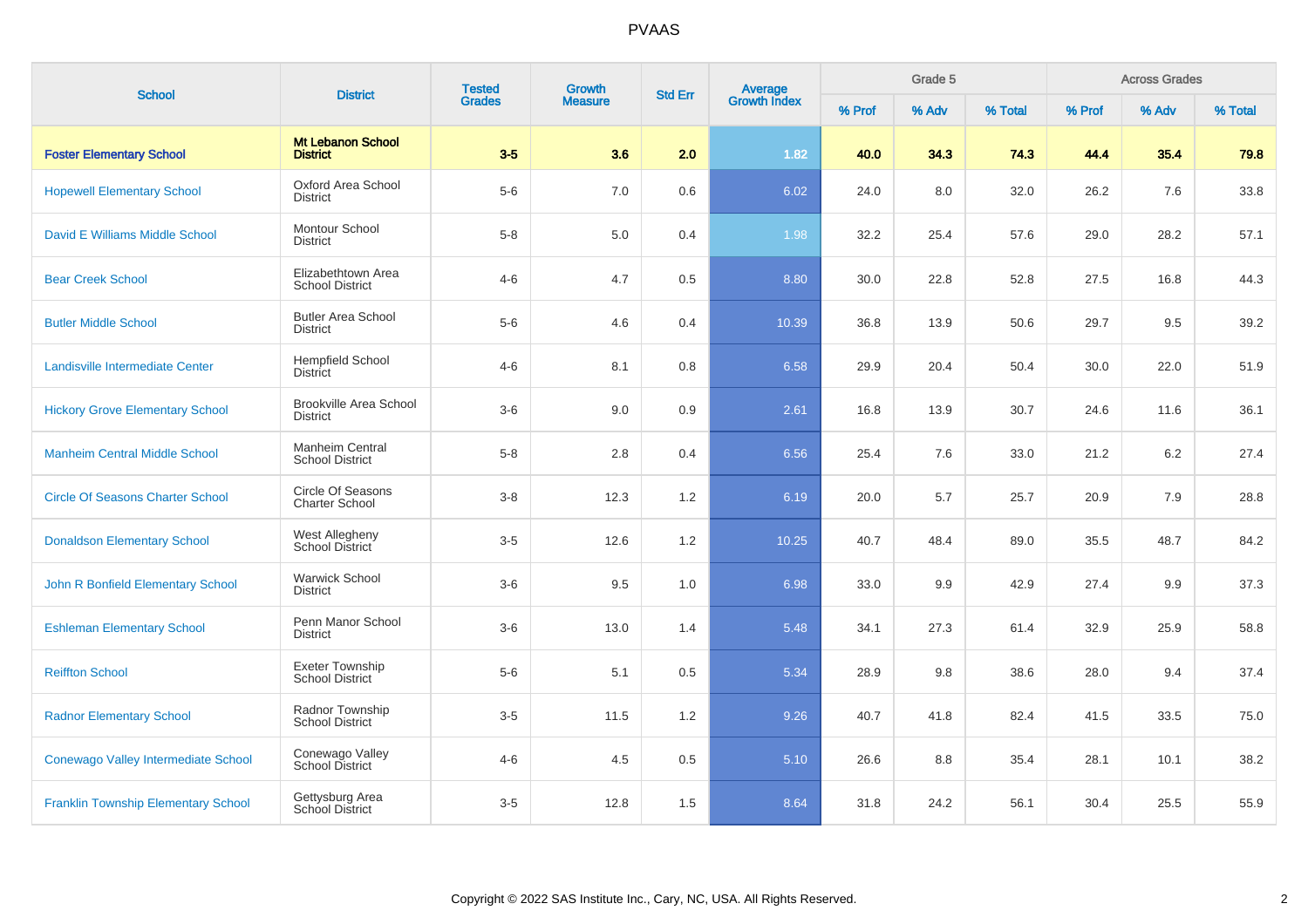# PVAAS

| School | District | Tested Grades | Growth Measure | Std Err | Average Growth Index | Grade 5 | | | Across Grades | | |
|---|---|---|---|---|---|---|---|---|---|---|---|
| | | | | | | % Prof | % Adv | % Total | % Prof | % Adv | % Total |
| **Foster Elementary School** | **Mt Lebanon School District** | **3-5** | **3.6** | **2.0** | **1.82** | **40.0** | **34.3** | **74.3** | **44.4** | **35.4** | **79.8** |
| Hopewell Elementary School | Oxford Area School District | 5-6 | 7.0 | 0.6 | 6.02 | 24.0 | 8.0 | 32.0 | 26.2 | 7.6 | 33.8 |
| David E Williams Middle School | Montour School District | 5-8 | 5.0 | 0.4 | 1.98 | 32.2 | 25.4 | 57.6 | 29.0 | 28.2 | 57.1 |
| Bear Creek School | Elizabethtown Area School District | 4-6 | 4.7 | 0.5 | 8.80 | 30.0 | 22.8 | 52.8 | 27.5 | 16.8 | 44.3 |
| Butler Middle School | Butler Area School District | 5-6 | 4.6 | 0.4 | 10.39 | 36.8 | 13.9 | 50.6 | 29.7 | 9.5 | 39.2 |
| Landisville Intermediate Center | Hempfield School District | 4-6 | 8.1 | 0.8 | 6.58 | 29.9 | 20.4 | 50.4 | 30.0 | 22.0 | 51.9 |
| Hickory Grove Elementary School | Brookville Area School District | 3-6 | 9.0 | 0.9 | 2.61 | 16.8 | 13.9 | 30.7 | 24.6 | 11.6 | 36.1 |
| Manheim Central Middle School | Manheim Central School District | 5-8 | 2.8 | 0.4 | 6.56 | 25.4 | 7.6 | 33.0 | 21.2 | 6.2 | 27.4 |
| Circle Of Seasons Charter School | Circle Of Seasons Charter School | 3-8 | 12.3 | 1.2 | 6.19 | 20.0 | 5.7 | 25.7 | 20.9 | 7.9 | 28.8 |
| Donaldson Elementary School | West Allegheny School District | 3-5 | 12.6 | 1.2 | 10.25 | 40.7 | 48.4 | 89.0 | 35.5 | 48.7 | 84.2 |
| John R Bonfield Elementary School | Warwick School District | 3-6 | 9.5 | 1.0 | 6.98 | 33.0 | 9.9 | 42.9 | 27.4 | 9.9 | 37.3 |
| Eshleman Elementary School | Penn Manor School District | 3-6 | 13.0 | 1.4 | 5.48 | 34.1 | 27.3 | 61.4 | 32.9 | 25.9 | 58.8 |
| Reiffton School | Exeter Township School District | 5-6 | 5.1 | 0.5 | 5.34 | 28.9 | 9.8 | 38.6 | 28.0 | 9.4 | 37.4 |
| Radnor Elementary School | Radnor Township School District | 3-5 | 11.5 | 1.2 | 9.26 | 40.7 | 41.8 | 82.4 | 41.5 | 33.5 | 75.0 |
| Conewago Valley Intermediate School | Conewago Valley School District | 4-6 | 4.5 | 0.5 | 5.10 | 26.6 | 8.8 | 35.4 | 28.1 | 10.1 | 38.2 |
| Franklin Township Elementary School | Gettysburg Area School District | 3-5 | 12.8 | 1.5 | 8.64 | 31.8 | 24.2 | 56.1 | 30.4 | 25.5 | 55.9 |

Copyright © 2022 SAS Institute Inc., Cary, NC, USA. All Rights Reserved.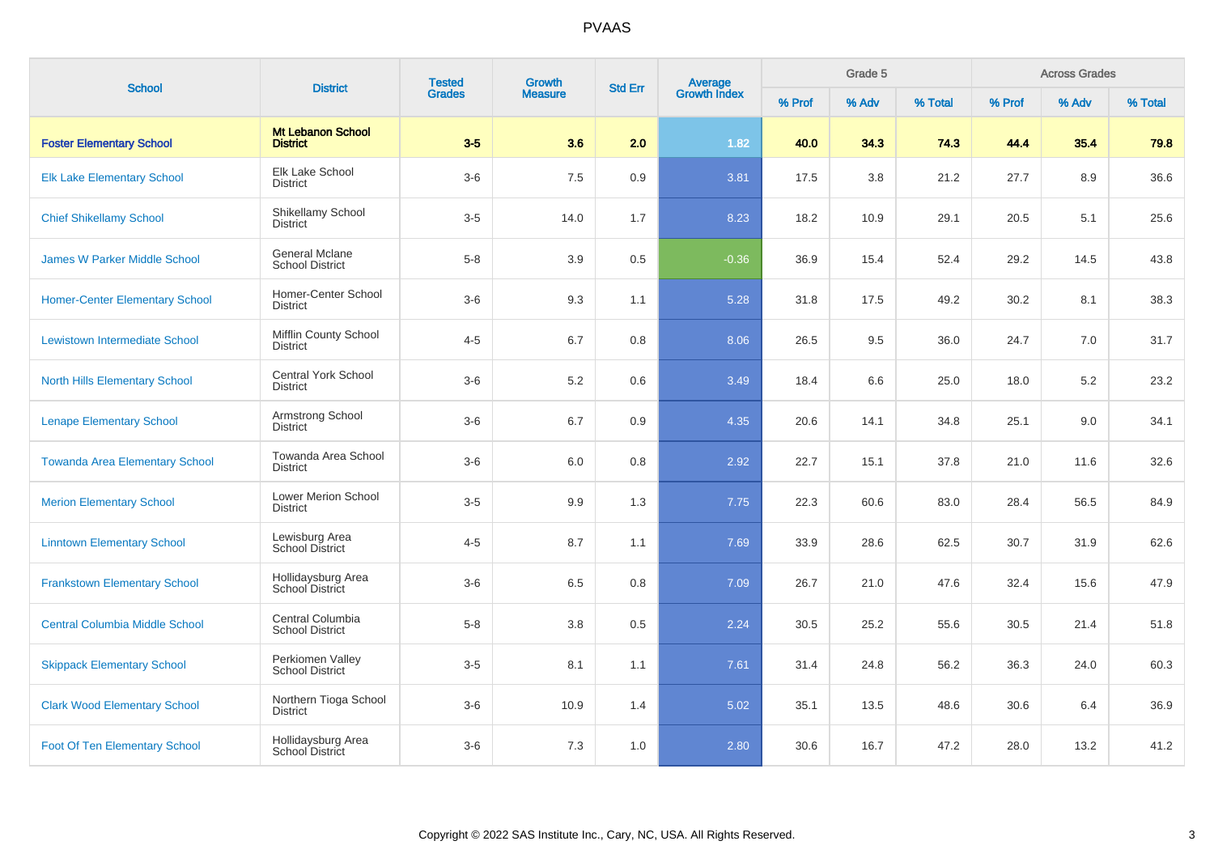# PVAAS

| School | District | Tested Grades | Growth Measure | Std Err | Average Growth Index | Grade 5 | | | Across Grades | | |
|---|---|---|---|---|---|---|---|---|---|---|---|
| | | | | | | % Prof | % Adv | % Total | % Prof | % Adv | % Total |
| **Foster Elementary School** | **Mt Lebanon School District** | **3-5** | **3.6** | **2.0** | **1.82** | **40.0** | **34.3** | **74.3** | **44.4** | **35.4** | **79.8** |
| Elk Lake Elementary School | Elk Lake School District | 3-6 | 7.5 | 0.9 | 3.81 | 17.5 | 3.8 | 21.2 | 27.7 | 8.9 | 36.6 |
| Chief Shikellamy School | Shikellamy School District | 3-5 | 14.0 | 1.7 | 8.23 | 18.2 | 10.9 | 29.1 | 20.5 | 5.1 | 25.6 |
| James W Parker Middle School | General Mclane School District | 5-8 | 3.9 | 0.5 | -0.36 | 36.9 | 15.4 | 52.4 | 29.2 | 14.5 | 43.8 |
| Homer-Center Elementary School | Homer-Center School District | 3-6 | 9.3 | 1.1 | 5.28 | 31.8 | 17.5 | 49.2 | 30.2 | 8.1 | 38.3 |
| Lewistown Intermediate School | Mifflin County School District | 4-5 | 6.7 | 0.8 | 8.06 | 26.5 | 9.5 | 36.0 | 24.7 | 7.0 | 31.7 |
| North Hills Elementary School | Central York School District | 3-6 | 5.2 | 0.6 | 3.49 | 18.4 | 6.6 | 25.0 | 18.0 | 5.2 | 23.2 |
| Lenape Elementary School | Armstrong School District | 3-6 | 6.7 | 0.9 | 4.35 | 20.6 | 14.1 | 34.8 | 25.1 | 9.0 | 34.1 |
| Towanda Area Elementary School | Towanda Area School District | 3-6 | 6.0 | 0.8 | 2.92 | 22.7 | 15.1 | 37.8 | 21.0 | 11.6 | 32.6 |
| Merion Elementary School | Lower Merion School District | 3-5 | 9.9 | 1.3 | 7.75 | 22.3 | 60.6 | 83.0 | 28.4 | 56.5 | 84.9 |
| Linntown Elementary School | Lewisburg Area School District | 4-5 | 8.7 | 1.1 | 7.69 | 33.9 | 28.6 | 62.5 | 30.7 | 31.9 | 62.6 |
| Frankstown Elementary School | Hollidaysburg Area School District | 3-6 | 6.5 | 0.8 | 7.09 | 26.7 | 21.0 | 47.6 | 32.4 | 15.6 | 47.9 |
| Central Columbia Middle School | Central Columbia School District | 5-8 | 3.8 | 0.5 | 2.24 | 30.5 | 25.2 | 55.6 | 30.5 | 21.4 | 51.8 |
| Skippack Elementary School | Perkiomen Valley School District | 3-5 | 8.1 | 1.1 | 7.61 | 31.4 | 24.8 | 56.2 | 36.3 | 24.0 | 60.3 |
| Clark Wood Elementary School | Northern Tioga School District | 3-6 | 10.9 | 1.4 | 5.02 | 35.1 | 13.5 | 48.6 | 30.6 | 6.4 | 36.9 |
| Foot Of Ten Elementary School | Hollidaysburg Area School District | 3-6 | 7.3 | 1.0 | 2.80 | 30.6 | 16.7 | 47.2 | 28.0 | 13.2 | 41.2 |

Copyright © 2022 SAS Institute Inc., Cary, NC, USA. All Rights Reserved.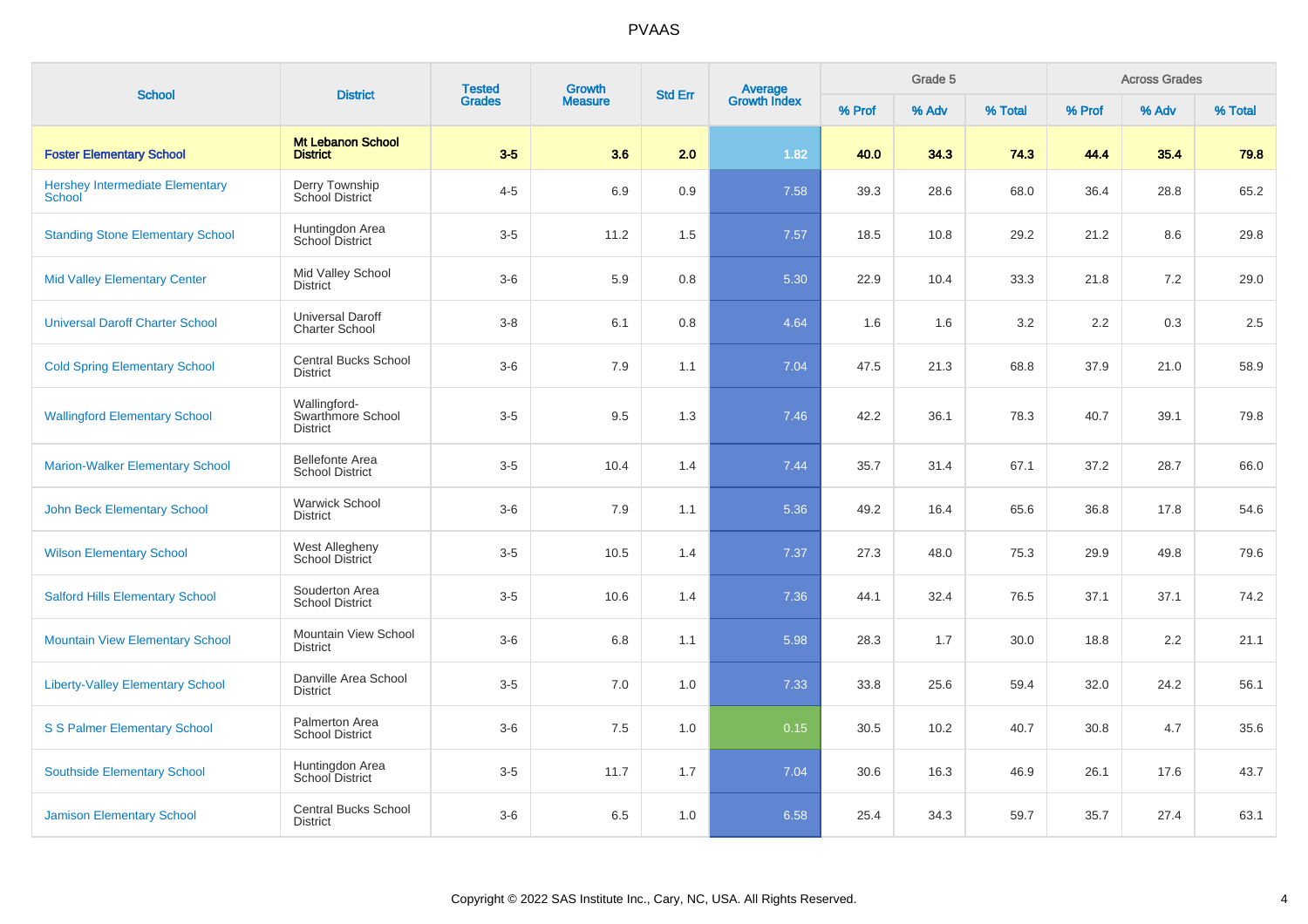# PVAAS

| School | District | Tested Grades | Growth Measure | Std Err | Average Growth Index | Grade 5 | | | Across Grades | | |
|---|---|---|---|---|---|---|---|---|---|---|---|
| | | | | | | % Prof | % Adv | % Total | % Prof | % Adv | % Total |
| **Foster Elementary School** | **Mt Lebanon School District** | **3-5** | **3.6** | **2.0** | **1.82** | **40.0** | **34.3** | **74.3** | **44.4** | **35.4** | **79.8** |
| Hershey Intermediate Elementary School | Derry Township School District | 4-5 | 6.9 | 0.9 | 7.58 | 39.3 | 28.6 | 68.0 | 36.4 | 28.8 | 65.2 |
| Standing Stone Elementary School | Huntingdon Area School District | 3-5 | 11.2 | 1.5 | 7.57 | 18.5 | 10.8 | 29.2 | 21.2 | 8.6 | 29.8 |
| Mid Valley Elementary Center | Mid Valley School District | 3-6 | 5.9 | 0.8 | 5.30 | 22.9 | 10.4 | 33.3 | 21.8 | 7.2 | 29.0 |
| Universal Daroff Charter School | Universal Daroff Charter School | 3-8 | 6.1 | 0.8 | 4.64 | 1.6 | 1.6 | 3.2 | 2.2 | 0.3 | 2.5 |
| Cold Spring Elementary School | Central Bucks School District | 3-6 | 7.9 | 1.1 | 7.04 | 47.5 | 21.3 | 68.8 | 37.9 | 21.0 | 58.9 |
| Wallingford Elementary School | Wallingford-Swarthmore School District | 3-5 | 9.5 | 1.3 | 7.46 | 42.2 | 36.1 | 78.3 | 40.7 | 39.1 | 79.8 |
| Marion-Walker Elementary School | Bellefonte Area School District | 3-5 | 10.4 | 1.4 | 7.44 | 35.7 | 31.4 | 67.1 | 37.2 | 28.7 | 66.0 |
| John Beck Elementary School | Warwick School District | 3-6 | 7.9 | 1.1 | 5.36 | 49.2 | 16.4 | 65.6 | 36.8 | 17.8 | 54.6 |
| Wilson Elementary School | West Allegheny School District | 3-5 | 10.5 | 1.4 | 7.37 | 27.3 | 48.0 | 75.3 | 29.9 | 49.8 | 79.6 |
| Salford Hills Elementary School | Souderton Area School District | 3-5 | 10.6 | 1.4 | 7.36 | 44.1 | 32.4 | 76.5 | 37.1 | 37.1 | 74.2 |
| Mountain View Elementary School | Mountain View School District | 3-6 | 6.8 | 1.1 | 5.98 | 28.3 | 1.7 | 30.0 | 18.8 | 2.2 | 21.1 |
| Liberty-Valley Elementary School | Danville Area School District | 3-5 | 7.0 | 1.0 | 7.33 | 33.8 | 25.6 | 59.4 | 32.0 | 24.2 | 56.1 |
| S S Palmer Elementary School | Palmerton Area School District | 3-6 | 7.5 | 1.0 | 0.15 | 30.5 | 10.2 | 40.7 | 30.8 | 4.7 | 35.6 |
| Southside Elementary School | Huntingdon Area School District | 3-5 | 11.7 | 1.7 | 7.04 | 30.6 | 16.3 | 46.9 | 26.1 | 17.6 | 43.7 |
| Jamison Elementary School | Central Bucks School District | 3-6 | 6.5 | 1.0 | 6.58 | 25.4 | 34.3 | 59.7 | 35.7 | 27.4 | 63.1 |

Copyright © 2022 SAS Institute Inc., Cary, NC, USA. All Rights Reserved.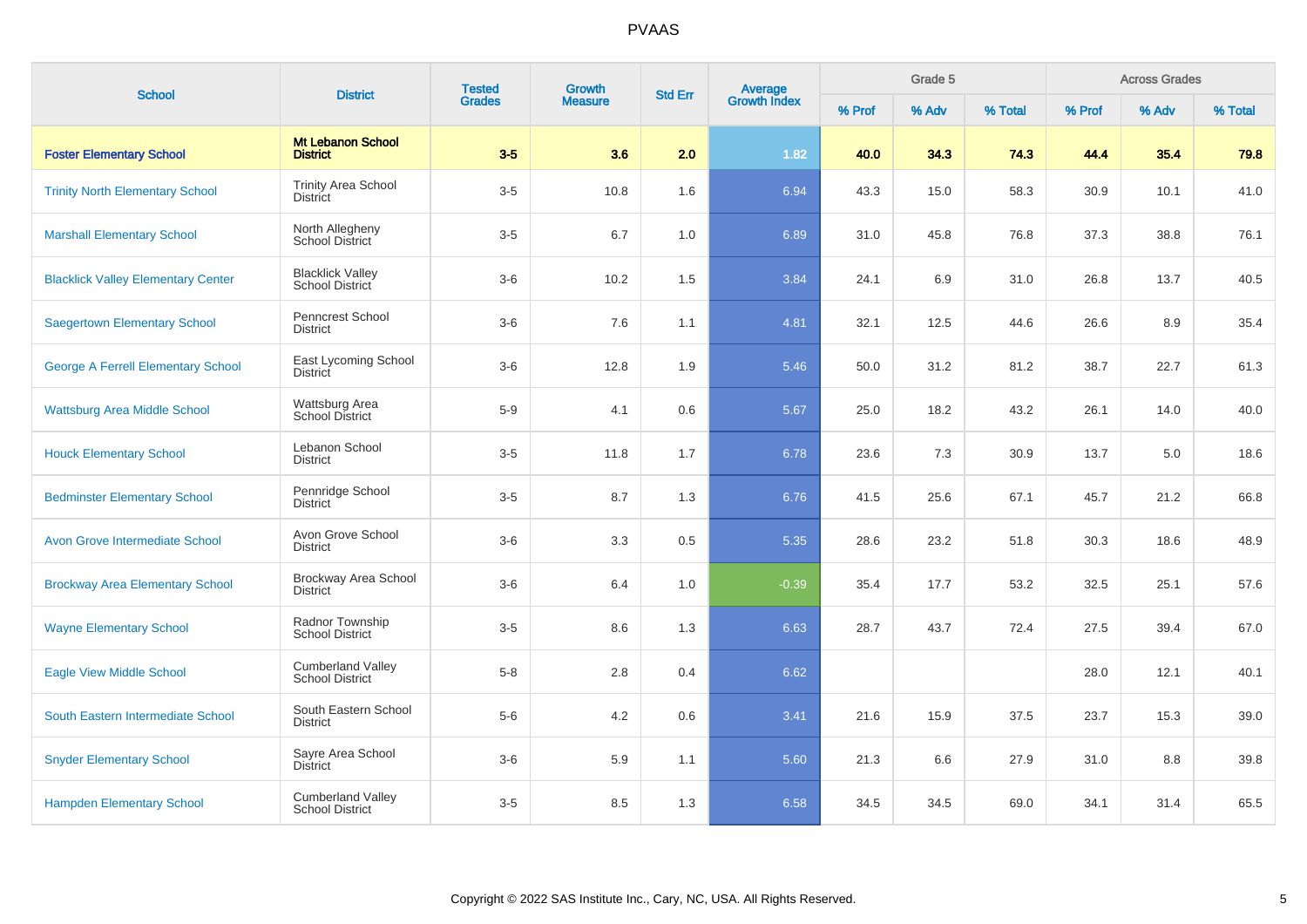| School | District | Tested Grades | Growth Measure | Std Err | Average Growth Index | Grade 5 | | | Across Grades | | |
|---|---|---|---|---|---|---|---|---|---|---|---|
| | | | | | | % Prof | % Adv | % Total | % Prof | % Adv | % Total |
| **Foster Elementary School** | **Mt Lebanon School District** | **3-5** | **3.6** | **2.0** | **1.82** | **40.0** | **34.3** | **74.3** | **44.4** | **35.4** | **79.8** |
| Trinity North Elementary School | Trinity Area School District | 3-5 | 10.8 | 1.6 | 6.94 | 43.3 | 15.0 | 58.3 | 30.9 | 10.1 | 41.0 |
| Marshall Elementary School | North Allegheny School District | 3-5 | 6.7 | 1.0 | 6.89 | 31.0 | 45.8 | 76.8 | 37.3 | 38.8 | 76.1 |
| Blacklick Valley Elementary Center | Blacklick Valley School District | 3-6 | 10.2 | 1.5 | 3.84 | 24.1 | 6.9 | 31.0 | 26.8 | 13.7 | 40.5 |
| Saegertown Elementary School | Penncrest School District | 3-6 | 7.6 | 1.1 | 4.81 | 32.1 | 12.5 | 44.6 | 26.6 | 8.9 | 35.4 |
| George A Ferrell Elementary School | East Lycoming School District | 3-6 | 12.8 | 1.9 | 5.46 | 50.0 | 31.2 | 81.2 | 38.7 | 22.7 | 61.3 |
| Wattsburg Area Middle School | Wattsburg Area School District | 5-9 | 4.1 | 0.6 | 5.67 | 25.0 | 18.2 | 43.2 | 26.1 | 14.0 | 40.0 |
| Houck Elementary School | Lebanon School District | 3-5 | 11.8 | 1.7 | 6.78 | 23.6 | 7.3 | 30.9 | 13.7 | 5.0 | 18.6 |
| Bedminster Elementary School | Pennridge School District | 3-5 | 8.7 | 1.3 | 6.76 | 41.5 | 25.6 | 67.1 | 45.7 | 21.2 | 66.8 |
| Avon Grove Intermediate School | Avon Grove School District | 3-6 | 3.3 | 0.5 | 5.35 | 28.6 | 23.2 | 51.8 | 30.3 | 18.6 | 48.9 |
| Brockway Area Elementary School | Brockway Area School District | 3-6 | 6.4 | 1.0 | -0.39 | 35.4 | 17.7 | 53.2 | 32.5 | 25.1 | 57.6 |
| Wayne Elementary School | Radnor Township School District | 3-5 | 8.6 | 1.3 | 6.63 | 28.7 | 43.7 | 72.4 | 27.5 | 39.4 | 67.0 |
| Eagle View Middle School | Cumberland Valley School District | 5-8 | 2.8 | 0.4 | 6.62 | | | | 28.0 | 12.1 | 40.1 |
| South Eastern Intermediate School | South Eastern School District | 5-6 | 4.2 | 0.6 | 3.41 | 21.6 | 15.9 | 37.5 | 23.7 | 15.3 | 39.0 |
| Snyder Elementary School | Sayre Area School District | 3-6 | 5.9 | 1.1 | 5.60 | 21.3 | 6.6 | 27.9 | 31.0 | 8.8 | 39.8 |
| Hampden Elementary School | Cumberland Valley School District | 3-5 | 8.5 | 1.3 | 6.58 | 34.5 | 34.5 | 69.0 | 34.1 | 31.4 | 65.5 |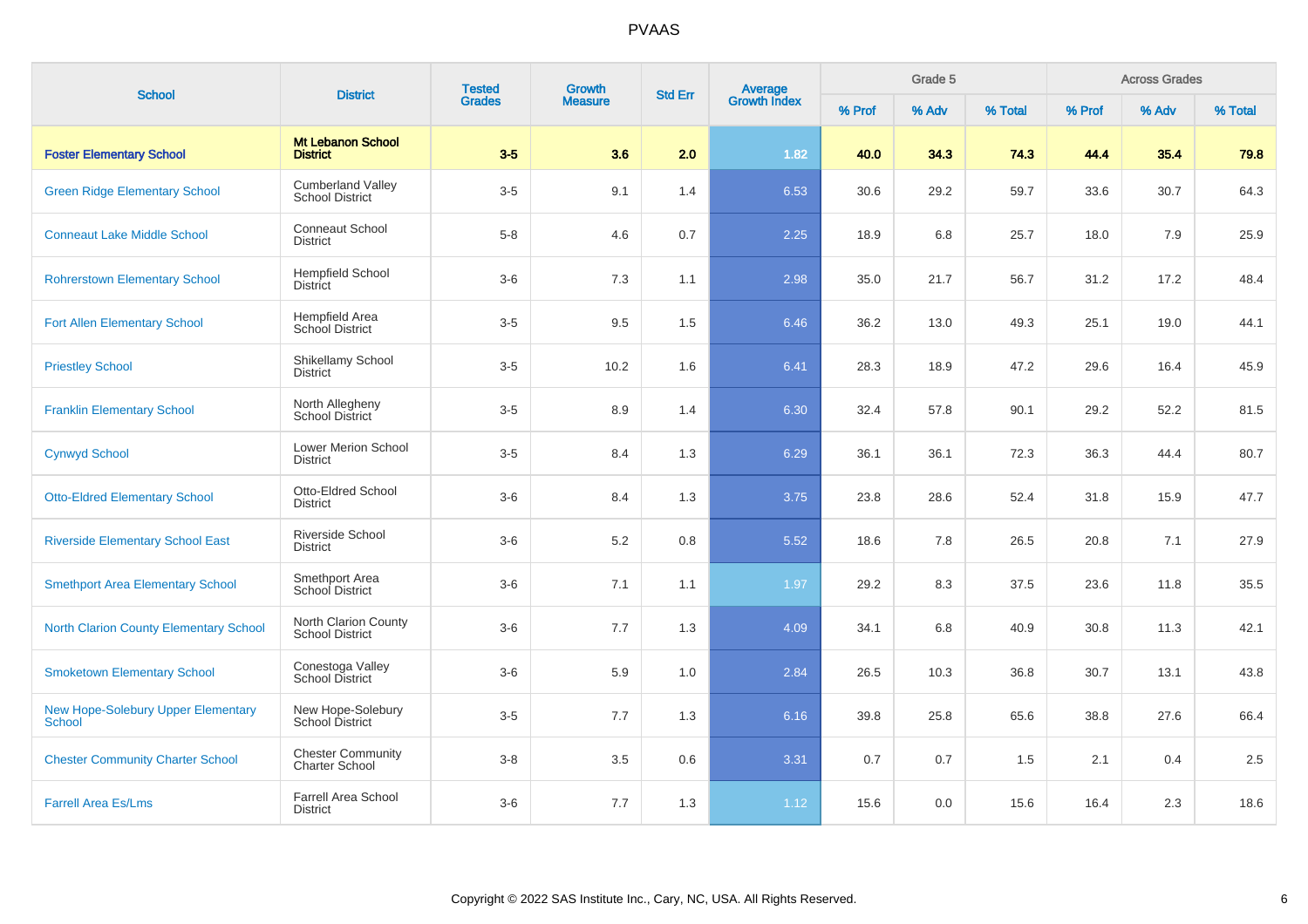# PVAAS

| School | District | Tested Grades | Growth Measure | Std Err | Average Growth Index | Grade 5 | | | Across Grades | | |
|---|---|---|---|---|---|---|---|---|---|---|---|
| | | | | | | % Prof | % Adv | % Total | % Prof | % Adv | % Total |
| **Foster Elementary School** | **Mt Lebanon School District** | **3-5** | **3.6** | **2.0** | **1.82** | **40.0** | **34.3** | **74.3** | **44.4** | **35.4** | **79.8** |
| Green Ridge Elementary School | Cumberland Valley School District | 3-5 | 9.1 | 1.4 | 6.53 | 30.6 | 29.2 | 59.7 | 33.6 | 30.7 | 64.3 |
| Conneaut Lake Middle School | Conneaut School District | 5-8 | 4.6 | 0.7 | 2.25 | 18.9 | 6.8 | 25.7 | 18.0 | 7.9 | 25.9 |
| Rohrerstown Elementary School | Hempfield School District | 3-6 | 7.3 | 1.1 | 2.98 | 35.0 | 21.7 | 56.7 | 31.2 | 17.2 | 48.4 |
| Fort Allen Elementary School | Hempfield Area School District | 3-5 | 9.5 | 1.5 | 6.46 | 36.2 | 13.0 | 49.3 | 25.1 | 19.0 | 44.1 |
| Priestley School | Shikellamy School District | 3-5 | 10.2 | 1.6 | 6.41 | 28.3 | 18.9 | 47.2 | 29.6 | 16.4 | 45.9 |
| Franklin Elementary School | North Allegheny School District | 3-5 | 8.9 | 1.4 | 6.30 | 32.4 | 57.8 | 90.1 | 29.2 | 52.2 | 81.5 |
| Cynwyd School | Lower Merion School District | 3-5 | 8.4 | 1.3 | 6.29 | 36.1 | 36.1 | 72.3 | 36.3 | 44.4 | 80.7 |
| Otto-Eldred Elementary School | Otto-Eldred School District | 3-6 | 8.4 | 1.3 | 3.75 | 23.8 | 28.6 | 52.4 | 31.8 | 15.9 | 47.7 |
| Riverside Elementary School East | Riverside School District | 3-6 | 5.2 | 0.8 | 5.52 | 18.6 | 7.8 | 26.5 | 20.8 | 7.1 | 27.9 |
| Smethport Area Elementary School | Smethport Area School District | 3-6 | 7.1 | 1.1 | 1.97 | 29.2 | 8.3 | 37.5 | 23.6 | 11.8 | 35.5 |
| North Clarion County Elementary School | North Clarion County School District | 3-6 | 7.7 | 1.3 | 4.09 | 34.1 | 6.8 | 40.9 | 30.8 | 11.3 | 42.1 |
| Smoketown Elementary School | Conestoga Valley School District | 3-6 | 5.9 | 1.0 | 2.84 | 26.5 | 10.3 | 36.8 | 30.7 | 13.1 | 43.8 |
| New Hope-Solebury Upper Elementary School | New Hope-Solebury School District | 3-5 | 7.7 | 1.3 | 6.16 | 39.8 | 25.8 | 65.6 | 38.8 | 27.6 | 66.4 |
| Chester Community Charter School | Chester Community Charter School | 3-8 | 3.5 | 0.6 | 3.31 | 0.7 | 0.7 | 1.5 | 2.1 | 0.4 | 2.5 |
| Farrell Area Es/Lms | Farrell Area School District | 3-6 | 7.7 | 1.3 | 1.12 | 15.6 | 0.0 | 15.6 | 16.4 | 2.3 | 18.6 |

Copyright © 2022 SAS Institute Inc., Cary, NC, USA. All Rights Reserved.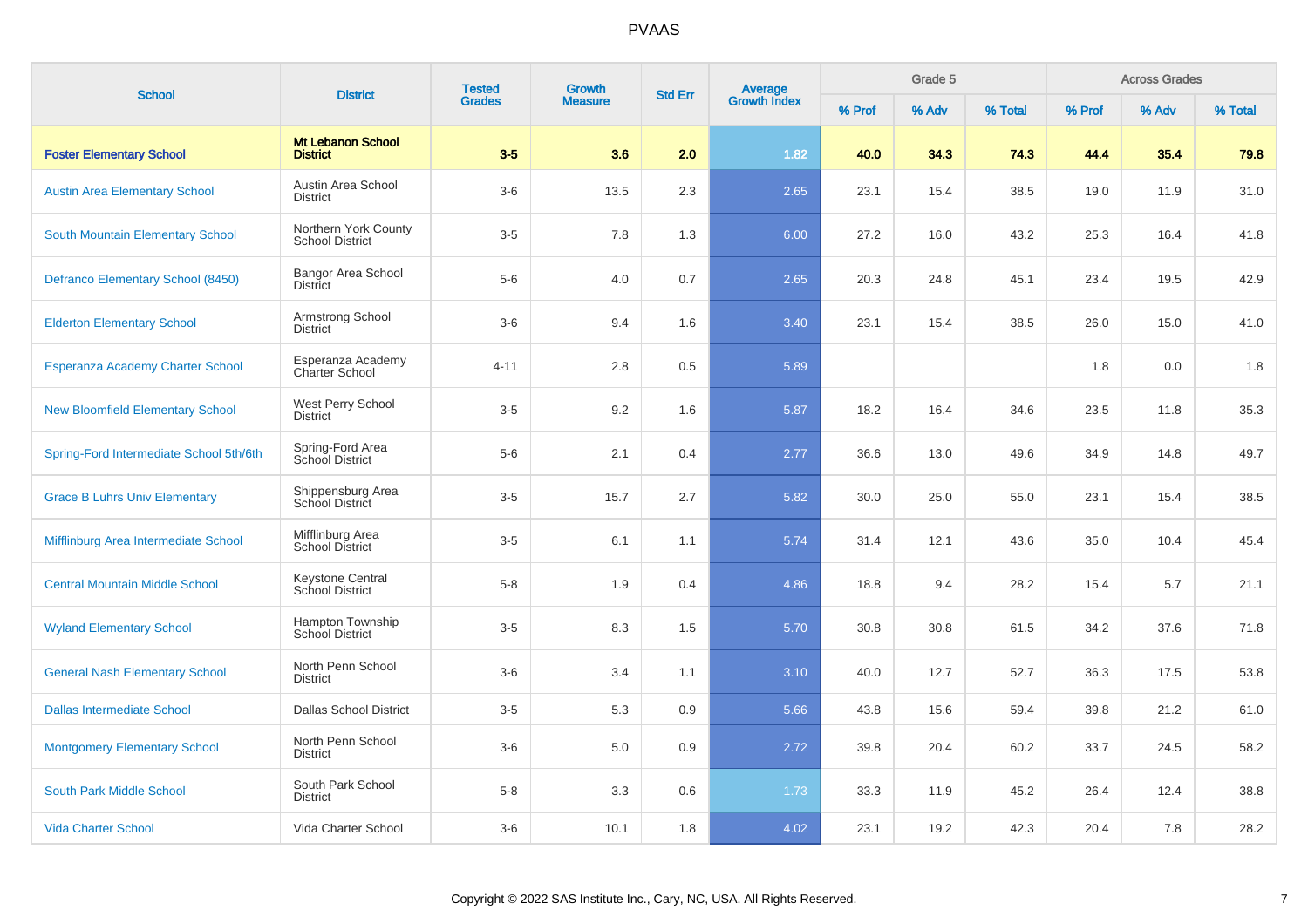# PVAAS

| School | District | Tested Grades | Growth Measure | Std Err | Average Growth Index | Grade 5 | | | Across Grades | | |
|---|---|---|---|---|---|---|---|---|---|---|---|
| | | | | | | % Prof | % Adv | % Total | % Prof | % Adv | % Total |
| **Foster Elementary School** | **Mt Lebanon School District** | **3-5** | **3.6** | **2.0** | **1.82** | **40.0** | **34.3** | **74.3** | **44.4** | **35.4** | **79.8** |
| Austin Area Elementary School | Austin Area School District | 3-6 | 13.5 | 2.3 | 2.65 | 23.1 | 15.4 | 38.5 | 19.0 | 11.9 | 31.0 |
| South Mountain Elementary School | Northern York County School District | 3-5 | 7.8 | 1.3 | 6.00 | 27.2 | 16.0 | 43.2 | 25.3 | 16.4 | 41.8 |
| Defranco Elementary School (8450) | Bangor Area School District | 5-6 | 4.0 | 0.7 | 2.65 | 20.3 | 24.8 | 45.1 | 23.4 | 19.5 | 42.9 |
| Elderton Elementary School | Armstrong School District | 3-6 | 9.4 | 1.6 | 3.40 | 23.1 | 15.4 | 38.5 | 26.0 | 15.0 | 41.0 |
| Esperanza Academy Charter School | Esperanza Academy Charter School | 4-11 | 2.8 | 0.5 | 5.89 | | | | 1.8 | 0.0 | 1.8 |
| New Bloomfield Elementary School | West Perry School District | 3-5 | 9.2 | 1.6 | 5.87 | 18.2 | 16.4 | 34.6 | 23.5 | 11.8 | 35.3 |
| Spring-Ford Intermediate School 5th/6th | Spring-Ford Area School District | 5-6 | 2.1 | 0.4 | 2.77 | 36.6 | 13.0 | 49.6 | 34.9 | 14.8 | 49.7 |
| Grace B Luhrs Univ Elementary | Shippensburg Area School District | 3-5 | 15.7 | 2.7 | 5.82 | 30.0 | 25.0 | 55.0 | 23.1 | 15.4 | 38.5 |
| Mifflinburg Area Intermediate School | Mifflinburg Area School District | 3-5 | 6.1 | 1.1 | 5.74 | 31.4 | 12.1 | 43.6 | 35.0 | 10.4 | 45.4 |
| Central Mountain Middle School | Keystone Central School District | 5-8 | 1.9 | 0.4 | 4.86 | 18.8 | 9.4 | 28.2 | 15.4 | 5.7 | 21.1 |
| Wyland Elementary School | Hampton Township School District | 3-5 | 8.3 | 1.5 | 5.70 | 30.8 | 30.8 | 61.5 | 34.2 | 37.6 | 71.8 |
| General Nash Elementary School | North Penn School District | 3-6 | 3.4 | 1.1 | 3.10 | 40.0 | 12.7 | 52.7 | 36.3 | 17.5 | 53.8 |
| Dallas Intermediate School | Dallas School District | 3-5 | 5.3 | 0.9 | 5.66 | 43.8 | 15.6 | 59.4 | 39.8 | 21.2 | 61.0 |
| Montgomery Elementary School | North Penn School District | 3-6 | 5.0 | 0.9 | 2.72 | 39.8 | 20.4 | 60.2 | 33.7 | 24.5 | 58.2 |
| South Park Middle School | South Park School District | 5-8 | 3.3 | 0.6 | 1.73 | 33.3 | 11.9 | 45.2 | 26.4 | 12.4 | 38.8 |
| Vida Charter School | Vida Charter School | 3-6 | 10.1 | 1.8 | 4.02 | 23.1 | 19.2 | 42.3 | 20.4 | 7.8 | 28.2 |

Copyright © 2022 SAS Institute Inc., Cary, NC, USA. All Rights Reserved.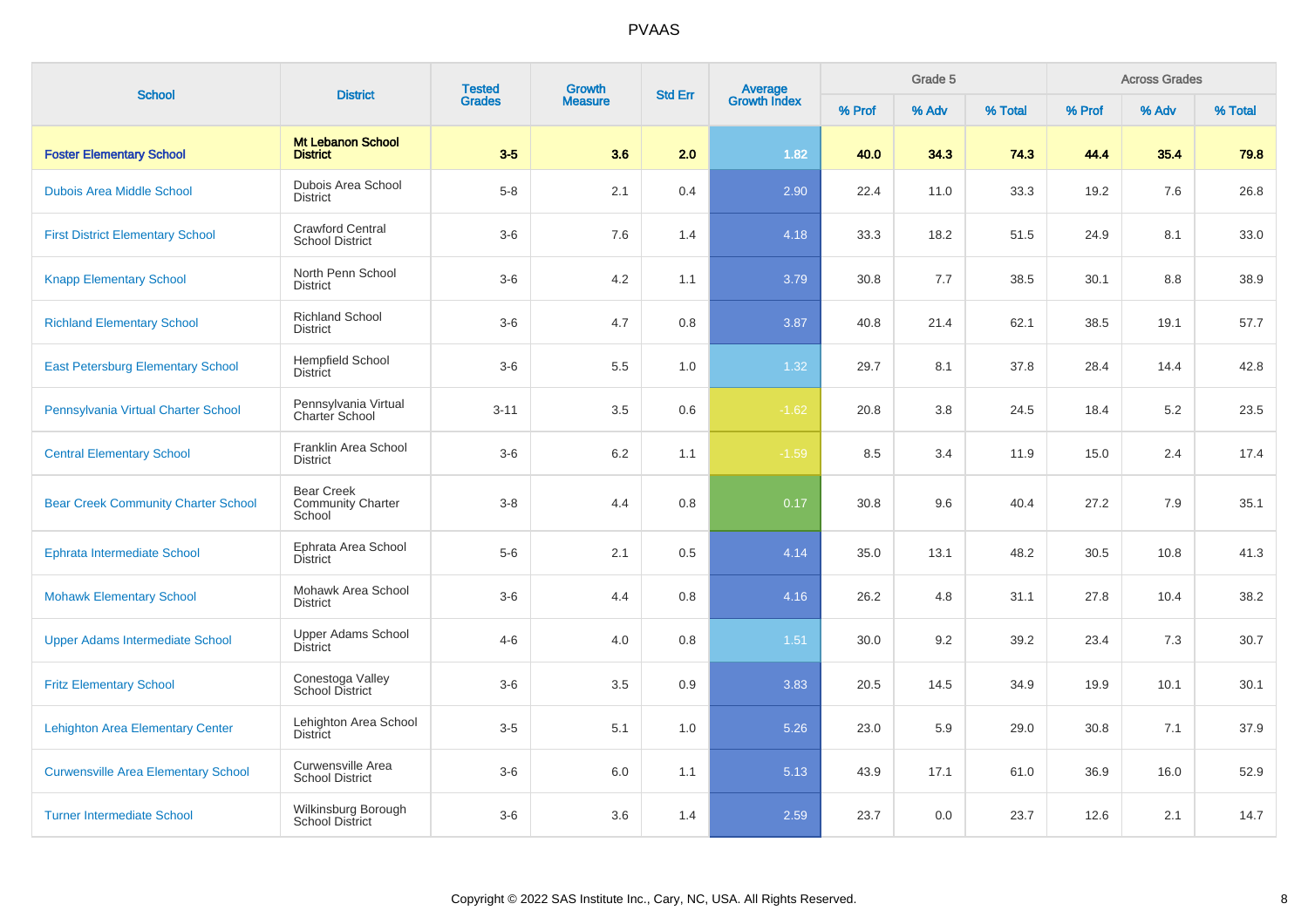# PVAAS

| School | District | Tested Grades | Growth Measure | Std Err | Average Growth Index | Grade 5 | | | Across Grades | | |
|---|---|---|---|---|---|---|---|---|---|---|---|
| | | | | | | % Prof | % Adv | % Total | % Prof | % Adv | % Total |
| **Foster Elementary School** | **Mt Lebanon School District** | **3-5** | **3.6** | **2.0** | **1.82** | **40.0** | **34.3** | **74.3** | **44.4** | **35.4** | **79.8** |
| Dubois Area Middle School | Dubois Area School District | 5-8 | 2.1 | 0.4 | 2.90 | 22.4 | 11.0 | 33.3 | 19.2 | 7.6 | 26.8 |
| First District Elementary School | Crawford Central School District | 3-6 | 7.6 | 1.4 | 4.18 | 33.3 | 18.2 | 51.5 | 24.9 | 8.1 | 33.0 |
| Knapp Elementary School | North Penn School District | 3-6 | 4.2 | 1.1 | 3.79 | 30.8 | 7.7 | 38.5 | 30.1 | 8.8 | 38.9 |
| Richland Elementary School | Richland School District | 3-6 | 4.7 | 0.8 | 3.87 | 40.8 | 21.4 | 62.1 | 38.5 | 19.1 | 57.7 |
| East Petersburg Elementary School | Hempfield School District | 3-6 | 5.5 | 1.0 | 1.32 | 29.7 | 8.1 | 37.8 | 28.4 | 14.4 | 42.8 |
| Pennsylvania Virtual Charter School | Pennsylvania Virtual Charter School | 3-11 | 3.5 | 0.6 | -1.62 | 20.8 | 3.8 | 24.5 | 18.4 | 5.2 | 23.5 |
| Central Elementary School | Franklin Area School District | 3-6 | 6.2 | 1.1 | -1.59 | 8.5 | 3.4 | 11.9 | 15.0 | 2.4 | 17.4 |
| Bear Creek Community Charter School | Bear Creek Community Charter School | 3-8 | 4.4 | 0.8 | 0.17 | 30.8 | 9.6 | 40.4 | 27.2 | 7.9 | 35.1 |
| Ephrata Intermediate School | Ephrata Area School District | 5-6 | 2.1 | 0.5 | 4.14 | 35.0 | 13.1 | 48.2 | 30.5 | 10.8 | 41.3 |
| Mohawk Elementary School | Mohawk Area School District | 3-6 | 4.4 | 0.8 | 4.16 | 26.2 | 4.8 | 31.1 | 27.8 | 10.4 | 38.2 |
| Upper Adams Intermediate School | Upper Adams School District | 4-6 | 4.0 | 0.8 | 1.51 | 30.0 | 9.2 | 39.2 | 23.4 | 7.3 | 30.7 |
| Fritz Elementary School | Conestoga Valley School District | 3-6 | 3.5 | 0.9 | 3.83 | 20.5 | 14.5 | 34.9 | 19.9 | 10.1 | 30.1 |
| Lehighton Area Elementary Center | Lehighton Area School District | 3-5 | 5.1 | 1.0 | 5.26 | 23.0 | 5.9 | 29.0 | 30.8 | 7.1 | 37.9 |
| Curwensville Area Elementary School | Curwensville Area School District | 3-6 | 6.0 | 1.1 | 5.13 | 43.9 | 17.1 | 61.0 | 36.9 | 16.0 | 52.9 |
| Turner Intermediate School | Wilkinsburg Borough School District | 3-6 | 3.6 | 1.4 | 2.59 | 23.7 | 0.0 | 23.7 | 12.6 | 2.1 | 14.7 |

Copyright © 2022 SAS Institute Inc., Cary, NC, USA. All Rights Reserved.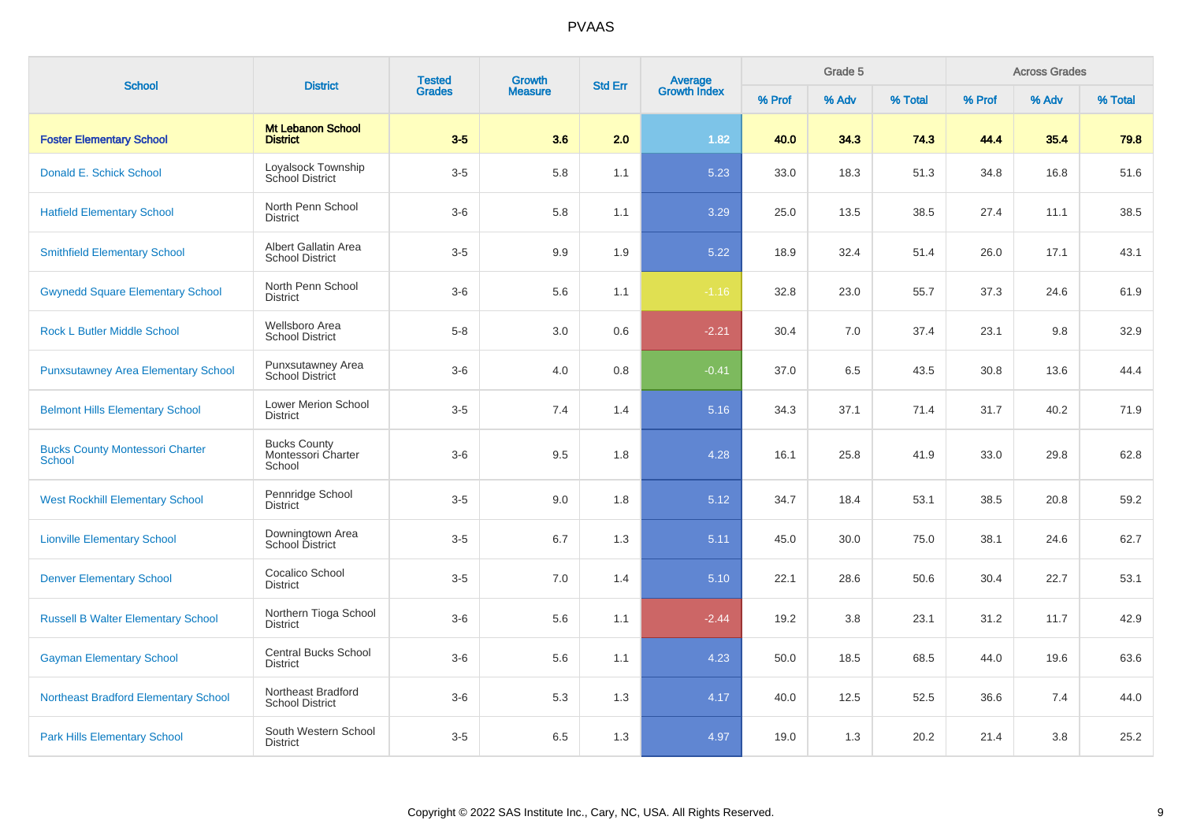# PVAAS

| School | District | Tested Grades | Growth Measure | Std Err | Average Growth Index | Grade 5 | | | Across Grades | | |
|---|---|---|---|---|---|---|---|---|---|---|---|
| | | | | | | % Prof | % Adv | % Total | % Prof | % Adv | % Total |
| **Foster Elementary School** | **Mt Lebanon School District** | **3-5** | **3.6** | **2.0** | **1.82** | **40.0** | **34.3** | **74.3** | **44.4** | **35.4** | **79.8** |
| Donald E. Schick School | Loyalsock Township School District | 3-5 | 5.8 | 1.1 | 5.23 | 33.0 | 18.3 | 51.3 | 34.8 | 16.8 | 51.6 |
| Hatfield Elementary School | North Penn School District | 3-6 | 5.8 | 1.1 | 3.29 | 25.0 | 13.5 | 38.5 | 27.4 | 11.1 | 38.5 |
| Smithfield Elementary School | Albert Gallatin Area School District | 3-5 | 9.9 | 1.9 | 5.22 | 18.9 | 32.4 | 51.4 | 26.0 | 17.1 | 43.1 |
| Gwynedd Square Elementary School | North Penn School District | 3-6 | 5.6 | 1.1 | -1.16 | 32.8 | 23.0 | 55.7 | 37.3 | 24.6 | 61.9 |
| Rock L Butler Middle School | Wellsboro Area School District | 5-8 | 3.0 | 0.6 | -2.21 | 30.4 | 7.0 | 37.4 | 23.1 | 9.8 | 32.9 |
| Punxsutawney Area Elementary School | Punxsutawney Area School District | 3-6 | 4.0 | 0.8 | -0.41 | 37.0 | 6.5 | 43.5 | 30.8 | 13.6 | 44.4 |
| Belmont Hills Elementary School | Lower Merion School District | 3-5 | 7.4 | 1.4 | 5.16 | 34.3 | 37.1 | 71.4 | 31.7 | 40.2 | 71.9 |
| Bucks County Montessori Charter School | Bucks County Montessori Charter School | 3-6 | 9.5 | 1.8 | 4.28 | 16.1 | 25.8 | 41.9 | 33.0 | 29.8 | 62.8 |
| West Rockhill Elementary School | Pennridge School District | 3-5 | 9.0 | 1.8 | 5.12 | 34.7 | 18.4 | 53.1 | 38.5 | 20.8 | 59.2 |
| Lionville Elementary School | Downingtown Area School District | 3-5 | 6.7 | 1.3 | 5.11 | 45.0 | 30.0 | 75.0 | 38.1 | 24.6 | 62.7 |
| Denver Elementary School | Cocalico School District | 3-5 | 7.0 | 1.4 | 5.10 | 22.1 | 28.6 | 50.6 | 30.4 | 22.7 | 53.1 |
| Russell B Walter Elementary School | Northern Tioga School District | 3-6 | 5.6 | 1.1 | -2.44 | 19.2 | 3.8 | 23.1 | 31.2 | 11.7 | 42.9 |
| Gayman Elementary School | Central Bucks School District | 3-6 | 5.6 | 1.1 | 4.23 | 50.0 | 18.5 | 68.5 | 44.0 | 19.6 | 63.6 |
| Northeast Bradford Elementary School | Northeast Bradford School District | 3-6 | 5.3 | 1.3 | 4.17 | 40.0 | 12.5 | 52.5 | 36.6 | 7.4 | 44.0 |
| Park Hills Elementary School | South Western School District | 3-5 | 6.5 | 1.3 | 4.97 | 19.0 | 1.3 | 20.2 | 21.4 | 3.8 | 25.2 |

Copyright © 2022 SAS Institute Inc., Cary, NC, USA. All Rights Reserved.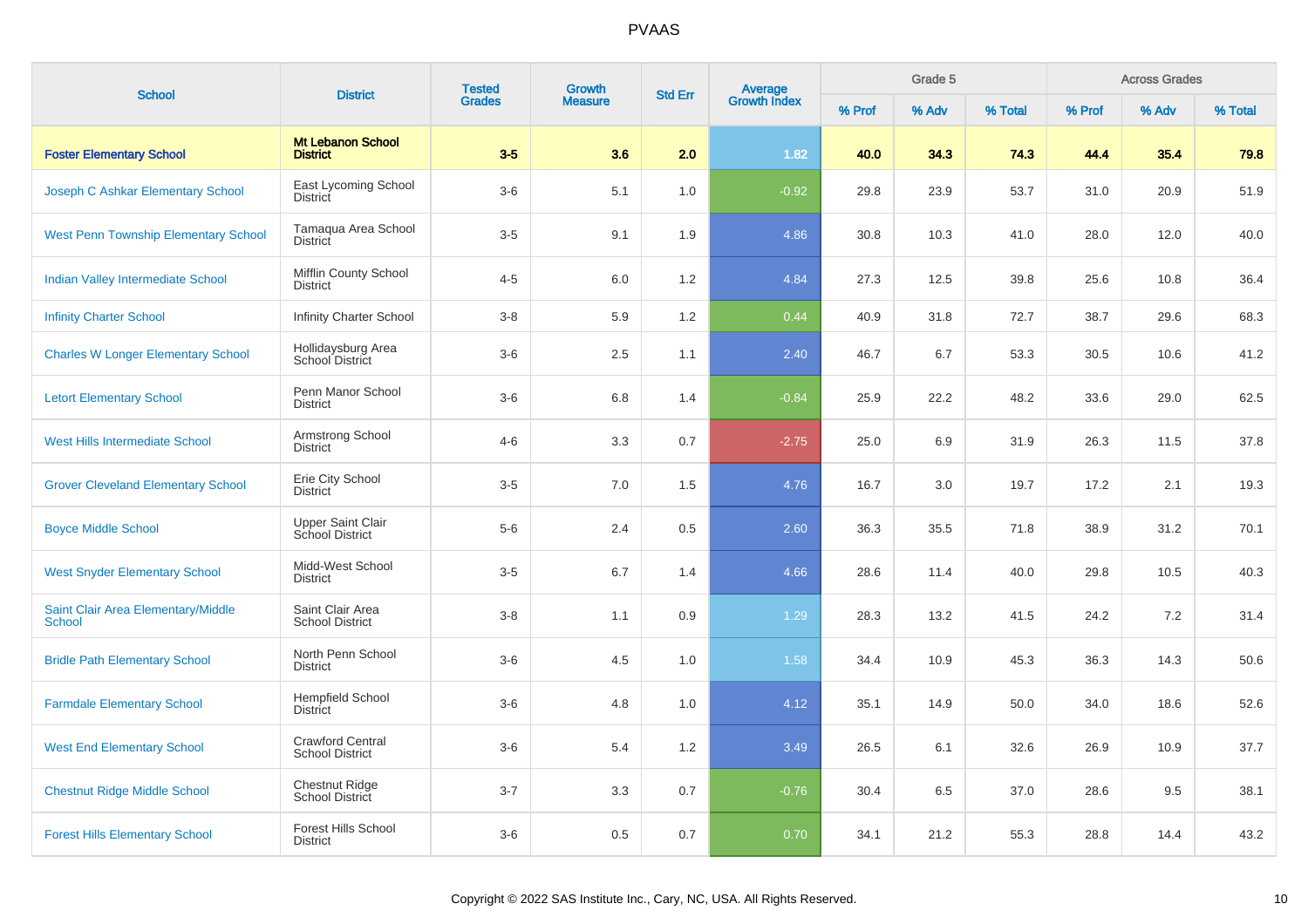# PVAAS

| School | District | Tested Grades | Growth Measure | Std Err | Average Growth Index | Grade 5 | | | Across Grades | | |
|---|---|---|---|---|---|---|---|---|---|---|---|
| | | | | | | % Prof | % Adv | % Total | % Prof | % Adv | % Total |
| **Foster Elementary School** | **Mt Lebanon School District** | **3-5** | **3.6** | **2.0** | **1.82** | **40.0** | **34.3** | **74.3** | **44.4** | **35.4** | **79.8** |
| Joseph C Ashkar Elementary School | East Lycoming School District | 3-6 | 5.1 | 1.0 | -0.92 | 29.8 | 23.9 | 53.7 | 31.0 | 20.9 | 51.9 |
| West Penn Township Elementary School | Tamaqua Area School District | 3-5 | 9.1 | 1.9 | 4.86 | 30.8 | 10.3 | 41.0 | 28.0 | 12.0 | 40.0 |
| Indian Valley Intermediate School | Mifflin County School District | 4-5 | 6.0 | 1.2 | 4.84 | 27.3 | 12.5 | 39.8 | 25.6 | 10.8 | 36.4 |
| Infinity Charter School | Infinity Charter School | 3-8 | 5.9 | 1.2 | 0.44 | 40.9 | 31.8 | 72.7 | 38.7 | 29.6 | 68.3 |
| Charles W Longer Elementary School | Hollidaysburg Area School District | 3-6 | 2.5 | 1.1 | 2.40 | 46.7 | 6.7 | 53.3 | 30.5 | 10.6 | 41.2 |
| Letort Elementary School | Penn Manor School District | 3-6 | 6.8 | 1.4 | -0.84 | 25.9 | 22.2 | 48.2 | 33.6 | 29.0 | 62.5 |
| West Hills Intermediate School | Armstrong School District | 4-6 | 3.3 | 0.7 | -2.75 | 25.0 | 6.9 | 31.9 | 26.3 | 11.5 | 37.8 |
| Grover Cleveland Elementary School | Erie City School District | 3-5 | 7.0 | 1.5 | 4.76 | 16.7 | 3.0 | 19.7 | 17.2 | 2.1 | 19.3 |
| Boyce Middle School | Upper Saint Clair School District | 5-6 | 2.4 | 0.5 | 2.60 | 36.3 | 35.5 | 71.8 | 38.9 | 31.2 | 70.1 |
| West Snyder Elementary School | Midd-West School District | 3-5 | 6.7 | 1.4 | 4.66 | 28.6 | 11.4 | 40.0 | 29.8 | 10.5 | 40.3 |
| Saint Clair Area Elementary/Middle School | Saint Clair Area School District | 3-8 | 1.1 | 0.9 | 1.29 | 28.3 | 13.2 | 41.5 | 24.2 | 7.2 | 31.4 |
| Bridle Path Elementary School | North Penn School District | 3-6 | 4.5 | 1.0 | 1.58 | 34.4 | 10.9 | 45.3 | 36.3 | 14.3 | 50.6 |
| Farmdale Elementary School | Hempfield School District | 3-6 | 4.8 | 1.0 | 4.12 | 35.1 | 14.9 | 50.0 | 34.0 | 18.6 | 52.6 |
| West End Elementary School | Crawford Central School District | 3-6 | 5.4 | 1.2 | 3.49 | 26.5 | 6.1 | 32.6 | 26.9 | 10.9 | 37.7 |
| Chestnut Ridge Middle School | Chestnut Ridge School District | 3-7 | 3.3 | 0.7 | -0.76 | 30.4 | 6.5 | 37.0 | 28.6 | 9.5 | 38.1 |
| Forest Hills Elementary School | Forest Hills School District | 3-6 | 0.5 | 0.7 | 0.70 | 34.1 | 21.2 | 55.3 | 28.8 | 14.4 | 43.2 |

Copyright © 2022 SAS Institute Inc., Cary, NC, USA. All Rights Reserved.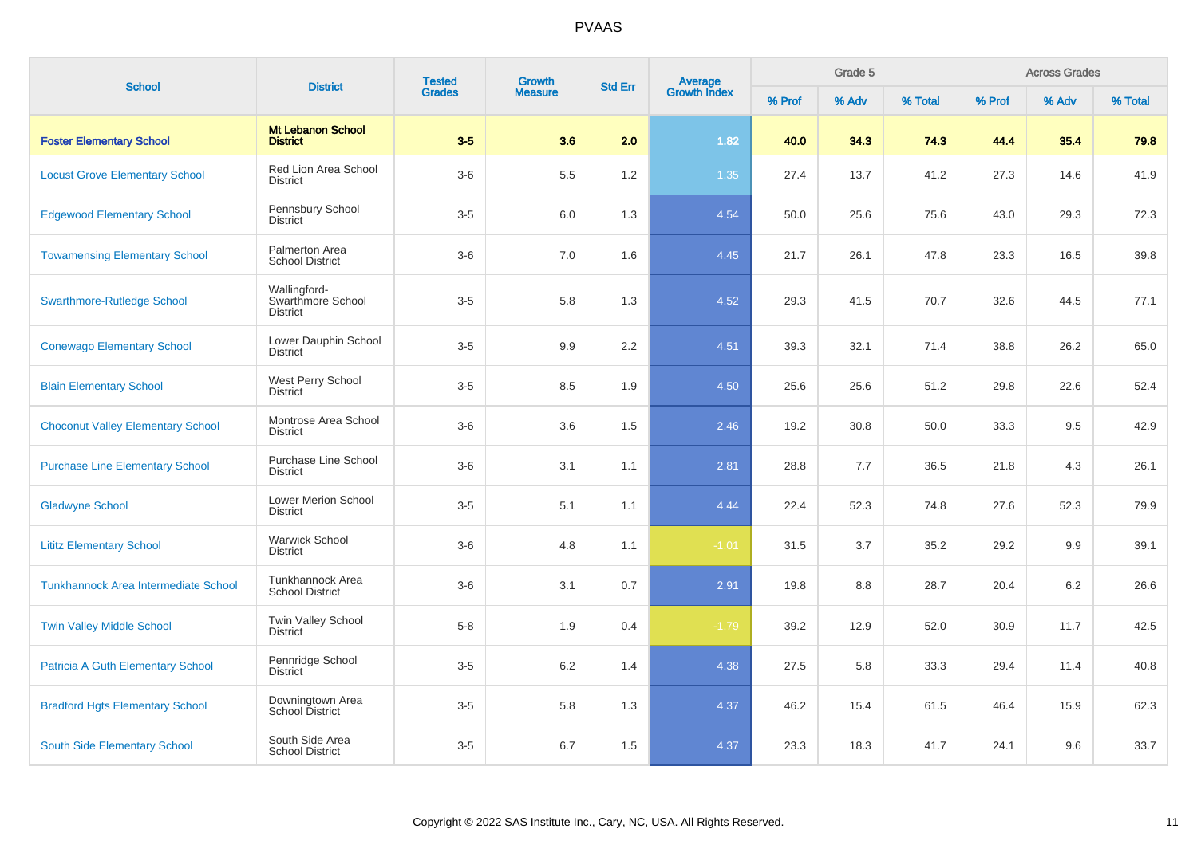## PVAAS

| School | District | Tested Grades | Growth Measure | Std Err | Average Growth Index | Grade 5 | | | Across Grades | | |
|---|---|---|---|---|---|---|---|---|---|---|---|
| | | | | | | % Prof | % Adv | % Total | % Prof | % Adv | % Total |
| **Foster Elementary School** | **Mt Lebanon School District** | **3-5** | **3.6** | **2.0** | **1.82** | **40.0** | **34.3** | **74.3** | **44.4** | **35.4** | **79.8** |
| Locust Grove Elementary School | Red Lion Area School District | 3-6 | 5.5 | 1.2 | 1.35 | 27.4 | 13.7 | 41.2 | 27.3 | 14.6 | 41.9 |
| Edgewood Elementary School | Pennsbury School District | 3-5 | 6.0 | 1.3 | 4.54 | 50.0 | 25.6 | 75.6 | 43.0 | 29.3 | 72.3 |
| Towamensing Elementary School | Palmerton Area School District | 3-6 | 7.0 | 1.6 | 4.45 | 21.7 | 26.1 | 47.8 | 23.3 | 16.5 | 39.8 |
| Swarthmore-Rutledge School | Wallingford-Swarthmore School District | 3-5 | 5.8 | 1.3 | 4.52 | 29.3 | 41.5 | 70.7 | 32.6 | 44.5 | 77.1 |
| Conewago Elementary School | Lower Dauphin School District | 3-5 | 9.9 | 2.2 | 4.51 | 39.3 | 32.1 | 71.4 | 38.8 | 26.2 | 65.0 |
| Blain Elementary School | West Perry School District | 3-5 | 8.5 | 1.9 | 4.50 | 25.6 | 25.6 | 51.2 | 29.8 | 22.6 | 52.4 |
| Choconut Valley Elementary School | Montrose Area School District | 3-6 | 3.6 | 1.5 | 2.46 | 19.2 | 30.8 | 50.0 | 33.3 | 9.5 | 42.9 |
| Purchase Line Elementary School | Purchase Line School District | 3-6 | 3.1 | 1.1 | 2.81 | 28.8 | 7.7 | 36.5 | 21.8 | 4.3 | 26.1 |
| Gladwyne School | Lower Merion School District | 3-5 | 5.1 | 1.1 | 4.44 | 22.4 | 52.3 | 74.8 | 27.6 | 52.3 | 79.9 |
| Lititz Elementary School | Warwick School District | 3-6 | 4.8 | 1.1 | -1.01 | 31.5 | 3.7 | 35.2 | 29.2 | 9.9 | 39.1 |
| Tunkhannock Area Intermediate School | Tunkhannock Area School District | 3-6 | 3.1 | 0.7 | 2.91 | 19.8 | 8.8 | 28.7 | 20.4 | 6.2 | 26.6 |
| Twin Valley Middle School | Twin Valley School District | 5-8 | 1.9 | 0.4 | -1.79 | 39.2 | 12.9 | 52.0 | 30.9 | 11.7 | 42.5 |
| Patricia A Guth Elementary School | Pennridge School District | 3-5 | 6.2 | 1.4 | 4.38 | 27.5 | 5.8 | 33.3 | 29.4 | 11.4 | 40.8 |
| Bradford Hgts Elementary School | Downingtown Area School District | 3-5 | 5.8 | 1.3 | 4.37 | 46.2 | 15.4 | 61.5 | 46.4 | 15.9 | 62.3 |
| South Side Elementary School | South Side Area School District | 3-5 | 6.7 | 1.5 | 4.37 | 23.3 | 18.3 | 41.7 | 24.1 | 9.6 | 33.7 |

Copyright © 2022 SAS Institute Inc., Cary, NC, USA. All Rights Reserved.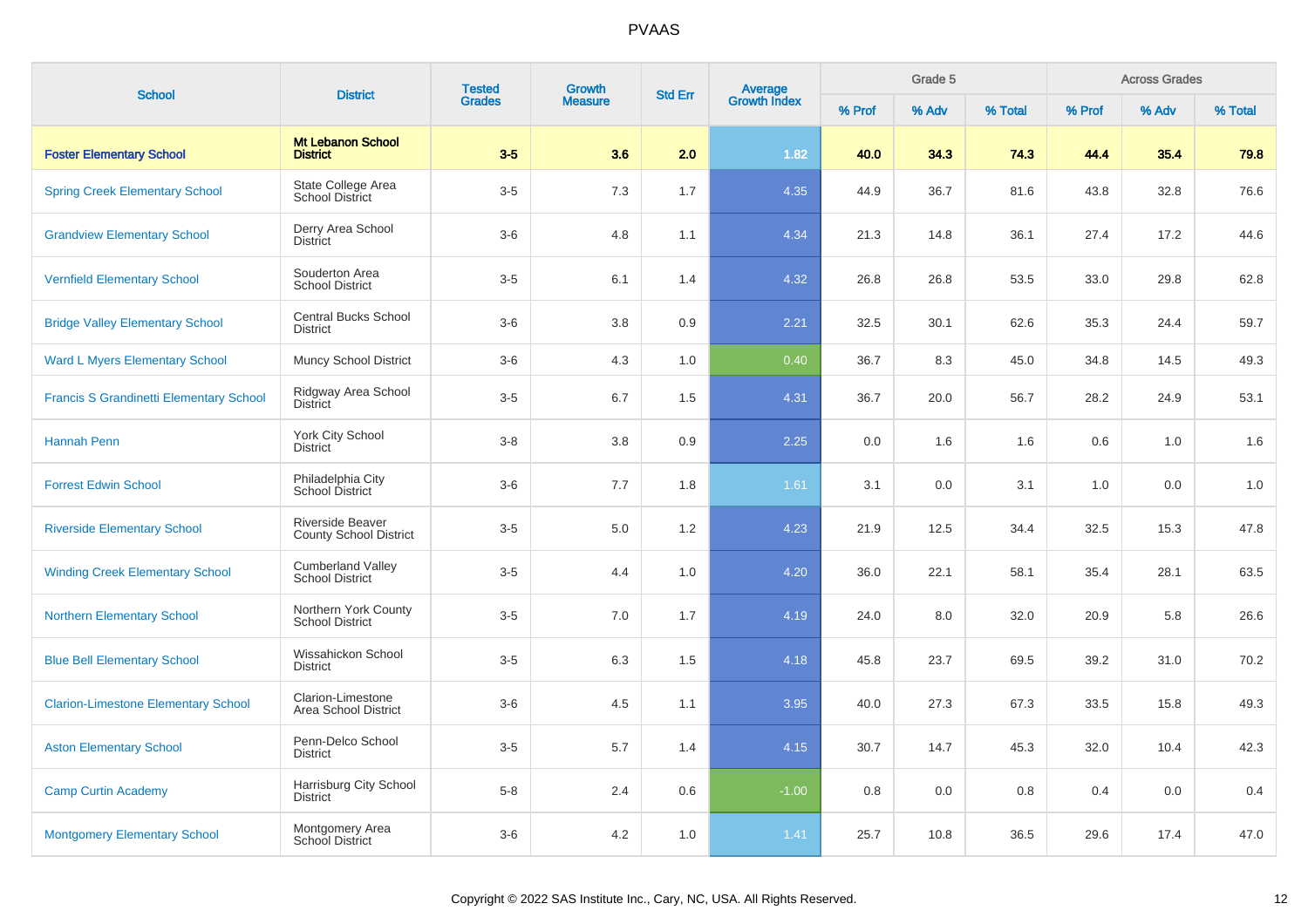# PVAAS

| School | District | Tested Grades | Growth Measure | Std Err | Average Growth Index | Grade 5 | | | Across Grades | | |
|---|---|---|---|---|---|---|---|---|---|---|---|
| | | | | | | % Prof | % Adv | % Total | % Prof | % Adv | % Total |
| **Foster Elementary School** | **Mt Lebanon School District** | **3-5** | **3.6** | **2.0** | **1.82** | **40.0** | **34.3** | **74.3** | **44.4** | **35.4** | **79.8** |
| Spring Creek Elementary School | State College Area School District | 3-5 | 7.3 | 1.7 | 4.35 | 44.9 | 36.7 | 81.6 | 43.8 | 32.8 | 76.6 |
| Grandview Elementary School | Derry Area School District | 3-6 | 4.8 | 1.1 | 4.34 | 21.3 | 14.8 | 36.1 | 27.4 | 17.2 | 44.6 |
| Vernfield Elementary School | Souderton Area School District | 3-5 | 6.1 | 1.4 | 4.32 | 26.8 | 26.8 | 53.5 | 33.0 | 29.8 | 62.8 |
| Bridge Valley Elementary School | Central Bucks School District | 3-6 | 3.8 | 0.9 | 2.21 | 32.5 | 30.1 | 62.6 | 35.3 | 24.4 | 59.7 |
| Ward L Myers Elementary School | Muncy School District | 3-6 | 4.3 | 1.0 | 0.40 | 36.7 | 8.3 | 45.0 | 34.8 | 14.5 | 49.3 |
| Francis S Grandinetti Elementary School | Ridgway Area School District | 3-5 | 6.7 | 1.5 | 4.31 | 36.7 | 20.0 | 56.7 | 28.2 | 24.9 | 53.1 |
| Hannah Penn | York City School District | 3-8 | 3.8 | 0.9 | 2.25 | 0.0 | 1.6 | 1.6 | 0.6 | 1.0 | 1.6 |
| Forrest Edwin School | Philadelphia City School District | 3-6 | 7.7 | 1.8 | 1.61 | 3.1 | 0.0 | 3.1 | 1.0 | 0.0 | 1.0 |
| Riverside Elementary School | Riverside Beaver County School District | 3-5 | 5.0 | 1.2 | 4.23 | 21.9 | 12.5 | 34.4 | 32.5 | 15.3 | 47.8 |
| Winding Creek Elementary School | Cumberland Valley School District | 3-5 | 4.4 | 1.0 | 4.20 | 36.0 | 22.1 | 58.1 | 35.4 | 28.1 | 63.5 |
| Northern Elementary School | Northern York County School District | 3-5 | 7.0 | 1.7 | 4.19 | 24.0 | 8.0 | 32.0 | 20.9 | 5.8 | 26.6 |
| Blue Bell Elementary School | Wissahickon School District | 3-5 | 6.3 | 1.5 | 4.18 | 45.8 | 23.7 | 69.5 | 39.2 | 31.0 | 70.2 |
| Clarion-Limestone Elementary School | Clarion-Limestone Area School District | 3-6 | 4.5 | 1.1 | 3.95 | 40.0 | 27.3 | 67.3 | 33.5 | 15.8 | 49.3 |
| Aston Elementary School | Penn-Delco School District | 3-5 | 5.7 | 1.4 | 4.15 | 30.7 | 14.7 | 45.3 | 32.0 | 10.4 | 42.3 |
| Camp Curtin Academy | Harrisburg City School District | 5-8 | 2.4 | 0.6 | -1.00 | 0.8 | 0.0 | 0.8 | 0.4 | 0.0 | 0.4 |
| Montgomery Elementary School | Montgomery Area School District | 3-6 | 4.2 | 1.0 | 1.41 | 25.7 | 10.8 | 36.5 | 29.6 | 17.4 | 47.0 |

Copyright © 2022 SAS Institute Inc., Cary, NC, USA. All Rights Reserved.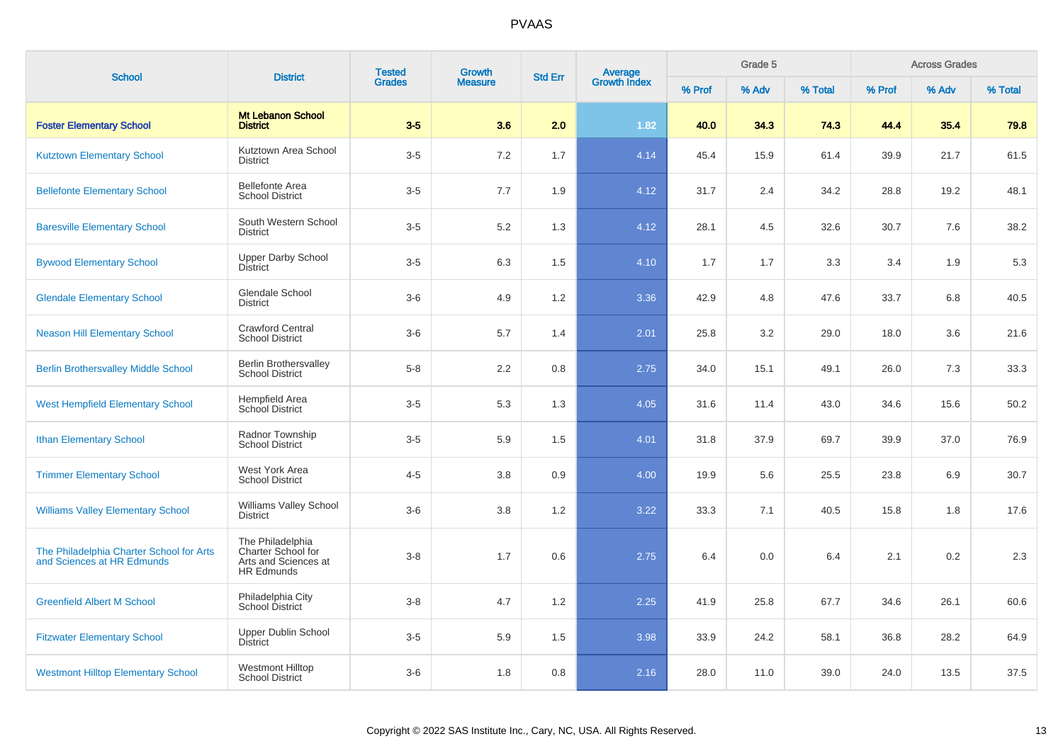# PVAAS

| School | District | Tested Grades | Growth Measure | Std Err | Average Growth Index | Grade 5 | | | Across Grades | | |
|---|---|---|---|---|---|---|---|---|---|---|---|
| | | | | | | % Prof | % Adv | % Total | % Prof | % Adv | % Total |
| **Foster Elementary School** | **Mt Lebanon School District** | **3-5** | **3.6** | **2.0** | **1.82** | **40.0** | **34.3** | **74.3** | **44.4** | **35.4** | **79.8** |
| Kutztown Elementary School | Kutztown Area School District | 3-5 | 7.2 | 1.7 | 4.14 | 45.4 | 15.9 | 61.4 | 39.9 | 21.7 | 61.5 |
| Bellefonte Elementary School | Bellefonte Area School District | 3-5 | 7.7 | 1.9 | 4.12 | 31.7 | 2.4 | 34.2 | 28.8 | 19.2 | 48.1 |
| Baresville Elementary School | South Western School District | 3-5 | 5.2 | 1.3 | 4.12 | 28.1 | 4.5 | 32.6 | 30.7 | 7.6 | 38.2 |
| Bywood Elementary School | Upper Darby School District | 3-5 | 6.3 | 1.5 | 4.10 | 1.7 | 1.7 | 3.3 | 3.4 | 1.9 | 5.3 |
| Glendale Elementary School | Glendale School District | 3-6 | 4.9 | 1.2 | 3.36 | 42.9 | 4.8 | 47.6 | 33.7 | 6.8 | 40.5 |
| Neason Hill Elementary School | Crawford Central School District | 3-6 | 5.7 | 1.4 | 2.01 | 25.8 | 3.2 | 29.0 | 18.0 | 3.6 | 21.6 |
| Berlin Brothersvalley Middle School | Berlin Brothersvalley School District | 5-8 | 2.2 | 0.8 | 2.75 | 34.0 | 15.1 | 49.1 | 26.0 | 7.3 | 33.3 |
| West Hempfield Elementary School | Hempfield Area School District | 3-5 | 5.3 | 1.3 | 4.05 | 31.6 | 11.4 | 43.0 | 34.6 | 15.6 | 50.2 |
| Ithan Elementary School | Radnor Township School District | 3-5 | 5.9 | 1.5 | 4.01 | 31.8 | 37.9 | 69.7 | 39.9 | 37.0 | 76.9 |
| Trimmer Elementary School | West York Area School District | 4-5 | 3.8 | 0.9 | 4.00 | 19.9 | 5.6 | 25.5 | 23.8 | 6.9 | 30.7 |
| Williams Valley Elementary School | Williams Valley School District | 3-6 | 3.8 | 1.2 | 3.22 | 33.3 | 7.1 | 40.5 | 15.8 | 1.8 | 17.6 |
| The Philadelphia Charter School for Arts and Sciences at HR Edmunds | The Philadelphia Charter School for Arts and Sciences at HR Edmunds | 3-8 | 1.7 | 0.6 | 2.75 | 6.4 | 0.0 | 6.4 | 2.1 | 0.2 | 2.3 |
| Greenfield Albert M School | Philadelphia City School District | 3-8 | 4.7 | 1.2 | 2.25 | 41.9 | 25.8 | 67.7 | 34.6 | 26.1 | 60.6 |
| Fitzwater Elementary School | Upper Dublin School District | 3-5 | 5.9 | 1.5 | 3.98 | 33.9 | 24.2 | 58.1 | 36.8 | 28.2 | 64.9 |
| Westmont Hilltop Elementary School | Westmont Hilltop School District | 3-6 | 1.8 | 0.8 | 2.16 | 28.0 | 11.0 | 39.0 | 24.0 | 13.5 | 37.5 |

Copyright © 2022 SAS Institute Inc., Cary, NC, USA. All Rights Reserved.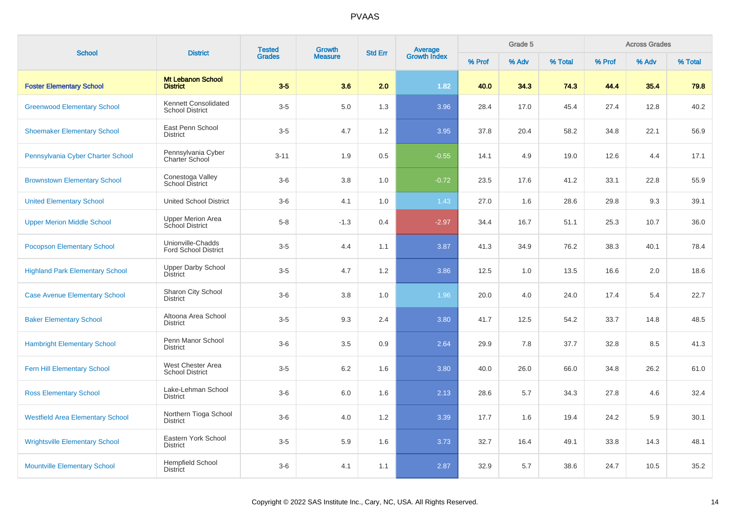# PVAAS

| School | District | Tested Grades | Growth Measure | Std Err | Average Growth Index | Grade 5 | | | Across Grades | | |
|---|---|---|---|---|---|---|---|---|---|---|---|
| | | | | | | % Prof | % Adv | % Total | % Prof | % Adv | % Total |
| **Foster Elementary School** | **Mt Lebanon School District** | **3-5** | **3.6** | **2.0** | **1.82** | **40.0** | **34.3** | **74.3** | **44.4** | **35.4** | **79.8** |
| Greenwood Elementary School | Kennett Consolidated School District | 3-5 | 5.0 | 1.3 | 3.96 | 28.4 | 17.0 | 45.4 | 27.4 | 12.8 | 40.2 |
| Shoemaker Elementary School | East Penn School District | 3-5 | 4.7 | 1.2 | 3.95 | 37.8 | 20.4 | 58.2 | 34.8 | 22.1 | 56.9 |
| Pennsylvania Cyber Charter School | Pennsylvania Cyber Charter School | 3-11 | 1.9 | 0.5 | -0.55 | 14.1 | 4.9 | 19.0 | 12.6 | 4.4 | 17.1 |
| Brownstown Elementary School | Conestoga Valley School District | 3-6 | 3.8 | 1.0 | -0.72 | 23.5 | 17.6 | 41.2 | 33.1 | 22.8 | 55.9 |
| United Elementary School | United School District | 3-6 | 4.1 | 1.0 | 1.43 | 27.0 | 1.6 | 28.6 | 29.8 | 9.3 | 39.1 |
| Upper Merion Middle School | Upper Merion Area School District | 5-8 | -1.3 | 0.4 | -2.97 | 34.4 | 16.7 | 51.1 | 25.3 | 10.7 | 36.0 |
| Pocopson Elementary School | Unionville-Chadds Ford School District | 3-5 | 4.4 | 1.1 | 3.87 | 41.3 | 34.9 | 76.2 | 38.3 | 40.1 | 78.4 |
| Highland Park Elementary School | Upper Darby School District | 3-5 | 4.7 | 1.2 | 3.86 | 12.5 | 1.0 | 13.5 | 16.6 | 2.0 | 18.6 |
| Case Avenue Elementary School | Sharon City School District | 3-6 | 3.8 | 1.0 | 1.96 | 20.0 | 4.0 | 24.0 | 17.4 | 5.4 | 22.7 |
| Baker Elementary School | Altoona Area School District | 3-5 | 9.3 | 2.4 | 3.80 | 41.7 | 12.5 | 54.2 | 33.7 | 14.8 | 48.5 |
| Hambright Elementary School | Penn Manor School District | 3-6 | 3.5 | 0.9 | 2.64 | 29.9 | 7.8 | 37.7 | 32.8 | 8.5 | 41.3 |
| Fern Hill Elementary School | West Chester Area School District | 3-5 | 6.2 | 1.6 | 3.80 | 40.0 | 26.0 | 66.0 | 34.8 | 26.2 | 61.0 |
| Ross Elementary School | Lake-Lehman School District | 3-6 | 6.0 | 1.6 | 2.13 | 28.6 | 5.7 | 34.3 | 27.8 | 4.6 | 32.4 |
| Westfield Area Elementary School | Northern Tioga School District | 3-6 | 4.0 | 1.2 | 3.39 | 17.7 | 1.6 | 19.4 | 24.2 | 5.9 | 30.1 |
| Wrightsville Elementary School | Eastern York School District | 3-5 | 5.9 | 1.6 | 3.73 | 32.7 | 16.4 | 49.1 | 33.8 | 14.3 | 48.1 |
| Mountville Elementary School | Hempfield School District | 3-6 | 4.1 | 1.1 | 2.87 | 32.9 | 5.7 | 38.6 | 24.7 | 10.5 | 35.2 |

Copyright © 2022 SAS Institute Inc., Cary, NC, USA. All Rights Reserved.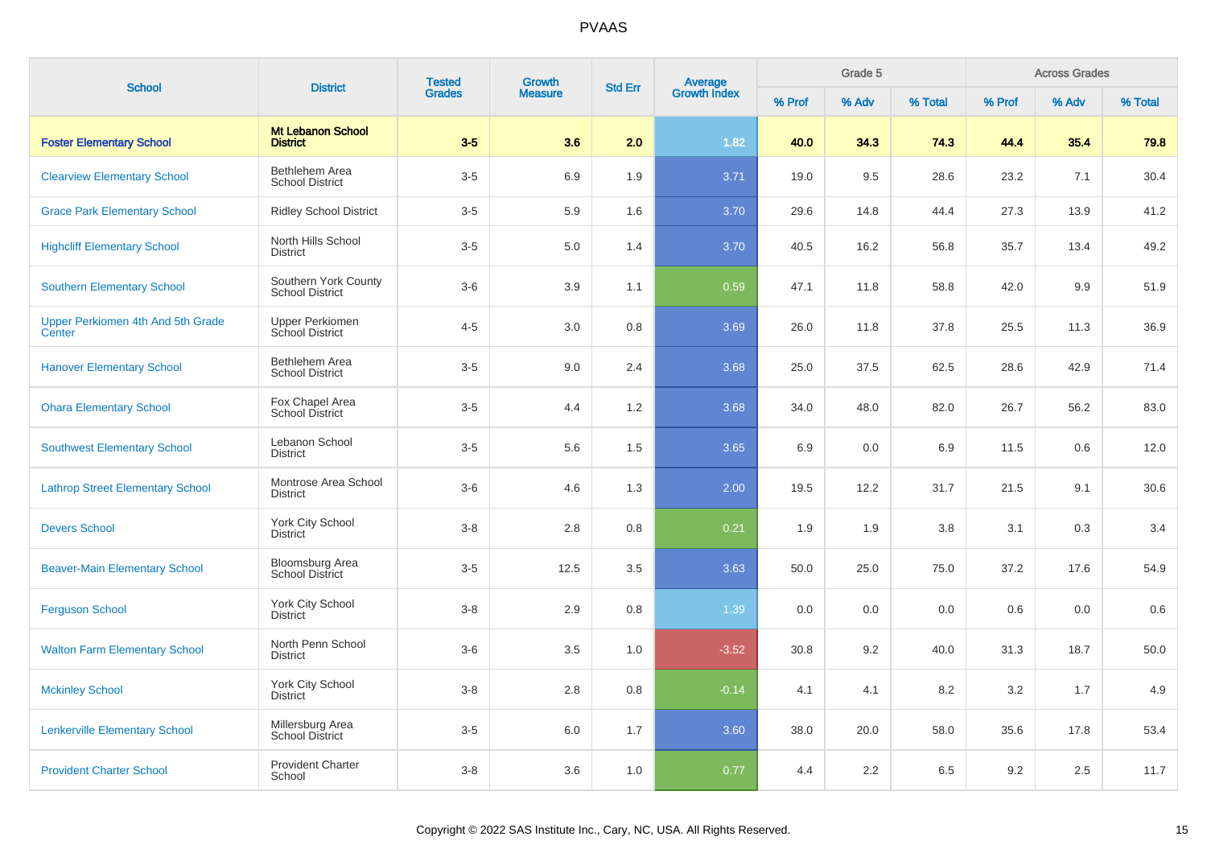# PVAAS

| School | District | Tested Grades | Growth Measure | Std Err | Average Growth Index | Grade 5 | | | Across Grades | | |
|---|---|---|---|---|---|---|---|---|---|---|---|
| | | | | | | % Prof | % Adv | % Total | % Prof | % Adv | % Total |
| **Foster Elementary School** | **Mt Lebanon School District** | **3-5** | **3.6** | **2.0** | **1.82** | **40.0** | **34.3** | **74.3** | **44.4** | **35.4** | **79.8** |
| Clearview Elementary School | Bethlehem Area School District | 3-5 | 6.9 | 1.9 | 3.71 | 19.0 | 9.5 | 28.6 | 23.2 | 7.1 | 30.4 |
| Grace Park Elementary School | Ridley School District | 3-5 | 5.9 | 1.6 | 3.70 | 29.6 | 14.8 | 44.4 | 27.3 | 13.9 | 41.2 |
| Highcliff Elementary School | North Hills School District | 3-5 | 5.0 | 1.4 | 3.70 | 40.5 | 16.2 | 56.8 | 35.7 | 13.4 | 49.2 |
| Southern Elementary School | Southern York County School District | 3-6 | 3.9 | 1.1 | 0.59 | 47.1 | 11.8 | 58.8 | 42.0 | 9.9 | 51.9 |
| Upper Perkiomen 4th And 5th Grade Center | Upper Perkiomen School District | 4-5 | 3.0 | 0.8 | 3.69 | 26.0 | 11.8 | 37.8 | 25.5 | 11.3 | 36.9 |
| Hanover Elementary School | Bethlehem Area School District | 3-5 | 9.0 | 2.4 | 3.68 | 25.0 | 37.5 | 62.5 | 28.6 | 42.9 | 71.4 |
| Ohara Elementary School | Fox Chapel Area School District | 3-5 | 4.4 | 1.2 | 3.68 | 34.0 | 48.0 | 82.0 | 26.7 | 56.2 | 83.0 |
| Southwest Elementary School | Lebanon School District | 3-5 | 5.6 | 1.5 | 3.65 | 6.9 | 0.0 | 6.9 | 11.5 | 0.6 | 12.0 |
| Lathrop Street Elementary School | Montrose Area School District | 3-6 | 4.6 | 1.3 | 2.00 | 19.5 | 12.2 | 31.7 | 21.5 | 9.1 | 30.6 |
| Devers School | York City School District | 3-8 | 2.8 | 0.8 | 0.21 | 1.9 | 1.9 | 3.8 | 3.1 | 0.3 | 3.4 |
| Beaver-Main Elementary School | Bloomsburg Area School District | 3-5 | 12.5 | 3.5 | 3.63 | 50.0 | 25.0 | 75.0 | 37.2 | 17.6 | 54.9 |
| Ferguson School | York City School District | 3-8 | 2.9 | 0.8 | 1.39 | 0.0 | 0.0 | 0.0 | 0.6 | 0.0 | 0.6 |
| Walton Farm Elementary School | North Penn School District | 3-6 | 3.5 | 1.0 | -3.52 | 30.8 | 9.2 | 40.0 | 31.3 | 18.7 | 50.0 |
| Mckinley School | York City School District | 3-8 | 2.8 | 0.8 | -0.14 | 4.1 | 4.1 | 8.2 | 3.2 | 1.7 | 4.9 |
| Lenkerville Elementary School | Millersburg Area School District | 3-5 | 6.0 | 1.7 | 3.60 | 38.0 | 20.0 | 58.0 | 35.6 | 17.8 | 53.4 |
| Provident Charter School | Provident Charter School | 3-8 | 3.6 | 1.0 | 0.77 | 4.4 | 2.2 | 6.5 | 9.2 | 2.5 | 11.7 |

Copyright © 2022 SAS Institute Inc., Cary, NC, USA. All Rights Reserved.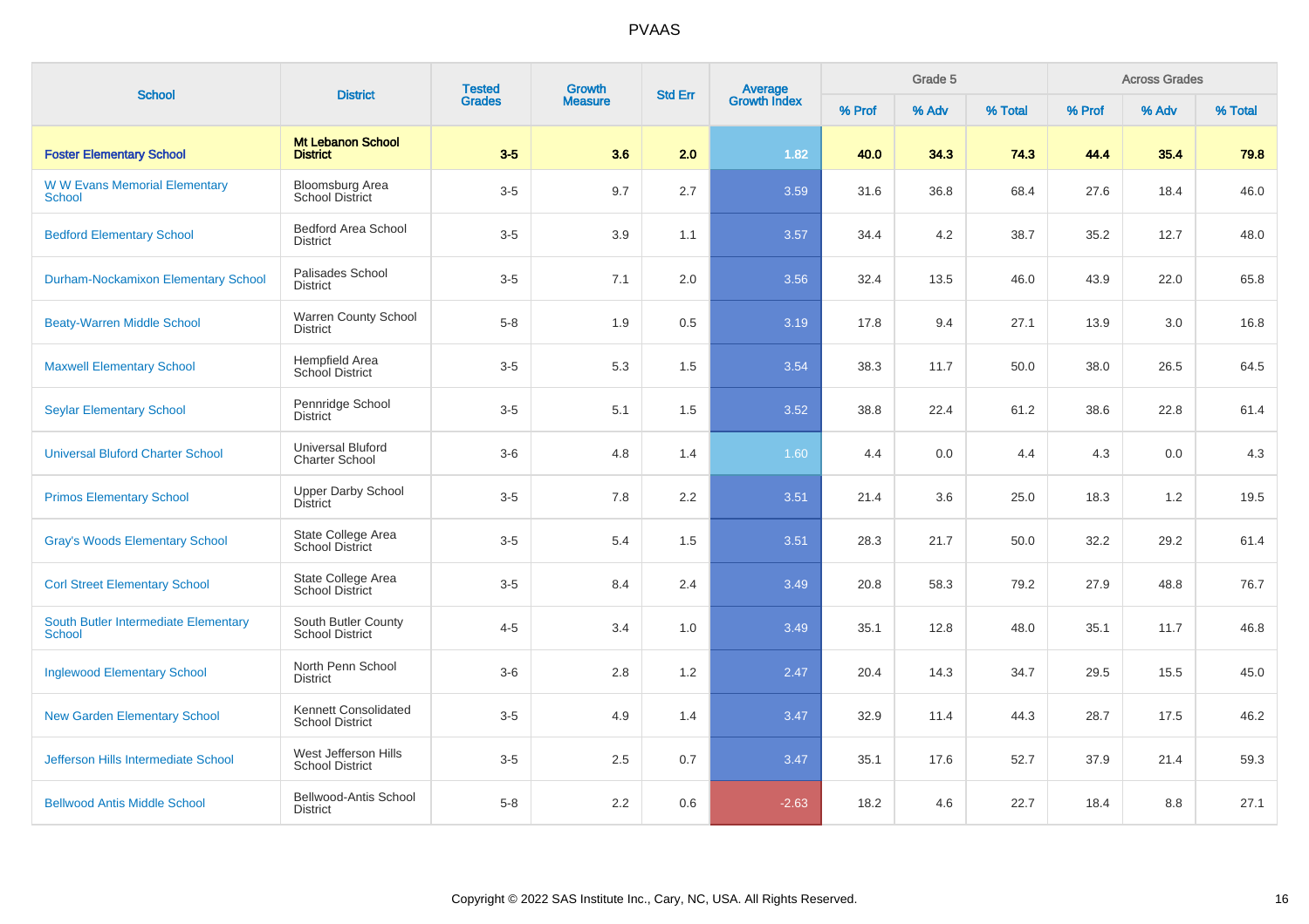PVAAS

| School | District | Tested Grades | Growth Measure | Std Err | Average Growth Index | Grade 5 | | | Across Grades | | |
|---|---|---|---|---|---|---|---|---|---|---|---|
| | | | | | | % Prof | % Adv | % Total | % Prof | % Adv | % Total |
| **Foster Elementary School** | **Mt Lebanon School District** | **3-5** | **3.6** | **2.0** | **1.82** | **40.0** | **34.3** | **74.3** | **44.4** | **35.4** | **79.8** |
| W W Evans Memorial Elementary School | Bloomsburg Area School District | 3-5 | 9.7 | 2.7 | 3.59 | 31.6 | 36.8 | 68.4 | 27.6 | 18.4 | 46.0 |
| Bedford Elementary School | Bedford Area School District | 3-5 | 3.9 | 1.1 | 3.57 | 34.4 | 4.2 | 38.7 | 35.2 | 12.7 | 48.0 |
| Durham-Nockamixon Elementary School | Palisades School District | 3-5 | 7.1 | 2.0 | 3.56 | 32.4 | 13.5 | 46.0 | 43.9 | 22.0 | 65.8 |
| Beaty-Warren Middle School | Warren County School District | 5-8 | 1.9 | 0.5 | 3.19 | 17.8 | 9.4 | 27.1 | 13.9 | 3.0 | 16.8 |
| Maxwell Elementary School | Hempfield Area School District | 3-5 | 5.3 | 1.5 | 3.54 | 38.3 | 11.7 | 50.0 | 38.0 | 26.5 | 64.5 |
| Seylar Elementary School | Pennridge School District | 3-5 | 5.1 | 1.5 | 3.52 | 38.8 | 22.4 | 61.2 | 38.6 | 22.8 | 61.4 |
| Universal Bluford Charter School | Universal Bluford Charter School | 3-6 | 4.8 | 1.4 | 1.60 | 4.4 | 0.0 | 4.4 | 4.3 | 0.0 | 4.3 |
| Primos Elementary School | Upper Darby School District | 3-5 | 7.8 | 2.2 | 3.51 | 21.4 | 3.6 | 25.0 | 18.3 | 1.2 | 19.5 |
| Gray's Woods Elementary School | State College Area School District | 3-5 | 5.4 | 1.5 | 3.51 | 28.3 | 21.7 | 50.0 | 32.2 | 29.2 | 61.4 |
| Corl Street Elementary School | State College Area School District | 3-5 | 8.4 | 2.4 | 3.49 | 20.8 | 58.3 | 79.2 | 27.9 | 48.8 | 76.7 |
| South Butler Intermediate Elementary School | South Butler County School District | 4-5 | 3.4 | 1.0 | 3.49 | 35.1 | 12.8 | 48.0 | 35.1 | 11.7 | 46.8 |
| Inglewood Elementary School | North Penn School District | 3-6 | 2.8 | 1.2 | 2.47 | 20.4 | 14.3 | 34.7 | 29.5 | 15.5 | 45.0 |
| New Garden Elementary School | Kennett Consolidated School District | 3-5 | 4.9 | 1.4 | 3.47 | 32.9 | 11.4 | 44.3 | 28.7 | 17.5 | 46.2 |
| Jefferson Hills Intermediate School | West Jefferson Hills School District | 3-5 | 2.5 | 0.7 | 3.47 | 35.1 | 17.6 | 52.7 | 37.9 | 21.4 | 59.3 |
| Bellwood Antis Middle School | Bellwood-Antis School District | 5-8 | 2.2 | 0.6 | -2.63 | 18.2 | 4.6 | 22.7 | 18.4 | 8.8 | 27.1 |

Copyright © 2022 SAS Institute Inc., Cary, NC, USA. All Rights Reserved.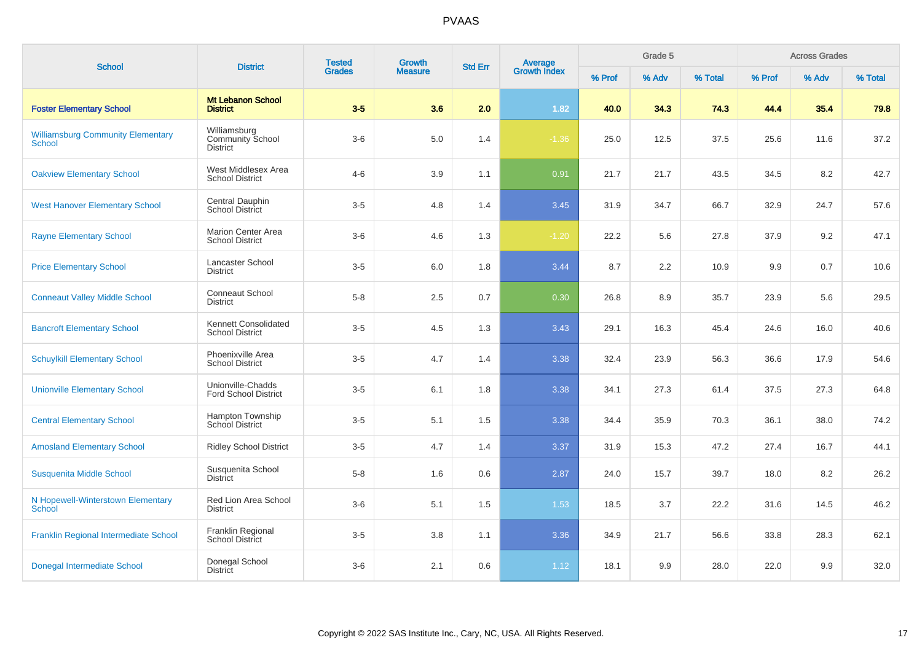# PVAAS

| School | District | Tested Grades | Growth Measure | Std Err | Average Growth Index | Grade 5 | | | Across Grades | | |
|---|---|---|---|---|---|---|---|---|---|---|---|
| | | | | | | % Prof | % Adv | % Total | % Prof | % Adv | % Total |
| **Foster Elementary School** | **Mt Lebanon School District** | **3-5** | **3.6** | **2.0** | **1.82** | **40.0** | **34.3** | **74.3** | **44.4** | **35.4** | **79.8** |
| Williamsburg Community Elementary School | Williamsburg Community School District | 3-6 | 5.0 | 1.4 | -1.36 | 25.0 | 12.5 | 37.5 | 25.6 | 11.6 | 37.2 |
| Oakview Elementary School | West Middlesex Area School District | 4-6 | 3.9 | 1.1 | 0.91 | 21.7 | 21.7 | 43.5 | 34.5 | 8.2 | 42.7 |
| West Hanover Elementary School | Central Dauphin School District | 3-5 | 4.8 | 1.4 | 3.45 | 31.9 | 34.7 | 66.7 | 32.9 | 24.7 | 57.6 |
| Rayne Elementary School | Marion Center Area School District | 3-6 | 4.6 | 1.3 | -1.20 | 22.2 | 5.6 | 27.8 | 37.9 | 9.2 | 47.1 |
| Price Elementary School | Lancaster School District | 3-5 | 6.0 | 1.8 | 3.44 | 8.7 | 2.2 | 10.9 | 9.9 | 0.7 | 10.6 |
| Conneaut Valley Middle School | Conneaut School District | 5-8 | 2.5 | 0.7 | 0.30 | 26.8 | 8.9 | 35.7 | 23.9 | 5.6 | 29.5 |
| Bancroft Elementary School | Kennett Consolidated School District | 3-5 | 4.5 | 1.3 | 3.43 | 29.1 | 16.3 | 45.4 | 24.6 | 16.0 | 40.6 |
| Schuylkill Elementary School | Phoenixville Area School District | 3-5 | 4.7 | 1.4 | 3.38 | 32.4 | 23.9 | 56.3 | 36.6 | 17.9 | 54.6 |
| Unionville Elementary School | Unionville-Chadds Ford School District | 3-5 | 6.1 | 1.8 | 3.38 | 34.1 | 27.3 | 61.4 | 37.5 | 27.3 | 64.8 |
| Central Elementary School | Hampton Township School District | 3-5 | 5.1 | 1.5 | 3.38 | 34.4 | 35.9 | 70.3 | 36.1 | 38.0 | 74.2 |
| Amosland Elementary School | Ridley School District | 3-5 | 4.7 | 1.4 | 3.37 | 31.9 | 15.3 | 47.2 | 27.4 | 16.7 | 44.1 |
| Susquenita Middle School | Susquenita School District | 5-8 | 1.6 | 0.6 | 2.87 | 24.0 | 15.7 | 39.7 | 18.0 | 8.2 | 26.2 |
| N Hopewell-Winterstown Elementary School | Red Lion Area School District | 3-6 | 5.1 | 1.5 | 1.53 | 18.5 | 3.7 | 22.2 | 31.6 | 14.5 | 46.2 |
| Franklin Regional Intermediate School | Franklin Regional School District | 3-5 | 3.8 | 1.1 | 3.36 | 34.9 | 21.7 | 56.6 | 33.8 | 28.3 | 62.1 |
| Donegal Intermediate School | Donegal School District | 3-6 | 2.1 | 0.6 | 1.12 | 18.1 | 9.9 | 28.0 | 22.0 | 9.9 | 32.0 |

Copyright © 2022 SAS Institute Inc., Cary, NC, USA. All Rights Reserved.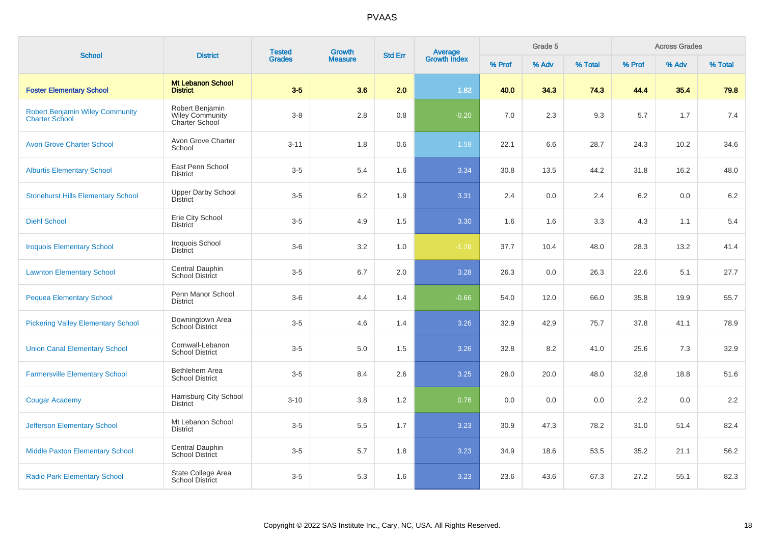# PVAAS

| School | District | Tested Grades | Growth Measure | Std Err | Average Growth Index | Grade 5 | | | Across Grades | | |
|---|---|---|---|---|---|---|---|---|---|---|---|
| | | | | | | % Prof | % Adv | % Total | % Prof | % Adv | % Total |
| **Foster Elementary School** | **Mt Lebanon School District** | **3-5** | **3.6** | **2.0** | **1.82** | **40.0** | **34.3** | **74.3** | **44.4** | **35.4** | **79.8** |
| Robert Benjamin Wiley Community Charter School | Robert Benjamin Wiley Community Charter School | 3-8 | 2.8 | 0.8 | -0.20 | 7.0 | 2.3 | 9.3 | 5.7 | 1.7 | 7.4 |
| Avon Grove Charter School | Avon Grove Charter School | 3-11 | 1.8 | 0.6 | 1.59 | 22.1 | 6.6 | 28.7 | 24.3 | 10.2 | 34.6 |
| Alburtis Elementary School | East Penn School District | 3-5 | 5.4 | 1.6 | 3.34 | 30.8 | 13.5 | 44.2 | 31.8 | 16.2 | 48.0 |
| Stonehurst Hills Elementary School | Upper Darby School District | 3-5 | 6.2 | 1.9 | 3.31 | 2.4 | 0.0 | 2.4 | 6.2 | 0.0 | 6.2 |
| Diehl School | Erie City School District | 3-5 | 4.9 | 1.5 | 3.30 | 1.6 | 1.6 | 3.3 | 4.3 | 1.1 | 5.4 |
| Iroquois Elementary School | Iroquois School District | 3-6 | 3.2 | 1.0 | -1.26 | 37.7 | 10.4 | 48.0 | 28.3 | 13.2 | 41.4 |
| Lawnton Elementary School | Central Dauphin School District | 3-5 | 6.7 | 2.0 | 3.28 | 26.3 | 0.0 | 26.3 | 22.6 | 5.1 | 27.7 |
| Pequea Elementary School | Penn Manor School District | 3-6 | 4.4 | 1.4 | -0.66 | 54.0 | 12.0 | 66.0 | 35.8 | 19.9 | 55.7 |
| Pickering Valley Elementary School | Downingtown Area School District | 3-5 | 4.6 | 1.4 | 3.26 | 32.9 | 42.9 | 75.7 | 37.8 | 41.1 | 78.9 |
| Union Canal Elementary School | Cornwall-Lebanon School District | 3-5 | 5.0 | 1.5 | 3.26 | 32.8 | 8.2 | 41.0 | 25.6 | 7.3 | 32.9 |
| Farmersville Elementary School | Bethlehem Area School District | 3-5 | 8.4 | 2.6 | 3.25 | 28.0 | 20.0 | 48.0 | 32.8 | 18.8 | 51.6 |
| Cougar Academy | Harrisburg City School District | 3-10 | 3.8 | 1.2 | 0.76 | 0.0 | 0.0 | 0.0 | 2.2 | 0.0 | 2.2 |
| Jefferson Elementary School | Mt Lebanon School District | 3-5 | 5.5 | 1.7 | 3.23 | 30.9 | 47.3 | 78.2 | 31.0 | 51.4 | 82.4 |
| Middle Paxton Elementary School | Central Dauphin School District | 3-5 | 5.7 | 1.8 | 3.23 | 34.9 | 18.6 | 53.5 | 35.2 | 21.1 | 56.2 |
| Radio Park Elementary School | State College Area School District | 3-5 | 5.3 | 1.6 | 3.23 | 23.6 | 43.6 | 67.3 | 27.2 | 55.1 | 82.3 |

Copyright © 2022 SAS Institute Inc., Cary, NC, USA. All Rights Reserved.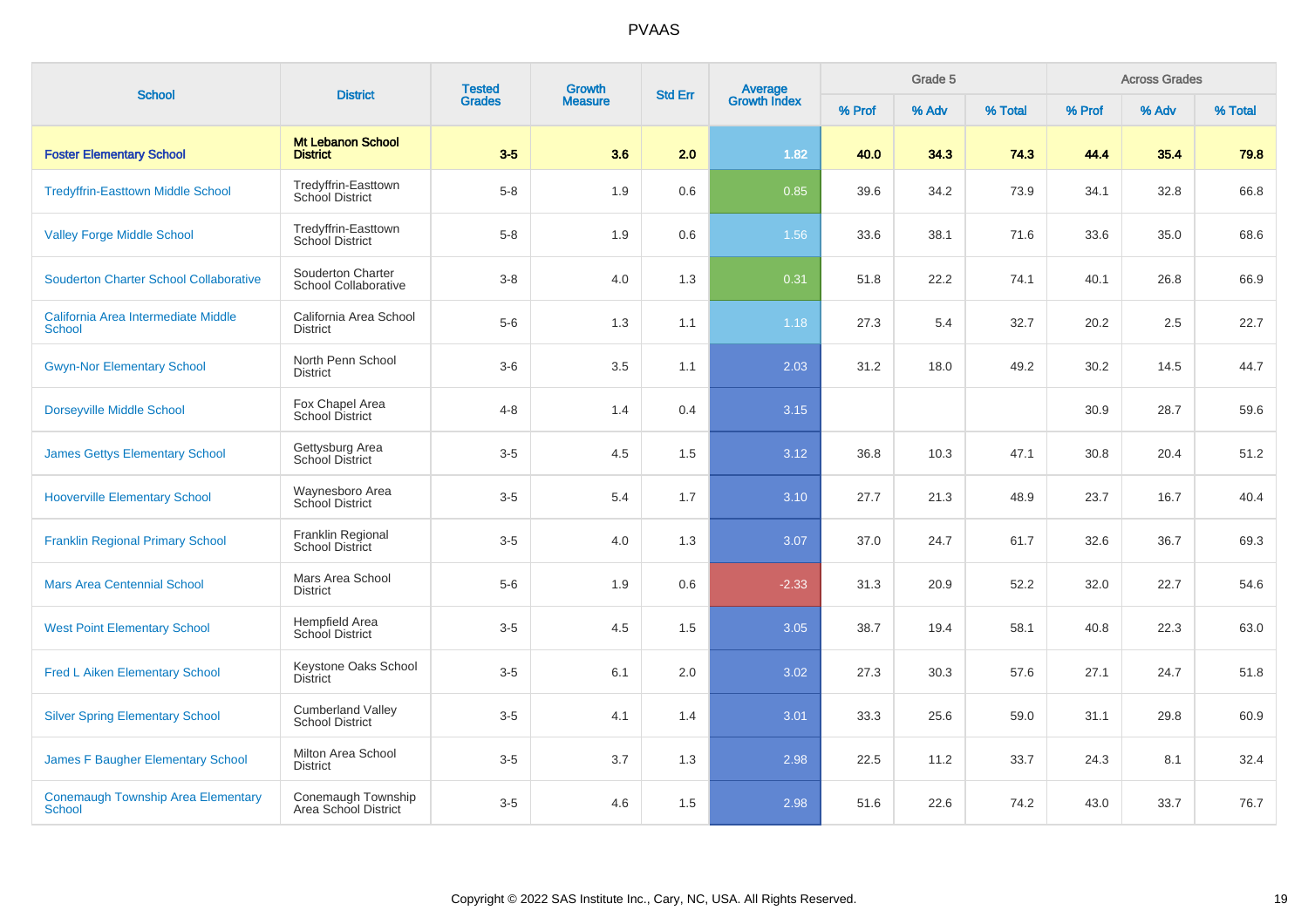# PVAAS

| School | District | Tested Grades | Growth Measure | Std Err | Average Growth Index | Grade 5 | | | Across Grades | | |
|---|---|---|---|---|---|---|---|---|---|---|---|
| | | | | | | % Prof | % Adv | % Total | % Prof | % Adv | % Total |
| **Foster Elementary School** | **Mt Lebanon School District** | **3-5** | **3.6** | **2.0** | **1.82** | **40.0** | **34.3** | **74.3** | **44.4** | **35.4** | **79.8** |
| Tredyffrin-Easttown Middle School | Tredyffrin-Easttown School District | 5-8 | 1.9 | 0.6 | 0.85 | 39.6 | 34.2 | 73.9 | 34.1 | 32.8 | 66.8 |
| Valley Forge Middle School | Tredyffrin-Easttown School District | 5-8 | 1.9 | 0.6 | 1.56 | 33.6 | 38.1 | 71.6 | 33.6 | 35.0 | 68.6 |
| Souderton Charter School Collaborative | Souderton Charter School Collaborative | 3-8 | 4.0 | 1.3 | 0.31 | 51.8 | 22.2 | 74.1 | 40.1 | 26.8 | 66.9 |
| California Area Intermediate Middle School | California Area School District | 5-6 | 1.3 | 1.1 | 1.18 | 27.3 | 5.4 | 32.7 | 20.2 | 2.5 | 22.7 |
| Gwyn-Nor Elementary School | North Penn School District | 3-6 | 3.5 | 1.1 | 2.03 | 31.2 | 18.0 | 49.2 | 30.2 | 14.5 | 44.7 |
| Dorseyville Middle School | Fox Chapel Area School District | 4-8 | 1.4 | 0.4 | 3.15 | | | | 30.9 | 28.7 | 59.6 |
| James Gettys Elementary School | Gettysburg Area School District | 3-5 | 4.5 | 1.5 | 3.12 | 36.8 | 10.3 | 47.1 | 30.8 | 20.4 | 51.2 |
| Hooverville Elementary School | Waynesboro Area School District | 3-5 | 5.4 | 1.7 | 3.10 | 27.7 | 21.3 | 48.9 | 23.7 | 16.7 | 40.4 |
| Franklin Regional Primary School | Franklin Regional School District | 3-5 | 4.0 | 1.3 | 3.07 | 37.0 | 24.7 | 61.7 | 32.6 | 36.7 | 69.3 |
| Mars Area Centennial School | Mars Area School District | 5-6 | 1.9 | 0.6 | -2.33 | 31.3 | 20.9 | 52.2 | 32.0 | 22.7 | 54.6 |
| West Point Elementary School | Hempfield Area School District | 3-5 | 4.5 | 1.5 | 3.05 | 38.7 | 19.4 | 58.1 | 40.8 | 22.3 | 63.0 |
| Fred L Aiken Elementary School | Keystone Oaks School District | 3-5 | 6.1 | 2.0 | 3.02 | 27.3 | 30.3 | 57.6 | 27.1 | 24.7 | 51.8 |
| Silver Spring Elementary School | Cumberland Valley School District | 3-5 | 4.1 | 1.4 | 3.01 | 33.3 | 25.6 | 59.0 | 31.1 | 29.8 | 60.9 |
| James F Baugher Elementary School | Milton Area School District | 3-5 | 3.7 | 1.3 | 2.98 | 22.5 | 11.2 | 33.7 | 24.3 | 8.1 | 32.4 |
| Conemaugh Township Area Elementary School | Conemaugh Township Area School District | 3-5 | 4.6 | 1.5 | 2.98 | 51.6 | 22.6 | 74.2 | 43.0 | 33.7 | 76.7 |

Copyright © 2022 SAS Institute Inc., Cary, NC, USA. All Rights Reserved.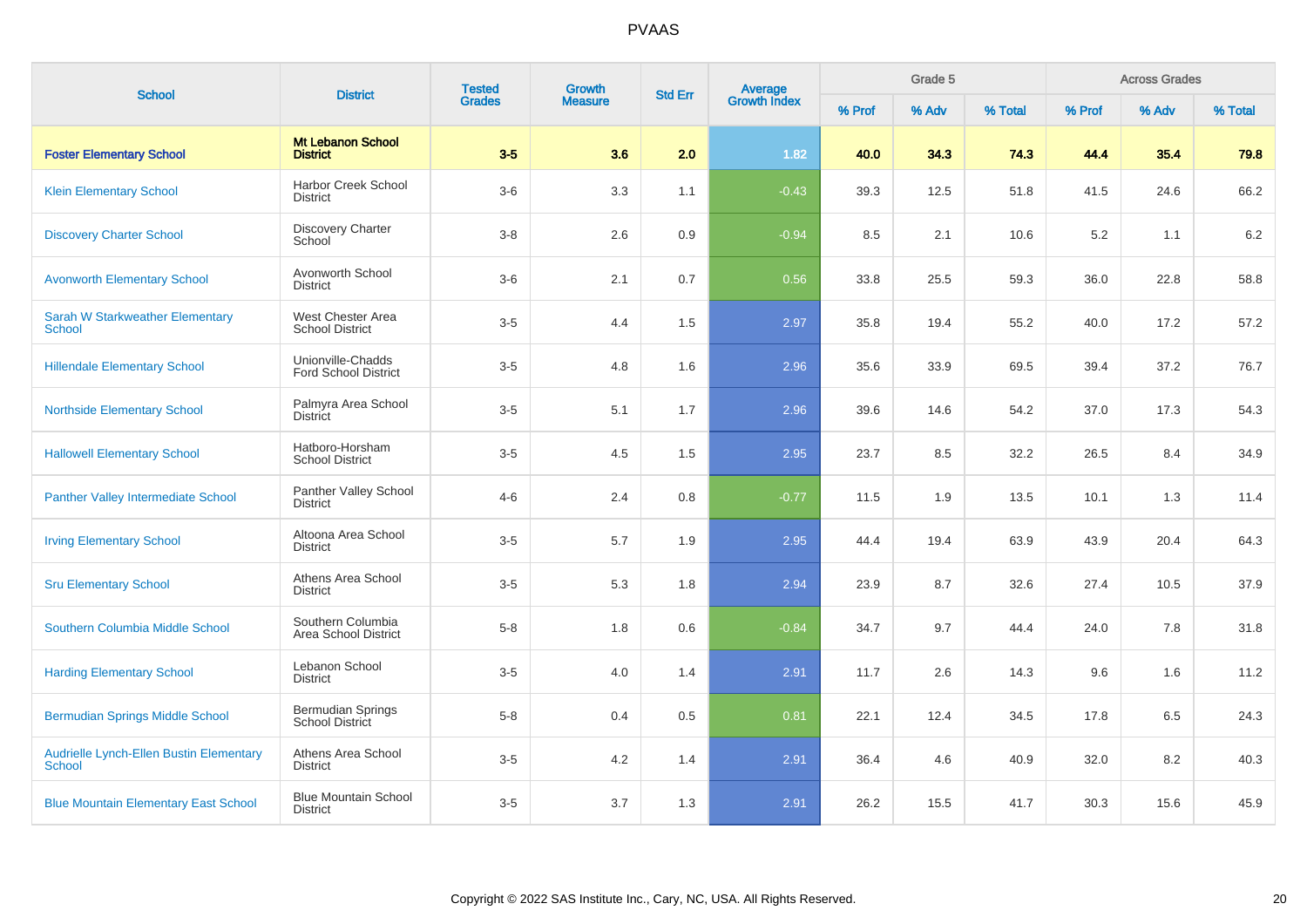# PVAAS

| School | District | Tested Grades | Growth Measure | Std Err | Average Growth Index | Grade 5 | | | Across Grades | | |
|---|---|---|---|---|---|---|---|---|---|---|---|
| | | | | | | % Prof | % Adv | % Total | % Prof | % Adv | % Total |
| **Foster Elementary School** | **Mt Lebanon School District** | **3-5** | **3.6** | **2.0** | **1.82** | **40.0** | **34.3** | **74.3** | **44.4** | **35.4** | **79.8** |
| Klein Elementary School | Harbor Creek School District | 3-6 | 3.3 | 1.1 | -0.43 | 39.3 | 12.5 | 51.8 | 41.5 | 24.6 | 66.2 |
| Discovery Charter School | Discovery Charter School | 3-8 | 2.6 | 0.9 | -0.94 | 8.5 | 2.1 | 10.6 | 5.2 | 1.1 | 6.2 |
| Avonworth Elementary School | Avonworth School District | 3-6 | 2.1 | 0.7 | 0.56 | 33.8 | 25.5 | 59.3 | 36.0 | 22.8 | 58.8 |
| Sarah W Starkweather Elementary School | West Chester Area School District | 3-5 | 4.4 | 1.5 | 2.97 | 35.8 | 19.4 | 55.2 | 40.0 | 17.2 | 57.2 |
| Hillendale Elementary School | Unionville-Chadds Ford School District | 3-5 | 4.8 | 1.6 | 2.96 | 35.6 | 33.9 | 69.5 | 39.4 | 37.2 | 76.7 |
| Northside Elementary School | Palmyra Area School District | 3-5 | 5.1 | 1.7 | 2.96 | 39.6 | 14.6 | 54.2 | 37.0 | 17.3 | 54.3 |
| Hallowell Elementary School | Hatboro-Horsham School District | 3-5 | 4.5 | 1.5 | 2.95 | 23.7 | 8.5 | 32.2 | 26.5 | 8.4 | 34.9 |
| Panther Valley Intermediate School | Panther Valley School District | 4-6 | 2.4 | 0.8 | -0.77 | 11.5 | 1.9 | 13.5 | 10.1 | 1.3 | 11.4 |
| Irving Elementary School | Altoona Area School District | 3-5 | 5.7 | 1.9 | 2.95 | 44.4 | 19.4 | 63.9 | 43.9 | 20.4 | 64.3 |
| Sru Elementary School | Athens Area School District | 3-5 | 5.3 | 1.8 | 2.94 | 23.9 | 8.7 | 32.6 | 27.4 | 10.5 | 37.9 |
| Southern Columbia Middle School | Southern Columbia Area School District | 5-8 | 1.8 | 0.6 | -0.84 | 34.7 | 9.7 | 44.4 | 24.0 | 7.8 | 31.8 |
| Harding Elementary School | Lebanon School District | 3-5 | 4.0 | 1.4 | 2.91 | 11.7 | 2.6 | 14.3 | 9.6 | 1.6 | 11.2 |
| Bermudian Springs Middle School | Bermudian Springs School District | 5-8 | 0.4 | 0.5 | 0.81 | 22.1 | 12.4 | 34.5 | 17.8 | 6.5 | 24.3 |
| Audrielle Lynch-Ellen Bustin Elementary School | Athens Area School District | 3-5 | 4.2 | 1.4 | 2.91 | 36.4 | 4.6 | 40.9 | 32.0 | 8.2 | 40.3 |
| Blue Mountain Elementary East School | Blue Mountain School District | 3-5 | 3.7 | 1.3 | 2.91 | 26.2 | 15.5 | 41.7 | 30.3 | 15.6 | 45.9 |

Copyright © 2022 SAS Institute Inc., Cary, NC, USA. All Rights Reserved.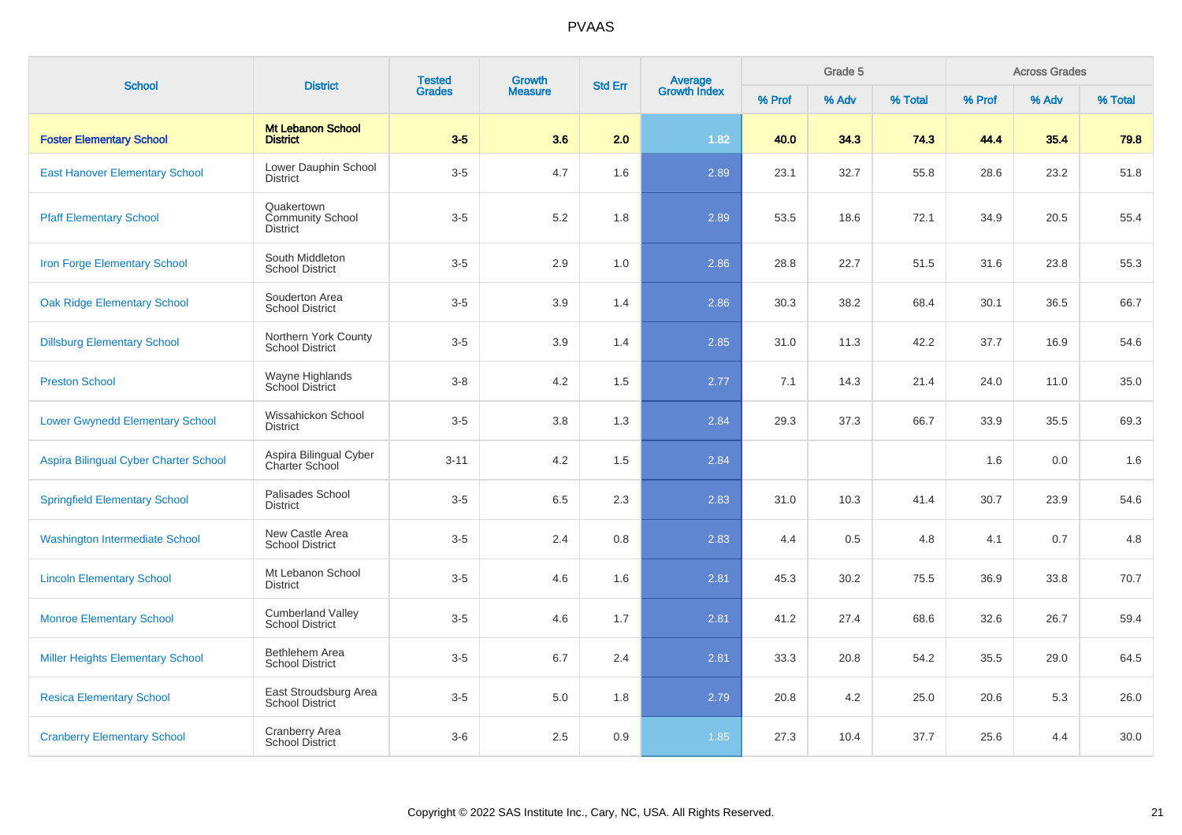# PVAAS

| School | District | Tested Grades | Growth Measure | Std Err | Average Growth Index | Grade 5 | | | Across Grades | | |
|---|---|---|---|---|---|---|---|---|---|---|---|
| | | | | | | % Prof | % Adv | % Total | % Prof | % Adv | % Total |
| **Foster Elementary School** | **Mt Lebanon School District** | **3-5** | **3.6** | **2.0** | **1.82** | **40.0** | **34.3** | **74.3** | **44.4** | **35.4** | **79.8** |
| East Hanover Elementary School | Lower Dauphin School District | 3-5 | 4.7 | 1.6 | 2.89 | 23.1 | 32.7 | 55.8 | 28.6 | 23.2 | 51.8 |
| Pfaff Elementary School | Quakertown Community School District | 3-5 | 5.2 | 1.8 | 2.89 | 53.5 | 18.6 | 72.1 | 34.9 | 20.5 | 55.4 |
| Iron Forge Elementary School | South Middleton School District | 3-5 | 2.9 | 1.0 | 2.86 | 28.8 | 22.7 | 51.5 | 31.6 | 23.8 | 55.3 |
| Oak Ridge Elementary School | Souderton Area School District | 3-5 | 3.9 | 1.4 | 2.86 | 30.3 | 38.2 | 68.4 | 30.1 | 36.5 | 66.7 |
| Dillsburg Elementary School | Northern York County School District | 3-5 | 3.9 | 1.4 | 2.85 | 31.0 | 11.3 | 42.2 | 37.7 | 16.9 | 54.6 |
| Preston School | Wayne Highlands School District | 3-8 | 4.2 | 1.5 | 2.77 | 7.1 | 14.3 | 21.4 | 24.0 | 11.0 | 35.0 |
| Lower Gwynedd Elementary School | Wissahickon School District | 3-5 | 3.8 | 1.3 | 2.84 | 29.3 | 37.3 | 66.7 | 33.9 | 35.5 | 69.3 |
| Aspira Bilingual Cyber Charter School | Aspira Bilingual Cyber Charter School | 3-11 | 4.2 | 1.5 | 2.84 | | | | 1.6 | 0.0 | 1.6 |
| Springfield Elementary School | Palisades School District | 3-5 | 6.5 | 2.3 | 2.83 | 31.0 | 10.3 | 41.4 | 30.7 | 23.9 | 54.6 |
| Washington Intermediate School | New Castle Area School District | 3-5 | 2.4 | 0.8 | 2.83 | 4.4 | 0.5 | 4.8 | 4.1 | 0.7 | 4.8 |
| Lincoln Elementary School | Mt Lebanon School District | 3-5 | 4.6 | 1.6 | 2.81 | 45.3 | 30.2 | 75.5 | 36.9 | 33.8 | 70.7 |
| Monroe Elementary School | Cumberland Valley School District | 3-5 | 4.6 | 1.7 | 2.81 | 41.2 | 27.4 | 68.6 | 32.6 | 26.7 | 59.4 |
| Miller Heights Elementary School | Bethlehem Area School District | 3-5 | 6.7 | 2.4 | 2.81 | 33.3 | 20.8 | 54.2 | 35.5 | 29.0 | 64.5 |
| Resica Elementary School | East Stroudsburg Area School District | 3-5 | 5.0 | 1.8 | 2.79 | 20.8 | 4.2 | 25.0 | 20.6 | 5.3 | 26.0 |
| Cranberry Elementary School | Cranberry Area School District | 3-6 | 2.5 | 0.9 | 1.85 | 27.3 | 10.4 | 37.7 | 25.6 | 4.4 | 30.0 |

Copyright © 2022 SAS Institute Inc., Cary, NC, USA. All Rights Reserved.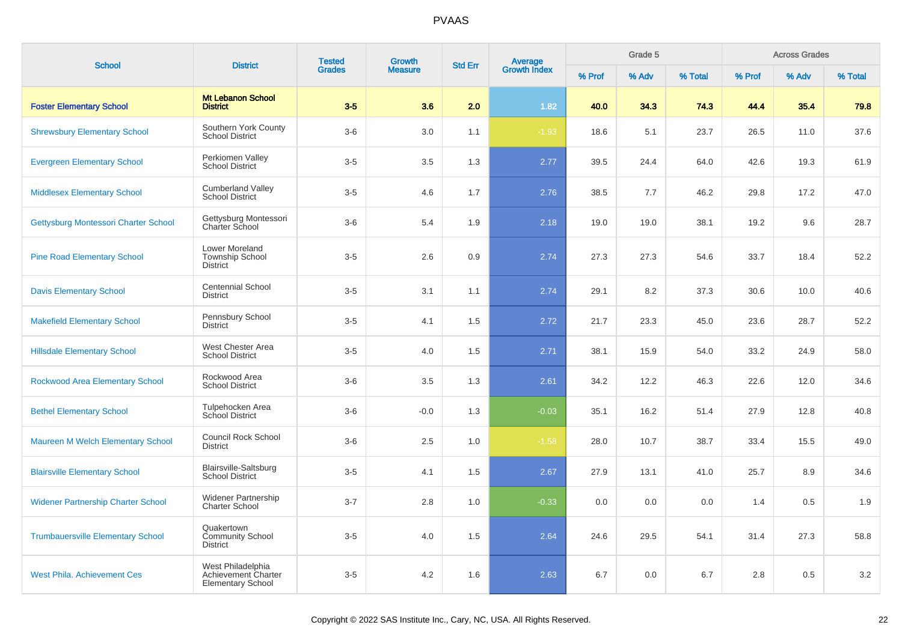| School | District | Tested Grades | Growth Measure | Std Err | Average Growth Index | Grade 5 | | | Across Grades | | |
|---|---|---|---|---|---|---|---|---|---|---|---|
| | | | | | | % Prof | % Adv | % Total | % Prof | % Adv | % Total |
| **Foster Elementary School** | **Mt Lebanon School District** | **3-5** | **3.6** | **2.0** | **1.82** | **40.0** | **34.3** | **74.3** | **44.4** | **35.4** | **79.8** |
| Shrewsbury Elementary School | Southern York County School District | 3-6 | 3.0 | 1.1 | -1.93 | 18.6 | 5.1 | 23.7 | 26.5 | 11.0 | 37.6 |
| Evergreen Elementary School | Perkiomen Valley School District | 3-5 | 3.5 | 1.3 | 2.77 | 39.5 | 24.4 | 64.0 | 42.6 | 19.3 | 61.9 |
| Middlesex Elementary School | Cumberland Valley School District | 3-5 | 4.6 | 1.7 | 2.76 | 38.5 | 7.7 | 46.2 | 29.8 | 17.2 | 47.0 |
| Gettysburg Montessori Charter School | Gettysburg Montessori Charter School | 3-6 | 5.4 | 1.9 | 2.18 | 19.0 | 19.0 | 38.1 | 19.2 | 9.6 | 28.7 |
| Pine Road Elementary School | Lower Moreland Township School District | 3-5 | 2.6 | 0.9 | 2.74 | 27.3 | 27.3 | 54.6 | 33.7 | 18.4 | 52.2 |
| Davis Elementary School | Centennial School District | 3-5 | 3.1 | 1.1 | 2.74 | 29.1 | 8.2 | 37.3 | 30.6 | 10.0 | 40.6 |
| Makefield Elementary School | Pennsbury School District | 3-5 | 4.1 | 1.5 | 2.72 | 21.7 | 23.3 | 45.0 | 23.6 | 28.7 | 52.2 |
| Hillsdale Elementary School | West Chester Area School District | 3-5 | 4.0 | 1.5 | 2.71 | 38.1 | 15.9 | 54.0 | 33.2 | 24.9 | 58.0 |
| Rockwood Area Elementary School | Rockwood Area School District | 3-6 | 3.5 | 1.3 | 2.61 | 34.2 | 12.2 | 46.3 | 22.6 | 12.0 | 34.6 |
| Bethel Elementary School | Tulpehocken Area School District | 3-6 | -0.0 | 1.3 | -0.03 | 35.1 | 16.2 | 51.4 | 27.9 | 12.8 | 40.8 |
| Maureen M Welch Elementary School | Council Rock School District | 3-6 | 2.5 | 1.0 | -1.58 | 28.0 | 10.7 | 38.7 | 33.4 | 15.5 | 49.0 |
| Blairsville Elementary School | Blairsville-Saltsburg School District | 3-5 | 4.1 | 1.5 | 2.67 | 27.9 | 13.1 | 41.0 | 25.7 | 8.9 | 34.6 |
| Widener Partnership Charter School | Widener Partnership Charter School | 3-7 | 2.8 | 1.0 | -0.33 | 0.0 | 0.0 | 0.0 | 1.4 | 0.5 | 1.9 |
| Trumbauersville Elementary School | Quakertown Community School District | 3-5 | 4.0 | 1.5 | 2.64 | 24.6 | 29.5 | 54.1 | 31.4 | 27.3 | 58.8 |
| West Phila. Achievement Ces | West Philadelphia Achievement Charter Elementary School | 3-5 | 4.2 | 1.6 | 2.63 | 6.7 | 0.0 | 6.7 | 2.8 | 0.5 | 3.2 |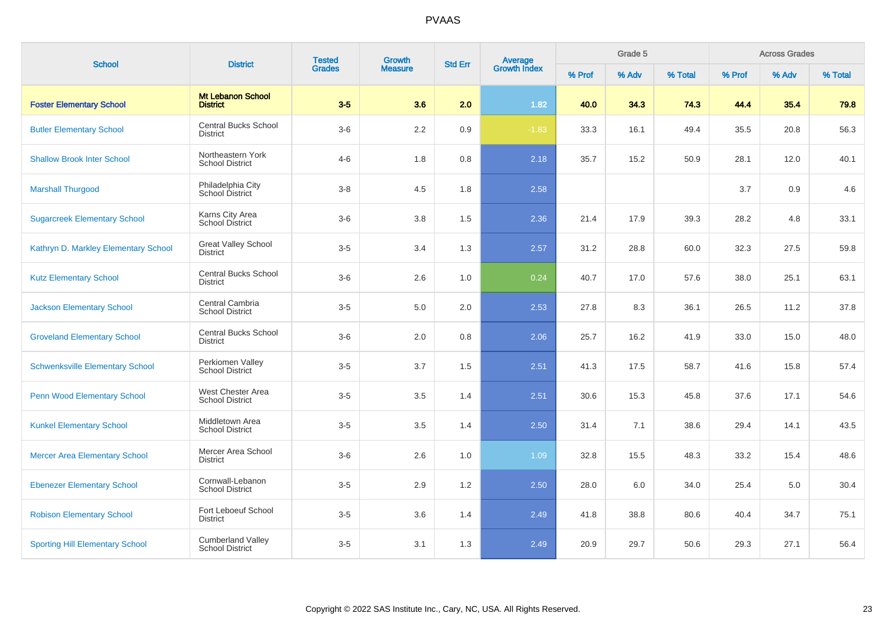# PVAAS

| School | District | Tested Grades | Growth Measure | Std Err | Average Growth Index | Grade 5 | | | Across Grades | | |
|---|---|---|---|---|---|---|---|---|---|---|---|
| | | | | | | % Prof | % Adv | % Total | % Prof | % Adv | % Total |
| **Foster Elementary School** | **Mt Lebanon School District** | **3-5** | **3.6** | **2.0** | **1.82** | **40.0** | **34.3** | **74.3** | **44.4** | **35.4** | **79.8** |
| Butler Elementary School | Central Bucks School District | 3-6 | 2.2 | 0.9 | -1.83 | 33.3 | 16.1 | 49.4 | 35.5 | 20.8 | 56.3 |
| Shallow Brook Inter School | Northeastern York School District | 4-6 | 1.8 | 0.8 | 2.18 | 35.7 | 15.2 | 50.9 | 28.1 | 12.0 | 40.1 |
| Marshall Thurgood | Philadelphia City School District | 3-8 | 4.5 | 1.8 | 2.58 | | | | 3.7 | 0.9 | 4.6 |
| Sugarcreek Elementary School | Karns City Area School District | 3-6 | 3.8 | 1.5 | 2.36 | 21.4 | 17.9 | 39.3 | 28.2 | 4.8 | 33.1 |
| Kathryn D. Markley Elementary School | Great Valley School District | 3-5 | 3.4 | 1.3 | 2.57 | 31.2 | 28.8 | 60.0 | 32.3 | 27.5 | 59.8 |
| Kutz Elementary School | Central Bucks School District | 3-6 | 2.6 | 1.0 | 0.24 | 40.7 | 17.0 | 57.6 | 38.0 | 25.1 | 63.1 |
| Jackson Elementary School | Central Cambria School District | 3-5 | 5.0 | 2.0 | 2.53 | 27.8 | 8.3 | 36.1 | 26.5 | 11.2 | 37.8 |
| Groveland Elementary School | Central Bucks School District | 3-6 | 2.0 | 0.8 | 2.06 | 25.7 | 16.2 | 41.9 | 33.0 | 15.0 | 48.0 |
| Schwenksville Elementary School | Perkiomen Valley School District | 3-5 | 3.7 | 1.5 | 2.51 | 41.3 | 17.5 | 58.7 | 41.6 | 15.8 | 57.4 |
| Penn Wood Elementary School | West Chester Area School District | 3-5 | 3.5 | 1.4 | 2.51 | 30.6 | 15.3 | 45.8 | 37.6 | 17.1 | 54.6 |
| Kunkel Elementary School | Middletown Area School District | 3-5 | 3.5 | 1.4 | 2.50 | 31.4 | 7.1 | 38.6 | 29.4 | 14.1 | 43.5 |
| Mercer Area Elementary School | Mercer Area School District | 3-6 | 2.6 | 1.0 | 1.09 | 32.8 | 15.5 | 48.3 | 33.2 | 15.4 | 48.6 |
| Ebenezer Elementary School | Cornwall-Lebanon School District | 3-5 | 2.9 | 1.2 | 2.50 | 28.0 | 6.0 | 34.0 | 25.4 | 5.0 | 30.4 |
| Robison Elementary School | Fort Leboeuf School District | 3-5 | 3.6 | 1.4 | 2.49 | 41.8 | 38.8 | 80.6 | 40.4 | 34.7 | 75.1 |
| Sporting Hill Elementary School | Cumberland Valley School District | 3-5 | 3.1 | 1.3 | 2.49 | 20.9 | 29.7 | 50.6 | 29.3 | 27.1 | 56.4 |

Copyright © 2022 SAS Institute Inc., Cary, NC, USA. All Rights Reserved.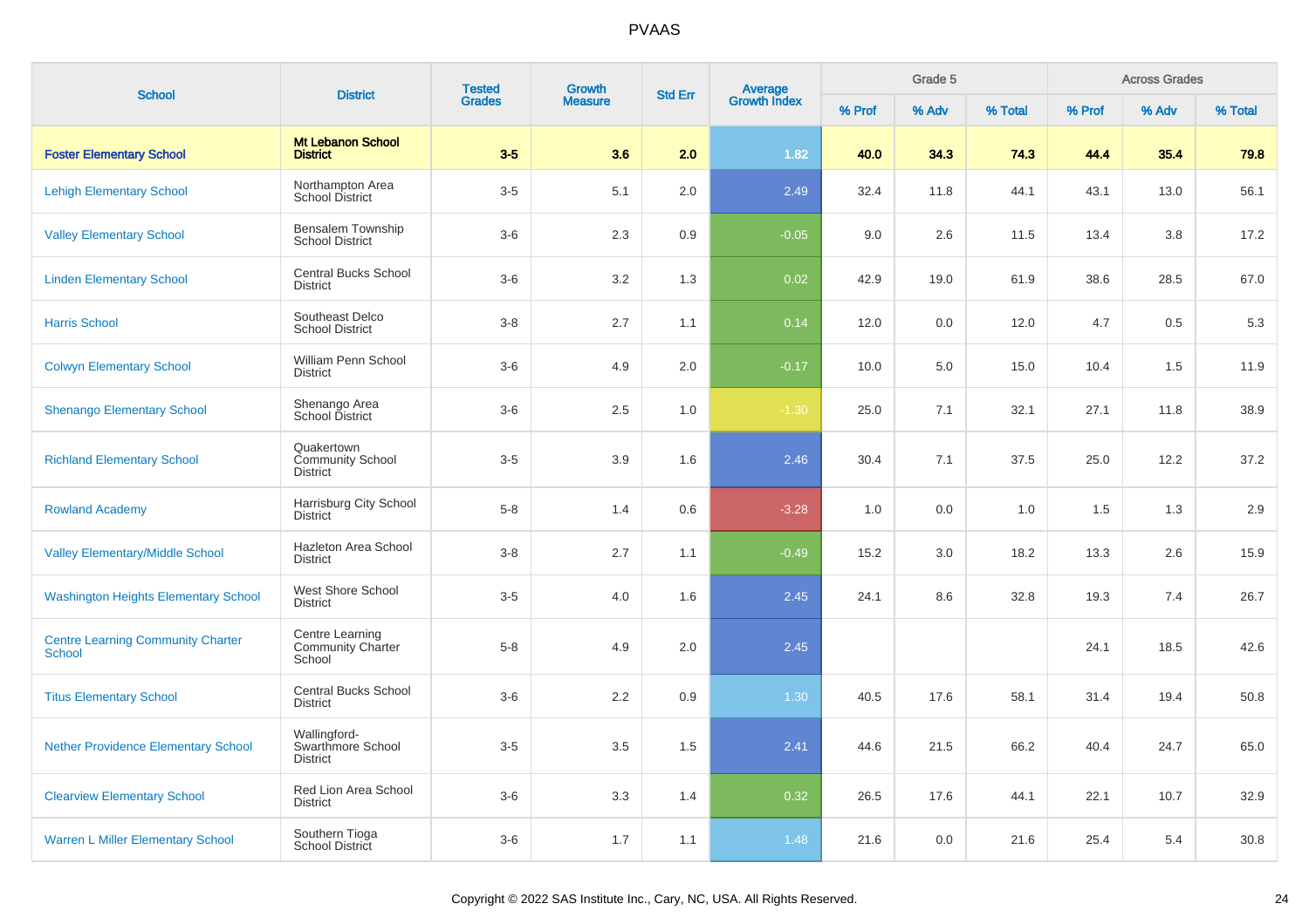PVAAS

| School | District | Tested Grades | Growth Measure | Std Err | Average Growth Index | Grade 5 | | | Across Grades | | |
|---|---|---|---|---|---|---|---|---|---|---|---|
| | | | | | | % Prof | % Adv | % Total | % Prof | % Adv | % Total |
| **Foster Elementary School** | **Mt Lebanon School District** | **3-5** | **3.6** | **2.0** | **1.82** | **40.0** | **34.3** | **74.3** | **44.4** | **35.4** | **79.8** |
| Lehigh Elementary School | Northampton Area School District | 3-5 | 5.1 | 2.0 | 2.49 | 32.4 | 11.8 | 44.1 | 43.1 | 13.0 | 56.1 |
| Valley Elementary School | Bensalem Township School District | 3-6 | 2.3 | 0.9 | -0.05 | 9.0 | 2.6 | 11.5 | 13.4 | 3.8 | 17.2 |
| Linden Elementary School | Central Bucks School District | 3-6 | 3.2 | 1.3 | 0.02 | 42.9 | 19.0 | 61.9 | 38.6 | 28.5 | 67.0 |
| Harris School | Southeast Delco School District | 3-8 | 2.7 | 1.1 | 0.14 | 12.0 | 0.0 | 12.0 | 4.7 | 0.5 | 5.3 |
| Colwyn Elementary School | William Penn School District | 3-6 | 4.9 | 2.0 | -0.17 | 10.0 | 5.0 | 15.0 | 10.4 | 1.5 | 11.9 |
| Shenango Elementary School | Shenango Area School District | 3-6 | 2.5 | 1.0 | -1.30 | 25.0 | 7.1 | 32.1 | 27.1 | 11.8 | 38.9 |
| Richland Elementary School | Quakertown Community School District | 3-5 | 3.9 | 1.6 | 2.46 | 30.4 | 7.1 | 37.5 | 25.0 | 12.2 | 37.2 |
| Rowland Academy | Harrisburg City School District | 5-8 | 1.4 | 0.6 | -3.28 | 1.0 | 0.0 | 1.0 | 1.5 | 1.3 | 2.9 |
| Valley Elementary/Middle School | Hazleton Area School District | 3-8 | 2.7 | 1.1 | -0.49 | 15.2 | 3.0 | 18.2 | 13.3 | 2.6 | 15.9 |
| Washington Heights Elementary School | West Shore School District | 3-5 | 4.0 | 1.6 | 2.45 | 24.1 | 8.6 | 32.8 | 19.3 | 7.4 | 26.7 |
| Centre Learning Community Charter School | Centre Learning Community Charter School | 5-8 | 4.9 | 2.0 | 2.45 | | | | 24.1 | 18.5 | 42.6 |
| Titus Elementary School | Central Bucks School District | 3-6 | 2.2 | 0.9 | 1.30 | 40.5 | 17.6 | 58.1 | 31.4 | 19.4 | 50.8 |
| Nether Providence Elementary School | Wallingford-Swarthmore School District | 3-5 | 3.5 | 1.5 | 2.41 | 44.6 | 21.5 | 66.2 | 40.4 | 24.7 | 65.0 |
| Clearview Elementary School | Red Lion Area School District | 3-6 | 3.3 | 1.4 | 0.32 | 26.5 | 17.6 | 44.1 | 22.1 | 10.7 | 32.9 |
| Warren L Miller Elementary School | Southern Tioga School District | 3-6 | 1.7 | 1.1 | 1.48 | 21.6 | 0.0 | 21.6 | 25.4 | 5.4 | 30.8 |

Copyright © 2022 SAS Institute Inc., Cary, NC, USA. All Rights Reserved.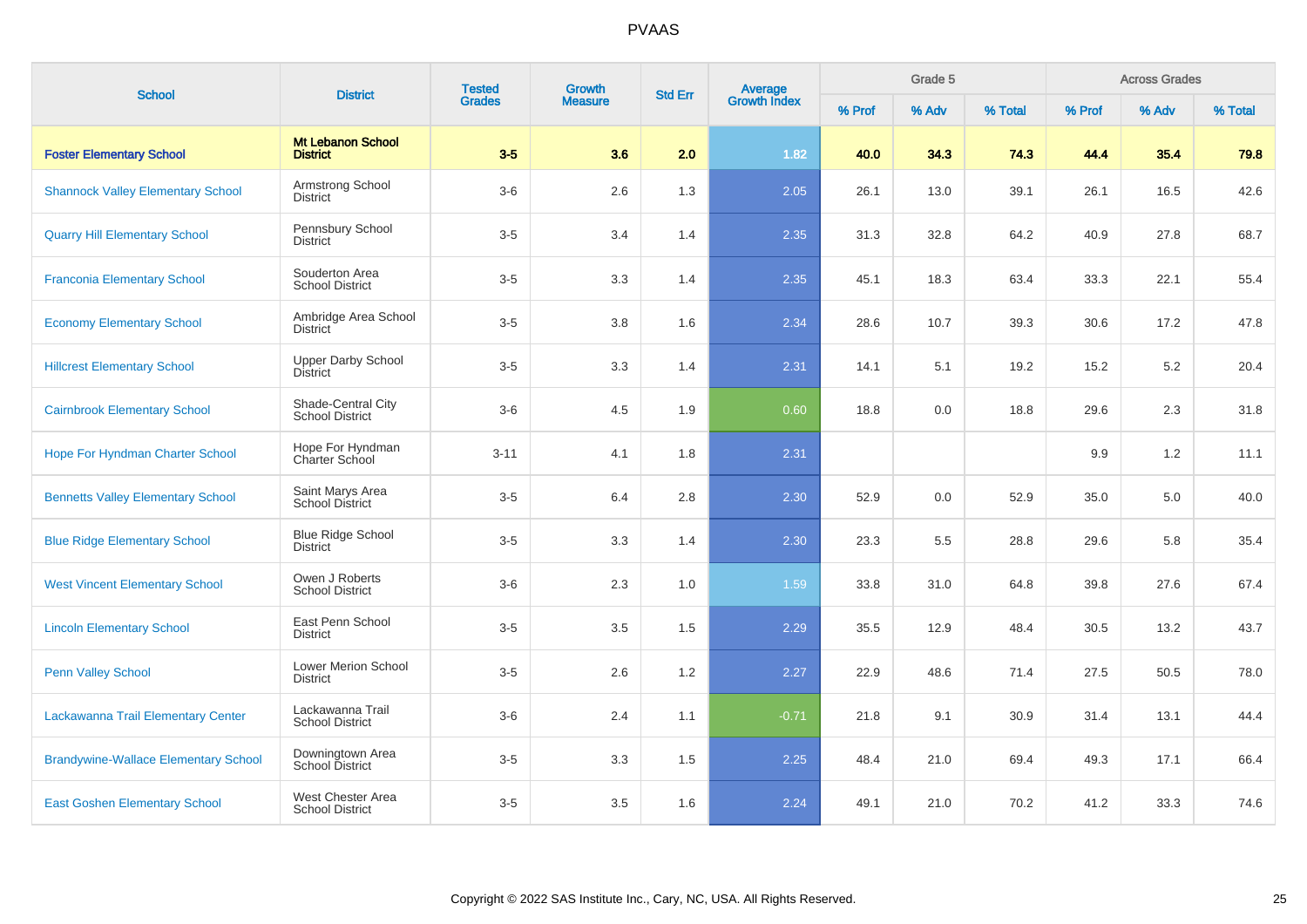# PVAAS

| School | District | Tested Grades | Growth Measure | Std Err | Average Growth Index | Grade 5 | | | Across Grades | | |
|---|---|---|---|---|---|---|---|---|---|---|---|
| | | | | | | % Prof | % Adv | % Total | % Prof | % Adv | % Total |
| **Foster Elementary School** | **Mt Lebanon School District** | **3-5** | **3.6** | **2.0** | **1.82** | **40.0** | **34.3** | **74.3** | **44.4** | **35.4** | **79.8** |
| Shannock Valley Elementary School | Armstrong School District | 3-6 | 2.6 | 1.3 | 2.05 | 26.1 | 13.0 | 39.1 | 26.1 | 16.5 | 42.6 |
| Quarry Hill Elementary School | Pennsbury School District | 3-5 | 3.4 | 1.4 | 2.35 | 31.3 | 32.8 | 64.2 | 40.9 | 27.8 | 68.7 |
| Franconia Elementary School | Souderton Area School District | 3-5 | 3.3 | 1.4 | 2.35 | 45.1 | 18.3 | 63.4 | 33.3 | 22.1 | 55.4 |
| Economy Elementary School | Ambridge Area School District | 3-5 | 3.8 | 1.6 | 2.34 | 28.6 | 10.7 | 39.3 | 30.6 | 17.2 | 47.8 |
| Hillcrest Elementary School | Upper Darby School District | 3-5 | 3.3 | 1.4 | 2.31 | 14.1 | 5.1 | 19.2 | 15.2 | 5.2 | 20.4 |
| Cairnbrook Elementary School | Shade-Central City School District | 3-6 | 4.5 | 1.9 | 0.60 | 18.8 | 0.0 | 18.8 | 29.6 | 2.3 | 31.8 |
| Hope For Hyndman Charter School | Hope For Hyndman Charter School | 3-11 | 4.1 | 1.8 | 2.31 | | | | 9.9 | 1.2 | 11.1 |
| Bennetts Valley Elementary School | Saint Marys Area School District | 3-5 | 6.4 | 2.8 | 2.30 | 52.9 | 0.0 | 52.9 | 35.0 | 5.0 | 40.0 |
| Blue Ridge Elementary School | Blue Ridge School District | 3-5 | 3.3 | 1.4 | 2.30 | 23.3 | 5.5 | 28.8 | 29.6 | 5.8 | 35.4 |
| West Vincent Elementary School | Owen J Roberts School District | 3-6 | 2.3 | 1.0 | 1.59 | 33.8 | 31.0 | 64.8 | 39.8 | 27.6 | 67.4 |
| Lincoln Elementary School | East Penn School District | 3-5 | 3.5 | 1.5 | 2.29 | 35.5 | 12.9 | 48.4 | 30.5 | 13.2 | 43.7 |
| Penn Valley School | Lower Merion School District | 3-5 | 2.6 | 1.2 | 2.27 | 22.9 | 48.6 | 71.4 | 27.5 | 50.5 | 78.0 |
| Lackawanna Trail Elementary Center | Lackawanna Trail School District | 3-6 | 2.4 | 1.1 | -0.71 | 21.8 | 9.1 | 30.9 | 31.4 | 13.1 | 44.4 |
| Brandywine-Wallace Elementary School | Downingtown Area School District | 3-5 | 3.3 | 1.5 | 2.25 | 48.4 | 21.0 | 69.4 | 49.3 | 17.1 | 66.4 |
| East Goshen Elementary School | West Chester Area School District | 3-5 | 3.5 | 1.6 | 2.24 | 49.1 | 21.0 | 70.2 | 41.2 | 33.3 | 74.6 |

Copyright © 2022 SAS Institute Inc., Cary, NC, USA. All Rights Reserved.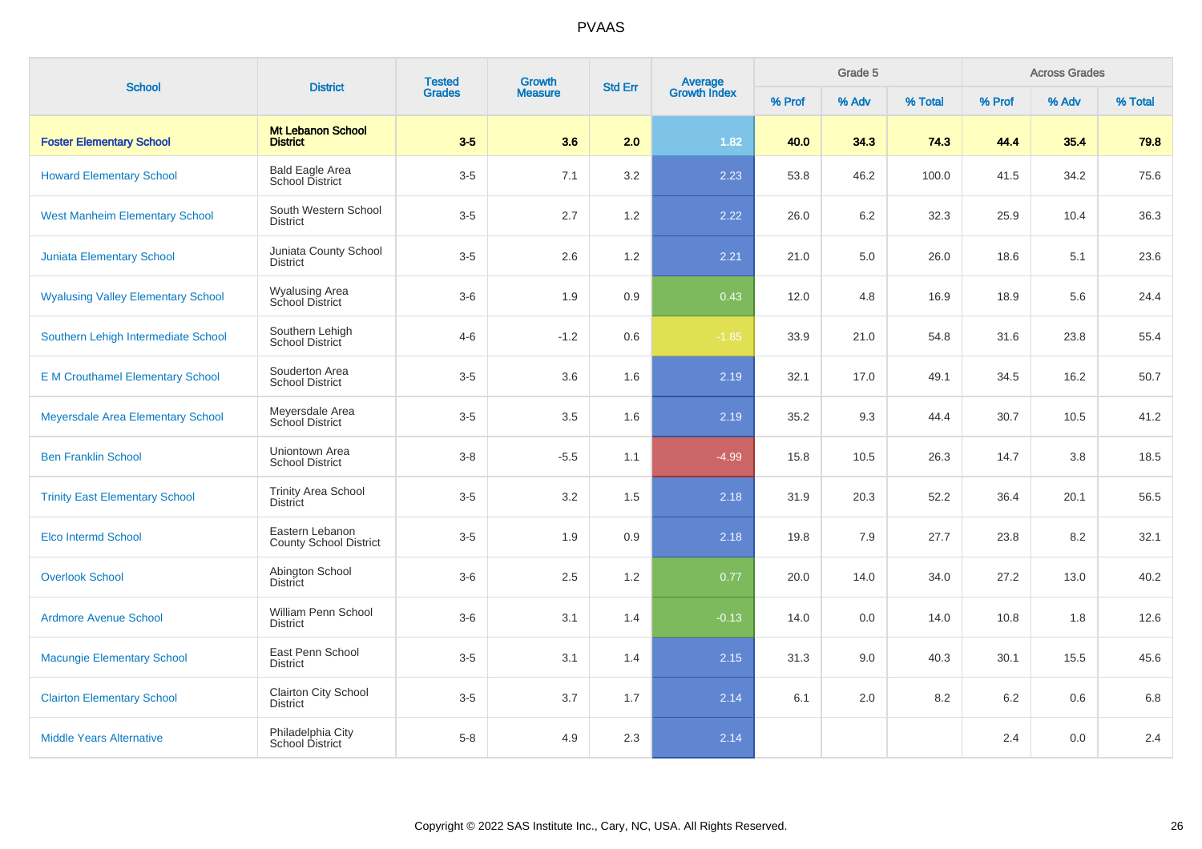# PVAAS

| School | District | Tested Grades | Growth Measure | Std Err | Average Growth Index | Grade 5 | | | Across Grades | | |
|---|---|---|---|---|---|---|---|---|---|---|---|
| | | | | | | % Prof | % Adv | % Total | % Prof | % Adv | % Total |
| **Foster Elementary School** | **Mt Lebanon School District** | **3-5** | **3.6** | **2.0** | **1.82** | **40.0** | **34.3** | **74.3** | **44.4** | **35.4** | **79.8** |
| Howard Elementary School | Bald Eagle Area School District | 3-5 | 7.1 | 3.2 | 2.23 | 53.8 | 46.2 | 100.0 | 41.5 | 34.2 | 75.6 |
| West Manheim Elementary School | South Western School District | 3-5 | 2.7 | 1.2 | 2.22 | 26.0 | 6.2 | 32.3 | 25.9 | 10.4 | 36.3 |
| Juniata Elementary School | Juniata County School District | 3-5 | 2.6 | 1.2 | 2.21 | 21.0 | 5.0 | 26.0 | 18.6 | 5.1 | 23.6 |
| Wyalusing Valley Elementary School | Wyalusing Area School District | 3-6 | 1.9 | 0.9 | 0.43 | 12.0 | 4.8 | 16.9 | 18.9 | 5.6 | 24.4 |
| Southern Lehigh Intermediate School | Southern Lehigh School District | 4-6 | -1.2 | 0.6 | -1.85 | 33.9 | 21.0 | 54.8 | 31.6 | 23.8 | 55.4 |
| E M Crouthamel Elementary School | Souderton Area School District | 3-5 | 3.6 | 1.6 | 2.19 | 32.1 | 17.0 | 49.1 | 34.5 | 16.2 | 50.7 |
| Meyersdale Area Elementary School | Meyersdale Area School District | 3-5 | 3.5 | 1.6 | 2.19 | 35.2 | 9.3 | 44.4 | 30.7 | 10.5 | 41.2 |
| Ben Franklin School | Uniontown Area School District | 3-8 | -5.5 | 1.1 | -4.99 | 15.8 | 10.5 | 26.3 | 14.7 | 3.8 | 18.5 |
| Trinity East Elementary School | Trinity Area School District | 3-5 | 3.2 | 1.5 | 2.18 | 31.9 | 20.3 | 52.2 | 36.4 | 20.1 | 56.5 |
| Elco Intermd School | Eastern Lebanon County School District | 3-5 | 1.9 | 0.9 | 2.18 | 19.8 | 7.9 | 27.7 | 23.8 | 8.2 | 32.1 |
| Overlook School | Abington School District | 3-6 | 2.5 | 1.2 | 0.77 | 20.0 | 14.0 | 34.0 | 27.2 | 13.0 | 40.2 |
| Ardmore Avenue School | William Penn School District | 3-6 | 3.1 | 1.4 | -0.13 | 14.0 | 0.0 | 14.0 | 10.8 | 1.8 | 12.6 |
| Macungie Elementary School | East Penn School District | 3-5 | 3.1 | 1.4 | 2.15 | 31.3 | 9.0 | 40.3 | 30.1 | 15.5 | 45.6 |
| Clairton Elementary School | Clairton City School District | 3-5 | 3.7 | 1.7 | 2.14 | 6.1 | 2.0 | 8.2 | 6.2 | 0.6 | 6.8 |
| Middle Years Alternative | Philadelphia City School District | 5-8 | 4.9 | 2.3 | 2.14 | | | | 2.4 | 0.0 | 2.4 |

Copyright © 2022 SAS Institute Inc., Cary, NC, USA. All Rights Reserved.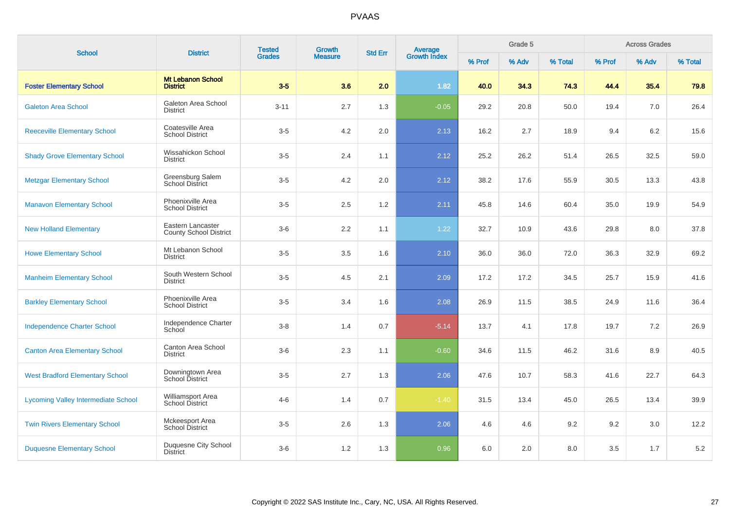# PVAAS

| School | District | Tested Grades | Growth Measure | Std Err | Average Growth Index | Grade 5 | | | Across Grades | | |
|---|---|---|---|---|---|---|---|---|---|---|---|
| | | | | | | % Prof | % Adv | % Total | % Prof | % Adv | % Total |
| **Foster Elementary School** | **Mt Lebanon School District** | **3-5** | **3.6** | **2.0** | **1.82** | **40.0** | **34.3** | **74.3** | **44.4** | **35.4** | **79.8** |
| Galeton Area School | Galeton Area School District | 3-11 | 2.7 | 1.3 | -0.05 | 29.2 | 20.8 | 50.0 | 19.4 | 7.0 | 26.4 |
| Reeceville Elementary School | Coatesville Area School District | 3-5 | 4.2 | 2.0 | 2.13 | 16.2 | 2.7 | 18.9 | 9.4 | 6.2 | 15.6 |
| Shady Grove Elementary School | Wissahickon School District | 3-5 | 2.4 | 1.1 | 2.12 | 25.2 | 26.2 | 51.4 | 26.5 | 32.5 | 59.0 |
| Metzgar Elementary School | Greensburg Salem School District | 3-5 | 4.2 | 2.0 | 2.12 | 38.2 | 17.6 | 55.9 | 30.5 | 13.3 | 43.8 |
| Manavon Elementary School | Phoenixville Area School District | 3-5 | 2.5 | 1.2 | 2.11 | 45.8 | 14.6 | 60.4 | 35.0 | 19.9 | 54.9 |
| New Holland Elementary | Eastern Lancaster County School District | 3-6 | 2.2 | 1.1 | 1.22 | 32.7 | 10.9 | 43.6 | 29.8 | 8.0 | 37.8 |
| Howe Elementary School | Mt Lebanon School District | 3-5 | 3.5 | 1.6 | 2.10 | 36.0 | 36.0 | 72.0 | 36.3 | 32.9 | 69.2 |
| Manheim Elementary School | South Western School District | 3-5 | 4.5 | 2.1 | 2.09 | 17.2 | 17.2 | 34.5 | 25.7 | 15.9 | 41.6 |
| Barkley Elementary School | Phoenixville Area School District | 3-5 | 3.4 | 1.6 | 2.08 | 26.9 | 11.5 | 38.5 | 24.9 | 11.6 | 36.4 |
| Independence Charter School | Independence Charter School | 3-8 | 1.4 | 0.7 | -5.14 | 13.7 | 4.1 | 17.8 | 19.7 | 7.2 | 26.9 |
| Canton Area Elementary School | Canton Area School District | 3-6 | 2.3 | 1.1 | -0.60 | 34.6 | 11.5 | 46.2 | 31.6 | 8.9 | 40.5 |
| West Bradford Elementary School | Downingtown Area School District | 3-5 | 2.7 | 1.3 | 2.06 | 47.6 | 10.7 | 58.3 | 41.6 | 22.7 | 64.3 |
| Lycoming Valley Intermediate School | Williamsport Area School District | 4-6 | 1.4 | 0.7 | -1.40 | 31.5 | 13.4 | 45.0 | 26.5 | 13.4 | 39.9 |
| Twin Rivers Elementary School | Mckeesport Area School District | 3-5 | 2.6 | 1.3 | 2.06 | 4.6 | 4.6 | 9.2 | 9.2 | 3.0 | 12.2 |
| Duquesne Elementary School | Duquesne City School District | 3-6 | 1.2 | 1.3 | 0.96 | 6.0 | 2.0 | 8.0 | 3.5 | 1.7 | 5.2 |

Copyright © 2022 SAS Institute Inc., Cary, NC, USA. All Rights Reserved.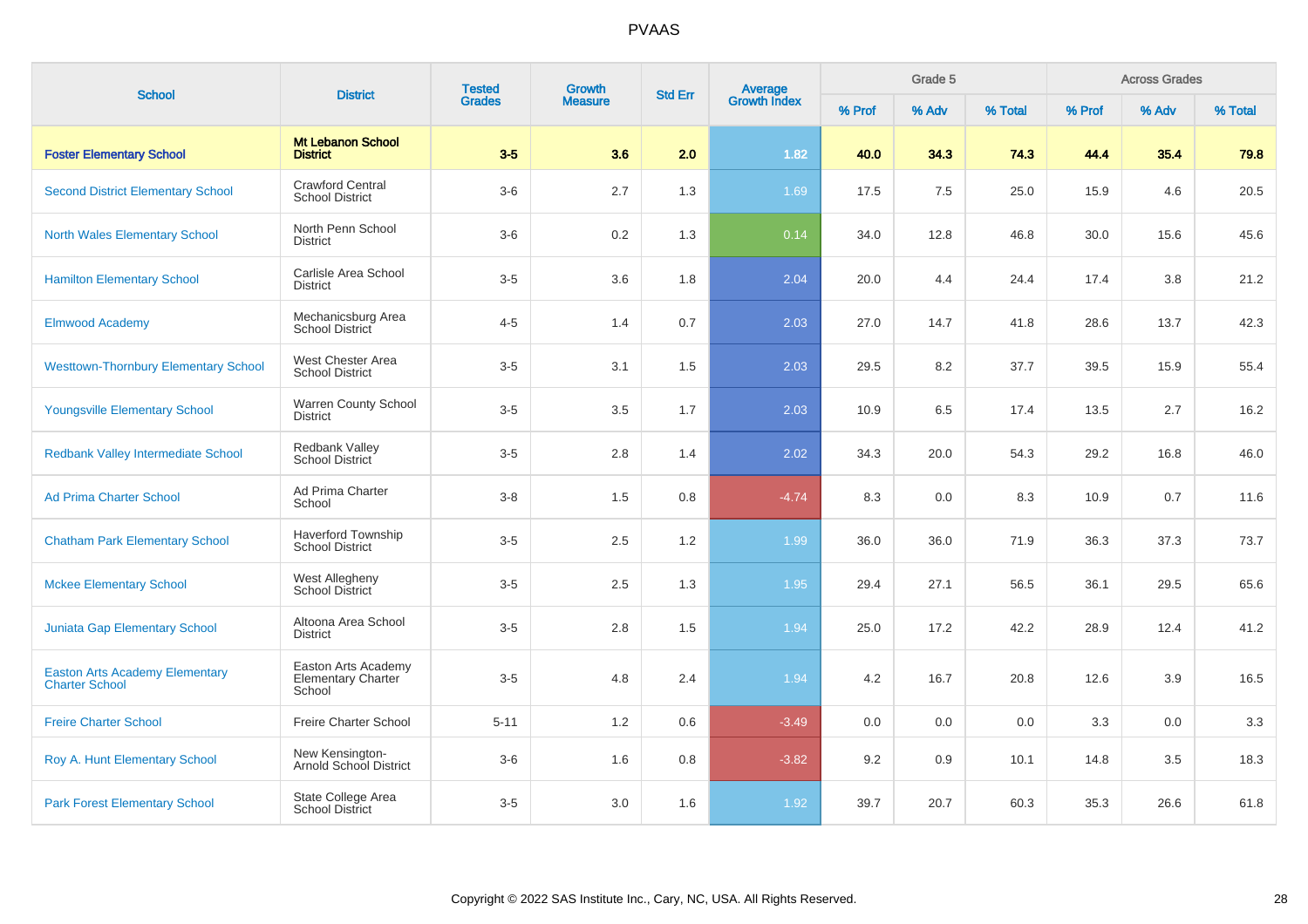# PVAAS

| School | District | Tested Grades | Growth Measure | Std Err | Average Growth Index | Grade 5 | | | Across Grades | | |
|---|---|---|---|---|---|---|---|---|---|---|---|
| | | | | | | % Prof | % Adv | % Total | % Prof | % Adv | % Total |
| **Foster Elementary School** | **Mt Lebanon School District** | **3-5** | **3.6** | **2.0** | **1.82** | **40.0** | **34.3** | **74.3** | **44.4** | **35.4** | **79.8** |
| Second District Elementary School | Crawford Central School District | 3-6 | 2.7 | 1.3 | 1.69 | 17.5 | 7.5 | 25.0 | 15.9 | 4.6 | 20.5 |
| North Wales Elementary School | North Penn School District | 3-6 | 0.2 | 1.3 | 0.14 | 34.0 | 12.8 | 46.8 | 30.0 | 15.6 | 45.6 |
| Hamilton Elementary School | Carlisle Area School District | 3-5 | 3.6 | 1.8 | 2.04 | 20.0 | 4.4 | 24.4 | 17.4 | 3.8 | 21.2 |
| Elmwood Academy | Mechanicsburg Area School District | 4-5 | 1.4 | 0.7 | 2.03 | 27.0 | 14.7 | 41.8 | 28.6 | 13.7 | 42.3 |
| Westtown-Thornbury Elementary School | West Chester Area School District | 3-5 | 3.1 | 1.5 | 2.03 | 29.5 | 8.2 | 37.7 | 39.5 | 15.9 | 55.4 |
| Youngsville Elementary School | Warren County School District | 3-5 | 3.5 | 1.7 | 2.03 | 10.9 | 6.5 | 17.4 | 13.5 | 2.7 | 16.2 |
| Redbank Valley Intermediate School | Redbank Valley School District | 3-5 | 2.8 | 1.4 | 2.02 | 34.3 | 20.0 | 54.3 | 29.2 | 16.8 | 46.0 |
| Ad Prima Charter School | Ad Prima Charter School | 3-8 | 1.5 | 0.8 | -4.74 | 8.3 | 0.0 | 8.3 | 10.9 | 0.7 | 11.6 |
| Chatham Park Elementary School | Haverford Township School District | 3-5 | 2.5 | 1.2 | 1.99 | 36.0 | 36.0 | 71.9 | 36.3 | 37.3 | 73.7 |
| Mckee Elementary School | West Allegheny School District | 3-5 | 2.5 | 1.3 | 1.95 | 29.4 | 27.1 | 56.5 | 36.1 | 29.5 | 65.6 |
| Juniata Gap Elementary School | Altoona Area School District | 3-5 | 2.8 | 1.5 | 1.94 | 25.0 | 17.2 | 42.2 | 28.9 | 12.4 | 41.2 |
| Easton Arts Academy Elementary Charter School | Easton Arts Academy Elementary Charter School | 3-5 | 4.8 | 2.4 | 1.94 | 4.2 | 16.7 | 20.8 | 12.6 | 3.9 | 16.5 |
| Freire Charter School | Freire Charter School | 5-11 | 1.2 | 0.6 | -3.49 | 0.0 | 0.0 | 0.0 | 3.3 | 0.0 | 3.3 |
| Roy A. Hunt Elementary School | New Kensington-Arnold School District | 3-6 | 1.6 | 0.8 | -3.82 | 9.2 | 0.9 | 10.1 | 14.8 | 3.5 | 18.3 |
| Park Forest Elementary School | State College Area School District | 3-5 | 3.0 | 1.6 | 1.92 | 39.7 | 20.7 | 60.3 | 35.3 | 26.6 | 61.8 |

Copyright © 2022 SAS Institute Inc., Cary, NC, USA. All Rights Reserved.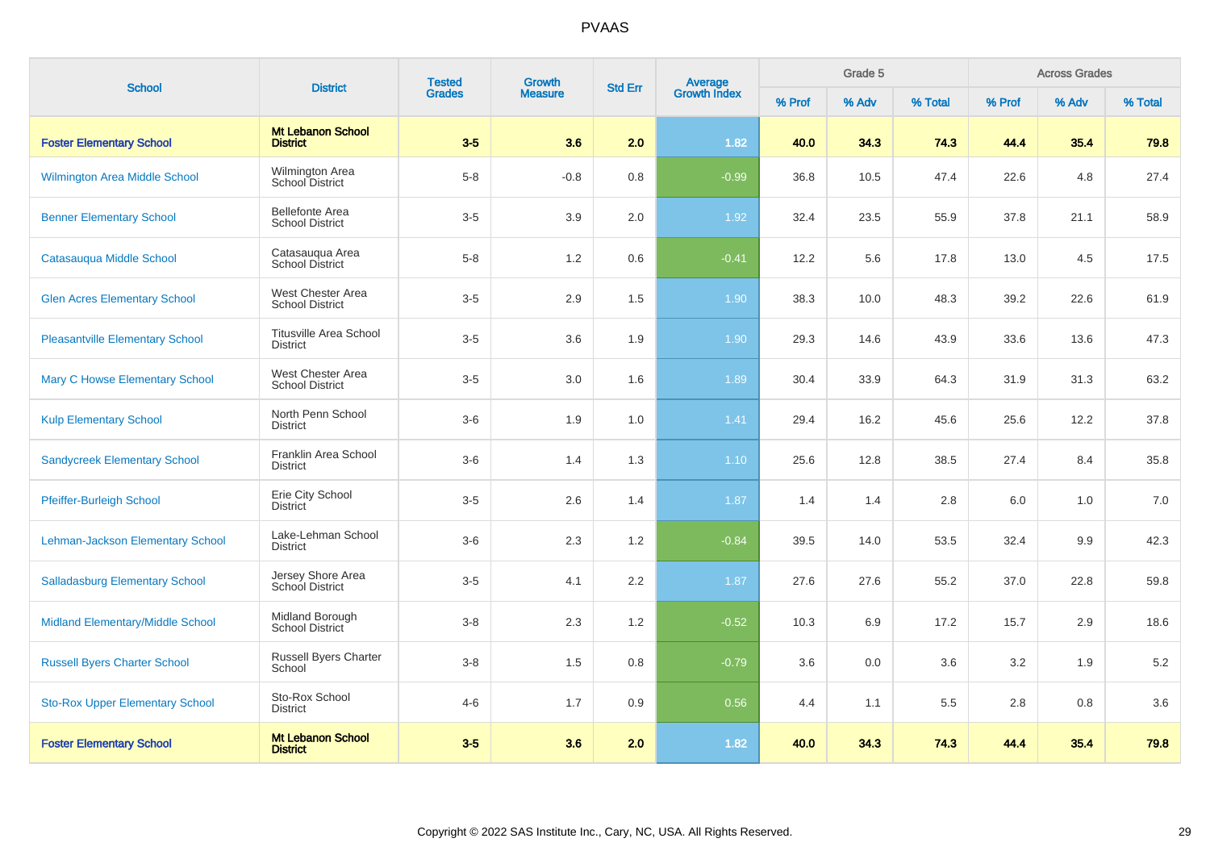# PVAAS

| School | District | Tested Grades | Growth Measure | Std Err | Average Growth Index | Grade 5 | | | Across Grades | | |
|---|---|---|---|---|---|---|---|---|---|---|---|
| | | | | | | % Prof | % Adv | % Total | % Prof | % Adv | % Total |
| **Foster Elementary School** | **Mt Lebanon School District** | **3-5** | **3.6** | **2.0** | **1.82** | **40.0** | **34.3** | **74.3** | **44.4** | **35.4** | **79.8** |
| Wilmington Area Middle School | Wilmington Area School District | 5-8 | -0.8 | 0.8 | -0.99 | 36.8 | 10.5 | 47.4 | 22.6 | 4.8 | 27.4 |
| Benner Elementary School | Bellefonte Area School District | 3-5 | 3.9 | 2.0 | 1.92 | 32.4 | 23.5 | 55.9 | 37.8 | 21.1 | 58.9 |
| Catasauqua Middle School | Catasauqua Area School District | 5-8 | 1.2 | 0.6 | -0.41 | 12.2 | 5.6 | 17.8 | 13.0 | 4.5 | 17.5 |
| Glen Acres Elementary School | West Chester Area School District | 3-5 | 2.9 | 1.5 | 1.90 | 38.3 | 10.0 | 48.3 | 39.2 | 22.6 | 61.9 |
| Pleasantville Elementary School | Titusville Area School District | 3-5 | 3.6 | 1.9 | 1.90 | 29.3 | 14.6 | 43.9 | 33.6 | 13.6 | 47.3 |
| Mary C Howse Elementary School | West Chester Area School District | 3-5 | 3.0 | 1.6 | 1.89 | 30.4 | 33.9 | 64.3 | 31.9 | 31.3 | 63.2 |
| Kulp Elementary School | North Penn School District | 3-6 | 1.9 | 1.0 | 1.41 | 29.4 | 16.2 | 45.6 | 25.6 | 12.2 | 37.8 |
| Sandycreek Elementary School | Franklin Area School District | 3-6 | 1.4 | 1.3 | 1.10 | 25.6 | 12.8 | 38.5 | 27.4 | 8.4 | 35.8 |
| Pfeiffer-Burleigh School | Erie City School District | 3-5 | 2.6 | 1.4 | 1.87 | 1.4 | 1.4 | 2.8 | 6.0 | 1.0 | 7.0 |
| Lehman-Jackson Elementary School | Lake-Lehman School District | 3-6 | 2.3 | 1.2 | -0.84 | 39.5 | 14.0 | 53.5 | 32.4 | 9.9 | 42.3 |
| Salladasburg Elementary School | Jersey Shore Area School District | 3-5 | 4.1 | 2.2 | 1.87 | 27.6 | 27.6 | 55.2 | 37.0 | 22.8 | 59.8 |
| Midland Elementary/Middle School | Midland Borough School District | 3-8 | 2.3 | 1.2 | -0.52 | 10.3 | 6.9 | 17.2 | 15.7 | 2.9 | 18.6 |
| Russell Byers Charter School | Russell Byers Charter School | 3-8 | 1.5 | 0.8 | -0.79 | 3.6 | 0.0 | 3.6 | 3.2 | 1.9 | 5.2 |
| Sto-Rox Upper Elementary School | Sto-Rox School District | 4-6 | 1.7 | 0.9 | 0.56 | 4.4 | 1.1 | 5.5 | 2.8 | 0.8 | 3.6 |
| **Foster Elementary School** | **Mt Lebanon School District** | **3-5** | **3.6** | **2.0** | **1.82** | **40.0** | **34.3** | **74.3** | **44.4** | **35.4** | **79.8** |

Copyright © 2022 SAS Institute Inc., Cary, NC, USA. All Rights Reserved.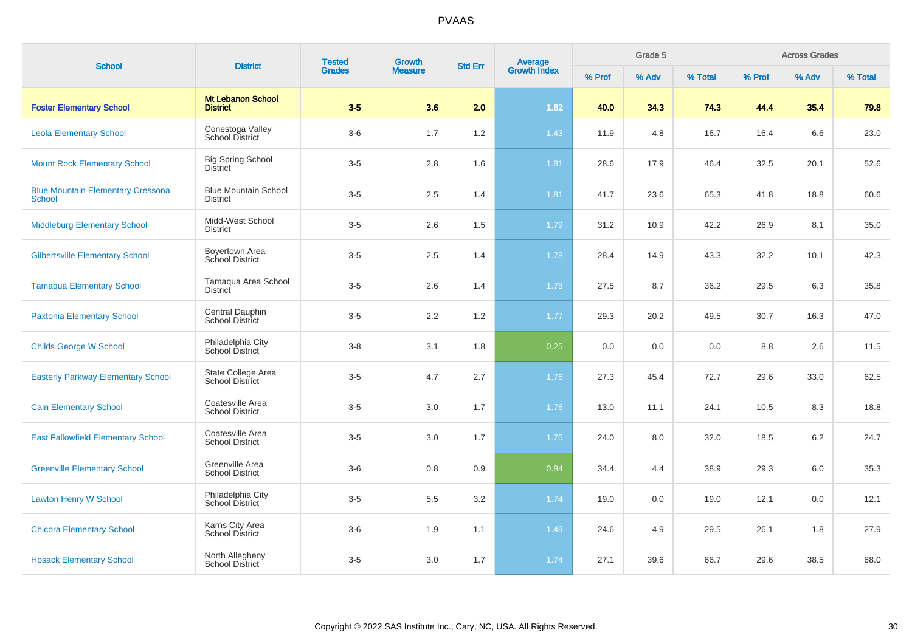# PVAAS

| School | District | Tested Grades | Growth Measure | Std Err | Average Growth Index | Grade 5 | | | Across Grades | | |
|---|---|---|---|---|---|---|---|---|---|---|---|
| | | | | | | % Prof | % Adv | % Total | % Prof | % Adv | % Total |
| **Foster Elementary School** | **Mt Lebanon School District** | **3-5** | **3.6** | **2.0** | **1.82** | **40.0** | **34.3** | **74.3** | **44.4** | **35.4** | **79.8** |
| Leola Elementary School | Conestoga Valley School District | 3-6 | 1.7 | 1.2 | 1.43 | 11.9 | 4.8 | 16.7 | 16.4 | 6.6 | 23.0 |
| Mount Rock Elementary School | Big Spring School District | 3-5 | 2.8 | 1.6 | 1.81 | 28.6 | 17.9 | 46.4 | 32.5 | 20.1 | 52.6 |
| Blue Mountain Elementary Cressona School | Blue Mountain School District | 3-5 | 2.5 | 1.4 | 1.81 | 41.7 | 23.6 | 65.3 | 41.8 | 18.8 | 60.6 |
| Middleburg Elementary School | Midd-West School District | 3-5 | 2.6 | 1.5 | 1.79 | 31.2 | 10.9 | 42.2 | 26.9 | 8.1 | 35.0 |
| Gilbertsville Elementary School | Boyertown Area School District | 3-5 | 2.5 | 1.4 | 1.78 | 28.4 | 14.9 | 43.3 | 32.2 | 10.1 | 42.3 |
| Tamaqua Elementary School | Tamaqua Area School District | 3-5 | 2.6 | 1.4 | 1.78 | 27.5 | 8.7 | 36.2 | 29.5 | 6.3 | 35.8 |
| Paxtonia Elementary School | Central Dauphin School District | 3-5 | 2.2 | 1.2 | 1.77 | 29.3 | 20.2 | 49.5 | 30.7 | 16.3 | 47.0 |
| Childs George W School | Philadelphia City School District | 3-8 | 3.1 | 1.8 | 0.25 | 0.0 | 0.0 | 0.0 | 8.8 | 2.6 | 11.5 |
| Easterly Parkway Elementary School | State College Area School District | 3-5 | 4.7 | 2.7 | 1.76 | 27.3 | 45.4 | 72.7 | 29.6 | 33.0 | 62.5 |
| Caln Elementary School | Coatesville Area School District | 3-5 | 3.0 | 1.7 | 1.76 | 13.0 | 11.1 | 24.1 | 10.5 | 8.3 | 18.8 |
| East Fallowfield Elementary School | Coatesville Area School District | 3-5 | 3.0 | 1.7 | 1.75 | 24.0 | 8.0 | 32.0 | 18.5 | 6.2 | 24.7 |
| Greenville Elementary School | Greenville Area School District | 3-6 | 0.8 | 0.9 | 0.84 | 34.4 | 4.4 | 38.9 | 29.3 | 6.0 | 35.3 |
| Lawton Henry W School | Philadelphia City School District | 3-5 | 5.5 | 3.2 | 1.74 | 19.0 | 0.0 | 19.0 | 12.1 | 0.0 | 12.1 |
| Chicora Elementary School | Karns City Area School District | 3-6 | 1.9 | 1.1 | 1.49 | 24.6 | 4.9 | 29.5 | 26.1 | 1.8 | 27.9 |
| Hosack Elementary School | North Allegheny School District | 3-5 | 3.0 | 1.7 | 1.74 | 27.1 | 39.6 | 66.7 | 29.6 | 38.5 | 68.0 |

Copyright © 2022 SAS Institute Inc., Cary, NC, USA. All Rights Reserved.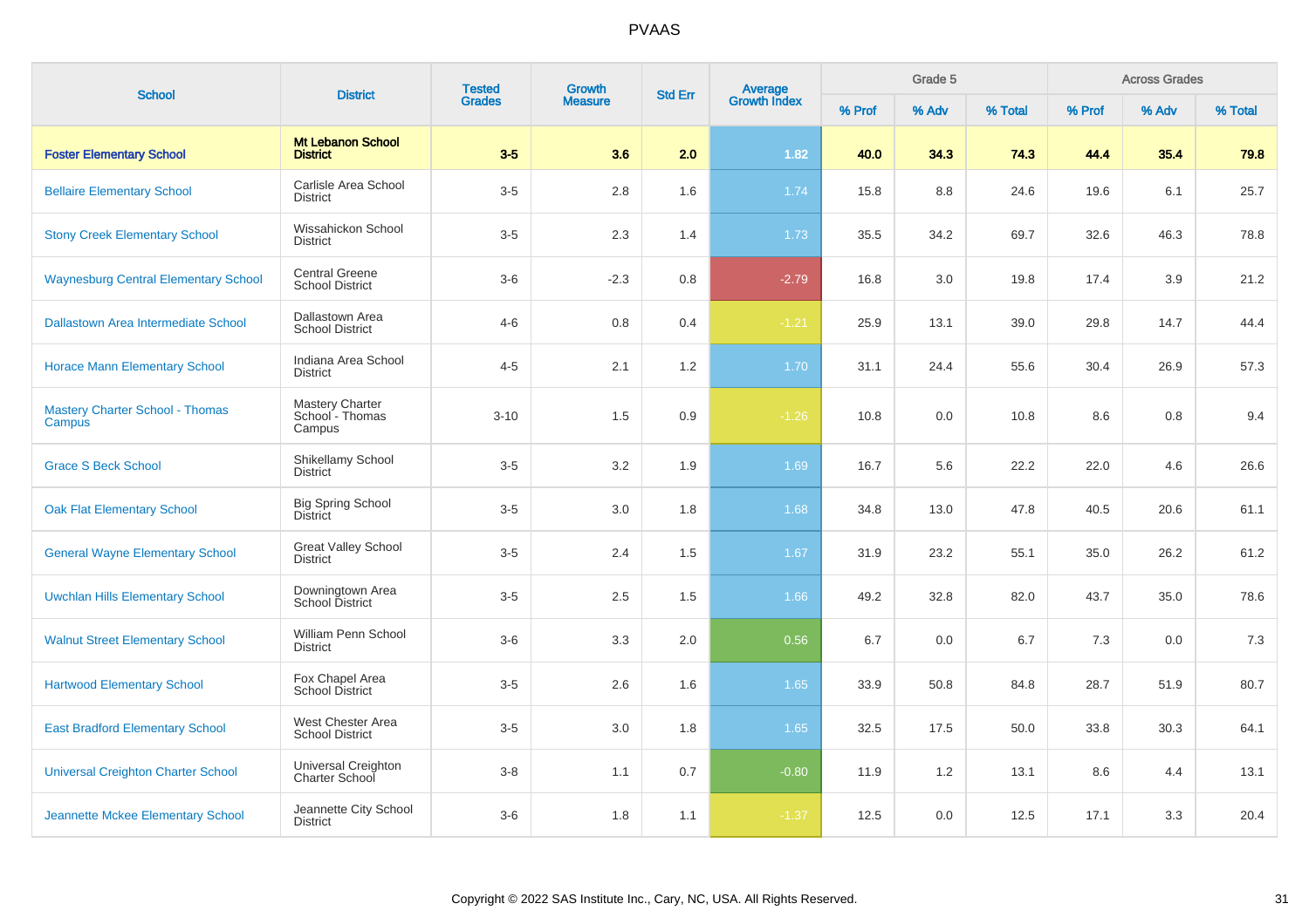# PVAAS

| School | District | Tested Grades | Growth Measure | Std Err | Average Growth Index | Grade 5 | | | Across Grades | | |
|---|---|---|---|---|---|---|---|---|---|---|---|
| | | | | | | % Prof | % Adv | % Total | % Prof | % Adv | % Total |
| **Foster Elementary School** | **Mt Lebanon School District** | **3-5** | **3.6** | **2.0** | **1.82** | **40.0** | **34.3** | **74.3** | **44.4** | **35.4** | **79.8** |
| Bellaire Elementary School | Carlisle Area School District | 3-5 | 2.8 | 1.6 | 1.74 | 15.8 | 8.8 | 24.6 | 19.6 | 6.1 | 25.7 |
| Stony Creek Elementary School | Wissahickon School District | 3-5 | 2.3 | 1.4 | 1.73 | 35.5 | 34.2 | 69.7 | 32.6 | 46.3 | 78.8 |
| Waynesburg Central Elementary School | Central Greene School District | 3-6 | -2.3 | 0.8 | -2.79 | 16.8 | 3.0 | 19.8 | 17.4 | 3.9 | 21.2 |
| Dallastown Area Intermediate School | Dallastown Area School District | 4-6 | 0.8 | 0.4 | -1.21 | 25.9 | 13.1 | 39.0 | 29.8 | 14.7 | 44.4 |
| Horace Mann Elementary School | Indiana Area School District | 4-5 | 2.1 | 1.2 | 1.70 | 31.1 | 24.4 | 55.6 | 30.4 | 26.9 | 57.3 |
| Mastery Charter School - Thomas Campus | Mastery Charter School - Thomas Campus | 3-10 | 1.5 | 0.9 | -1.26 | 10.8 | 0.0 | 10.8 | 8.6 | 0.8 | 9.4 |
| Grace S Beck School | Shikellamy School District | 3-5 | 3.2 | 1.9 | 1.69 | 16.7 | 5.6 | 22.2 | 22.0 | 4.6 | 26.6 |
| Oak Flat Elementary School | Big Spring School District | 3-5 | 3.0 | 1.8 | 1.68 | 34.8 | 13.0 | 47.8 | 40.5 | 20.6 | 61.1 |
| General Wayne Elementary School | Great Valley School District | 3-5 | 2.4 | 1.5 | 1.67 | 31.9 | 23.2 | 55.1 | 35.0 | 26.2 | 61.2 |
| Uwchlan Hills Elementary School | Downingtown Area School District | 3-5 | 2.5 | 1.5 | 1.66 | 49.2 | 32.8 | 82.0 | 43.7 | 35.0 | 78.6 |
| Walnut Street Elementary School | William Penn School District | 3-6 | 3.3 | 2.0 | 0.56 | 6.7 | 0.0 | 6.7 | 7.3 | 0.0 | 7.3 |
| Hartwood Elementary School | Fox Chapel Area School District | 3-5 | 2.6 | 1.6 | 1.65 | 33.9 | 50.8 | 84.8 | 28.7 | 51.9 | 80.7 |
| East Bradford Elementary School | West Chester Area School District | 3-5 | 3.0 | 1.8 | 1.65 | 32.5 | 17.5 | 50.0 | 33.8 | 30.3 | 64.1 |
| Universal Creighton Charter School | Universal Creighton Charter School | 3-8 | 1.1 | 0.7 | -0.80 | 11.9 | 1.2 | 13.1 | 8.6 | 4.4 | 13.1 |
| Jeannette Mckee Elementary School | Jeannette City School District | 3-6 | 1.8 | 1.1 | -1.37 | 12.5 | 0.0 | 12.5 | 17.1 | 3.3 | 20.4 |

Copyright © 2022 SAS Institute Inc., Cary, NC, USA. All Rights Reserved.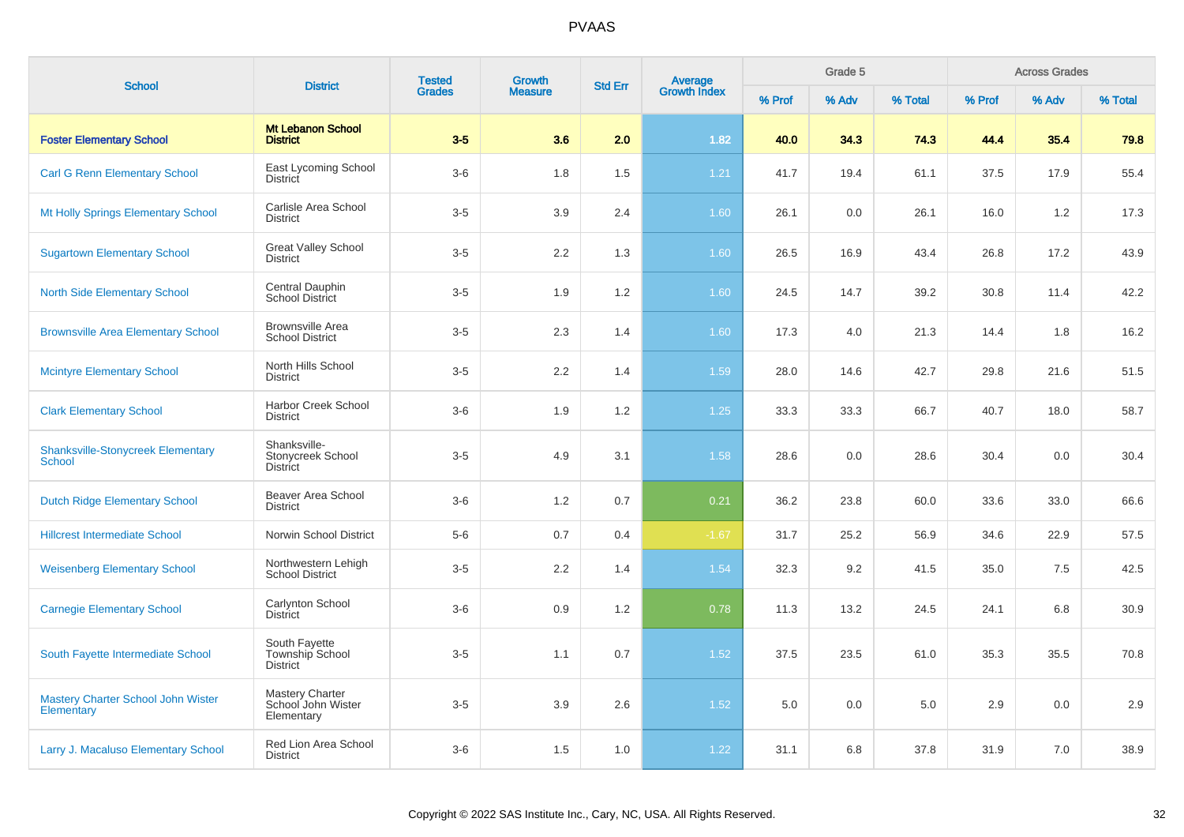# PVAAS

| School | District | Tested Grades | Growth Measure | Std Err | Average Growth Index | Grade 5 | | | Across Grades | | |
|---|---|---|---|---|---|---|---|---|---|---|---|
| | | | | | | % Prof | % Adv | % Total | % Prof | % Adv | % Total |
| **Foster Elementary School** | **Mt Lebanon School District** | **3-5** | **3.6** | **2.0** | **1.82** | **40.0** | **34.3** | **74.3** | **44.4** | **35.4** | **79.8** |
| Carl G Renn Elementary School | East Lycoming School District | 3-6 | 1.8 | 1.5 | 1.21 | 41.7 | 19.4 | 61.1 | 37.5 | 17.9 | 55.4 |
| Mt Holly Springs Elementary School | Carlisle Area School District | 3-5 | 3.9 | 2.4 | 1.60 | 26.1 | 0.0 | 26.1 | 16.0 | 1.2 | 17.3 |
| Sugartown Elementary School | Great Valley School District | 3-5 | 2.2 | 1.3 | 1.60 | 26.5 | 16.9 | 43.4 | 26.8 | 17.2 | 43.9 |
| North Side Elementary School | Central Dauphin School District | 3-5 | 1.9 | 1.2 | 1.60 | 24.5 | 14.7 | 39.2 | 30.8 | 11.4 | 42.2 |
| Brownsville Area Elementary School | Brownsville Area School District | 3-5 | 2.3 | 1.4 | 1.60 | 17.3 | 4.0 | 21.3 | 14.4 | 1.8 | 16.2 |
| Mcintyre Elementary School | North Hills School District | 3-5 | 2.2 | 1.4 | 1.59 | 28.0 | 14.6 | 42.7 | 29.8 | 21.6 | 51.5 |
| Clark Elementary School | Harbor Creek School District | 3-6 | 1.9 | 1.2 | 1.25 | 33.3 | 33.3 | 66.7 | 40.7 | 18.0 | 58.7 |
| Shanksville-Stonycreek Elementary School | Shanksville-Stonycreek School District | 3-5 | 4.9 | 3.1 | 1.58 | 28.6 | 0.0 | 28.6 | 30.4 | 0.0 | 30.4 |
| Dutch Ridge Elementary School | Beaver Area School District | 3-6 | 1.2 | 0.7 | 0.21 | 36.2 | 23.8 | 60.0 | 33.6 | 33.0 | 66.6 |
| Hillcrest Intermediate School | Norwin School District | 5-6 | 0.7 | 0.4 | -1.67 | 31.7 | 25.2 | 56.9 | 34.6 | 22.9 | 57.5 |
| Weisenberg Elementary School | Northwestern Lehigh School District | 3-5 | 2.2 | 1.4 | 1.54 | 32.3 | 9.2 | 41.5 | 35.0 | 7.5 | 42.5 |
| Carnegie Elementary School | Carlynton School District | 3-6 | 0.9 | 1.2 | 0.78 | 11.3 | 13.2 | 24.5 | 24.1 | 6.8 | 30.9 |
| South Fayette Intermediate School | South Fayette Township School District | 3-5 | 1.1 | 0.7 | 1.52 | 37.5 | 23.5 | 61.0 | 35.3 | 35.5 | 70.8 |
| Mastery Charter School John Wister Elementary | Mastery Charter School John Wister Elementary | 3-5 | 3.9 | 2.6 | 1.52 | 5.0 | 0.0 | 5.0 | 2.9 | 0.0 | 2.9 |
| Larry J. Macaluso Elementary School | Red Lion Area School District | 3-6 | 1.5 | 1.0 | 1.22 | 31.1 | 6.8 | 37.8 | 31.9 | 7.0 | 38.9 |

Copyright © 2022 SAS Institute Inc., Cary, NC, USA. All Rights Reserved.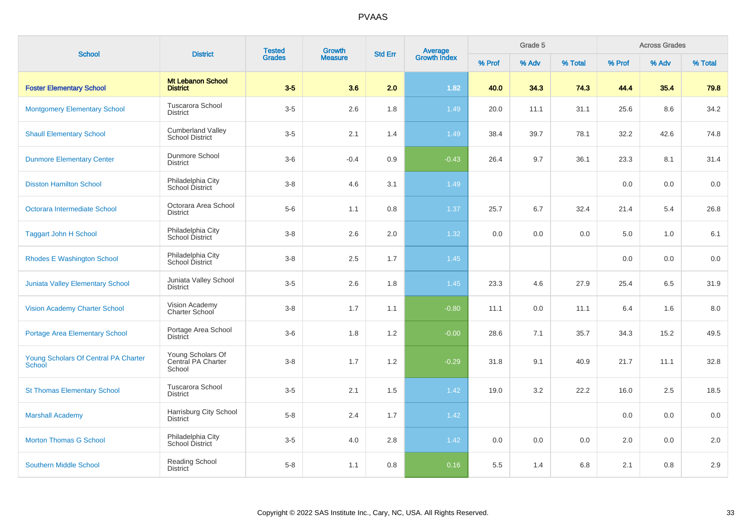# PVAAS

| School | District | Tested Grades | Growth Measure | Std Err | Average Growth Index | Grade 5 | | | Across Grades | | |
|---|---|---|---|---|---|---|---|---|---|---|---|
| | | | | | | % Prof | % Adv | % Total | % Prof | % Adv | % Total |
| **Foster Elementary School** | **Mt Lebanon School District** | **3-5** | **3.6** | **2.0** | **1.82** | **40.0** | **34.3** | **74.3** | **44.4** | **35.4** | **79.8** |
| Montgomery Elementary School | Tuscarora School District | 3-5 | 2.6 | 1.8 | 1.49 | 20.0 | 11.1 | 31.1 | 25.6 | 8.6 | 34.2 |
| Shaull Elementary School | Cumberland Valley School District | 3-5 | 2.1 | 1.4 | 1.49 | 38.4 | 39.7 | 78.1 | 32.2 | 42.6 | 74.8 |
| Dunmore Elementary Center | Dunmore School District | 3-6 | -0.4 | 0.9 | -0.43 | 26.4 | 9.7 | 36.1 | 23.3 | 8.1 | 31.4 |
| Disston Hamilton School | Philadelphia City School District | 3-8 | 4.6 | 3.1 | 1.49 | | | | 0.0 | 0.0 | 0.0 |
| Octorara Intermediate School | Octorara Area School District | 5-6 | 1.1 | 0.8 | 1.37 | 25.7 | 6.7 | 32.4 | 21.4 | 5.4 | 26.8 |
| Taggart John H School | Philadelphia City School District | 3-8 | 2.6 | 2.0 | 1.32 | 0.0 | 0.0 | 0.0 | 5.0 | 1.0 | 6.1 |
| Rhodes E Washington School | Philadelphia City School District | 3-8 | 2.5 | 1.7 | 1.45 | | | | 0.0 | 0.0 | 0.0 |
| Juniata Valley Elementary School | Juniata Valley School District | 3-5 | 2.6 | 1.8 | 1.45 | 23.3 | 4.6 | 27.9 | 25.4 | 6.5 | 31.9 |
| Vision Academy Charter School | Vision Academy Charter School | 3-8 | 1.7 | 1.1 | -0.80 | 11.1 | 0.0 | 11.1 | 6.4 | 1.6 | 8.0 |
| Portage Area Elementary School | Portage Area School District | 3-6 | 1.8 | 1.2 | -0.00 | 28.6 | 7.1 | 35.7 | 34.3 | 15.2 | 49.5 |
| Young Scholars Of Central PA Charter School | Young Scholars Of Central PA Charter School | 3-8 | 1.7 | 1.2 | -0.29 | 31.8 | 9.1 | 40.9 | 21.7 | 11.1 | 32.8 |
| St Thomas Elementary School | Tuscarora School District | 3-5 | 2.1 | 1.5 | 1.42 | 19.0 | 3.2 | 22.2 | 16.0 | 2.5 | 18.5 |
| Marshall Academy | Harrisburg City School District | 5-8 | 2.4 | 1.7 | 1.42 | | | | 0.0 | 0.0 | 0.0 |
| Morton Thomas G School | Philadelphia City School District | 3-5 | 4.0 | 2.8 | 1.42 | 0.0 | 0.0 | 0.0 | 2.0 | 0.0 | 2.0 |
| Southern Middle School | Reading School District | 5-8 | 1.1 | 0.8 | 0.16 | 5.5 | 1.4 | 6.8 | 2.1 | 0.8 | 2.9 |

Copyright © 2022 SAS Institute Inc., Cary, NC, USA. All Rights Reserved.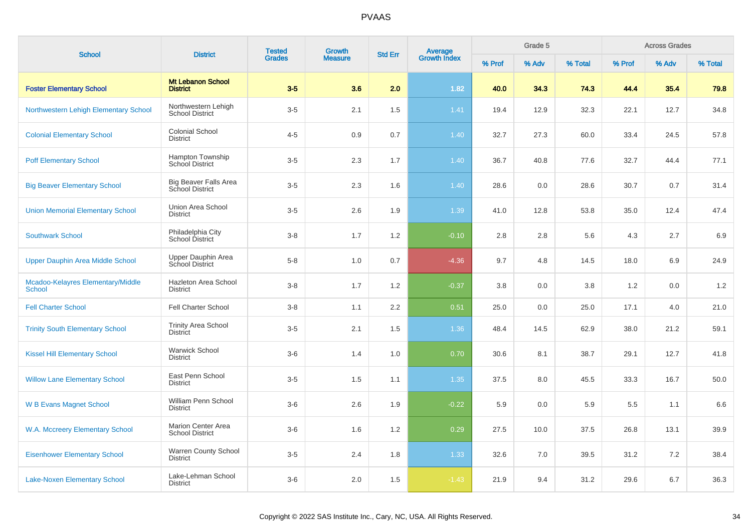# PVAAS

| School | District | Tested Grades | Growth Measure | Std Err | Average Growth Index | Grade 5 | | | Across Grades | | |
|---|---|---|---|---|---|---|---|---|---|---|---|
| | | | | | | % Prof | % Adv | % Total | % Prof | % Adv | % Total |
| **Foster Elementary School** | **Mt Lebanon School District** | **3-5** | **3.6** | **2.0** | **1.82** | **40.0** | **34.3** | **74.3** | **44.4** | **35.4** | **79.8** |
| Northwestern Lehigh Elementary School | Northwestern Lehigh School District | 3-5 | 2.1 | 1.5 | 1.41 | 19.4 | 12.9 | 32.3 | 22.1 | 12.7 | 34.8 |
| Colonial Elementary School | Colonial School District | 4-5 | 0.9 | 0.7 | 1.40 | 32.7 | 27.3 | 60.0 | 33.4 | 24.5 | 57.8 |
| Poff Elementary School | Hampton Township School District | 3-5 | 2.3 | 1.7 | 1.40 | 36.7 | 40.8 | 77.6 | 32.7 | 44.4 | 77.1 |
| Big Beaver Elementary School | Big Beaver Falls Area School District | 3-5 | 2.3 | 1.6 | 1.40 | 28.6 | 0.0 | 28.6 | 30.7 | 0.7 | 31.4 |
| Union Memorial Elementary School | Union Area School District | 3-5 | 2.6 | 1.9 | 1.39 | 41.0 | 12.8 | 53.8 | 35.0 | 12.4 | 47.4 |
| Southwark School | Philadelphia City School District | 3-8 | 1.7 | 1.2 | -0.10 | 2.8 | 2.8 | 5.6 | 4.3 | 2.7 | 6.9 |
| Upper Dauphin Area Middle School | Upper Dauphin Area School District | 5-8 | 1.0 | 0.7 | -4.36 | 9.7 | 4.8 | 14.5 | 18.0 | 6.9 | 24.9 |
| Mcadoo-Kelayres Elementary/Middle School | Hazleton Area School District | 3-8 | 1.7 | 1.2 | -0.37 | 3.8 | 0.0 | 3.8 | 1.2 | 0.0 | 1.2 |
| Fell Charter School | Fell Charter School | 3-8 | 1.1 | 2.2 | 0.51 | 25.0 | 0.0 | 25.0 | 17.1 | 4.0 | 21.0 |
| Trinity South Elementary School | Trinity Area School District | 3-5 | 2.1 | 1.5 | 1.36 | 48.4 | 14.5 | 62.9 | 38.0 | 21.2 | 59.1 |
| Kissel Hill Elementary School | Warwick School District | 3-6 | 1.4 | 1.0 | 0.70 | 30.6 | 8.1 | 38.7 | 29.1 | 12.7 | 41.8 |
| Willow Lane Elementary School | East Penn School District | 3-5 | 1.5 | 1.1 | 1.35 | 37.5 | 8.0 | 45.5 | 33.3 | 16.7 | 50.0 |
| W B Evans Magnet School | William Penn School District | 3-6 | 2.6 | 1.9 | -0.22 | 5.9 | 0.0 | 5.9 | 5.5 | 1.1 | 6.6 |
| W.A. Mccreery Elementary School | Marion Center Area School District | 3-6 | 1.6 | 1.2 | 0.29 | 27.5 | 10.0 | 37.5 | 26.8 | 13.1 | 39.9 |
| Eisenhower Elementary School | Warren County School District | 3-5 | 2.4 | 1.8 | 1.33 | 32.6 | 7.0 | 39.5 | 31.2 | 7.2 | 38.4 |
| Lake-Noxen Elementary School | Lake-Lehman School District | 3-6 | 2.0 | 1.5 | -1.43 | 21.9 | 9.4 | 31.2 | 29.6 | 6.7 | 36.3 |

Copyright © 2022 SAS Institute Inc., Cary, NC, USA. All Rights Reserved.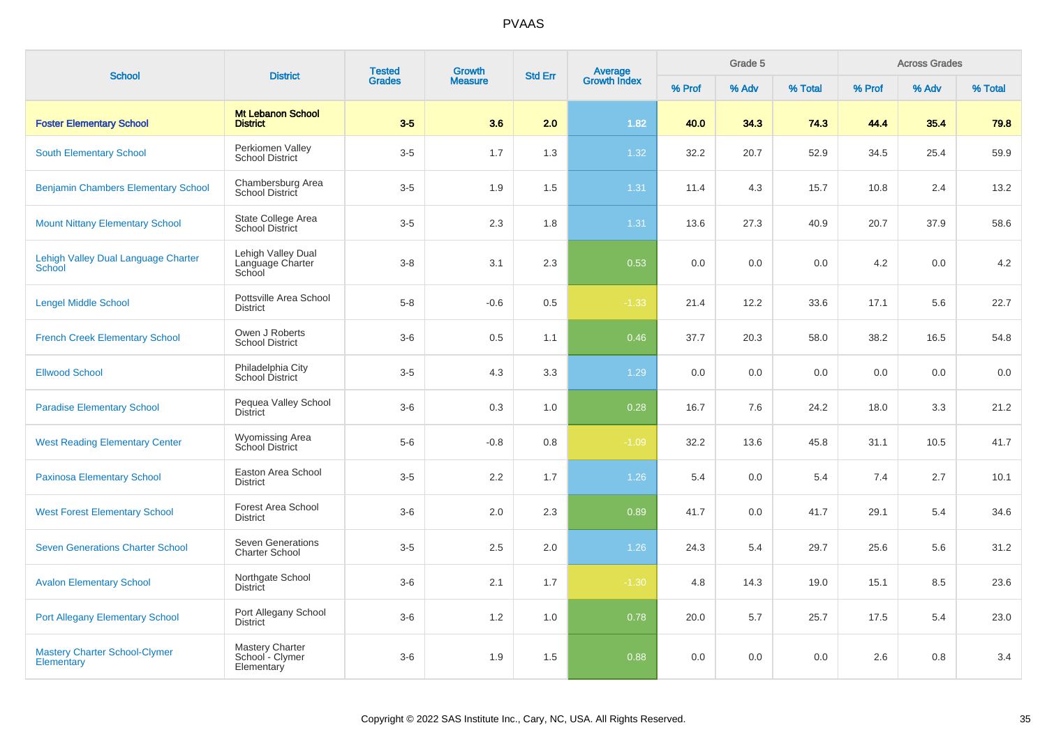# PVAAS

| School | District | Tested Grades | Growth Measure | Std Err | Average Growth Index | Grade 5 | | | Across Grades | | |
|---|---|---|---|---|---|---|---|---|---|---|---|
| | | | | | | % Prof | % Adv | % Total | % Prof | % Adv | % Total |
| **Foster Elementary School** | **Mt Lebanon School District** | **3-5** | **3.6** | **2.0** | **1.82** | **40.0** | **34.3** | **74.3** | **44.4** | **35.4** | **79.8** |
| South Elementary School | Perkiomen Valley School District | 3-5 | 1.7 | 1.3 | 1.32 | 32.2 | 20.7 | 52.9 | 34.5 | 25.4 | 59.9 |
| Benjamin Chambers Elementary School | Chambersburg Area School District | 3-5 | 1.9 | 1.5 | 1.31 | 11.4 | 4.3 | 15.7 | 10.8 | 2.4 | 13.2 |
| Mount Nittany Elementary School | State College Area School District | 3-5 | 2.3 | 1.8 | 1.31 | 13.6 | 27.3 | 40.9 | 20.7 | 37.9 | 58.6 |
| Lehigh Valley Dual Language Charter School | Lehigh Valley Dual Language Charter School | 3-8 | 3.1 | 2.3 | 0.53 | 0.0 | 0.0 | 0.0 | 4.2 | 0.0 | 4.2 |
| Lengel Middle School | Pottsville Area School District | 5-8 | -0.6 | 0.5 | -1.33 | 21.4 | 12.2 | 33.6 | 17.1 | 5.6 | 22.7 |
| French Creek Elementary School | Owen J Roberts School District | 3-6 | 0.5 | 1.1 | 0.46 | 37.7 | 20.3 | 58.0 | 38.2 | 16.5 | 54.8 |
| Ellwood School | Philadelphia City School District | 3-5 | 4.3 | 3.3 | 1.29 | 0.0 | 0.0 | 0.0 | 0.0 | 0.0 | 0.0 |
| Paradise Elementary School | Pequea Valley School District | 3-6 | 0.3 | 1.0 | 0.28 | 16.7 | 7.6 | 24.2 | 18.0 | 3.3 | 21.2 |
| West Reading Elementary Center | Wyomissing Area School District | 5-6 | -0.8 | 0.8 | -1.09 | 32.2 | 13.6 | 45.8 | 31.1 | 10.5 | 41.7 |
| Paxinosa Elementary School | Easton Area School District | 3-5 | 2.2 | 1.7 | 1.26 | 5.4 | 0.0 | 5.4 | 7.4 | 2.7 | 10.1 |
| West Forest Elementary School | Forest Area School District | 3-6 | 2.0 | 2.3 | 0.89 | 41.7 | 0.0 | 41.7 | 29.1 | 5.4 | 34.6 |
| Seven Generations Charter School | Seven Generations Charter School | 3-5 | 2.5 | 2.0 | 1.26 | 24.3 | 5.4 | 29.7 | 25.6 | 5.6 | 31.2 |
| Avalon Elementary School | Northgate School District | 3-6 | 2.1 | 1.7 | -1.30 | 4.8 | 14.3 | 19.0 | 15.1 | 8.5 | 23.6 |
| Port Allegany Elementary School | Port Allegany School District | 3-6 | 1.2 | 1.0 | 0.78 | 20.0 | 5.7 | 25.7 | 17.5 | 5.4 | 23.0 |
| Mastery Charter School-Clymer Elementary | Mastery Charter School - Clymer Elementary | 3-6 | 1.9 | 1.5 | 0.88 | 0.0 | 0.0 | 0.0 | 2.6 | 0.8 | 3.4 |

Copyright © 2022 SAS Institute Inc., Cary, NC, USA. All Rights Reserved.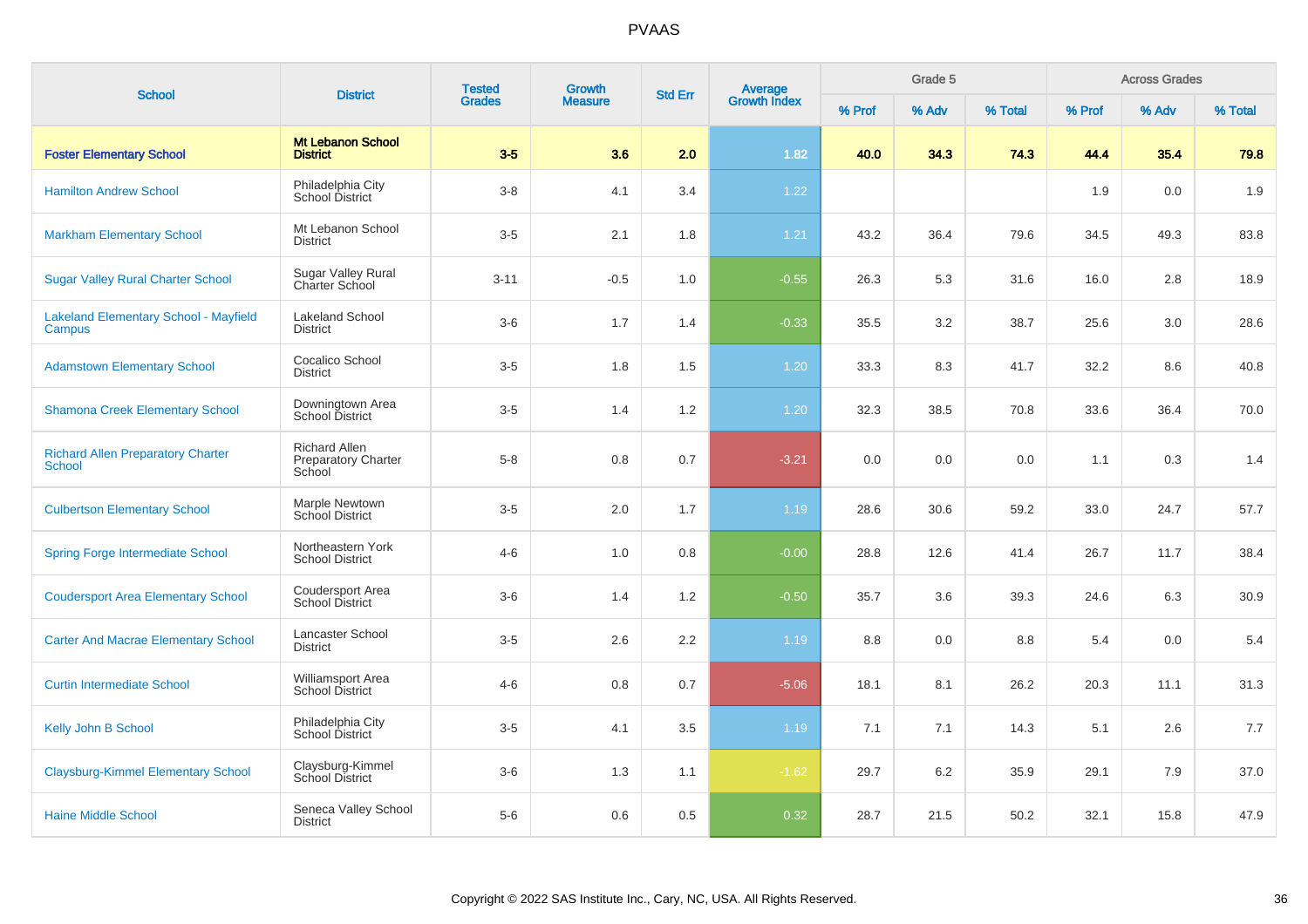# PVAAS

| School | District | Tested Grades | Growth Measure | Std Err | Average Growth Index | Grade 5 | | | Across Grades | | |
|---|---|---|---|---|---|---|---|---|---|---|---|
| | | | | | | % Prof | % Adv | % Total | % Prof | % Adv | % Total |
| **Foster Elementary School** | **Mt Lebanon School District** | **3-5** | **3.6** | **2.0** | **1.82** | **40.0** | **34.3** | **74.3** | **44.4** | **35.4** | **79.8** |
| Hamilton Andrew School | Philadelphia City School District | 3-8 | 4.1 | 3.4 | 1.22 | | | | 1.9 | 0.0 | 1.9 |
| Markham Elementary School | Mt Lebanon School District | 3-5 | 2.1 | 1.8 | 1.21 | 43.2 | 36.4 | 79.6 | 34.5 | 49.3 | 83.8 |
| Sugar Valley Rural Charter School | Sugar Valley Rural Charter School | 3-11 | -0.5 | 1.0 | -0.55 | 26.3 | 5.3 | 31.6 | 16.0 | 2.8 | 18.9 |
| Lakeland Elementary School - Mayfield Campus | Lakeland School District | 3-6 | 1.7 | 1.4 | -0.33 | 35.5 | 3.2 | 38.7 | 25.6 | 3.0 | 28.6 |
| Adamstown Elementary School | Cocalico School District | 3-5 | 1.8 | 1.5 | 1.20 | 33.3 | 8.3 | 41.7 | 32.2 | 8.6 | 40.8 |
| Shamona Creek Elementary School | Downingtown Area School District | 3-5 | 1.4 | 1.2 | 1.20 | 32.3 | 38.5 | 70.8 | 33.6 | 36.4 | 70.0 |
| Richard Allen Preparatory Charter School | Richard Allen Preparatory Charter School | 5-8 | 0.8 | 0.7 | -3.21 | 0.0 | 0.0 | 0.0 | 1.1 | 0.3 | 1.4 |
| Culbertson Elementary School | Marple Newtown School District | 3-5 | 2.0 | 1.7 | 1.19 | 28.6 | 30.6 | 59.2 | 33.0 | 24.7 | 57.7 |
| Spring Forge Intermediate School | Northeastern York School District | 4-6 | 1.0 | 0.8 | -0.00 | 28.8 | 12.6 | 41.4 | 26.7 | 11.7 | 38.4 |
| Coudersport Area Elementary School | Coudersport Area School District | 3-6 | 1.4 | 1.2 | -0.50 | 35.7 | 3.6 | 39.3 | 24.6 | 6.3 | 30.9 |
| Carter And Macrae Elementary School | Lancaster School District | 3-5 | 2.6 | 2.2 | 1.19 | 8.8 | 0.0 | 8.8 | 5.4 | 0.0 | 5.4 |
| Curtin Intermediate School | Williamsport Area School District | 4-6 | 0.8 | 0.7 | -5.06 | 18.1 | 8.1 | 26.2 | 20.3 | 11.1 | 31.3 |
| Kelly John B School | Philadelphia City School District | 3-5 | 4.1 | 3.5 | 1.19 | 7.1 | 7.1 | 14.3 | 5.1 | 2.6 | 7.7 |
| Claysburg-Kimmel Elementary School | Claysburg-Kimmel School District | 3-6 | 1.3 | 1.1 | -1.62 | 29.7 | 6.2 | 35.9 | 29.1 | 7.9 | 37.0 |
| Haine Middle School | Seneca Valley School District | 5-6 | 0.6 | 0.5 | 0.32 | 28.7 | 21.5 | 50.2 | 32.1 | 15.8 | 47.9 |

Copyright © 2022 SAS Institute Inc., Cary, NC, USA. All Rights Reserved.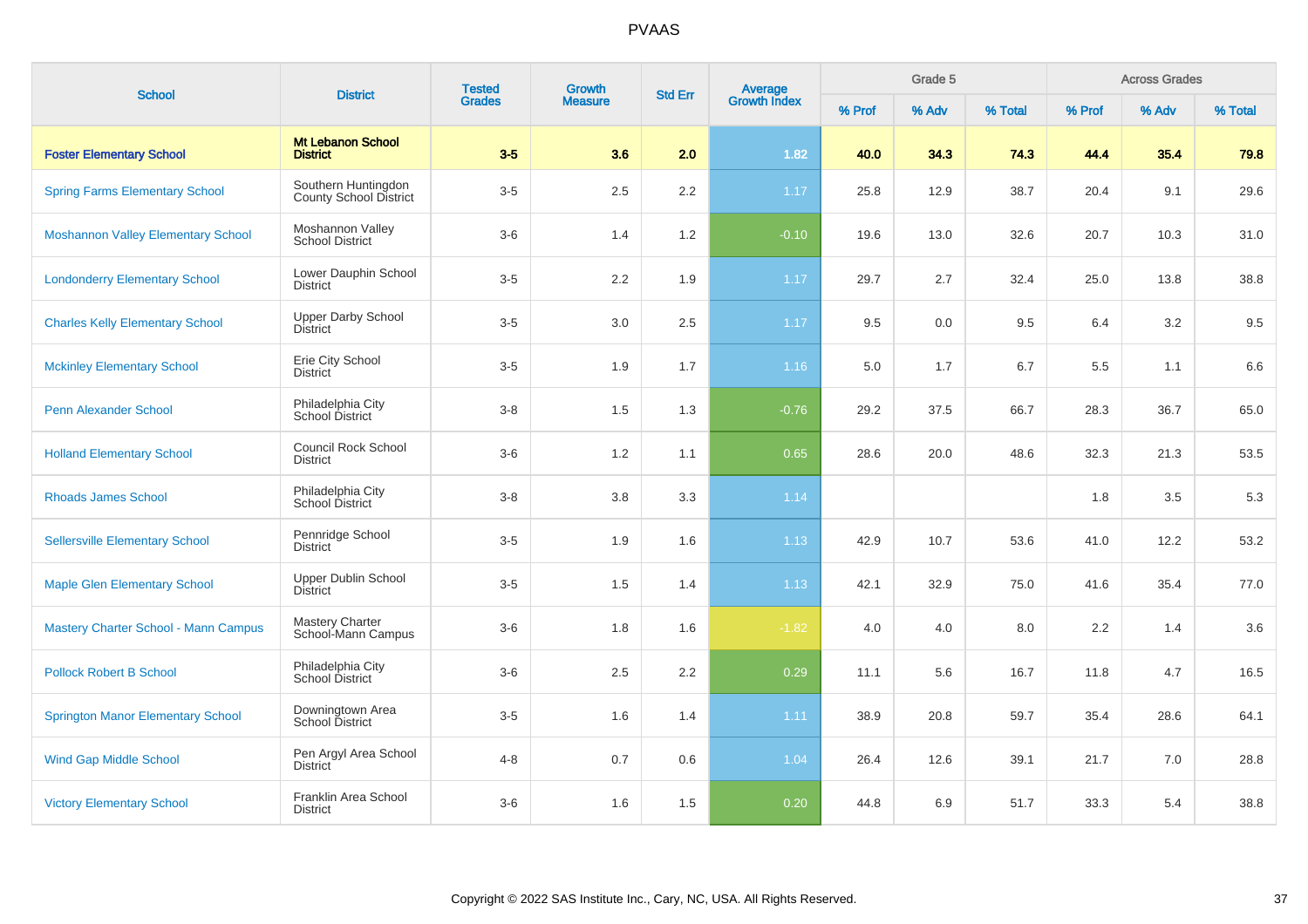# PVAAS

| School | District | Tested Grades | Growth Measure | Std Err | Average Growth Index | Grade 5 | | | Across Grades | | |
|---|---|---|---|---|---|---|---|---|---|---|---|
| | | | | | | % Prof | % Adv | % Total | % Prof | % Adv | % Total |
| **Foster Elementary School** | **Mt Lebanon School District** | **3-5** | **3.6** | **2.0** | **1.82** | **40.0** | **34.3** | **74.3** | **44.4** | **35.4** | **79.8** |
| Spring Farms Elementary School | Southern Huntingdon County School District | 3-5 | 2.5 | 2.2 | 1.17 | 25.8 | 12.9 | 38.7 | 20.4 | 9.1 | 29.6 |
| Moshannon Valley Elementary School | Moshannon Valley School District | 3-6 | 1.4 | 1.2 | -0.10 | 19.6 | 13.0 | 32.6 | 20.7 | 10.3 | 31.0 |
| Londonderry Elementary School | Lower Dauphin School District | 3-5 | 2.2 | 1.9 | 1.17 | 29.7 | 2.7 | 32.4 | 25.0 | 13.8 | 38.8 |
| Charles Kelly Elementary School | Upper Darby School District | 3-5 | 3.0 | 2.5 | 1.17 | 9.5 | 0.0 | 9.5 | 6.4 | 3.2 | 9.5 |
| Mckinley Elementary School | Erie City School District | 3-5 | 1.9 | 1.7 | 1.16 | 5.0 | 1.7 | 6.7 | 5.5 | 1.1 | 6.6 |
| Penn Alexander School | Philadelphia City School District | 3-8 | 1.5 | 1.3 | -0.76 | 29.2 | 37.5 | 66.7 | 28.3 | 36.7 | 65.0 |
| Holland Elementary School | Council Rock School District | 3-6 | 1.2 | 1.1 | 0.65 | 28.6 | 20.0 | 48.6 | 32.3 | 21.3 | 53.5 |
| Rhoads James School | Philadelphia City School District | 3-8 | 3.8 | 3.3 | 1.14 | | | | 1.8 | 3.5 | 5.3 |
| Sellersville Elementary School | Pennridge School District | 3-5 | 1.9 | 1.6 | 1.13 | 42.9 | 10.7 | 53.6 | 41.0 | 12.2 | 53.2 |
| Maple Glen Elementary School | Upper Dublin School District | 3-5 | 1.5 | 1.4 | 1.13 | 42.1 | 32.9 | 75.0 | 41.6 | 35.4 | 77.0 |
| Mastery Charter School - Mann Campus | Mastery Charter School-Mann Campus | 3-6 | 1.8 | 1.6 | -1.82 | 4.0 | 4.0 | 8.0 | 2.2 | 1.4 | 3.6 |
| Pollock Robert B School | Philadelphia City School District | 3-6 | 2.5 | 2.2 | 0.29 | 11.1 | 5.6 | 16.7 | 11.8 | 4.7 | 16.5 |
| Springton Manor Elementary School | Downingtown Area School District | 3-5 | 1.6 | 1.4 | 1.11 | 38.9 | 20.8 | 59.7 | 35.4 | 28.6 | 64.1 |
| Wind Gap Middle School | Pen Argyl Area School District | 4-8 | 0.7 | 0.6 | 1.04 | 26.4 | 12.6 | 39.1 | 21.7 | 7.0 | 28.8 |
| Victory Elementary School | Franklin Area School District | 3-6 | 1.6 | 1.5 | 0.20 | 44.8 | 6.9 | 51.7 | 33.3 | 5.4 | 38.8 |

Copyright © 2022 SAS Institute Inc., Cary, NC, USA. All Rights Reserved.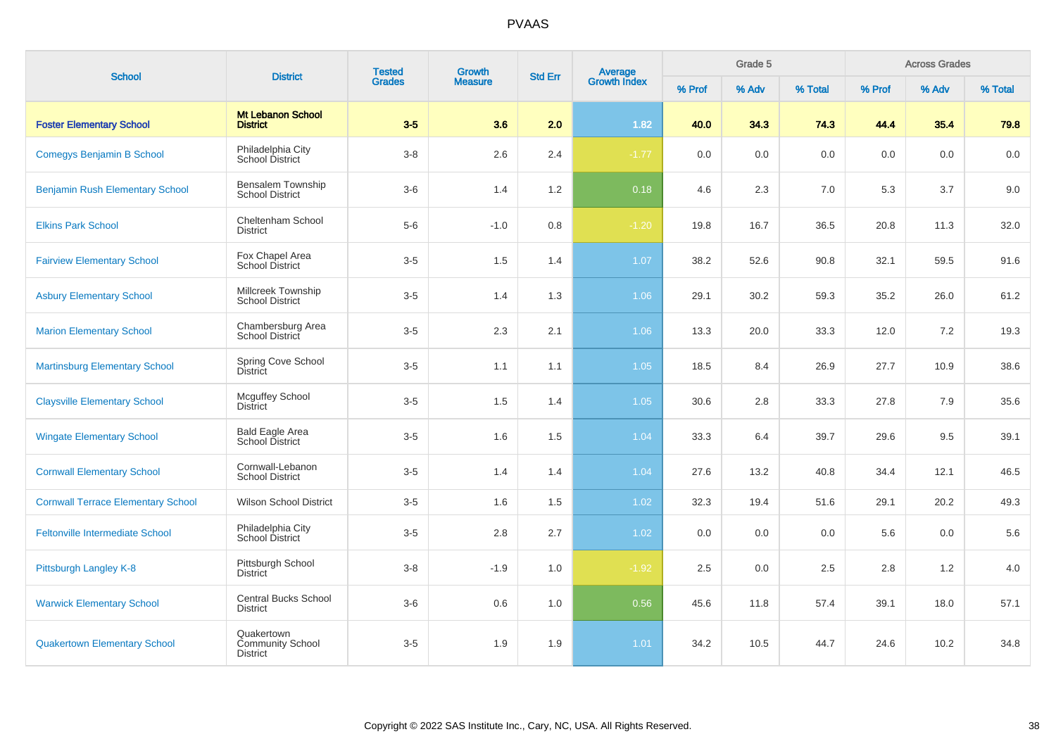# PVAAS

| School | District | Tested Grades | Growth Measure | Std Err | Average Growth Index | Grade 5 | | | Across Grades | | |
|---|---|---|---|---|---|---|---|---|---|---|---|
| | | | | | | % Prof | % Adv | % Total | % Prof | % Adv | % Total |
| **Foster Elementary School** | **Mt Lebanon School District** | **3-5** | **3.6** | **2.0** | **1.82** | **40.0** | **34.3** | **74.3** | **44.4** | **35.4** | **79.8** |
| Comegys Benjamin B School | Philadelphia City School District | 3-8 | 2.6 | 2.4 | -1.77 | 0.0 | 0.0 | 0.0 | 0.0 | 0.0 | 0.0 |
| Benjamin Rush Elementary School | Bensalem Township School District | 3-6 | 1.4 | 1.2 | 0.18 | 4.6 | 2.3 | 7.0 | 5.3 | 3.7 | 9.0 |
| Elkins Park School | Cheltenham School District | 5-6 | -1.0 | 0.8 | -1.20 | 19.8 | 16.7 | 36.5 | 20.8 | 11.3 | 32.0 |
| Fairview Elementary School | Fox Chapel Area School District | 3-5 | 1.5 | 1.4 | 1.07 | 38.2 | 52.6 | 90.8 | 32.1 | 59.5 | 91.6 |
| Asbury Elementary School | Millcreek Township School District | 3-5 | 1.4 | 1.3 | 1.06 | 29.1 | 30.2 | 59.3 | 35.2 | 26.0 | 61.2 |
| Marion Elementary School | Chambersburg Area School District | 3-5 | 2.3 | 2.1 | 1.06 | 13.3 | 20.0 | 33.3 | 12.0 | 7.2 | 19.3 |
| Martinsburg Elementary School | Spring Cove School District | 3-5 | 1.1 | 1.1 | 1.05 | 18.5 | 8.4 | 26.9 | 27.7 | 10.9 | 38.6 |
| Claysville Elementary School | Mcguffey School District | 3-5 | 1.5 | 1.4 | 1.05 | 30.6 | 2.8 | 33.3 | 27.8 | 7.9 | 35.6 |
| Wingate Elementary School | Bald Eagle Area School District | 3-5 | 1.6 | 1.5 | 1.04 | 33.3 | 6.4 | 39.7 | 29.6 | 9.5 | 39.1 |
| Cornwall Elementary School | Cornwall-Lebanon School District | 3-5 | 1.4 | 1.4 | 1.04 | 27.6 | 13.2 | 40.8 | 34.4 | 12.1 | 46.5 |
| Cornwall Terrace Elementary School | Wilson School District | 3-5 | 1.6 | 1.5 | 1.02 | 32.3 | 19.4 | 51.6 | 29.1 | 20.2 | 49.3 |
| Feltonville Intermediate School | Philadelphia City School District | 3-5 | 2.8 | 2.7 | 1.02 | 0.0 | 0.0 | 0.0 | 5.6 | 0.0 | 5.6 |
| Pittsburgh Langley K-8 | Pittsburgh School District | 3-8 | -1.9 | 1.0 | -1.92 | 2.5 | 0.0 | 2.5 | 2.8 | 1.2 | 4.0 |
| Warwick Elementary School | Central Bucks School District | 3-6 | 0.6 | 1.0 | 0.56 | 45.6 | 11.8 | 57.4 | 39.1 | 18.0 | 57.1 |
| Quakertown Elementary School | Quakertown Community School District | 3-5 | 1.9 | 1.9 | 1.01 | 34.2 | 10.5 | 44.7 | 24.6 | 10.2 | 34.8 |

Copyright © 2022 SAS Institute Inc., Cary, NC, USA. All Rights Reserved.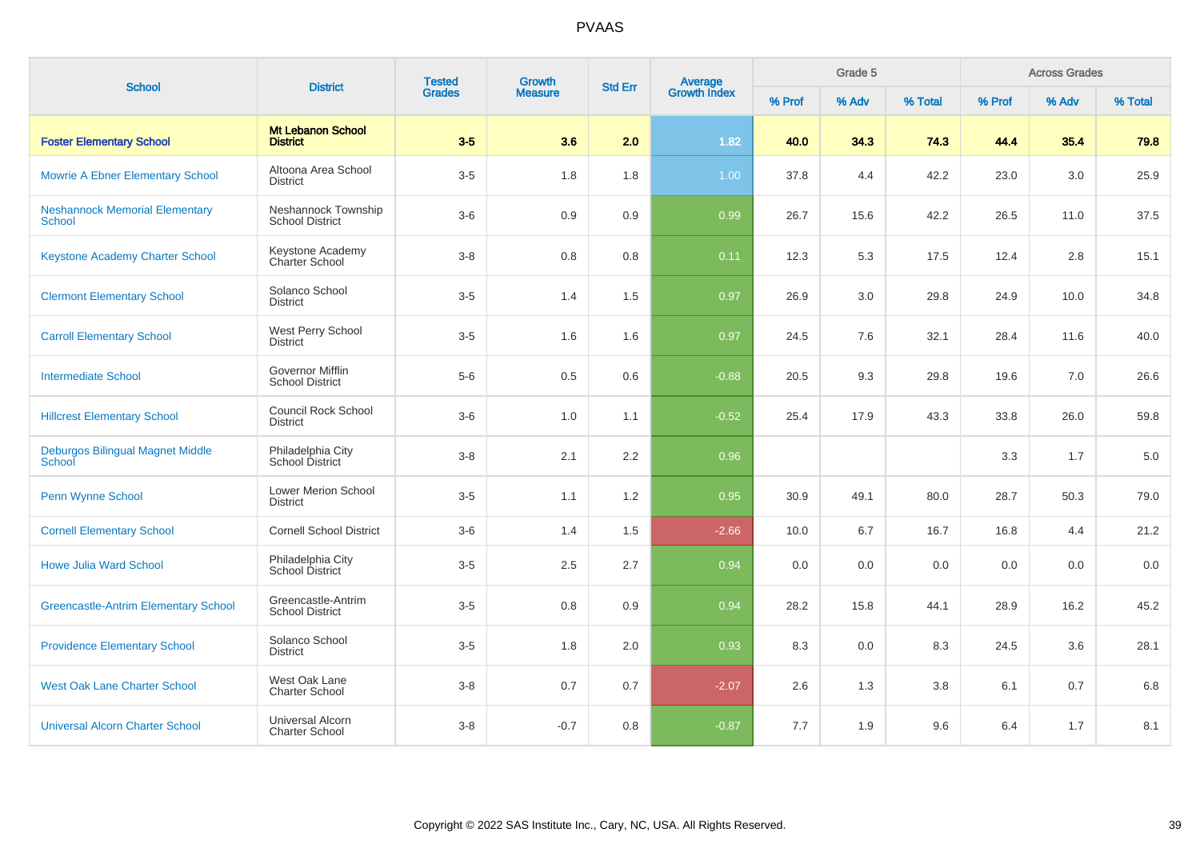# PVAAS

| School | District | Tested Grades | Growth Measure | Std Err | Average Growth Index | Grade 5 | | | Across Grades | | |
|---|---|---|---|---|---|---|---|---|---|---|---|
| | | | | | | % Prof | % Adv | % Total | % Prof | % Adv | % Total |
| **Foster Elementary School** | **Mt Lebanon School District** | **3-5** | **3.6** | **2.0** | **1.82** | **40.0** | **34.3** | **74.3** | **44.4** | **35.4** | **79.8** |
| Mowrie A Ebner Elementary School | Altoona Area School District | 3-5 | 1.8 | 1.8 | 1.00 | 37.8 | 4.4 | 42.2 | 23.0 | 3.0 | 25.9 |
| Neshannock Memorial Elementary School | Neshannock Township School District | 3-6 | 0.9 | 0.9 | 0.99 | 26.7 | 15.6 | 42.2 | 26.5 | 11.0 | 37.5 |
| Keystone Academy Charter School | Keystone Academy Charter School | 3-8 | 0.8 | 0.8 | 0.11 | 12.3 | 5.3 | 17.5 | 12.4 | 2.8 | 15.1 |
| Clermont Elementary School | Solanco School District | 3-5 | 1.4 | 1.5 | 0.97 | 26.9 | 3.0 | 29.8 | 24.9 | 10.0 | 34.8 |
| Carroll Elementary School | West Perry School District | 3-5 | 1.6 | 1.6 | 0.97 | 24.5 | 7.6 | 32.1 | 28.4 | 11.6 | 40.0 |
| Intermediate School | Governor Mifflin School District | 5-6 | 0.5 | 0.6 | -0.88 | 20.5 | 9.3 | 29.8 | 19.6 | 7.0 | 26.6 |
| Hillcrest Elementary School | Council Rock School District | 3-6 | 1.0 | 1.1 | -0.52 | 25.4 | 17.9 | 43.3 | 33.8 | 26.0 | 59.8 |
| Deburgos Bilingual Magnet Middle School | Philadelphia City School District | 3-8 | 2.1 | 2.2 | 0.96 | | | | 3.3 | 1.7 | 5.0 |
| Penn Wynne School | Lower Merion School District | 3-5 | 1.1 | 1.2 | 0.95 | 30.9 | 49.1 | 80.0 | 28.7 | 50.3 | 79.0 |
| Cornell Elementary School | Cornell School District | 3-6 | 1.4 | 1.5 | -2.66 | 10.0 | 6.7 | 16.7 | 16.8 | 4.4 | 21.2 |
| Howe Julia Ward School | Philadelphia City School District | 3-5 | 2.5 | 2.7 | 0.94 | 0.0 | 0.0 | 0.0 | 0.0 | 0.0 | 0.0 |
| Greencastle-Antrim Elementary School | Greencastle-Antrim School District | 3-5 | 0.8 | 0.9 | 0.94 | 28.2 | 15.8 | 44.1 | 28.9 | 16.2 | 45.2 |
| Providence Elementary School | Solanco School District | 3-5 | 1.8 | 2.0 | 0.93 | 8.3 | 0.0 | 8.3 | 24.5 | 3.6 | 28.1 |
| West Oak Lane Charter School | West Oak Lane Charter School | 3-8 | 0.7 | 0.7 | -2.07 | 2.6 | 1.3 | 3.8 | 6.1 | 0.7 | 6.8 |
| Universal Alcorn Charter School | Universal Alcorn Charter School | 3-8 | -0.7 | 0.8 | -0.87 | 7.7 | 1.9 | 9.6 | 6.4 | 1.7 | 8.1 |

Copyright © 2022 SAS Institute Inc., Cary, NC, USA. All Rights Reserved.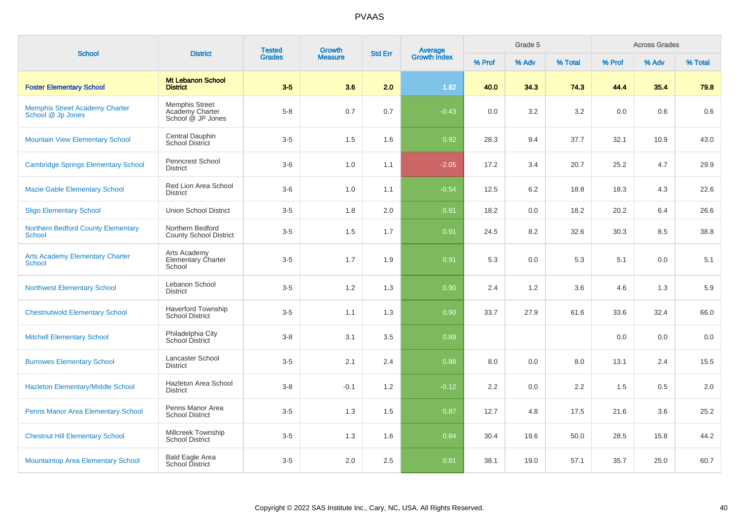# PVAAS

| School | District | Tested Grades | Growth Measure | Std Err | Average Growth Index | Grade 5 | | | Across Grades | | |
|---|---|---|---|---|---|---|---|---|---|---|---|
| | | | | | | % Prof | % Adv | % Total | % Prof | % Adv | % Total |
| **Foster Elementary School** | **Mt Lebanon School District** | **3-5** | **3.6** | **2.0** | **1.82** | **40.0** | **34.3** | **74.3** | **44.4** | **35.4** | **79.8** |
| Memphis Street Academy Charter School @ Jp Jones | Memphis Street Academy Charter School @ JP Jones | 5-8 | 0.7 | 0.7 | -0.43 | 0.0 | 3.2 | 3.2 | 0.0 | 0.6 | 0.6 |
| Mountain View Elementary School | Central Dauphin School District | 3-5 | 1.5 | 1.6 | 0.92 | 28.3 | 9.4 | 37.7 | 32.1 | 10.9 | 43.0 |
| Cambridge Springs Elementary School | Penncrest School District | 3-6 | 1.0 | 1.1 | -2.05 | 17.2 | 3.4 | 20.7 | 25.2 | 4.7 | 29.9 |
| Mazie Gable Elementary School | Red Lion Area School District | 3-6 | 1.0 | 1.1 | -0.54 | 12.5 | 6.2 | 18.8 | 18.3 | 4.3 | 22.6 |
| Sligo Elementary School | Union School District | 3-5 | 1.8 | 2.0 | 0.91 | 18.2 | 0.0 | 18.2 | 20.2 | 6.4 | 26.6 |
| Northern Bedford County Elementary School | Northern Bedford County School District | 3-5 | 1.5 | 1.7 | 0.91 | 24.5 | 8.2 | 32.6 | 30.3 | 8.5 | 38.8 |
| Arts Academy Elementary Charter School | Arts Academy Elementary Charter School | 3-5 | 1.7 | 1.9 | 0.91 | 5.3 | 0.0 | 5.3 | 5.1 | 0.0 | 5.1 |
| Northwest Elementary School | Lebanon School District | 3-5 | 1.2 | 1.3 | 0.90 | 2.4 | 1.2 | 3.6 | 4.6 | 1.3 | 5.9 |
| Chestnutwold Elementary School | Haverford Township School District | 3-5 | 1.1 | 1.3 | 0.90 | 33.7 | 27.9 | 61.6 | 33.6 | 32.4 | 66.0 |
| Mitchell Elementary School | Philadelphia City School District | 3-8 | 3.1 | 3.5 | 0.89 | | | | 0.0 | 0.0 | 0.0 |
| Burrowes Elementary School | Lancaster School District | 3-5 | 2.1 | 2.4 | 0.88 | 8.0 | 0.0 | 8.0 | 13.1 | 2.4 | 15.5 |
| Hazleton Elementary/Middle School | Hazleton Area School District | 3-8 | -0.1 | 1.2 | -0.12 | 2.2 | 0.0 | 2.2 | 1.5 | 0.5 | 2.0 |
| Penns Manor Area Elementary School | Penns Manor Area School District | 3-5 | 1.3 | 1.5 | 0.87 | 12.7 | 4.8 | 17.5 | 21.6 | 3.6 | 25.2 |
| Chestnut Hill Elementary School | Millcreek Township School District | 3-5 | 1.3 | 1.6 | 0.84 | 30.4 | 19.6 | 50.0 | 28.5 | 15.8 | 44.2 |
| Mountaintop Area Elementary School | Bald Eagle Area School District | 3-5 | 2.0 | 2.5 | 0.81 | 38.1 | 19.0 | 57.1 | 35.7 | 25.0 | 60.7 |

Copyright © 2022 SAS Institute Inc., Cary, NC, USA. All Rights Reserved.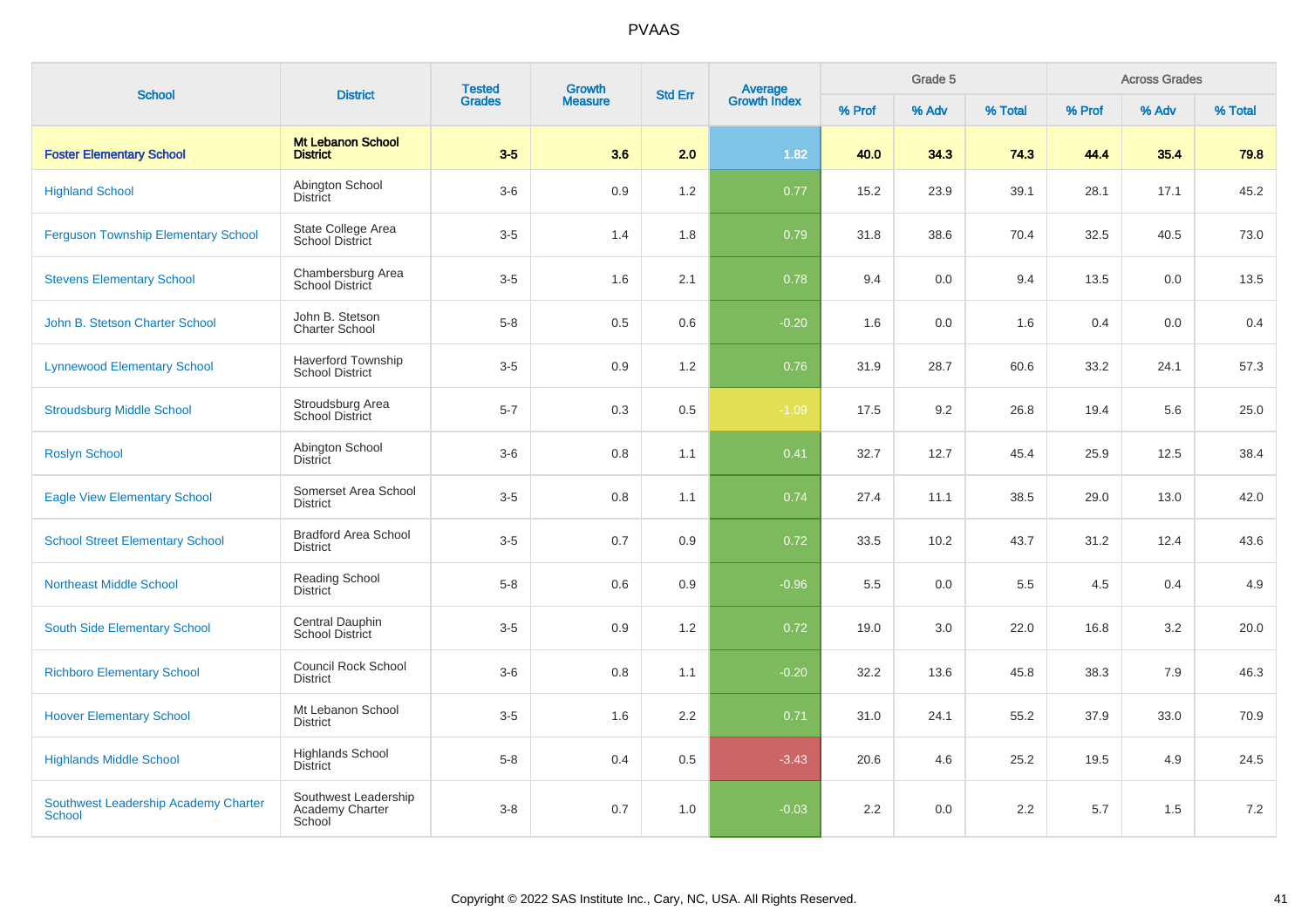| School | District | Tested Grades | Growth Measure | Std Err | Average Growth Index | Grade 5 | | | Across Grades | | |
|---|---|---|---|---|---|---|---|---|---|---|---|
| | | | | | | % Prof | % Adv | % Total | % Prof | % Adv | % Total |
| **Foster Elementary School** | **Mt Lebanon School District** | **3-5** | **3.6** | **2.0** | **1.82** | **40.0** | **34.3** | **74.3** | **44.4** | **35.4** | **79.8** |
| Highland School | Abington School District | 3-6 | 0.9 | 1.2 | 0.77 | 15.2 | 23.9 | 39.1 | 28.1 | 17.1 | 45.2 |
| Ferguson Township Elementary School | State College Area School District | 3-5 | 1.4 | 1.8 | 0.79 | 31.8 | 38.6 | 70.4 | 32.5 | 40.5 | 73.0 |
| Stevens Elementary School | Chambersburg Area School District | 3-5 | 1.6 | 2.1 | 0.78 | 9.4 | 0.0 | 9.4 | 13.5 | 0.0 | 13.5 |
| John B. Stetson Charter School | John B. Stetson Charter School | 5-8 | 0.5 | 0.6 | -0.20 | 1.6 | 0.0 | 1.6 | 0.4 | 0.0 | 0.4 |
| Lynnewood Elementary School | Haverford Township School District | 3-5 | 0.9 | 1.2 | 0.76 | 31.9 | 28.7 | 60.6 | 33.2 | 24.1 | 57.3 |
| Stroudsburg Middle School | Stroudsburg Area School District | 5-7 | 0.3 | 0.5 | -1.09 | 17.5 | 9.2 | 26.8 | 19.4 | 5.6 | 25.0 |
| Roslyn School | Abington School District | 3-6 | 0.8 | 1.1 | 0.41 | 32.7 | 12.7 | 45.4 | 25.9 | 12.5 | 38.4 |
| Eagle View Elementary School | Somerset Area School District | 3-5 | 0.8 | 1.1 | 0.74 | 27.4 | 11.1 | 38.5 | 29.0 | 13.0 | 42.0 |
| School Street Elementary School | Bradford Area School District | 3-5 | 0.7 | 0.9 | 0.72 | 33.5 | 10.2 | 43.7 | 31.2 | 12.4 | 43.6 |
| Northeast Middle School | Reading School District | 5-8 | 0.6 | 0.9 | -0.96 | 5.5 | 0.0 | 5.5 | 4.5 | 0.4 | 4.9 |
| South Side Elementary School | Central Dauphin School District | 3-5 | 0.9 | 1.2 | 0.72 | 19.0 | 3.0 | 22.0 | 16.8 | 3.2 | 20.0 |
| Richboro Elementary School | Council Rock School District | 3-6 | 0.8 | 1.1 | -0.20 | 32.2 | 13.6 | 45.8 | 38.3 | 7.9 | 46.3 |
| Hoover Elementary School | Mt Lebanon School District | 3-5 | 1.6 | 2.2 | 0.71 | 31.0 | 24.1 | 55.2 | 37.9 | 33.0 | 70.9 |
| Highlands Middle School | Highlands School District | 5-8 | 0.4 | 0.5 | -3.43 | 20.6 | 4.6 | 25.2 | 19.5 | 4.9 | 24.5 |
| Southwest Leadership Academy Charter School | Southwest Leadership Academy Charter School | 3-8 | 0.7 | 1.0 | -0.03 | 2.2 | 0.0 | 2.2 | 5.7 | 1.5 | 7.2 |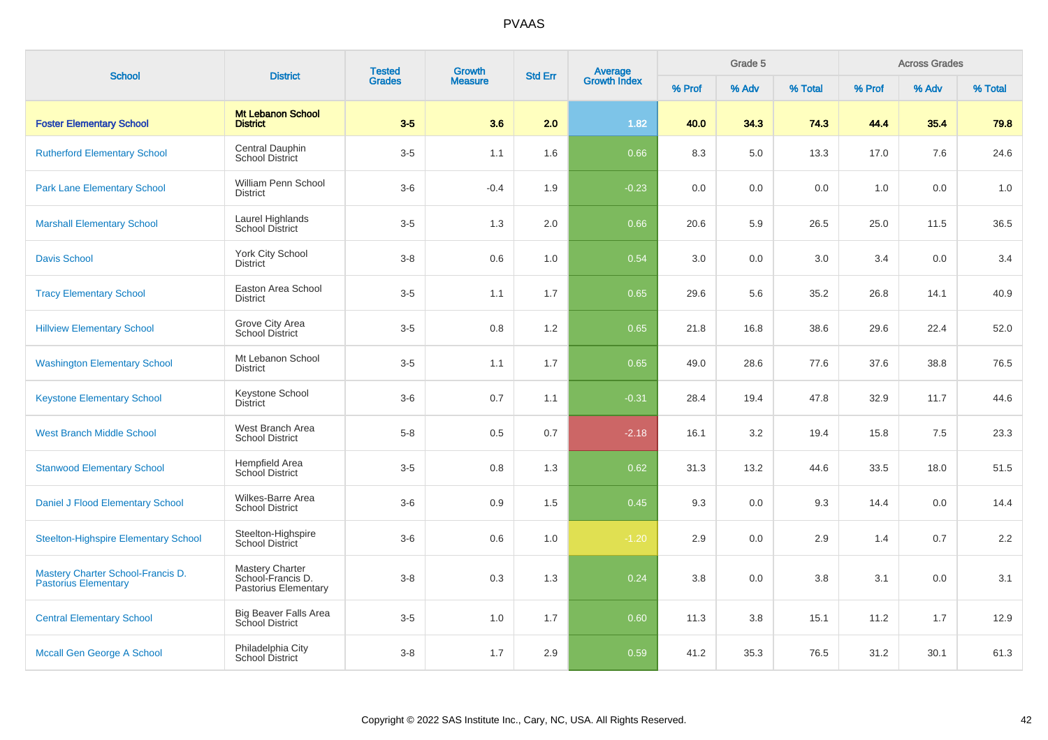# PVAAS

| School | District | Tested Grades | Growth Measure | Std Err | Average Growth Index | Grade 5 | | | Across Grades | | |
|---|---|---|---|---|---|---|---|---|---|---|---|
| | | | | | | % Prof | % Adv | % Total | % Prof | % Adv | % Total |
| **Foster Elementary School** | **Mt Lebanon School District** | **3-5** | **3.6** | **2.0** | **1.82** | **40.0** | **34.3** | **74.3** | **44.4** | **35.4** | **79.8** |
| Rutherford Elementary School | Central Dauphin School District | 3-5 | 1.1 | 1.6 | 0.66 | 8.3 | 5.0 | 13.3 | 17.0 | 7.6 | 24.6 |
| Park Lane Elementary School | William Penn School District | 3-6 | -0.4 | 1.9 | -0.23 | 0.0 | 0.0 | 0.0 | 1.0 | 0.0 | 1.0 |
| Marshall Elementary School | Laurel Highlands School District | 3-5 | 1.3 | 2.0 | 0.66 | 20.6 | 5.9 | 26.5 | 25.0 | 11.5 | 36.5 |
| Davis School | York City School District | 3-8 | 0.6 | 1.0 | 0.54 | 3.0 | 0.0 | 3.0 | 3.4 | 0.0 | 3.4 |
| Tracy Elementary School | Easton Area School District | 3-5 | 1.1 | 1.7 | 0.65 | 29.6 | 5.6 | 35.2 | 26.8 | 14.1 | 40.9 |
| Hillview Elementary School | Grove City Area School District | 3-5 | 0.8 | 1.2 | 0.65 | 21.8 | 16.8 | 38.6 | 29.6 | 22.4 | 52.0 |
| Washington Elementary School | Mt Lebanon School District | 3-5 | 1.1 | 1.7 | 0.65 | 49.0 | 28.6 | 77.6 | 37.6 | 38.8 | 76.5 |
| Keystone Elementary School | Keystone School District | 3-6 | 0.7 | 1.1 | -0.31 | 28.4 | 19.4 | 47.8 | 32.9 | 11.7 | 44.6 |
| West Branch Middle School | West Branch Area School District | 5-8 | 0.5 | 0.7 | -2.18 | 16.1 | 3.2 | 19.4 | 15.8 | 7.5 | 23.3 |
| Stanwood Elementary School | Hempfield Area School District | 3-5 | 0.8 | 1.3 | 0.62 | 31.3 | 13.2 | 44.6 | 33.5 | 18.0 | 51.5 |
| Daniel J Flood Elementary School | Wilkes-Barre Area School District | 3-6 | 0.9 | 1.5 | 0.45 | 9.3 | 0.0 | 9.3 | 14.4 | 0.0 | 14.4 |
| Steelton-Highspire Elementary School | Steelton-Highspire School District | 3-6 | 0.6 | 1.0 | -1.20 | 2.9 | 0.0 | 2.9 | 1.4 | 0.7 | 2.2 |
| Mastery Charter School-Francis D. Pastorius Elementary | Mastery Charter School-Francis D. Pastorius Elementary | 3-8 | 0.3 | 1.3 | 0.24 | 3.8 | 0.0 | 3.8 | 3.1 | 0.0 | 3.1 |
| Central Elementary School | Big Beaver Falls Area School District | 3-5 | 1.0 | 1.7 | 0.60 | 11.3 | 3.8 | 15.1 | 11.2 | 1.7 | 12.9 |
| Mccall Gen George A School | Philadelphia City School District | 3-8 | 1.7 | 2.9 | 0.59 | 41.2 | 35.3 | 76.5 | 31.2 | 30.1 | 61.3 |

Copyright © 2022 SAS Institute Inc., Cary, NC, USA. All Rights Reserved.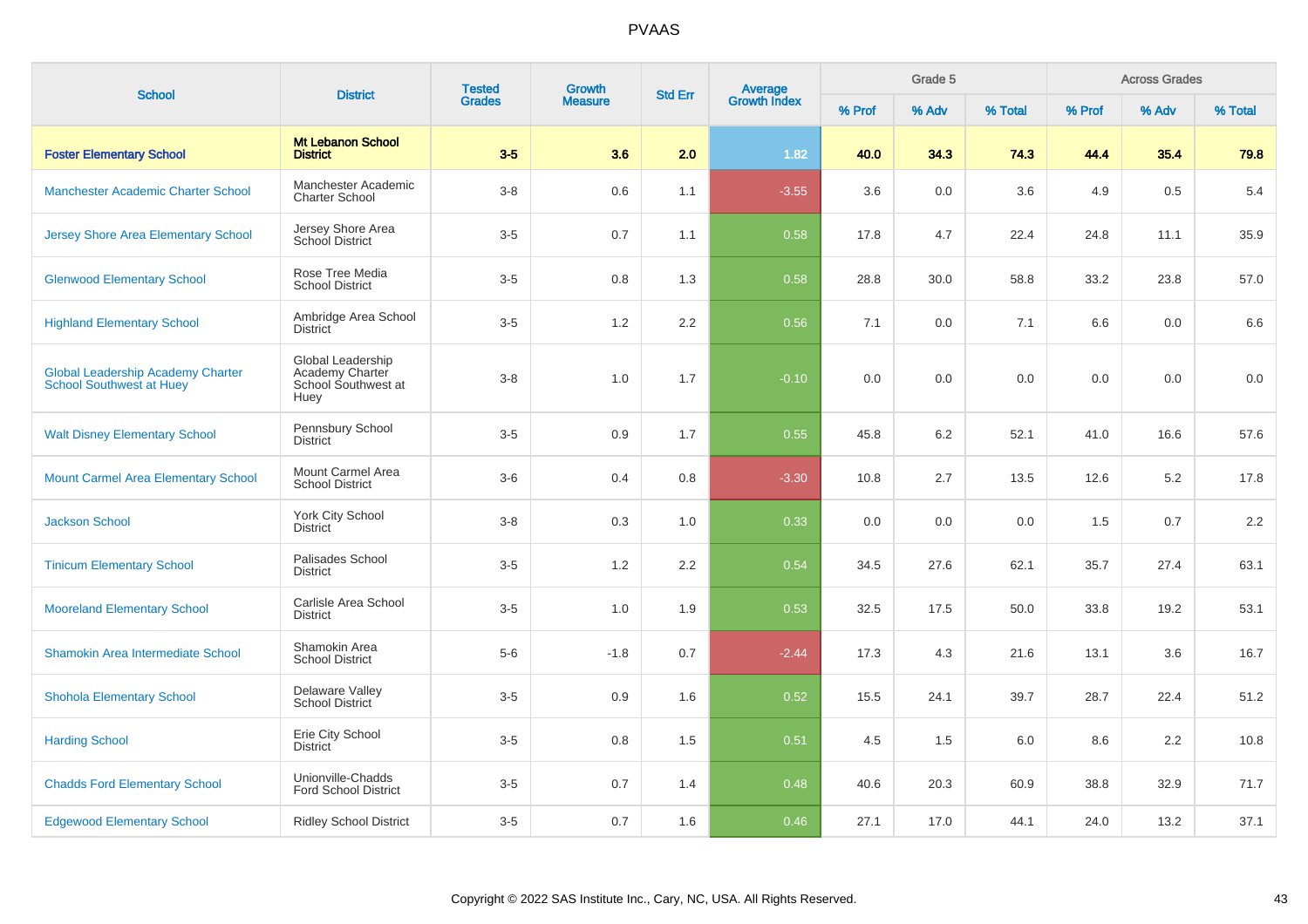# PVAAS

| School | District | Tested Grades | Growth Measure | Std Err | Average Growth Index | Grade 5 | | | Across Grades | | |
|---|---|---|---|---|---|---|---|---|---|---|---|
| | | | | | | % Prof | % Adv | % Total | % Prof | % Adv | % Total |
| **Foster Elementary School** | **Mt Lebanon School District** | **3-5** | **3.6** | **2.0** | **1.82** | **40.0** | **34.3** | **74.3** | **44.4** | **35.4** | **79.8** |
| Manchester Academic Charter School | Manchester Academic Charter School | 3-8 | 0.6 | 1.1 | -3.55 | 3.6 | 0.0 | 3.6 | 4.9 | 0.5 | 5.4 |
| Jersey Shore Area Elementary School | Jersey Shore Area School District | 3-5 | 0.7 | 1.1 | 0.58 | 17.8 | 4.7 | 22.4 | 24.8 | 11.1 | 35.9 |
| Glenwood Elementary School | Rose Tree Media School District | 3-5 | 0.8 | 1.3 | 0.58 | 28.8 | 30.0 | 58.8 | 33.2 | 23.8 | 57.0 |
| Highland Elementary School | Ambridge Area School District | 3-5 | 1.2 | 2.2 | 0.56 | 7.1 | 0.0 | 7.1 | 6.6 | 0.0 | 6.6 |
| Global Leadership Academy Charter School Southwest at Huey | Global Leadership Academy Charter School Southwest at Huey | 3-8 | 1.0 | 1.7 | -0.10 | 0.0 | 0.0 | 0.0 | 0.0 | 0.0 | 0.0 |
| Walt Disney Elementary School | Pennsbury School District | 3-5 | 0.9 | 1.7 | 0.55 | 45.8 | 6.2 | 52.1 | 41.0 | 16.6 | 57.6 |
| Mount Carmel Area Elementary School | Mount Carmel Area School District | 3-6 | 0.4 | 0.8 | -3.30 | 10.8 | 2.7 | 13.5 | 12.6 | 5.2 | 17.8 |
| Jackson School | York City School District | 3-8 | 0.3 | 1.0 | 0.33 | 0.0 | 0.0 | 0.0 | 1.5 | 0.7 | 2.2 |
| Tinicum Elementary School | Palisades School District | 3-5 | 1.2 | 2.2 | 0.54 | 34.5 | 27.6 | 62.1 | 35.7 | 27.4 | 63.1 |
| Mooreland Elementary School | Carlisle Area School District | 3-5 | 1.0 | 1.9 | 0.53 | 32.5 | 17.5 | 50.0 | 33.8 | 19.2 | 53.1 |
| Shamokin Area Intermediate School | Shamokin Area School District | 5-6 | -1.8 | 0.7 | -2.44 | 17.3 | 4.3 | 21.6 | 13.1 | 3.6 | 16.7 |
| Shohola Elementary School | Delaware Valley School District | 3-5 | 0.9 | 1.6 | 0.52 | 15.5 | 24.1 | 39.7 | 28.7 | 22.4 | 51.2 |
| Harding School | Erie City School District | 3-5 | 0.8 | 1.5 | 0.51 | 4.5 | 1.5 | 6.0 | 8.6 | 2.2 | 10.8 |
| Chadds Ford Elementary School | Unionville-Chadds Ford School District | 3-5 | 0.7 | 1.4 | 0.48 | 40.6 | 20.3 | 60.9 | 38.8 | 32.9 | 71.7 |
| Edgewood Elementary School | Ridley School District | 3-5 | 0.7 | 1.6 | 0.46 | 27.1 | 17.0 | 44.1 | 24.0 | 13.2 | 37.1 |

Copyright © 2022 SAS Institute Inc., Cary, NC, USA. All Rights Reserved.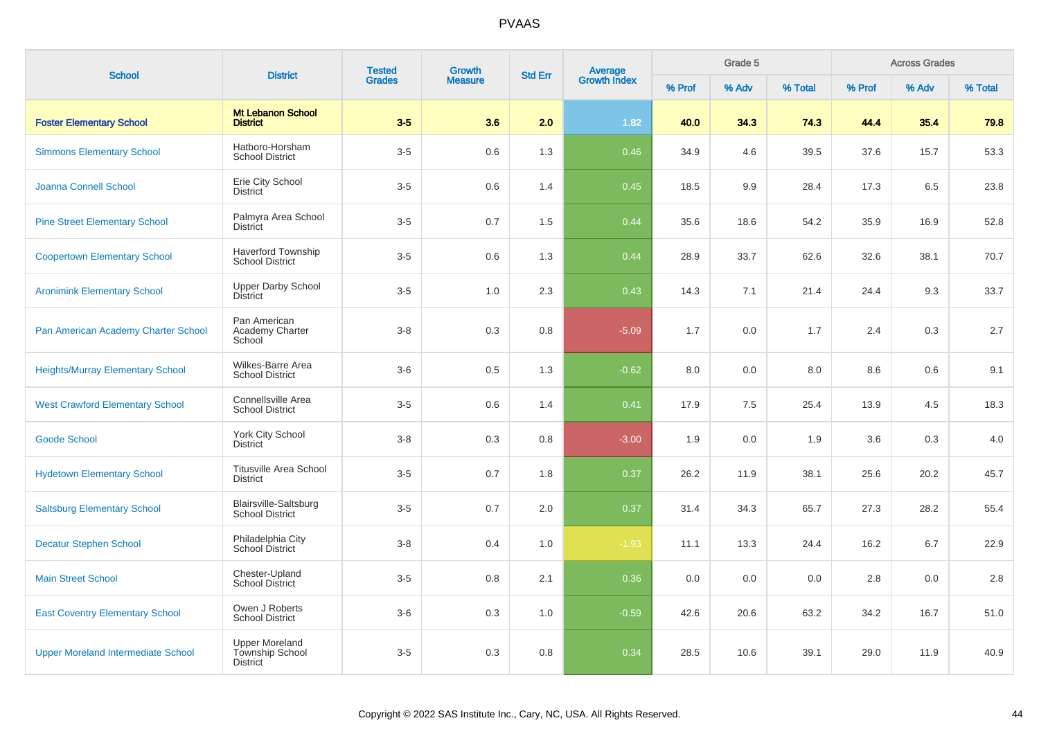PVAAS

| School | District | Tested Grades | Growth Measure | Std Err | Average Growth Index | Grade 5 | | | Across Grades | | |
|---|---|---|---|---|---|---|---|---|---|---|---|
| | | | | | | % Prof | % Adv | % Total | % Prof | % Adv | % Total |
| **Foster Elementary School** | **Mt Lebanon School District** | **3-5** | **3.6** | **2.0** | **1.82** | **40.0** | **34.3** | **74.3** | **44.4** | **35.4** | **79.8** |
| Simmons Elementary School | Hatboro-Horsham School District | 3-5 | 0.6 | 1.3 | 0.46 | 34.9 | 4.6 | 39.5 | 37.6 | 15.7 | 53.3 |
| Joanna Connell School | Erie City School District | 3-5 | 0.6 | 1.4 | 0.45 | 18.5 | 9.9 | 28.4 | 17.3 | 6.5 | 23.8 |
| Pine Street Elementary School | Palmyra Area School District | 3-5 | 0.7 | 1.5 | 0.44 | 35.6 | 18.6 | 54.2 | 35.9 | 16.9 | 52.8 |
| Coopertown Elementary School | Haverford Township School District | 3-5 | 0.6 | 1.3 | 0.44 | 28.9 | 33.7 | 62.6 | 32.6 | 38.1 | 70.7 |
| Aronimink Elementary School | Upper Darby School District | 3-5 | 1.0 | 2.3 | 0.43 | 14.3 | 7.1 | 21.4 | 24.4 | 9.3 | 33.7 |
| Pan American Academy Charter School | Pan American Academy Charter School | 3-8 | 0.3 | 0.8 | -5.09 | 1.7 | 0.0 | 1.7 | 2.4 | 0.3 | 2.7 |
| Heights/Murray Elementary School | Wilkes-Barre Area School District | 3-6 | 0.5 | 1.3 | -0.62 | 8.0 | 0.0 | 8.0 | 8.6 | 0.6 | 9.1 |
| West Crawford Elementary School | Connellsville Area School District | 3-5 | 0.6 | 1.4 | 0.41 | 17.9 | 7.5 | 25.4 | 13.9 | 4.5 | 18.3 |
| Goode School | York City School District | 3-8 | 0.3 | 0.8 | -3.00 | 1.9 | 0.0 | 1.9 | 3.6 | 0.3 | 4.0 |
| Hydetown Elementary School | Titusville Area School District | 3-5 | 0.7 | 1.8 | 0.37 | 26.2 | 11.9 | 38.1 | 25.6 | 20.2 | 45.7 |
| Saltsburg Elementary School | Blairsville-Saltsburg School District | 3-5 | 0.7 | 2.0 | 0.37 | 31.4 | 34.3 | 65.7 | 27.3 | 28.2 | 55.4 |
| Decatur Stephen School | Philadelphia City School District | 3-8 | 0.4 | 1.0 | -1.93 | 11.1 | 13.3 | 24.4 | 16.2 | 6.7 | 22.9 |
| Main Street School | Chester-Upland School District | 3-5 | 0.8 | 2.1 | 0.36 | 0.0 | 0.0 | 0.0 | 2.8 | 0.0 | 2.8 |
| East Coventry Elementary School | Owen J Roberts School District | 3-6 | 0.3 | 1.0 | -0.59 | 42.6 | 20.6 | 63.2 | 34.2 | 16.7 | 51.0 |
| Upper Moreland Intermediate School | Upper Moreland Township School District | 3-5 | 0.3 | 0.8 | 0.34 | 28.5 | 10.6 | 39.1 | 29.0 | 11.9 | 40.9 |

Copyright © 2022 SAS Institute Inc., Cary, NC, USA. All Rights Reserved.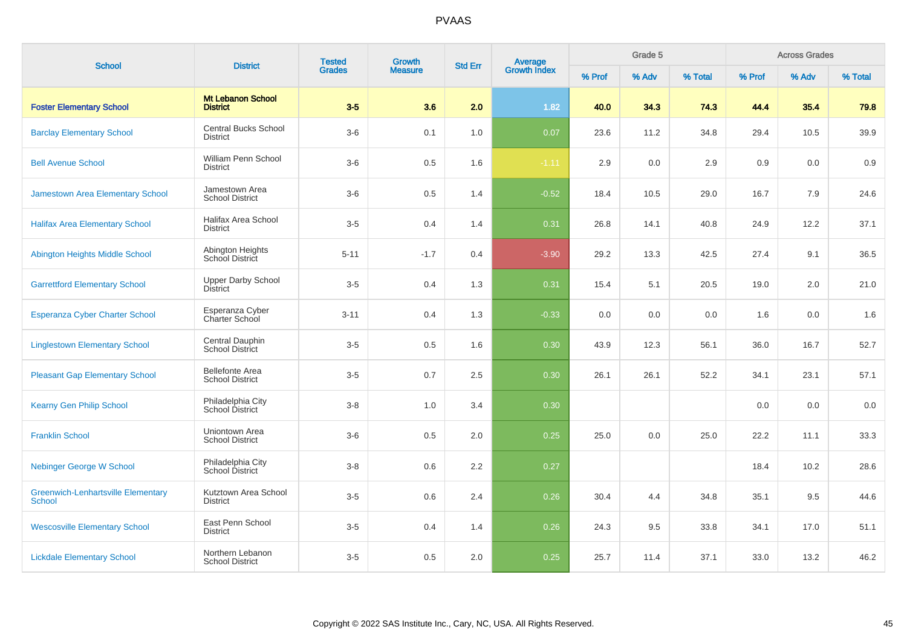# PVAAS

| School | District | Tested Grades | Growth Measure | Std Err | Average Growth Index | Grade 5 | | | Across Grades | | |
|---|---|---|---|---|---|---|---|---|---|---|---|
| | | | | | | % Prof | % Adv | % Total | % Prof | % Adv | % Total |
| **Foster Elementary School** | **Mt Lebanon School District** | **3-5** | **3.6** | **2.0** | **1.82** | **40.0** | **34.3** | **74.3** | **44.4** | **35.4** | **79.8** |
| Barclay Elementary School | Central Bucks School District | 3-6 | 0.1 | 1.0 | 0.07 | 23.6 | 11.2 | 34.8 | 29.4 | 10.5 | 39.9 |
| Bell Avenue School | William Penn School District | 3-6 | 0.5 | 1.6 | -1.11 | 2.9 | 0.0 | 2.9 | 0.9 | 0.0 | 0.9 |
| Jamestown Area Elementary School | Jamestown Area School District | 3-6 | 0.5 | 1.4 | -0.52 | 18.4 | 10.5 | 29.0 | 16.7 | 7.9 | 24.6 |
| Halifax Area Elementary School | Halifax Area School District | 3-5 | 0.4 | 1.4 | 0.31 | 26.8 | 14.1 | 40.8 | 24.9 | 12.2 | 37.1 |
| Abington Heights Middle School | Abington Heights School District | 5-11 | -1.7 | 0.4 | -3.90 | 29.2 | 13.3 | 42.5 | 27.4 | 9.1 | 36.5 |
| Garrettford Elementary School | Upper Darby School District | 3-5 | 0.4 | 1.3 | 0.31 | 15.4 | 5.1 | 20.5 | 19.0 | 2.0 | 21.0 |
| Esperanza Cyber Charter School | Esperanza Cyber Charter School | 3-11 | 0.4 | 1.3 | -0.33 | 0.0 | 0.0 | 0.0 | 1.6 | 0.0 | 1.6 |
| Linglestown Elementary School | Central Dauphin School District | 3-5 | 0.5 | 1.6 | 0.30 | 43.9 | 12.3 | 56.1 | 36.0 | 16.7 | 52.7 |
| Pleasant Gap Elementary School | Bellefonte Area School District | 3-5 | 0.7 | 2.5 | 0.30 | 26.1 | 26.1 | 52.2 | 34.1 | 23.1 | 57.1 |
| Kearny Gen Philip School | Philadelphia City School District | 3-8 | 1.0 | 3.4 | 0.30 | | | | 0.0 | 0.0 | 0.0 |
| Franklin School | Uniontown Area School District | 3-6 | 0.5 | 2.0 | 0.25 | 25.0 | 0.0 | 25.0 | 22.2 | 11.1 | 33.3 |
| Nebinger George W School | Philadelphia City School District | 3-8 | 0.6 | 2.2 | 0.27 | | | | 18.4 | 10.2 | 28.6 |
| Greenwich-Lenhartsville Elementary School | Kutztown Area School District | 3-5 | 0.6 | 2.4 | 0.26 | 30.4 | 4.4 | 34.8 | 35.1 | 9.5 | 44.6 |
| Wescosville Elementary School | East Penn School District | 3-5 | 0.4 | 1.4 | 0.26 | 24.3 | 9.5 | 33.8 | 34.1 | 17.0 | 51.1 |
| Lickdale Elementary School | Northern Lebanon School District | 3-5 | 0.5 | 2.0 | 0.25 | 25.7 | 11.4 | 37.1 | 33.0 | 13.2 | 46.2 |

Copyright © 2022 SAS Institute Inc., Cary, NC, USA. All Rights Reserved.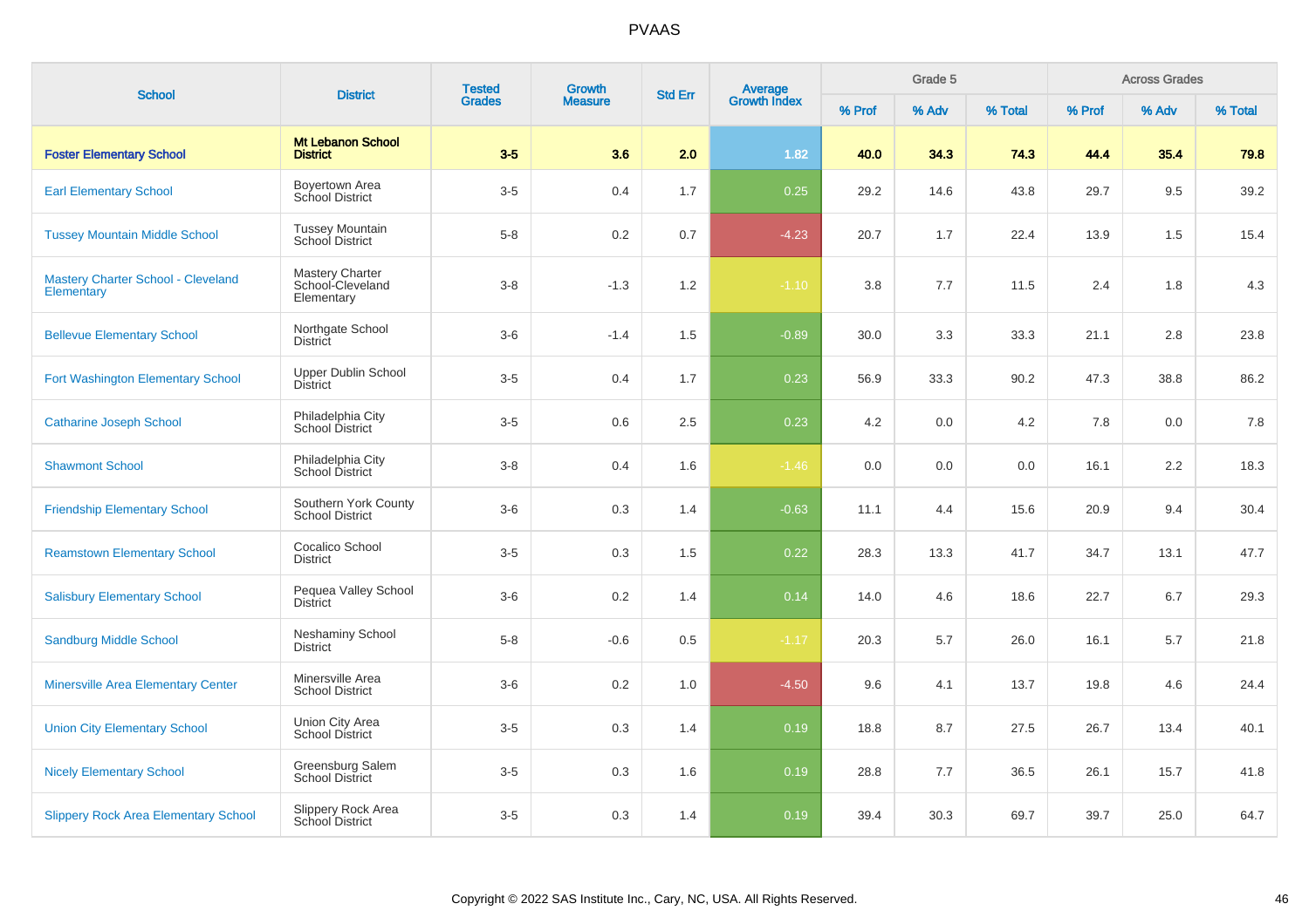# PVAAS

| School | District | Tested Grades | Growth Measure | Std Err | Average Growth Index | Grade 5 | | | Across Grades | | |
|---|---|---|---|---|---|---|---|---|---|---|---|
| | | | | | | % Prof | % Adv | % Total | % Prof | % Adv | % Total |
| **Foster Elementary School** | **Mt Lebanon School District** | **3-5** | **3.6** | **2.0** | **1.82** | **40.0** | **34.3** | **74.3** | **44.4** | **35.4** | **79.8** |
| Earl Elementary School | Boyertown Area School District | 3-5 | 0.4 | 1.7 | 0.25 | 29.2 | 14.6 | 43.8 | 29.7 | 9.5 | 39.2 |
| Tussey Mountain Middle School | Tussey Mountain School District | 5-8 | 0.2 | 0.7 | -4.23 | 20.7 | 1.7 | 22.4 | 13.9 | 1.5 | 15.4 |
| Mastery Charter School - Cleveland Elementary | Mastery Charter School-Cleveland Elementary | 3-8 | -1.3 | 1.2 | -1.10 | 3.8 | 7.7 | 11.5 | 2.4 | 1.8 | 4.3 |
| Bellevue Elementary School | Northgate School District | 3-6 | -1.4 | 1.5 | -0.89 | 30.0 | 3.3 | 33.3 | 21.1 | 2.8 | 23.8 |
| Fort Washington Elementary School | Upper Dublin School District | 3-5 | 0.4 | 1.7 | 0.23 | 56.9 | 33.3 | 90.2 | 47.3 | 38.8 | 86.2 |
| Catharine Joseph School | Philadelphia City School District | 3-5 | 0.6 | 2.5 | 0.23 | 4.2 | 0.0 | 4.2 | 7.8 | 0.0 | 7.8 |
| Shawmont School | Philadelphia City School District | 3-8 | 0.4 | 1.6 | -1.46 | 0.0 | 0.0 | 0.0 | 16.1 | 2.2 | 18.3 |
| Friendship Elementary School | Southern York County School District | 3-6 | 0.3 | 1.4 | -0.63 | 11.1 | 4.4 | 15.6 | 20.9 | 9.4 | 30.4 |
| Reamstown Elementary School | Cocalico School District | 3-5 | 0.3 | 1.5 | 0.22 | 28.3 | 13.3 | 41.7 | 34.7 | 13.1 | 47.7 |
| Salisbury Elementary School | Pequea Valley School District | 3-6 | 0.2 | 1.4 | 0.14 | 14.0 | 4.6 | 18.6 | 22.7 | 6.7 | 29.3 |
| Sandburg Middle School | Neshaminy School District | 5-8 | -0.6 | 0.5 | -1.17 | 20.3 | 5.7 | 26.0 | 16.1 | 5.7 | 21.8 |
| Minersville Area Elementary Center | Minersville Area School District | 3-6 | 0.2 | 1.0 | -4.50 | 9.6 | 4.1 | 13.7 | 19.8 | 4.6 | 24.4 |
| Union City Elementary School | Union City Area School District | 3-5 | 0.3 | 1.4 | 0.19 | 18.8 | 8.7 | 27.5 | 26.7 | 13.4 | 40.1 |
| Nicely Elementary School | Greensburg Salem School District | 3-5 | 0.3 | 1.6 | 0.19 | 28.8 | 7.7 | 36.5 | 26.1 | 15.7 | 41.8 |
| Slippery Rock Area Elementary School | Slippery Rock Area School District | 3-5 | 0.3 | 1.4 | 0.19 | 39.4 | 30.3 | 69.7 | 39.7 | 25.0 | 64.7 |

Copyright © 2022 SAS Institute Inc., Cary, NC, USA. All Rights Reserved.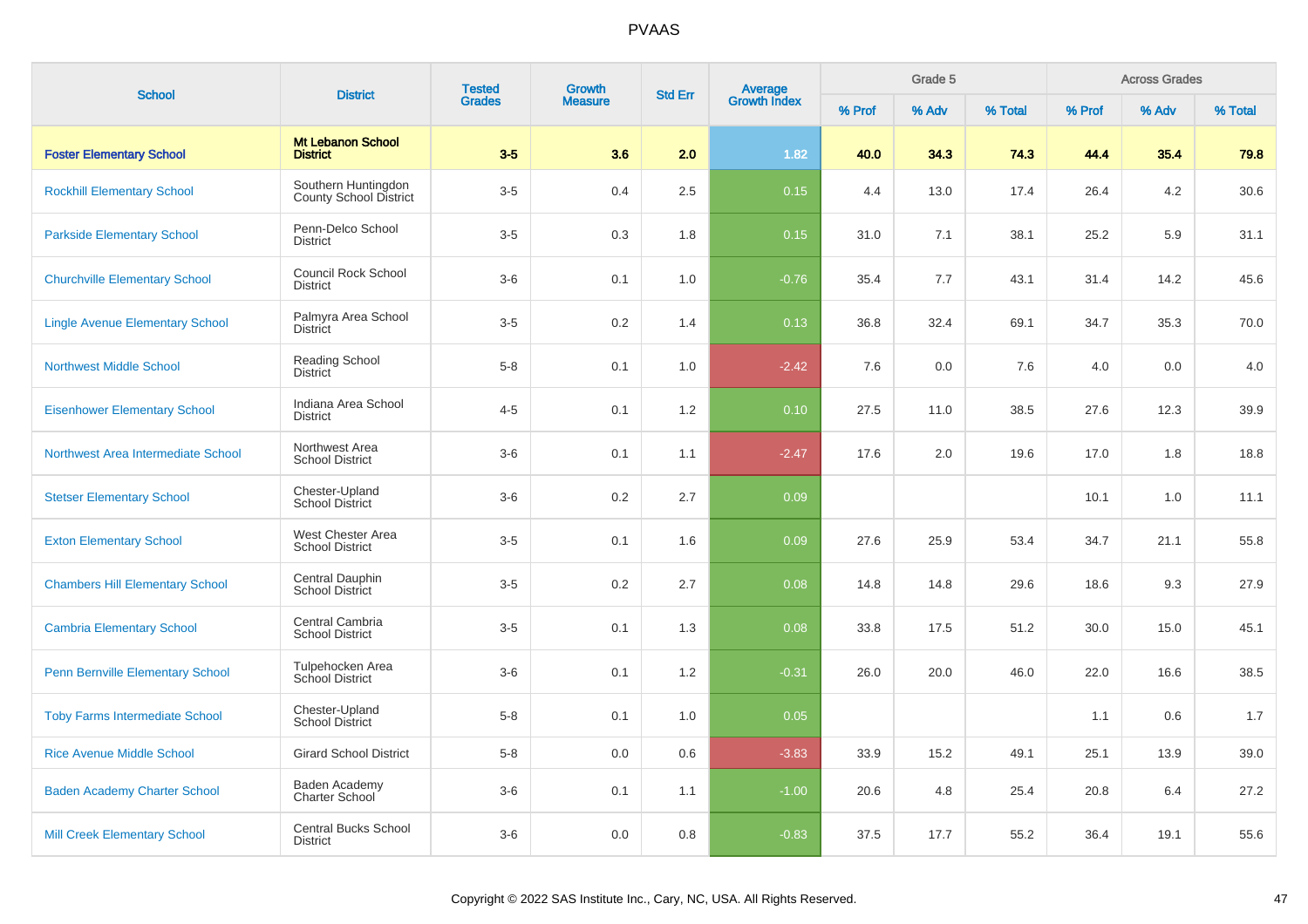# PVAAS

| School | District | Tested Grades | Growth Measure | Std Err | Average Growth Index | Grade 5 | | | Across Grades | | |
|---|---|---|---|---|---|---|---|---|---|---|---|
| | | | | | | % Prof | % Adv | % Total | % Prof | % Adv | % Total |
| **Foster Elementary School** | **Mt Lebanon School District** | **3-5** | **3.6** | **2.0** | **1.82** | **40.0** | **34.3** | **74.3** | **44.4** | **35.4** | **79.8** |
| Rockhill Elementary School | Southern Huntingdon County School District | 3-5 | 0.4 | 2.5 | 0.15 | 4.4 | 13.0 | 17.4 | 26.4 | 4.2 | 30.6 |
| Parkside Elementary School | Penn-Delco School District | 3-5 | 0.3 | 1.8 | 0.15 | 31.0 | 7.1 | 38.1 | 25.2 | 5.9 | 31.1 |
| Churchville Elementary School | Council Rock School District | 3-6 | 0.1 | 1.0 | -0.76 | 35.4 | 7.7 | 43.1 | 31.4 | 14.2 | 45.6 |
| Lingle Avenue Elementary School | Palmyra Area School District | 3-5 | 0.2 | 1.4 | 0.13 | 36.8 | 32.4 | 69.1 | 34.7 | 35.3 | 70.0 |
| Northwest Middle School | Reading School District | 5-8 | 0.1 | 1.0 | -2.42 | 7.6 | 0.0 | 7.6 | 4.0 | 0.0 | 4.0 |
| Eisenhower Elementary School | Indiana Area School District | 4-5 | 0.1 | 1.2 | 0.10 | 27.5 | 11.0 | 38.5 | 27.6 | 12.3 | 39.9 |
| Northwest Area Intermediate School | Northwest Area School District | 3-6 | 0.1 | 1.1 | -2.47 | 17.6 | 2.0 | 19.6 | 17.0 | 1.8 | 18.8 |
| Stetser Elementary School | Chester-Upland School District | 3-6 | 0.2 | 2.7 | 0.09 | | | | 10.1 | 1.0 | 11.1 |
| Exton Elementary School | West Chester Area School District | 3-5 | 0.1 | 1.6 | 0.09 | 27.6 | 25.9 | 53.4 | 34.7 | 21.1 | 55.8 |
| Chambers Hill Elementary School | Central Dauphin School District | 3-5 | 0.2 | 2.7 | 0.08 | 14.8 | 14.8 | 29.6 | 18.6 | 9.3 | 27.9 |
| Cambria Elementary School | Central Cambria School District | 3-5 | 0.1 | 1.3 | 0.08 | 33.8 | 17.5 | 51.2 | 30.0 | 15.0 | 45.1 |
| Penn Bernville Elementary School | Tulpehocken Area School District | 3-6 | 0.1 | 1.2 | -0.31 | 26.0 | 20.0 | 46.0 | 22.0 | 16.6 | 38.5 |
| Toby Farms Intermediate School | Chester-Upland School District | 5-8 | 0.1 | 1.0 | 0.05 | | | | 1.1 | 0.6 | 1.7 |
| Rice Avenue Middle School | Girard School District | 5-8 | 0.0 | 0.6 | -3.83 | 33.9 | 15.2 | 49.1 | 25.1 | 13.9 | 39.0 |
| Baden Academy Charter School | Baden Academy Charter School | 3-6 | 0.1 | 1.1 | -1.00 | 20.6 | 4.8 | 25.4 | 20.8 | 6.4 | 27.2 |
| Mill Creek Elementary School | Central Bucks School District | 3-6 | 0.0 | 0.8 | -0.83 | 37.5 | 17.7 | 55.2 | 36.4 | 19.1 | 55.6 |

Copyright © 2022 SAS Institute Inc., Cary, NC, USA. All Rights Reserved.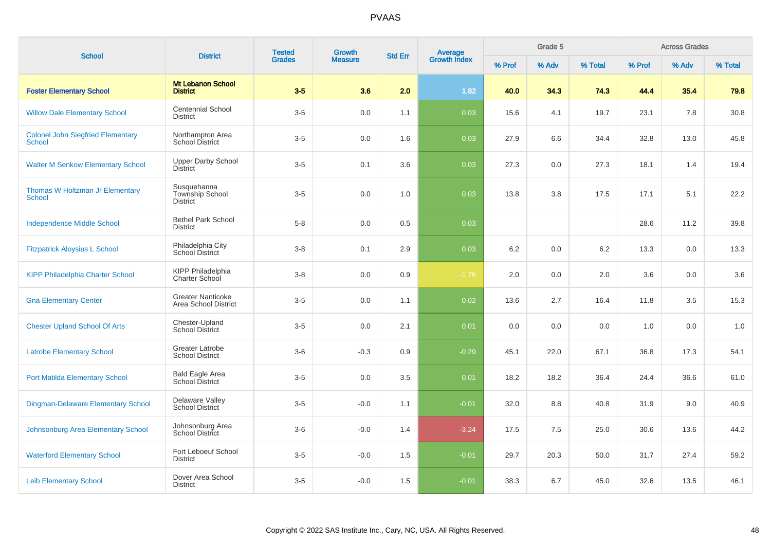# PVAAS

| School | District | Tested Grades | Growth Measure | Std Err | Average Growth Index | Grade 5 | | | Across Grades | | |
|---|---|---|---|---|---|---|---|---|---|---|---|
| | | | | | | % Prof | % Adv | % Total | % Prof | % Adv | % Total |
| **Foster Elementary School** | **Mt Lebanon School District** | **3-5** | **3.6** | **2.0** | **1.82** | **40.0** | **34.3** | **74.3** | **44.4** | **35.4** | **79.8** |
| Willow Dale Elementary School | Centennial School District | 3-5 | 0.0 | 1.1 | 0.03 | 15.6 | 4.1 | 19.7 | 23.1 | 7.8 | 30.8 |
| Colonel John Siegfried Elementary School | Northampton Area School District | 3-5 | 0.0 | 1.6 | 0.03 | 27.9 | 6.6 | 34.4 | 32.8 | 13.0 | 45.8 |
| Walter M Senkow Elementary School | Upper Darby School District | 3-5 | 0.1 | 3.6 | 0.03 | 27.3 | 0.0 | 27.3 | 18.1 | 1.4 | 19.4 |
| Thomas W Holtzman Jr Elementary School | Susquehanna Township School District | 3-5 | 0.0 | 1.0 | 0.03 | 13.8 | 3.8 | 17.5 | 17.1 | 5.1 | 22.2 |
| Independence Middle School | Bethel Park School District | 5-8 | 0.0 | 0.5 | 0.03 | | | | 28.6 | 11.2 | 39.8 |
| Fitzpatrick Aloysius L School | Philadelphia City School District | 3-8 | 0.1 | 2.9 | 0.03 | 6.2 | 0.0 | 6.2 | 13.3 | 0.0 | 13.3 |
| KIPP Philadelphia Charter School | KIPP Philadelphia Charter School | 3-8 | 0.0 | 0.9 | -1.76 | 2.0 | 0.0 | 2.0 | 3.6 | 0.0 | 3.6 |
| Gna Elementary Center | Greater Nanticoke Area School District | 3-5 | 0.0 | 1.1 | 0.02 | 13.6 | 2.7 | 16.4 | 11.8 | 3.5 | 15.3 |
| Chester Upland School Of Arts | Chester-Upland School District | 3-5 | 0.0 | 2.1 | 0.01 | 0.0 | 0.0 | 0.0 | 1.0 | 0.0 | 1.0 |
| Latrobe Elementary School | Greater Latrobe School District | 3-6 | -0.3 | 0.9 | -0.29 | 45.1 | 22.0 | 67.1 | 36.8 | 17.3 | 54.1 |
| Port Matilda Elementary School | Bald Eagle Area School District | 3-5 | 0.0 | 3.5 | 0.01 | 18.2 | 18.2 | 36.4 | 24.4 | 36.6 | 61.0 |
| Dingman-Delaware Elementary School | Delaware Valley School District | 3-5 | -0.0 | 1.1 | -0.01 | 32.0 | 8.8 | 40.8 | 31.9 | 9.0 | 40.9 |
| Johnsonburg Area Elementary School | Johnsonburg Area School District | 3-6 | -0.0 | 1.4 | -3.24 | 17.5 | 7.5 | 25.0 | 30.6 | 13.6 | 44.2 |
| Waterford Elementary School | Fort Leboeuf School District | 3-5 | -0.0 | 1.5 | -0.01 | 29.7 | 20.3 | 50.0 | 31.7 | 27.4 | 59.2 |
| Leib Elementary School | Dover Area School District | 3-5 | -0.0 | 1.5 | -0.01 | 38.3 | 6.7 | 45.0 | 32.6 | 13.5 | 46.1 |

Copyright © 2022 SAS Institute Inc., Cary, NC, USA. All Rights Reserved.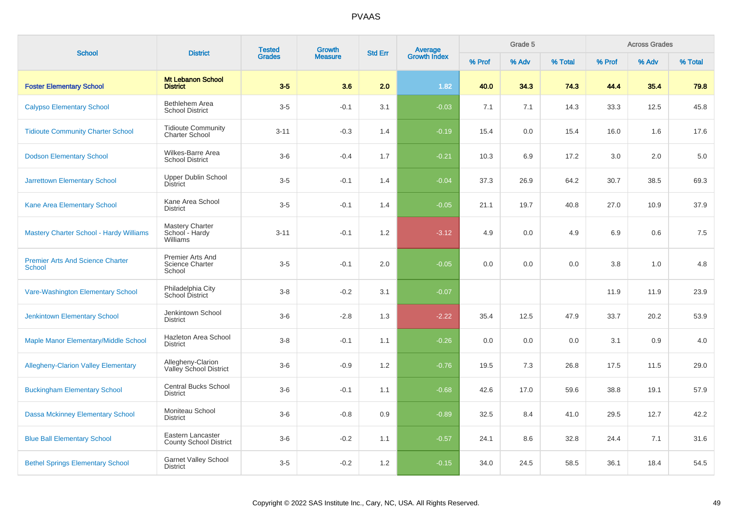| School | District | Tested Grades | Growth Measure | Std Err | Average Growth Index | Grade 5 | | | Across Grades | | |
|---|---|---|---|---|---|---|---|---|---|---|---|
| | | | | | | % Prof | % Adv | % Total | % Prof | % Adv | % Total |
| **Foster Elementary School** | **Mt Lebanon School District** | **3-5** | **3.6** | **2.0** | **1.82** | **40.0** | **34.3** | **74.3** | **44.4** | **35.4** | **79.8** |
| Calypso Elementary School | Bethlehem Area School District | 3-5 | -0.1 | 3.1 | -0.03 | 7.1 | 7.1 | 14.3 | 33.3 | 12.5 | 45.8 |
| Tidioute Community Charter School | Tidioute Community Charter School | 3-11 | -0.3 | 1.4 | -0.19 | 15.4 | 0.0 | 15.4 | 16.0 | 1.6 | 17.6 |
| Dodson Elementary School | Wilkes-Barre Area School District | 3-6 | -0.4 | 1.7 | -0.21 | 10.3 | 6.9 | 17.2 | 3.0 | 2.0 | 5.0 |
| Jarrettown Elementary School | Upper Dublin School District | 3-5 | -0.1 | 1.4 | -0.04 | 37.3 | 26.9 | 64.2 | 30.7 | 38.5 | 69.3 |
| Kane Area Elementary School | Kane Area School District | 3-5 | -0.1 | 1.4 | -0.05 | 21.1 | 19.7 | 40.8 | 27.0 | 10.9 | 37.9 |
| Mastery Charter School - Hardy Williams | Mastery Charter School - Hardy Williams | 3-11 | -0.1 | 1.2 | -3.12 | 4.9 | 0.0 | 4.9 | 6.9 | 0.6 | 7.5 |
| Premier Arts And Science Charter School | Premier Arts And Science Charter School | 3-5 | -0.1 | 2.0 | -0.05 | 0.0 | 0.0 | 0.0 | 3.8 | 1.0 | 4.8 |
| Vare-Washington Elementary School | Philadelphia City School District | 3-8 | -0.2 | 3.1 | -0.07 | | | | 11.9 | 11.9 | 23.9 |
| Jenkintown Elementary School | Jenkintown School District | 3-6 | -2.8 | 1.3 | -2.22 | 35.4 | 12.5 | 47.9 | 33.7 | 20.2 | 53.9 |
| Maple Manor Elementary/Middle School | Hazleton Area School District | 3-8 | -0.1 | 1.1 | -0.26 | 0.0 | 0.0 | 0.0 | 3.1 | 0.9 | 4.0 |
| Allegheny-Clarion Valley Elementary | Allegheny-Clarion Valley School District | 3-6 | -0.9 | 1.2 | -0.76 | 19.5 | 7.3 | 26.8 | 17.5 | 11.5 | 29.0 |
| Buckingham Elementary School | Central Bucks School District | 3-6 | -0.1 | 1.1 | -0.68 | 42.6 | 17.0 | 59.6 | 38.8 | 19.1 | 57.9 |
| Dassa Mckinney Elementary School | Moniteau School District | 3-6 | -0.8 | 0.9 | -0.89 | 32.5 | 8.4 | 41.0 | 29.5 | 12.7 | 42.2 |
| Blue Ball Elementary School | Eastern Lancaster County School District | 3-6 | -0.2 | 1.1 | -0.57 | 24.1 | 8.6 | 32.8 | 24.4 | 7.1 | 31.6 |
| Bethel Springs Elementary School | Garnet Valley School District | 3-5 | -0.2 | 1.2 | -0.15 | 34.0 | 24.5 | 58.5 | 36.1 | 18.4 | 54.5 |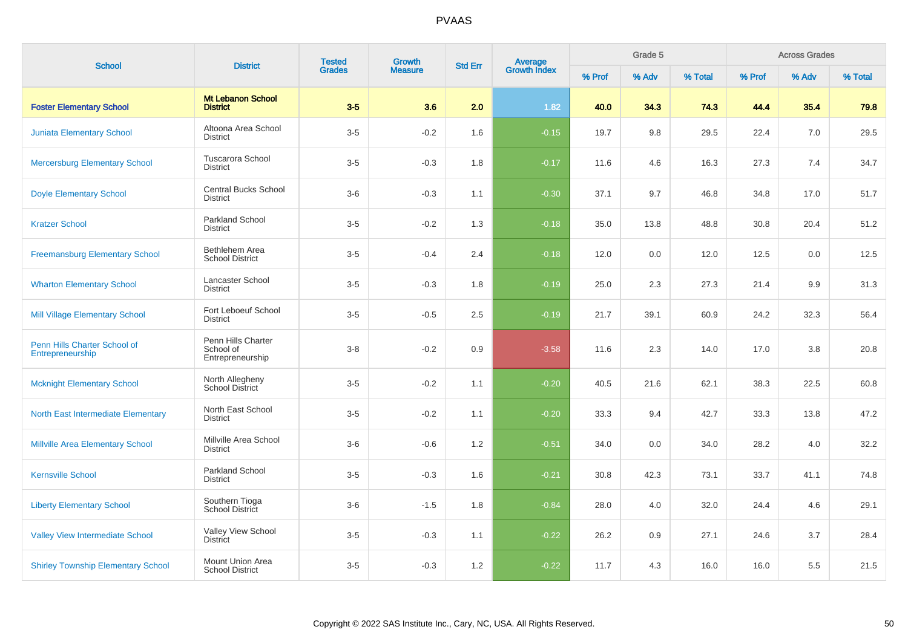# PVAAS

| School | District | Tested Grades | Growth Measure | Std Err | Average Growth Index | Grade 5 | | | Across Grades | | |
|---|---|---|---|---|---|---|---|---|---|---|---|
| | | | | | | % Prof | % Adv | % Total | % Prof | % Adv | % Total |
| **Foster Elementary School** | **Mt Lebanon School District** | **3-5** | **3.6** | **2.0** | **1.82** | **40.0** | **34.3** | **74.3** | **44.4** | **35.4** | **79.8** |
| Juniata Elementary School | Altoona Area School District | 3-5 | -0.2 | 1.6 | -0.15 | 19.7 | 9.8 | 29.5 | 22.4 | 7.0 | 29.5 |
| Mercersburg Elementary School | Tuscarora School District | 3-5 | -0.3 | 1.8 | -0.17 | 11.6 | 4.6 | 16.3 | 27.3 | 7.4 | 34.7 |
| Doyle Elementary School | Central Bucks School District | 3-6 | -0.3 | 1.1 | -0.30 | 37.1 | 9.7 | 46.8 | 34.8 | 17.0 | 51.7 |
| Kratzer School | Parkland School District | 3-5 | -0.2 | 1.3 | -0.18 | 35.0 | 13.8 | 48.8 | 30.8 | 20.4 | 51.2 |
| Freemansburg Elementary School | Bethlehem Area School District | 3-5 | -0.4 | 2.4 | -0.18 | 12.0 | 0.0 | 12.0 | 12.5 | 0.0 | 12.5 |
| Wharton Elementary School | Lancaster School District | 3-5 | -0.3 | 1.8 | -0.19 | 25.0 | 2.3 | 27.3 | 21.4 | 9.9 | 31.3 |
| Mill Village Elementary School | Fort Leboeuf School District | 3-5 | -0.5 | 2.5 | -0.19 | 21.7 | 39.1 | 60.9 | 24.2 | 32.3 | 56.4 |
| Penn Hills Charter School of Entrepreneurship | Penn Hills Charter School of Entrepreneurship | 3-8 | -0.2 | 0.9 | -3.58 | 11.6 | 2.3 | 14.0 | 17.0 | 3.8 | 20.8 |
| Mcknight Elementary School | North Allegheny School District | 3-5 | -0.2 | 1.1 | -0.20 | 40.5 | 21.6 | 62.1 | 38.3 | 22.5 | 60.8 |
| North East Intermediate Elementary | North East School District | 3-5 | -0.2 | 1.1 | -0.20 | 33.3 | 9.4 | 42.7 | 33.3 | 13.8 | 47.2 |
| Millville Area Elementary School | Millville Area School District | 3-6 | -0.6 | 1.2 | -0.51 | 34.0 | 0.0 | 34.0 | 28.2 | 4.0 | 32.2 |
| Kernsville School | Parkland School District | 3-5 | -0.3 | 1.6 | -0.21 | 30.8 | 42.3 | 73.1 | 33.7 | 41.1 | 74.8 |
| Liberty Elementary School | Southern Tioga School District | 3-6 | -1.5 | 1.8 | -0.84 | 28.0 | 4.0 | 32.0 | 24.4 | 4.6 | 29.1 |
| Valley View Intermediate School | Valley View School District | 3-5 | -0.3 | 1.1 | -0.22 | 26.2 | 0.9 | 27.1 | 24.6 | 3.7 | 28.4 |
| Shirley Township Elementary School | Mount Union Area School District | 3-5 | -0.3 | 1.2 | -0.22 | 11.7 | 4.3 | 16.0 | 16.0 | 5.5 | 21.5 |

Copyright © 2022 SAS Institute Inc., Cary, NC, USA. All Rights Reserved.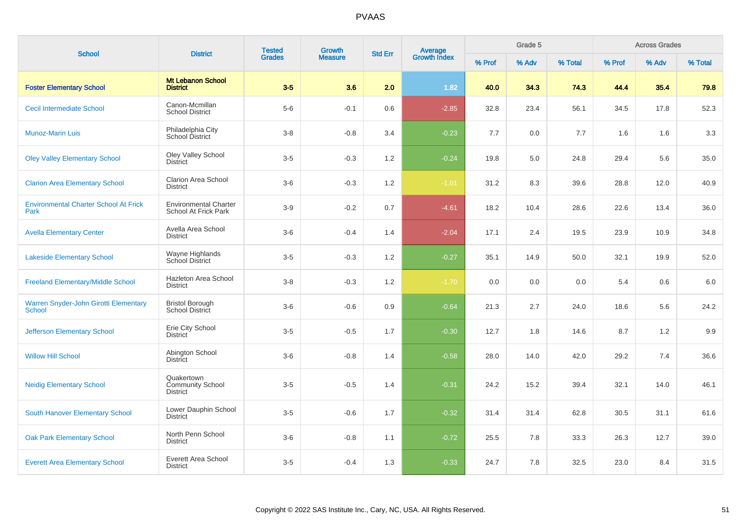# PVAAS

| School | District | Tested Grades | Growth Measure | Std Err | Average Growth Index | Grade 5 | | | Across Grades | | |
|---|---|---|---|---|---|---|---|---|---|---|---|
| | | | | | | % Prof | % Adv | % Total | % Prof | % Adv | % Total |
| **Foster Elementary School** | **Mt Lebanon School District** | **3-5** | **3.6** | **2.0** | **1.82** | **40.0** | **34.3** | **74.3** | **44.4** | **35.4** | **79.8** |
| Cecil Intermediate School | Canon-Mcmillan School District | 5-6 | -0.1 | 0.6 | -2.85 | 32.8 | 23.4 | 56.1 | 34.5 | 17.8 | 52.3 |
| Munoz-Marin Luis | Philadelphia City School District | 3-8 | -0.8 | 3.4 | -0.23 | 7.7 | 0.0 | 7.7 | 1.6 | 1.6 | 3.3 |
| Oley Valley Elementary School | Oley Valley School District | 3-5 | -0.3 | 1.2 | -0.24 | 19.8 | 5.0 | 24.8 | 29.4 | 5.6 | 35.0 |
| Clarion Area Elementary School | Clarion Area School District | 3-6 | -0.3 | 1.2 | -1.01 | 31.2 | 8.3 | 39.6 | 28.8 | 12.0 | 40.9 |
| Environmental Charter School At Frick Park | Environmental Charter School At Frick Park | 3-9 | -0.2 | 0.7 | -4.61 | 18.2 | 10.4 | 28.6 | 22.6 | 13.4 | 36.0 |
| Avella Elementary Center | Avella Area School District | 3-6 | -0.4 | 1.4 | -2.04 | 17.1 | 2.4 | 19.5 | 23.9 | 10.9 | 34.8 |
| Lakeside Elementary School | Wayne Highlands School District | 3-5 | -0.3 | 1.2 | -0.27 | 35.1 | 14.9 | 50.0 | 32.1 | 19.9 | 52.0 |
| Freeland Elementary/Middle School | Hazleton Area School District | 3-8 | -0.3 | 1.2 | -1.70 | 0.0 | 0.0 | 0.0 | 5.4 | 0.6 | 6.0 |
| Warren Snyder-John Girotti Elementary School | Bristol Borough School District | 3-6 | -0.6 | 0.9 | -0.64 | 21.3 | 2.7 | 24.0 | 18.6 | 5.6 | 24.2 |
| Jefferson Elementary School | Erie City School District | 3-5 | -0.5 | 1.7 | -0.30 | 12.7 | 1.8 | 14.6 | 8.7 | 1.2 | 9.9 |
| Willow Hill School | Abington School District | 3-6 | -0.8 | 1.4 | -0.58 | 28.0 | 14.0 | 42.0 | 29.2 | 7.4 | 36.6 |
| Neidig Elementary School | Quakertown Community School District | 3-5 | -0.5 | 1.4 | -0.31 | 24.2 | 15.2 | 39.4 | 32.1 | 14.0 | 46.1 |
| South Hanover Elementary School | Lower Dauphin School District | 3-5 | -0.6 | 1.7 | -0.32 | 31.4 | 31.4 | 62.8 | 30.5 | 31.1 | 61.6 |
| Oak Park Elementary School | North Penn School District | 3-6 | -0.8 | 1.1 | -0.72 | 25.5 | 7.8 | 33.3 | 26.3 | 12.7 | 39.0 |
| Everett Area Elementary School | Everett Area School District | 3-5 | -0.4 | 1.3 | -0.33 | 24.7 | 7.8 | 32.5 | 23.0 | 8.4 | 31.5 |

Copyright © 2022 SAS Institute Inc., Cary, NC, USA. All Rights Reserved.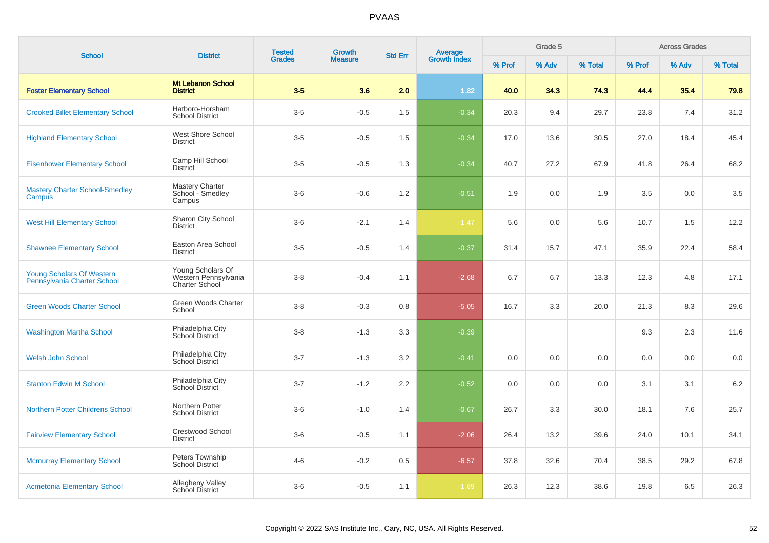# PVAAS

| School | District | Tested Grades | Growth Measure | Std Err | Average Growth Index | Grade 5 | | | Across Grades | | |
|---|---|---|---|---|---|---|---|---|---|---|---|
| | | | | | | % Prof | % Adv | % Total | % Prof | % Adv | % Total |
| **Foster Elementary School** | **Mt Lebanon School District** | **3-5** | **3.6** | **2.0** | **1.82** | **40.0** | **34.3** | **74.3** | **44.4** | **35.4** | **79.8** |
| Crooked Billet Elementary School | Hatboro-Horsham School District | 3-5 | -0.5 | 1.5 | -0.34 | 20.3 | 9.4 | 29.7 | 23.8 | 7.4 | 31.2 |
| Highland Elementary School | West Shore School District | 3-5 | -0.5 | 1.5 | -0.34 | 17.0 | 13.6 | 30.5 | 27.0 | 18.4 | 45.4 |
| Eisenhower Elementary School | Camp Hill School District | 3-5 | -0.5 | 1.3 | -0.34 | 40.7 | 27.2 | 67.9 | 41.8 | 26.4 | 68.2 |
| Mastery Charter School-Smedley Campus | Mastery Charter School - Smedley Campus | 3-6 | -0.6 | 1.2 | -0.51 | 1.9 | 0.0 | 1.9 | 3.5 | 0.0 | 3.5 |
| West Hill Elementary School | Sharon City School District | 3-6 | -2.1 | 1.4 | -1.47 | 5.6 | 0.0 | 5.6 | 10.7 | 1.5 | 12.2 |
| Shawnee Elementary School | Easton Area School District | 3-5 | -0.5 | 1.4 | -0.37 | 31.4 | 15.7 | 47.1 | 35.9 | 22.4 | 58.4 |
| Young Scholars Of Western Pennsylvania Charter School | Young Scholars Of Western Pennsylvania Charter School | 3-8 | -0.4 | 1.1 | -2.68 | 6.7 | 6.7 | 13.3 | 12.3 | 4.8 | 17.1 |
| Green Woods Charter School | Green Woods Charter School | 3-8 | -0.3 | 0.8 | -5.05 | 16.7 | 3.3 | 20.0 | 21.3 | 8.3 | 29.6 |
| Washington Martha School | Philadelphia City School District | 3-8 | -1.3 | 3.3 | -0.39 | | | | 9.3 | 2.3 | 11.6 |
| Welsh John School | Philadelphia City School District | 3-7 | -1.3 | 3.2 | -0.41 | 0.0 | 0.0 | 0.0 | 0.0 | 0.0 | 0.0 |
| Stanton Edwin M School | Philadelphia City School District | 3-7 | -1.2 | 2.2 | -0.52 | 0.0 | 0.0 | 0.0 | 3.1 | 3.1 | 6.2 |
| Northern Potter Childrens School | Northern Potter School District | 3-6 | -1.0 | 1.4 | -0.67 | 26.7 | 3.3 | 30.0 | 18.1 | 7.6 | 25.7 |
| Fairview Elementary School | Crestwood School District | 3-6 | -0.5 | 1.1 | -2.06 | 26.4 | 13.2 | 39.6 | 24.0 | 10.1 | 34.1 |
| Mcmurray Elementary School | Peters Township School District | 4-6 | -0.2 | 0.5 | -6.57 | 37.8 | 32.6 | 70.4 | 38.5 | 29.2 | 67.8 |
| Acmetonia Elementary School | Allegheny Valley School District | 3-6 | -0.5 | 1.1 | -1.89 | 26.3 | 12.3 | 38.6 | 19.8 | 6.5 | 26.3 |

Copyright © 2022 SAS Institute Inc., Cary, NC, USA. All Rights Reserved.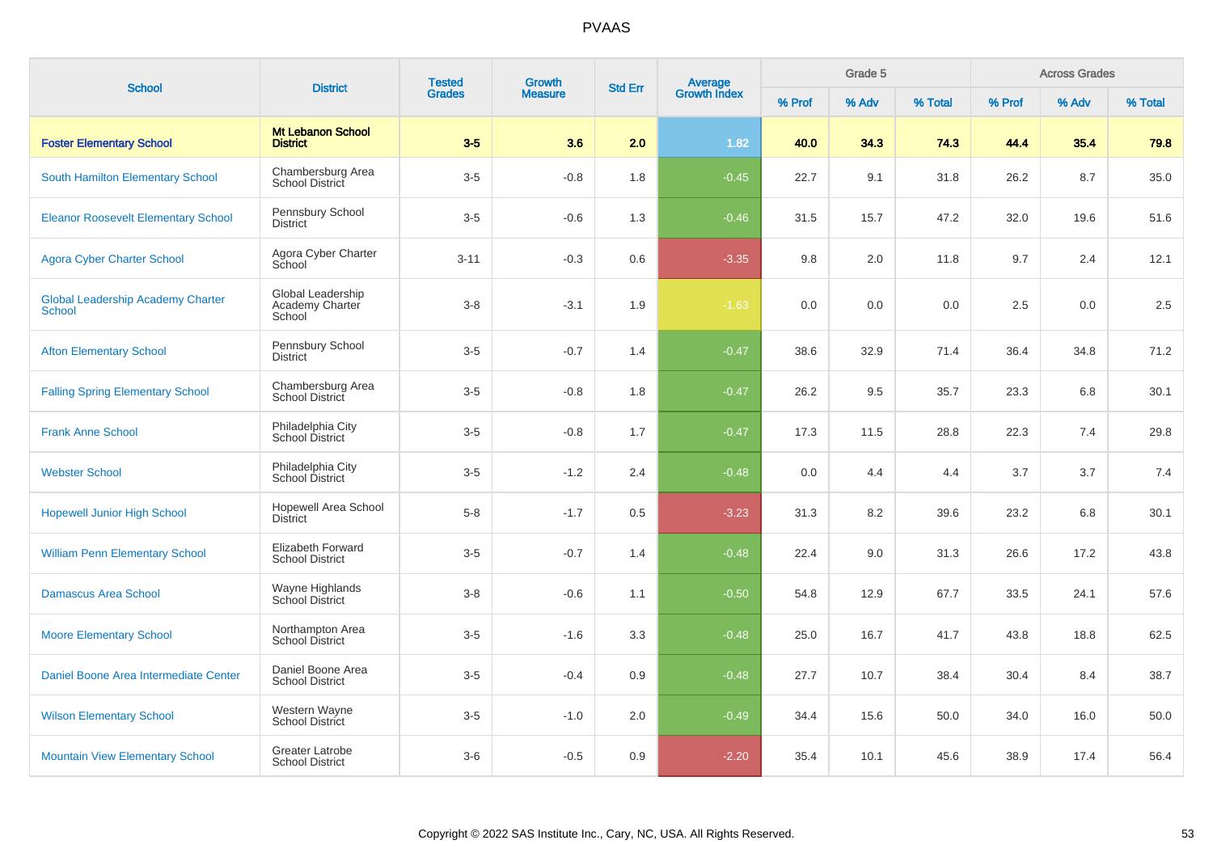# PVAAS

| School | District | Tested Grades | Growth Measure | Std Err | Average Growth Index | Grade 5 | | | Across Grades | | |
|---|---|---|---|---|---|---|---|---|---|---|---|
| | | | | | | % Prof | % Adv | % Total | % Prof | % Adv | % Total |
| **Foster Elementary School** | **Mt Lebanon School District** | **3-5** | **3.6** | **2.0** | **1.82** | **40.0** | **34.3** | **74.3** | **44.4** | **35.4** | **79.8** |
| South Hamilton Elementary School | Chambersburg Area School District | 3-5 | -0.8 | 1.8 | -0.45 | 22.7 | 9.1 | 31.8 | 26.2 | 8.7 | 35.0 |
| Eleanor Roosevelt Elementary School | Pennsbury School District | 3-5 | -0.6 | 1.3 | -0.46 | 31.5 | 15.7 | 47.2 | 32.0 | 19.6 | 51.6 |
| Agora Cyber Charter School | Agora Cyber Charter School | 3-11 | -0.3 | 0.6 | -3.35 | 9.8 | 2.0 | 11.8 | 9.7 | 2.4 | 12.1 |
| Global Leadership Academy Charter School | Global Leadership Academy Charter School | 3-8 | -3.1 | 1.9 | -1.63 | 0.0 | 0.0 | 0.0 | 2.5 | 0.0 | 2.5 |
| Afton Elementary School | Pennsbury School District | 3-5 | -0.7 | 1.4 | -0.47 | 38.6 | 32.9 | 71.4 | 36.4 | 34.8 | 71.2 |
| Falling Spring Elementary School | Chambersburg Area School District | 3-5 | -0.8 | 1.8 | -0.47 | 26.2 | 9.5 | 35.7 | 23.3 | 6.8 | 30.1 |
| Frank Anne School | Philadelphia City School District | 3-5 | -0.8 | 1.7 | -0.47 | 17.3 | 11.5 | 28.8 | 22.3 | 7.4 | 29.8 |
| Webster School | Philadelphia City School District | 3-5 | -1.2 | 2.4 | -0.48 | 0.0 | 4.4 | 4.4 | 3.7 | 3.7 | 7.4 |
| Hopewell Junior High School | Hopewell Area School District | 5-8 | -1.7 | 0.5 | -3.23 | 31.3 | 8.2 | 39.6 | 23.2 | 6.8 | 30.1 |
| William Penn Elementary School | Elizabeth Forward School District | 3-5 | -0.7 | 1.4 | -0.48 | 22.4 | 9.0 | 31.3 | 26.6 | 17.2 | 43.8 |
| Damascus Area School | Wayne Highlands School District | 3-8 | -0.6 | 1.1 | -0.50 | 54.8 | 12.9 | 67.7 | 33.5 | 24.1 | 57.6 |
| Moore Elementary School | Northampton Area School District | 3-5 | -1.6 | 3.3 | -0.48 | 25.0 | 16.7 | 41.7 | 43.8 | 18.8 | 62.5 |
| Daniel Boone Area Intermediate Center | Daniel Boone Area School District | 3-5 | -0.4 | 0.9 | -0.48 | 27.7 | 10.7 | 38.4 | 30.4 | 8.4 | 38.7 |
| Wilson Elementary School | Western Wayne School District | 3-5 | -1.0 | 2.0 | -0.49 | 34.4 | 15.6 | 50.0 | 34.0 | 16.0 | 50.0 |
| Mountain View Elementary School | Greater Latrobe School District | 3-6 | -0.5 | 0.9 | -2.20 | 35.4 | 10.1 | 45.6 | 38.9 | 17.4 | 56.4 |

Copyright © 2022 SAS Institute Inc., Cary, NC, USA. All Rights Reserved.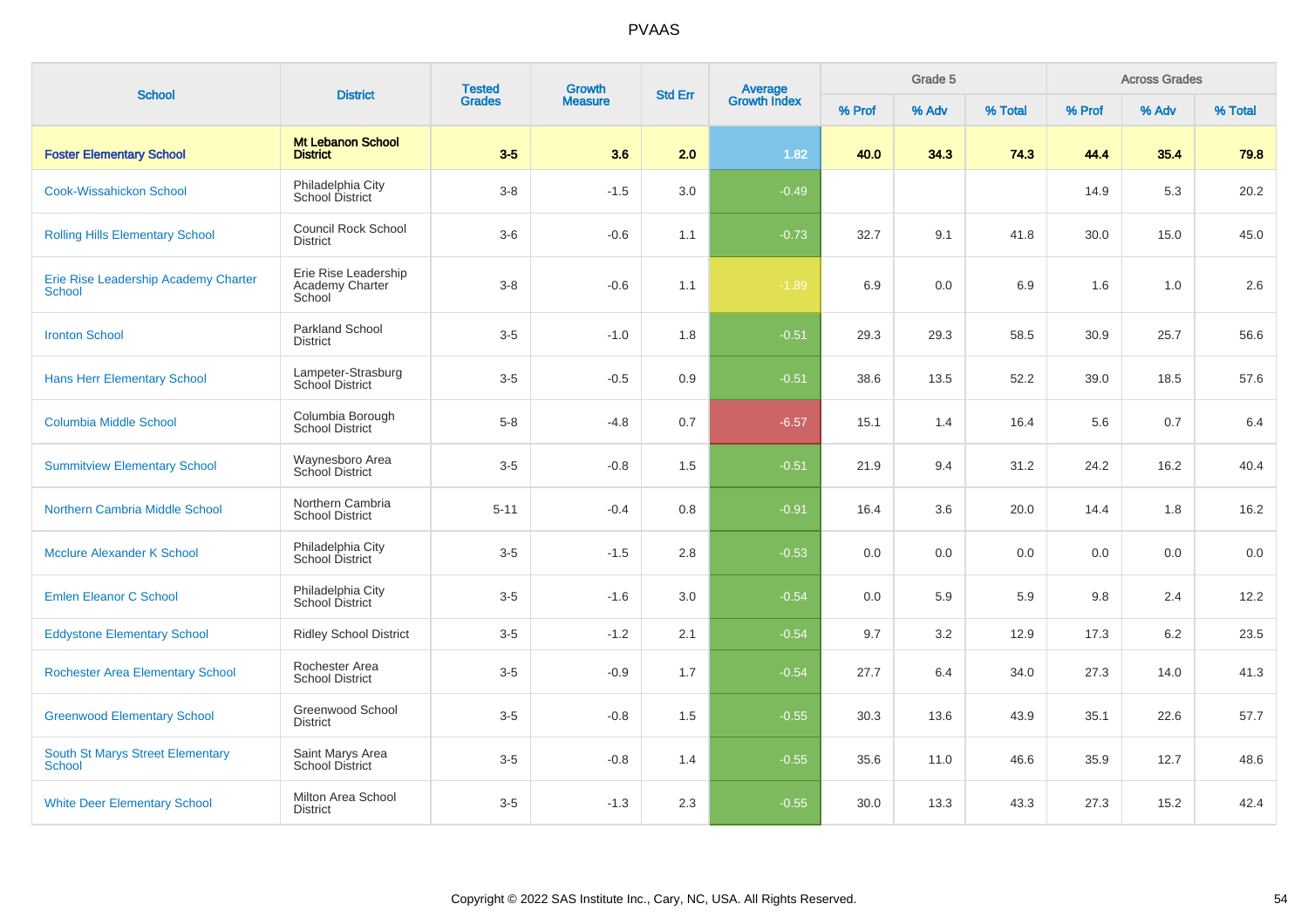# PVAAS

| School | District | Tested Grades | Growth Measure | Std Err | Average Growth Index | Grade 5 | | | Across Grades | | |
|---|---|---|---|---|---|---|---|---|---|---|---|
| | | | | | | % Prof | % Adv | % Total | % Prof | % Adv | % Total |
| **Foster Elementary School** | **Mt Lebanon School District** | **3-5** | **3.6** | **2.0** | **1.82** | **40.0** | **34.3** | **74.3** | **44.4** | **35.4** | **79.8** |
| Cook-Wissahickon School | Philadelphia City School District | 3-8 | -1.5 | 3.0 | -0.49 | | | | 14.9 | 5.3 | 20.2 |
| Rolling Hills Elementary School | Council Rock School District | 3-6 | -0.6 | 1.1 | -0.73 | 32.7 | 9.1 | 41.8 | 30.0 | 15.0 | 45.0 |
| Erie Rise Leadership Academy Charter School | Erie Rise Leadership Academy Charter School | 3-8 | -0.6 | 1.1 | -1.89 | 6.9 | 0.0 | 6.9 | 1.6 | 1.0 | 2.6 |
| Ironton School | Parkland School District | 3-5 | -1.0 | 1.8 | -0.51 | 29.3 | 29.3 | 58.5 | 30.9 | 25.7 | 56.6 |
| Hans Herr Elementary School | Lampeter-Strasburg School District | 3-5 | -0.5 | 0.9 | -0.51 | 38.6 | 13.5 | 52.2 | 39.0 | 18.5 | 57.6 |
| Columbia Middle School | Columbia Borough School District | 5-8 | -4.8 | 0.7 | -6.57 | 15.1 | 1.4 | 16.4 | 5.6 | 0.7 | 6.4 |
| Summitview Elementary School | Waynesboro Area School District | 3-5 | -0.8 | 1.5 | -0.51 | 21.9 | 9.4 | 31.2 | 24.2 | 16.2 | 40.4 |
| Northern Cambria Middle School | Northern Cambria School District | 5-11 | -0.4 | 0.8 | -0.91 | 16.4 | 3.6 | 20.0 | 14.4 | 1.8 | 16.2 |
| Mcclure Alexander K School | Philadelphia City School District | 3-5 | -1.5 | 2.8 | -0.53 | 0.0 | 0.0 | 0.0 | 0.0 | 0.0 | 0.0 |
| Emlen Eleanor C School | Philadelphia City School District | 3-5 | -1.6 | 3.0 | -0.54 | 0.0 | 5.9 | 5.9 | 9.8 | 2.4 | 12.2 |
| Eddystone Elementary School | Ridley School District | 3-5 | -1.2 | 2.1 | -0.54 | 9.7 | 3.2 | 12.9 | 17.3 | 6.2 | 23.5 |
| Rochester Area Elementary School | Rochester Area School District | 3-5 | -0.9 | 1.7 | -0.54 | 27.7 | 6.4 | 34.0 | 27.3 | 14.0 | 41.3 |
| Greenwood Elementary School | Greenwood School District | 3-5 | -0.8 | 1.5 | -0.55 | 30.3 | 13.6 | 43.9 | 35.1 | 22.6 | 57.7 |
| South St Marys Street Elementary School | Saint Marys Area School District | 3-5 | -0.8 | 1.4 | -0.55 | 35.6 | 11.0 | 46.6 | 35.9 | 12.7 | 48.6 |
| White Deer Elementary School | Milton Area School District | 3-5 | -1.3 | 2.3 | -0.55 | 30.0 | 13.3 | 43.3 | 27.3 | 15.2 | 42.4 |

Copyright © 2022 SAS Institute Inc., Cary, NC, USA. All Rights Reserved.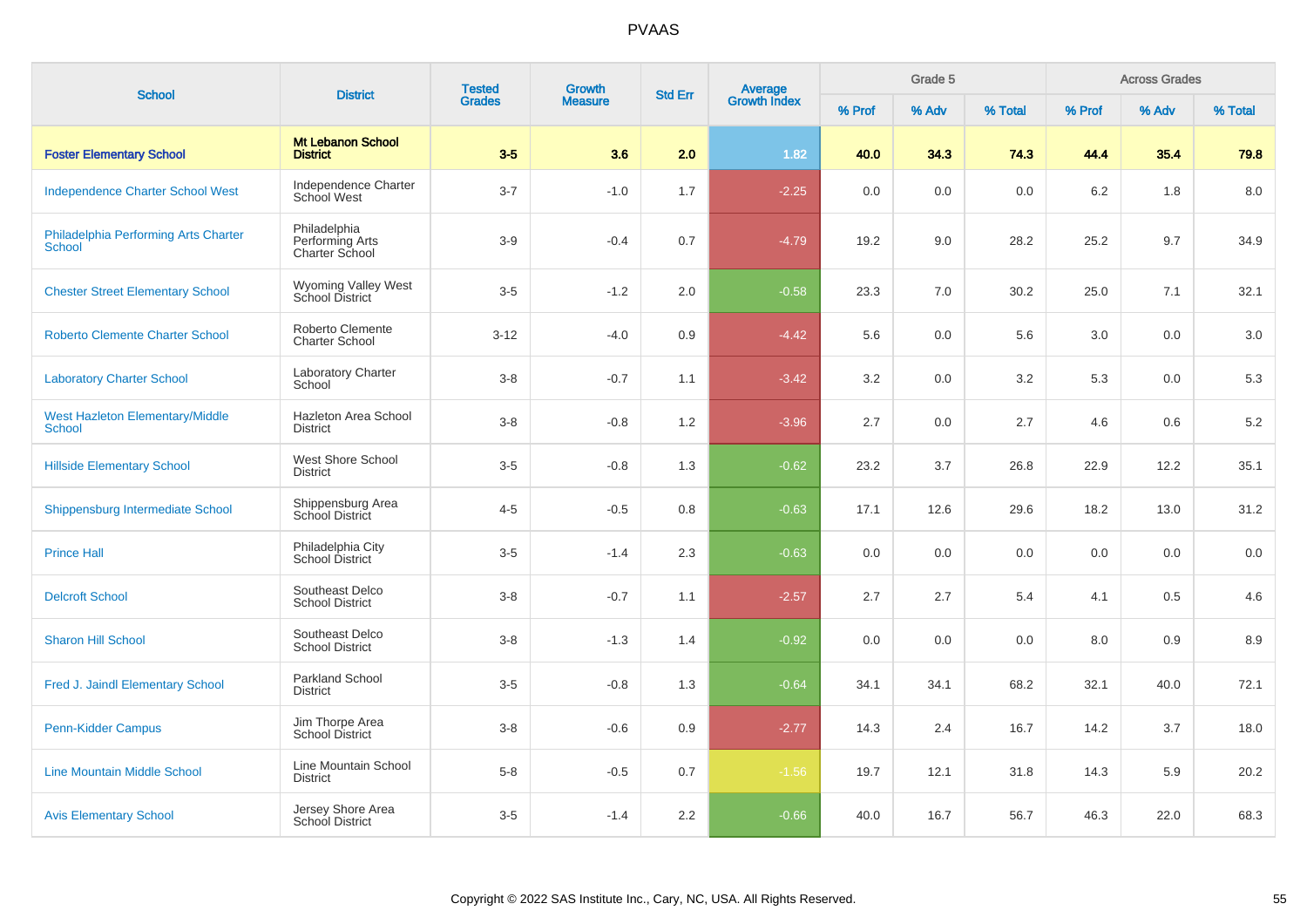# PVAAS

| School | District | Tested Grades | Growth Measure | Std Err | Average Growth Index | Grade 5 | | | Across Grades | | |
|---|---|---|---|---|---|---|---|---|---|---|---|
| | | | | | | % Prof | % Adv | % Total | % Prof | % Adv | % Total |
| **Foster Elementary School** | **Mt Lebanon School District** | **3-5** | **3.6** | **2.0** | **1.82** | **40.0** | **34.3** | **74.3** | **44.4** | **35.4** | **79.8** |
| Independence Charter School West | Independence Charter School West | 3-7 | -1.0 | 1.7 | -2.25 | 0.0 | 0.0 | 0.0 | 6.2 | 1.8 | 8.0 |
| Philadelphia Performing Arts Charter School | Philadelphia Performing Arts Charter School | 3-9 | -0.4 | 0.7 | -4.79 | 19.2 | 9.0 | 28.2 | 25.2 | 9.7 | 34.9 |
| Chester Street Elementary School | Wyoming Valley West School District | 3-5 | -1.2 | 2.0 | -0.58 | 23.3 | 7.0 | 30.2 | 25.0 | 7.1 | 32.1 |
| Roberto Clemente Charter School | Roberto Clemente Charter School | 3-12 | -4.0 | 0.9 | -4.42 | 5.6 | 0.0 | 5.6 | 3.0 | 0.0 | 3.0 |
| Laboratory Charter School | Laboratory Charter School | 3-8 | -0.7 | 1.1 | -3.42 | 3.2 | 0.0 | 3.2 | 5.3 | 0.0 | 5.3 |
| West Hazleton Elementary/Middle School | Hazleton Area School District | 3-8 | -0.8 | 1.2 | -3.96 | 2.7 | 0.0 | 2.7 | 4.6 | 0.6 | 5.2 |
| Hillside Elementary School | West Shore School District | 3-5 | -0.8 | 1.3 | -0.62 | 23.2 | 3.7 | 26.8 | 22.9 | 12.2 | 35.1 |
| Shippensburg Intermediate School | Shippensburg Area School District | 4-5 | -0.5 | 0.8 | -0.63 | 17.1 | 12.6 | 29.6 | 18.2 | 13.0 | 31.2 |
| Prince Hall | Philadelphia City School District | 3-5 | -1.4 | 2.3 | -0.63 | 0.0 | 0.0 | 0.0 | 0.0 | 0.0 | 0.0 |
| Delcroft School | Southeast Delco School District | 3-8 | -0.7 | 1.1 | -2.57 | 2.7 | 2.7 | 5.4 | 4.1 | 0.5 | 4.6 |
| Sharon Hill School | Southeast Delco School District | 3-8 | -1.3 | 1.4 | -0.92 | 0.0 | 0.0 | 0.0 | 8.0 | 0.9 | 8.9 |
| Fred J. Jaindl Elementary School | Parkland School District | 3-5 | -0.8 | 1.3 | -0.64 | 34.1 | 34.1 | 68.2 | 32.1 | 40.0 | 72.1 |
| Penn-Kidder Campus | Jim Thorpe Area School District | 3-8 | -0.6 | 0.9 | -2.77 | 14.3 | 2.4 | 16.7 | 14.2 | 3.7 | 18.0 |
| Line Mountain Middle School | Line Mountain School District | 5-8 | -0.5 | 0.7 | -1.56 | 19.7 | 12.1 | 31.8 | 14.3 | 5.9 | 20.2 |
| Avis Elementary School | Jersey Shore Area School District | 3-5 | -1.4 | 2.2 | -0.66 | 40.0 | 16.7 | 56.7 | 46.3 | 22.0 | 68.3 |

Copyright © 2022 SAS Institute Inc., Cary, NC, USA. All Rights Reserved.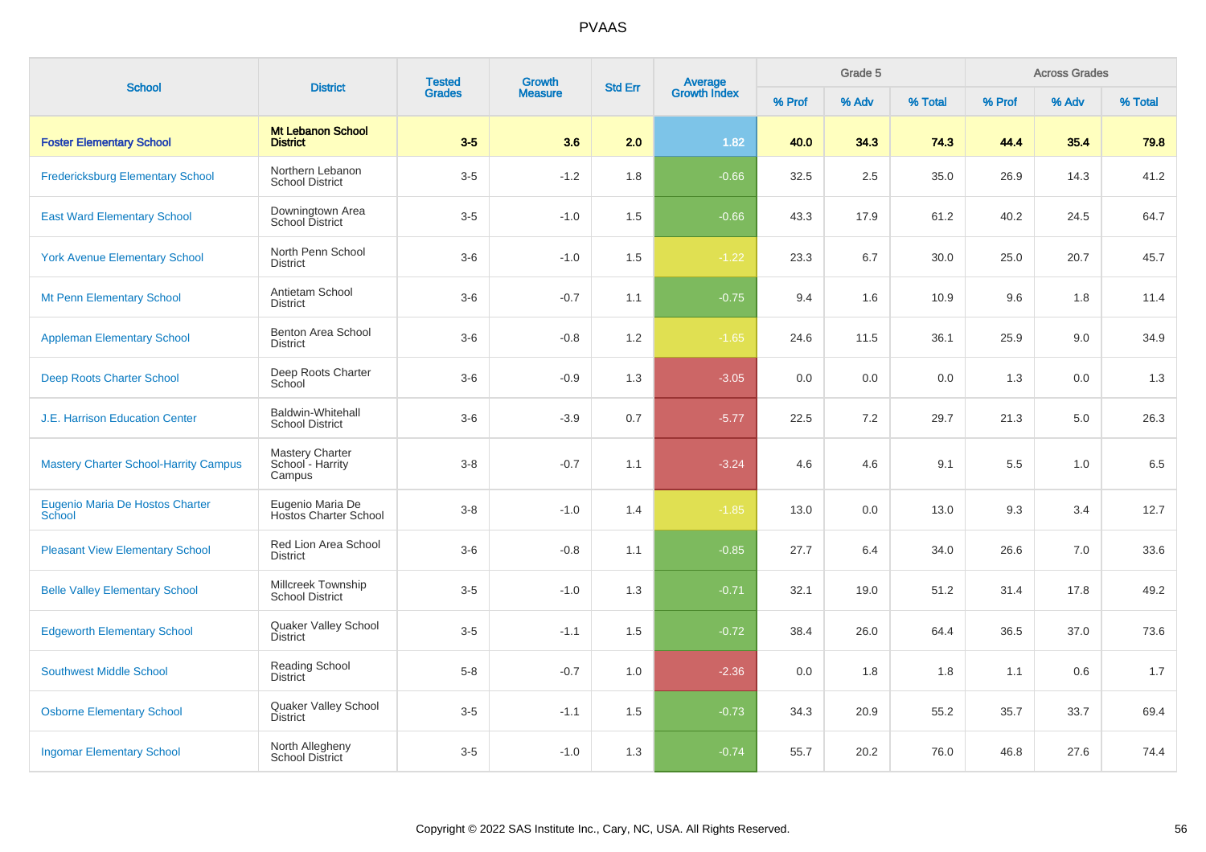| School | District | Tested Grades | Growth Measure | Std Err | Average Growth Index | Grade 5 | | | Across Grades | | |
|---|---|---|---|---|---|---|---|---|---|---|---|
| | | | | | | % Prof | % Adv | % Total | % Prof | % Adv | % Total |
| **Foster Elementary School** | **Mt Lebanon School District** | **3-5** | **3.6** | **2.0** | **1.82** | **40.0** | **34.3** | **74.3** | **44.4** | **35.4** | **79.8** |
| Fredericksburg Elementary School | Northern Lebanon School District | 3-5 | -1.2 | 1.8 | -0.66 | 32.5 | 2.5 | 35.0 | 26.9 | 14.3 | 41.2 |
| East Ward Elementary School | Downingtown Area School District | 3-5 | -1.0 | 1.5 | -0.66 | 43.3 | 17.9 | 61.2 | 40.2 | 24.5 | 64.7 |
| York Avenue Elementary School | North Penn School District | 3-6 | -1.0 | 1.5 | -1.22 | 23.3 | 6.7 | 30.0 | 25.0 | 20.7 | 45.7 |
| Mt Penn Elementary School | Antietam School District | 3-6 | -0.7 | 1.1 | -0.75 | 9.4 | 1.6 | 10.9 | 9.6 | 1.8 | 11.4 |
| Appleman Elementary School | Benton Area School District | 3-6 | -0.8 | 1.2 | -1.65 | 24.6 | 11.5 | 36.1 | 25.9 | 9.0 | 34.9 |
| Deep Roots Charter School | Deep Roots Charter School | 3-6 | -0.9 | 1.3 | -3.05 | 0.0 | 0.0 | 0.0 | 1.3 | 0.0 | 1.3 |
| J.E. Harrison Education Center | Baldwin-Whitehall School District | 3-6 | -3.9 | 0.7 | -5.77 | 22.5 | 7.2 | 29.7 | 21.3 | 5.0 | 26.3 |
| Mastery Charter School-Harrity Campus | Mastery Charter School - Harrity Campus | 3-8 | -0.7 | 1.1 | -3.24 | 4.6 | 4.6 | 9.1 | 5.5 | 1.0 | 6.5 |
| Eugenio Maria De Hostos Charter School | Eugenio Maria De Hostos Charter School | 3-8 | -1.0 | 1.4 | -1.85 | 13.0 | 0.0 | 13.0 | 9.3 | 3.4 | 12.7 |
| Pleasant View Elementary School | Red Lion Area School District | 3-6 | -0.8 | 1.1 | -0.85 | 27.7 | 6.4 | 34.0 | 26.6 | 7.0 | 33.6 |
| Belle Valley Elementary School | Millcreek Township School District | 3-5 | -1.0 | 1.3 | -0.71 | 32.1 | 19.0 | 51.2 | 31.4 | 17.8 | 49.2 |
| Edgeworth Elementary School | Quaker Valley School District | 3-5 | -1.1 | 1.5 | -0.72 | 38.4 | 26.0 | 64.4 | 36.5 | 37.0 | 73.6 |
| Southwest Middle School | Reading School District | 5-8 | -0.7 | 1.0 | -2.36 | 0.0 | 1.8 | 1.8 | 1.1 | 0.6 | 1.7 |
| Osborne Elementary School | Quaker Valley School District | 3-5 | -1.1 | 1.5 | -0.73 | 34.3 | 20.9 | 55.2 | 35.7 | 33.7 | 69.4 |
| Ingomar Elementary School | North Allegheny School District | 3-5 | -1.0 | 1.3 | -0.74 | 55.7 | 20.2 | 76.0 | 46.8 | 27.6 | 74.4 |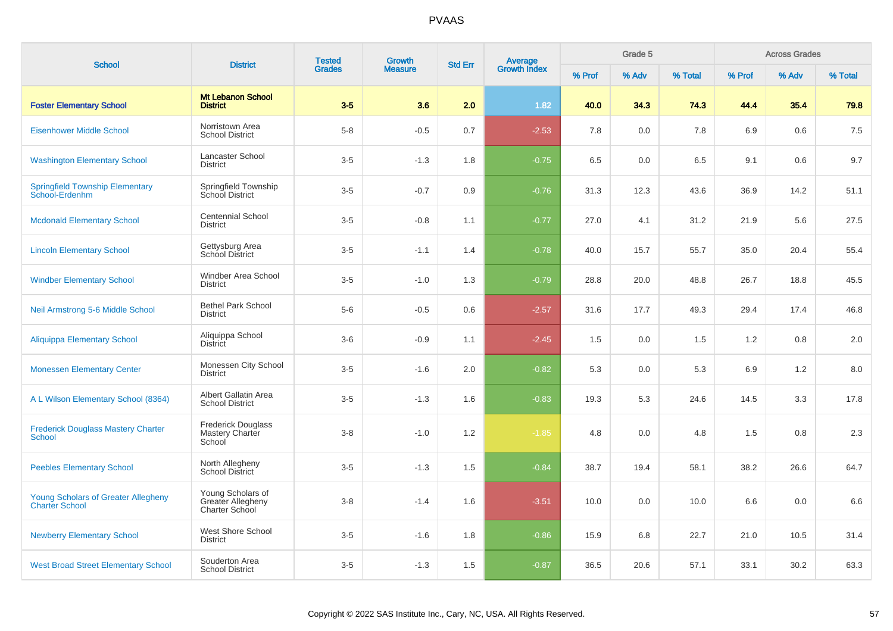# PVAAS

| School | District | Tested Grades | Growth Measure | Std Err | Average Growth Index | Grade 5 | | | Across Grades | | |
|---|---|---|---|---|---|---|---|---|---|---|---|
| | | | | | | % Prof | % Adv | % Total | % Prof | % Adv | % Total |
| **Foster Elementary School** | **Mt Lebanon School District** | **3-5** | **3.6** | **2.0** | **1.82** | **40.0** | **34.3** | **74.3** | **44.4** | **35.4** | **79.8** |
| Eisenhower Middle School | Norristown Area School District | 5-8 | -0.5 | 0.7 | -2.53 | 7.8 | 0.0 | 7.8 | 6.9 | 0.6 | 7.5 |
| Washington Elementary School | Lancaster School District | 3-5 | -1.3 | 1.8 | -0.75 | 6.5 | 0.0 | 6.5 | 9.1 | 0.6 | 9.7 |
| Springfield Township Elementary School-Erdenhm | Springfield Township School District | 3-5 | -0.7 | 0.9 | -0.76 | 31.3 | 12.3 | 43.6 | 36.9 | 14.2 | 51.1 |
| Mcdonald Elementary School | Centennial School District | 3-5 | -0.8 | 1.1 | -0.77 | 27.0 | 4.1 | 31.2 | 21.9 | 5.6 | 27.5 |
| Lincoln Elementary School | Gettysburg Area School District | 3-5 | -1.1 | 1.4 | -0.78 | 40.0 | 15.7 | 55.7 | 35.0 | 20.4 | 55.4 |
| Windber Elementary School | Windber Area School District | 3-5 | -1.0 | 1.3 | -0.79 | 28.8 | 20.0 | 48.8 | 26.7 | 18.8 | 45.5 |
| Neil Armstrong 5-6 Middle School | Bethel Park School District | 5-6 | -0.5 | 0.6 | -2.57 | 31.6 | 17.7 | 49.3 | 29.4 | 17.4 | 46.8 |
| Aliquippa Elementary School | Aliquippa School District | 3-6 | -0.9 | 1.1 | -2.45 | 1.5 | 0.0 | 1.5 | 1.2 | 0.8 | 2.0 |
| Monessen Elementary Center | Monessen City School District | 3-5 | -1.6 | 2.0 | -0.82 | 5.3 | 0.0 | 5.3 | 6.9 | 1.2 | 8.0 |
| A L Wilson Elementary School (8364) | Albert Gallatin Area School District | 3-5 | -1.3 | 1.6 | -0.83 | 19.3 | 5.3 | 24.6 | 14.5 | 3.3 | 17.8 |
| Frederick Douglass Mastery Charter School | Frederick Douglass Mastery Charter School | 3-8 | -1.0 | 1.2 | -1.85 | 4.8 | 0.0 | 4.8 | 1.5 | 0.8 | 2.3 |
| Peebles Elementary School | North Allegheny School District | 3-5 | -1.3 | 1.5 | -0.84 | 38.7 | 19.4 | 58.1 | 38.2 | 26.6 | 64.7 |
| Young Scholars of Greater Allegheny Charter School | Young Scholars of Greater Allegheny Charter School | 3-8 | -1.4 | 1.6 | -3.51 | 10.0 | 0.0 | 10.0 | 6.6 | 0.0 | 6.6 |
| Newberry Elementary School | West Shore School District | 3-5 | -1.6 | 1.8 | -0.86 | 15.9 | 6.8 | 22.7 | 21.0 | 10.5 | 31.4 |
| West Broad Street Elementary School | Souderton Area School District | 3-5 | -1.3 | 1.5 | -0.87 | 36.5 | 20.6 | 57.1 | 33.1 | 30.2 | 63.3 |

Copyright © 2022 SAS Institute Inc., Cary, NC, USA. All Rights Reserved.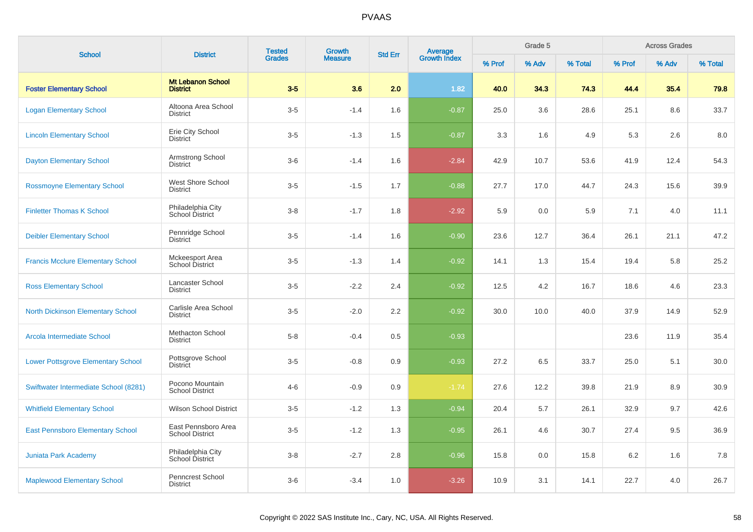# PVAAS

| School | District | Tested Grades | Growth Measure | Std Err | Average Growth Index | Grade 5 | | | Across Grades | | |
|---|---|---|---|---|---|---|---|---|---|---|---|
| | | | | | | % Prof | % Adv | % Total | % Prof | % Adv | % Total |
| **Foster Elementary School** | **Mt Lebanon School District** | **3-5** | **3.6** | **2.0** | **1.82** | **40.0** | **34.3** | **74.3** | **44.4** | **35.4** | **79.8** |
| Logan Elementary School | Altoona Area School District | 3-5 | -1.4 | 1.6 | -0.87 | 25.0 | 3.6 | 28.6 | 25.1 | 8.6 | 33.7 |
| Lincoln Elementary School | Erie City School District | 3-5 | -1.3 | 1.5 | -0.87 | 3.3 | 1.6 | 4.9 | 5.3 | 2.6 | 8.0 |
| Dayton Elementary School | Armstrong School District | 3-6 | -1.4 | 1.6 | -2.84 | 42.9 | 10.7 | 53.6 | 41.9 | 12.4 | 54.3 |
| Rossmoyne Elementary School | West Shore School District | 3-5 | -1.5 | 1.7 | -0.88 | 27.7 | 17.0 | 44.7 | 24.3 | 15.6 | 39.9 |
| Finletter Thomas K School | Philadelphia City School District | 3-8 | -1.7 | 1.8 | -2.92 | 5.9 | 0.0 | 5.9 | 7.1 | 4.0 | 11.1 |
| Deibler Elementary School | Pennridge School District | 3-5 | -1.4 | 1.6 | -0.90 | 23.6 | 12.7 | 36.4 | 26.1 | 21.1 | 47.2 |
| Francis Mcclure Elementary School | Mckeesport Area School District | 3-5 | -1.3 | 1.4 | -0.92 | 14.1 | 1.3 | 15.4 | 19.4 | 5.8 | 25.2 |
| Ross Elementary School | Lancaster School District | 3-5 | -2.2 | 2.4 | -0.92 | 12.5 | 4.2 | 16.7 | 18.6 | 4.6 | 23.3 |
| North Dickinson Elementary School | Carlisle Area School District | 3-5 | -2.0 | 2.2 | -0.92 | 30.0 | 10.0 | 40.0 | 37.9 | 14.9 | 52.9 |
| Arcola Intermediate School | Methacton School District | 5-8 | -0.4 | 0.5 | -0.93 | | | | 23.6 | 11.9 | 35.4 |
| Lower Pottsgrove Elementary School | Pottsgrove School District | 3-5 | -0.8 | 0.9 | -0.93 | 27.2 | 6.5 | 33.7 | 25.0 | 5.1 | 30.0 |
| Swiftwater Intermediate School (8281) | Pocono Mountain School District | 4-6 | -0.9 | 0.9 | -1.74 | 27.6 | 12.2 | 39.8 | 21.9 | 8.9 | 30.9 |
| Whitfield Elementary School | Wilson School District | 3-5 | -1.2 | 1.3 | -0.94 | 20.4 | 5.7 | 26.1 | 32.9 | 9.7 | 42.6 |
| East Pennsboro Elementary School | East Pennsboro Area School District | 3-5 | -1.2 | 1.3 | -0.95 | 26.1 | 4.6 | 30.7 | 27.4 | 9.5 | 36.9 |
| Juniata Park Academy | Philadelphia City School District | 3-8 | -2.7 | 2.8 | -0.96 | 15.8 | 0.0 | 15.8 | 6.2 | 1.6 | 7.8 |
| Maplewood Elementary School | Penncrest School District | 3-6 | -3.4 | 1.0 | -3.26 | 10.9 | 3.1 | 14.1 | 22.7 | 4.0 | 26.7 |

Copyright © 2022 SAS Institute Inc., Cary, NC, USA. All Rights Reserved.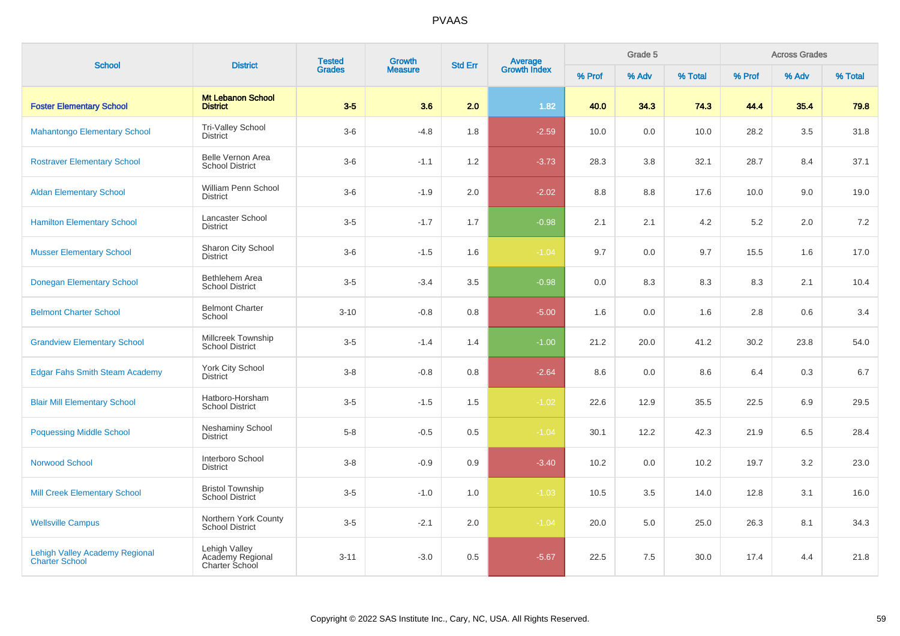# PVAAS

| School | District | Tested Grades | Growth Measure | Std Err | Average Growth Index | Grade 5 | | | Across Grades | | |
|---|---|---|---|---|---|---|---|---|---|---|---|
| | | | | | | % Prof | % Adv | % Total | % Prof | % Adv | % Total |
| **Foster Elementary School** | **Mt Lebanon School District** | **3-5** | **3.6** | **2.0** | **1.82** | **40.0** | **34.3** | **74.3** | **44.4** | **35.4** | **79.8** |
| Mahantongo Elementary School | Tri-Valley School District | 3-6 | -4.8 | 1.8 | -2.59 | 10.0 | 0.0 | 10.0 | 28.2 | 3.5 | 31.8 |
| Rostraver Elementary School | Belle Vernon Area School District | 3-6 | -1.1 | 1.2 | -3.73 | 28.3 | 3.8 | 32.1 | 28.7 | 8.4 | 37.1 |
| Aldan Elementary School | William Penn School District | 3-6 | -1.9 | 2.0 | -2.02 | 8.8 | 8.8 | 17.6 | 10.0 | 9.0 | 19.0 |
| Hamilton Elementary School | Lancaster School District | 3-5 | -1.7 | 1.7 | -0.98 | 2.1 | 2.1 | 4.2 | 5.2 | 2.0 | 7.2 |
| Musser Elementary School | Sharon City School District | 3-6 | -1.5 | 1.6 | -1.04 | 9.7 | 0.0 | 9.7 | 15.5 | 1.6 | 17.0 |
| Donegan Elementary School | Bethlehem Area School District | 3-5 | -3.4 | 3.5 | -0.98 | 0.0 | 8.3 | 8.3 | 8.3 | 2.1 | 10.4 |
| Belmont Charter School | Belmont Charter School | 3-10 | -0.8 | 0.8 | -5.00 | 1.6 | 0.0 | 1.6 | 2.8 | 0.6 | 3.4 |
| Grandview Elementary School | Millcreek Township School District | 3-5 | -1.4 | 1.4 | -1.00 | 21.2 | 20.0 | 41.2 | 30.2 | 23.8 | 54.0 |
| Edgar Fahs Smith Steam Academy | York City School District | 3-8 | -0.8 | 0.8 | -2.64 | 8.6 | 0.0 | 8.6 | 6.4 | 0.3 | 6.7 |
| Blair Mill Elementary School | Hatboro-Horsham School District | 3-5 | -1.5 | 1.5 | -1.02 | 22.6 | 12.9 | 35.5 | 22.5 | 6.9 | 29.5 |
| Poquessing Middle School | Neshaminy School District | 5-8 | -0.5 | 0.5 | -1.04 | 30.1 | 12.2 | 42.3 | 21.9 | 6.5 | 28.4 |
| Norwood School | Interboro School District | 3-8 | -0.9 | 0.9 | -3.40 | 10.2 | 0.0 | 10.2 | 19.7 | 3.2 | 23.0 |
| Mill Creek Elementary School | Bristol Township School District | 3-5 | -1.0 | 1.0 | -1.03 | 10.5 | 3.5 | 14.0 | 12.8 | 3.1 | 16.0 |
| Wellsville Campus | Northern York County School District | 3-5 | -2.1 | 2.0 | -1.04 | 20.0 | 5.0 | 25.0 | 26.3 | 8.1 | 34.3 |
| Lehigh Valley Academy Regional Charter School | Lehigh Valley Academy Regional Charter School | 3-11 | -3.0 | 0.5 | -5.67 | 22.5 | 7.5 | 30.0 | 17.4 | 4.4 | 21.8 |

Copyright © 2022 SAS Institute Inc., Cary, NC, USA. All Rights Reserved.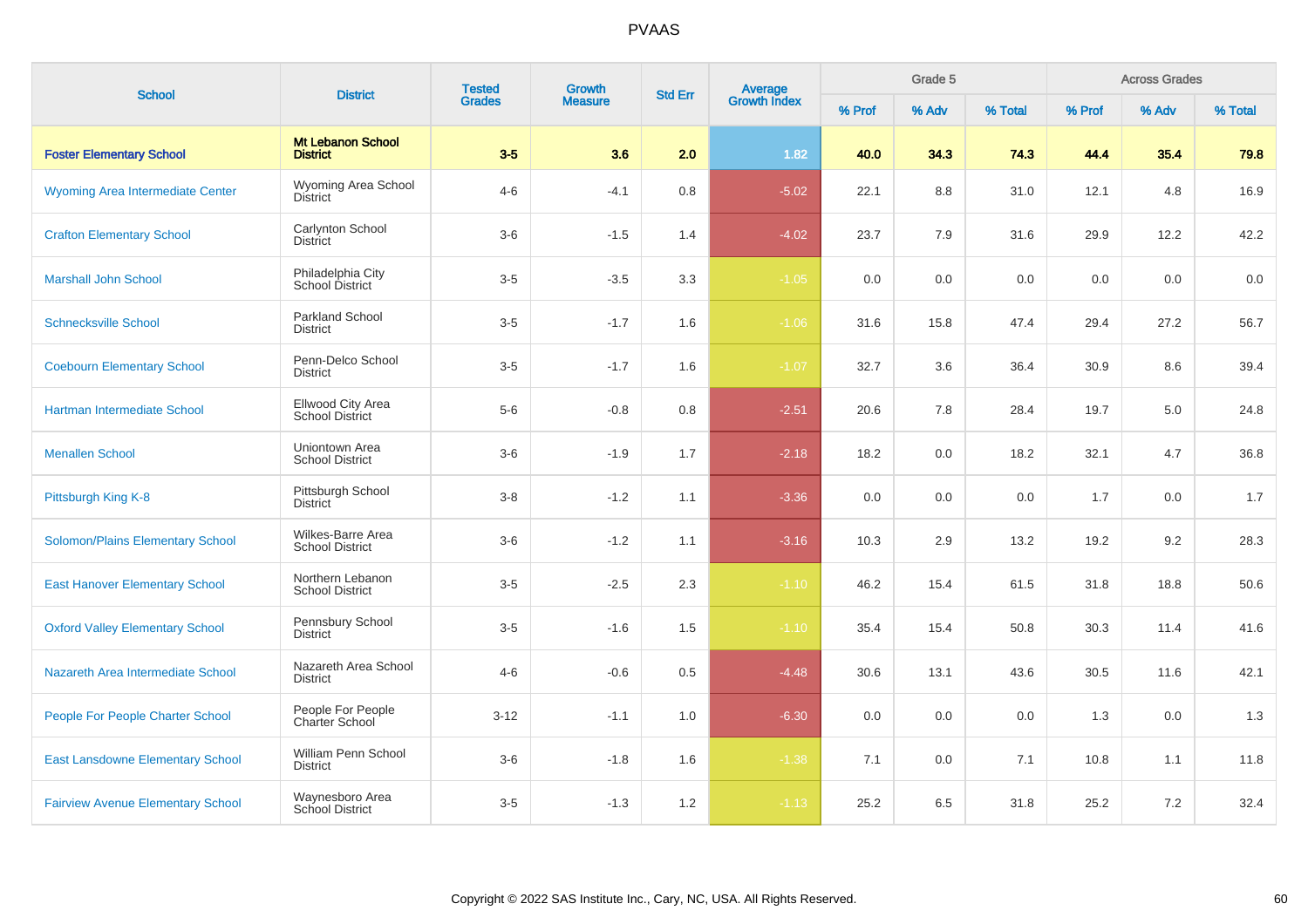# PVAAS

| School | District | Tested Grades | Growth Measure | Std Err | Average Growth Index | Grade 5 | | | Across Grades | | |
|---|---|---|---|---|---|---|---|---|---|---|---|
| | | | | | | % Prof | % Adv | % Total | % Prof | % Adv | % Total |
| **Foster Elementary School** | **Mt Lebanon School District** | **3-5** | **3.6** | **2.0** | **1.82** | **40.0** | **34.3** | **74.3** | **44.4** | **35.4** | **79.8** |
| Wyoming Area Intermediate Center | Wyoming Area School District | 4-6 | -4.1 | 0.8 | -5.02 | 22.1 | 8.8 | 31.0 | 12.1 | 4.8 | 16.9 |
| Crafton Elementary School | Carlynton School District | 3-6 | -1.5 | 1.4 | -4.02 | 23.7 | 7.9 | 31.6 | 29.9 | 12.2 | 42.2 |
| Marshall John School | Philadelphia City School District | 3-5 | -3.5 | 3.3 | -1.05 | 0.0 | 0.0 | 0.0 | 0.0 | 0.0 | 0.0 |
| Schnecksville School | Parkland School District | 3-5 | -1.7 | 1.6 | -1.06 | 31.6 | 15.8 | 47.4 | 29.4 | 27.2 | 56.7 |
| Coebourn Elementary School | Penn-Delco School District | 3-5 | -1.7 | 1.6 | -1.07 | 32.7 | 3.6 | 36.4 | 30.9 | 8.6 | 39.4 |
| Hartman Intermediate School | Ellwood City Area School District | 5-6 | -0.8 | 0.8 | -2.51 | 20.6 | 7.8 | 28.4 | 19.7 | 5.0 | 24.8 |
| Menallen School | Uniontown Area School District | 3-6 | -1.9 | 1.7 | -2.18 | 18.2 | 0.0 | 18.2 | 32.1 | 4.7 | 36.8 |
| Pittsburgh King K-8 | Pittsburgh School District | 3-8 | -1.2 | 1.1 | -3.36 | 0.0 | 0.0 | 0.0 | 1.7 | 0.0 | 1.7 |
| Solomon/Plains Elementary School | Wilkes-Barre Area School District | 3-6 | -1.2 | 1.1 | -3.16 | 10.3 | 2.9 | 13.2 | 19.2 | 9.2 | 28.3 |
| East Hanover Elementary School | Northern Lebanon School District | 3-5 | -2.5 | 2.3 | -1.10 | 46.2 | 15.4 | 61.5 | 31.8 | 18.8 | 50.6 |
| Oxford Valley Elementary School | Pennsbury School District | 3-5 | -1.6 | 1.5 | -1.10 | 35.4 | 15.4 | 50.8 | 30.3 | 11.4 | 41.6 |
| Nazareth Area Intermediate School | Nazareth Area School District | 4-6 | -0.6 | 0.5 | -4.48 | 30.6 | 13.1 | 43.6 | 30.5 | 11.6 | 42.1 |
| People For People Charter School | People For People Charter School | 3-12 | -1.1 | 1.0 | -6.30 | 0.0 | 0.0 | 0.0 | 1.3 | 0.0 | 1.3 |
| East Lansdowne Elementary School | William Penn School District | 3-6 | -1.8 | 1.6 | -1.38 | 7.1 | 0.0 | 7.1 | 10.8 | 1.1 | 11.8 |
| Fairview Avenue Elementary School | Waynesboro Area School District | 3-5 | -1.3 | 1.2 | -1.13 | 25.2 | 6.5 | 31.8 | 25.2 | 7.2 | 32.4 |

Copyright © 2022 SAS Institute Inc., Cary, NC, USA. All Rights Reserved.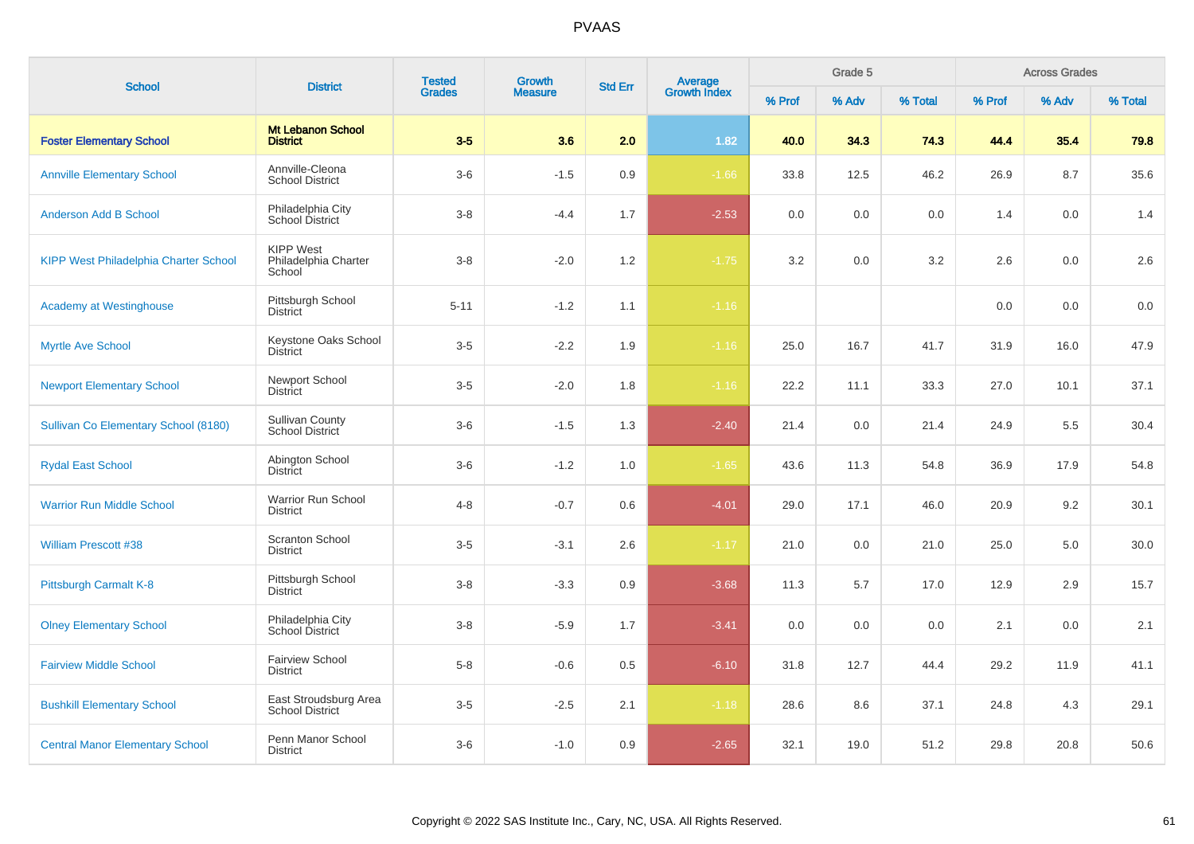# PVAAS

| School | District | Tested Grades | Growth Measure | Std Err | Average Growth Index | Grade 5 | | | Across Grades | | |
|---|---|---|---|---|---|---|---|---|---|---|---|
| | | | | | | % Prof | % Adv | % Total | % Prof | % Adv | % Total |
| **Foster Elementary School** | **Mt Lebanon School District** | **3-5** | **3.6** | **2.0** | **1.82** | **40.0** | **34.3** | **74.3** | **44.4** | **35.4** | **79.8** |
| Annville Elementary School | Annville-Cleona School District | 3-6 | -1.5 | 0.9 | -1.66 | 33.8 | 12.5 | 46.2 | 26.9 | 8.7 | 35.6 |
| Anderson Add B School | Philadelphia City School District | 3-8 | -4.4 | 1.7 | -2.53 | 0.0 | 0.0 | 0.0 | 1.4 | 0.0 | 1.4 |
| KIPP West Philadelphia Charter School | KIPP West Philadelphia Charter School | 3-8 | -2.0 | 1.2 | -1.75 | 3.2 | 0.0 | 3.2 | 2.6 | 0.0 | 2.6 |
| Academy at Westinghouse | Pittsburgh School District | 5-11 | -1.2 | 1.1 | -1.16 | | | | 0.0 | 0.0 | 0.0 |
| Myrtle Ave School | Keystone Oaks School District | 3-5 | -2.2 | 1.9 | -1.16 | 25.0 | 16.7 | 41.7 | 31.9 | 16.0 | 47.9 |
| Newport Elementary School | Newport School District | 3-5 | -2.0 | 1.8 | -1.16 | 22.2 | 11.1 | 33.3 | 27.0 | 10.1 | 37.1 |
| Sullivan Co Elementary School (8180) | Sullivan County School District | 3-6 | -1.5 | 1.3 | -2.40 | 21.4 | 0.0 | 21.4 | 24.9 | 5.5 | 30.4 |
| Rydal East School | Abington School District | 3-6 | -1.2 | 1.0 | -1.65 | 43.6 | 11.3 | 54.8 | 36.9 | 17.9 | 54.8 |
| Warrior Run Middle School | Warrior Run School District | 4-8 | -0.7 | 0.6 | -4.01 | 29.0 | 17.1 | 46.0 | 20.9 | 9.2 | 30.1 |
| William Prescott #38 | Scranton School District | 3-5 | -3.1 | 2.6 | -1.17 | 21.0 | 0.0 | 21.0 | 25.0 | 5.0 | 30.0 |
| Pittsburgh Carmalt K-8 | Pittsburgh School District | 3-8 | -3.3 | 0.9 | -3.68 | 11.3 | 5.7 | 17.0 | 12.9 | 2.9 | 15.7 |
| Olney Elementary School | Philadelphia City School District | 3-8 | -5.9 | 1.7 | -3.41 | 0.0 | 0.0 | 0.0 | 2.1 | 0.0 | 2.1 |
| Fairview Middle School | Fairview School District | 5-8 | -0.6 | 0.5 | -6.10 | 31.8 | 12.7 | 44.4 | 29.2 | 11.9 | 41.1 |
| Bushkill Elementary School | East Stroudsburg Area School District | 3-5 | -2.5 | 2.1 | -1.18 | 28.6 | 8.6 | 37.1 | 24.8 | 4.3 | 29.1 |
| Central Manor Elementary School | Penn Manor School District | 3-6 | -1.0 | 0.9 | -2.65 | 32.1 | 19.0 | 51.2 | 29.8 | 20.8 | 50.6 |

Copyright © 2022 SAS Institute Inc., Cary, NC, USA. All Rights Reserved.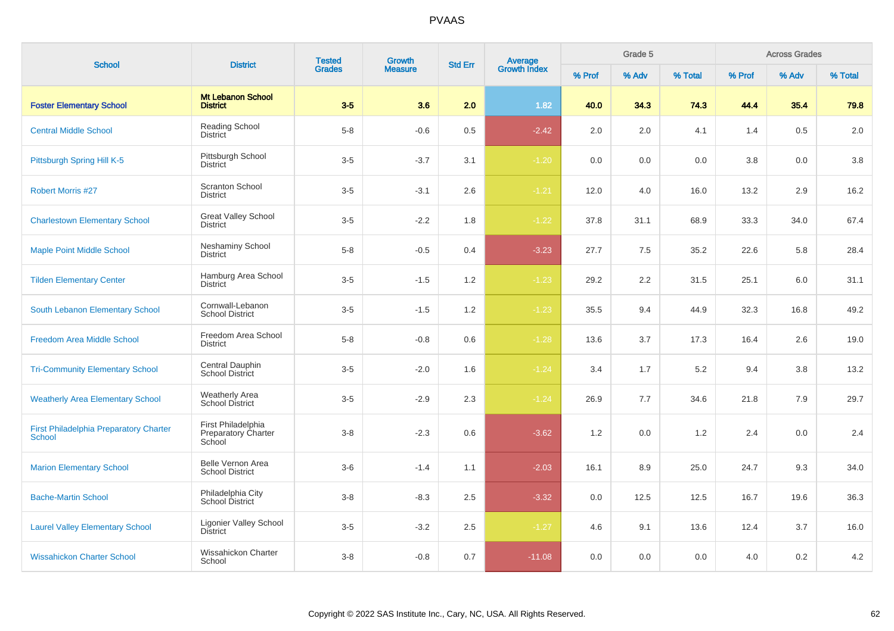# PVAAS

| School | District | Tested Grades | Growth Measure | Std Err | Average Growth Index | Grade 5 | | | Across Grades | | |
|---|---|---|---|---|---|---|---|---|---|---|---|
| | | | | | | % Prof | % Adv | % Total | % Prof | % Adv | % Total |
| **Foster Elementary School** | **Mt Lebanon School District** | **3-5** | **3.6** | **2.0** | **1.82** | **40.0** | **34.3** | **74.3** | **44.4** | **35.4** | **79.8** |
| Central Middle School | Reading School District | 5-8 | -0.6 | 0.5 | -2.42 | 2.0 | 2.0 | 4.1 | 1.4 | 0.5 | 2.0 |
| Pittsburgh Spring Hill K-5 | Pittsburgh School District | 3-5 | -3.7 | 3.1 | -1.20 | 0.0 | 0.0 | 0.0 | 3.8 | 0.0 | 3.8 |
| Robert Morris #27 | Scranton School District | 3-5 | -3.1 | 2.6 | -1.21 | 12.0 | 4.0 | 16.0 | 13.2 | 2.9 | 16.2 |
| Charlestown Elementary School | Great Valley School District | 3-5 | -2.2 | 1.8 | -1.22 | 37.8 | 31.1 | 68.9 | 33.3 | 34.0 | 67.4 |
| Maple Point Middle School | Neshaminy School District | 5-8 | -0.5 | 0.4 | -3.23 | 27.7 | 7.5 | 35.2 | 22.6 | 5.8 | 28.4 |
| Tilden Elementary Center | Hamburg Area School District | 3-5 | -1.5 | 1.2 | -1.23 | 29.2 | 2.2 | 31.5 | 25.1 | 6.0 | 31.1 |
| South Lebanon Elementary School | Cornwall-Lebanon School District | 3-5 | -1.5 | 1.2 | -1.23 | 35.5 | 9.4 | 44.9 | 32.3 | 16.8 | 49.2 |
| Freedom Area Middle School | Freedom Area School District | 5-8 | -0.8 | 0.6 | -1.28 | 13.6 | 3.7 | 17.3 | 16.4 | 2.6 | 19.0 |
| Tri-Community Elementary School | Central Dauphin School District | 3-5 | -2.0 | 1.6 | -1.24 | 3.4 | 1.7 | 5.2 | 9.4 | 3.8 | 13.2 |
| Weatherly Area Elementary School | Weatherly Area School District | 3-5 | -2.9 | 2.3 | -1.24 | 26.9 | 7.7 | 34.6 | 21.8 | 7.9 | 29.7 |
| First Philadelphia Preparatory Charter School | First Philadelphia Preparatory Charter School | 3-8 | -2.3 | 0.6 | -3.62 | 1.2 | 0.0 | 1.2 | 2.4 | 0.0 | 2.4 |
| Marion Elementary School | Belle Vernon Area School District | 3-6 | -1.4 | 1.1 | -2.03 | 16.1 | 8.9 | 25.0 | 24.7 | 9.3 | 34.0 |
| Bache-Martin School | Philadelphia City School District | 3-8 | -8.3 | 2.5 | -3.32 | 0.0 | 12.5 | 12.5 | 16.7 | 19.6 | 36.3 |
| Laurel Valley Elementary School | Ligonier Valley School District | 3-5 | -3.2 | 2.5 | -1.27 | 4.6 | 9.1 | 13.6 | 12.4 | 3.7 | 16.0 |
| Wissahickon Charter School | Wissahickon Charter School | 3-8 | -0.8 | 0.7 | -11.08 | 0.0 | 0.0 | 0.0 | 4.0 | 0.2 | 4.2 |

Copyright © 2022 SAS Institute Inc., Cary, NC, USA. All Rights Reserved.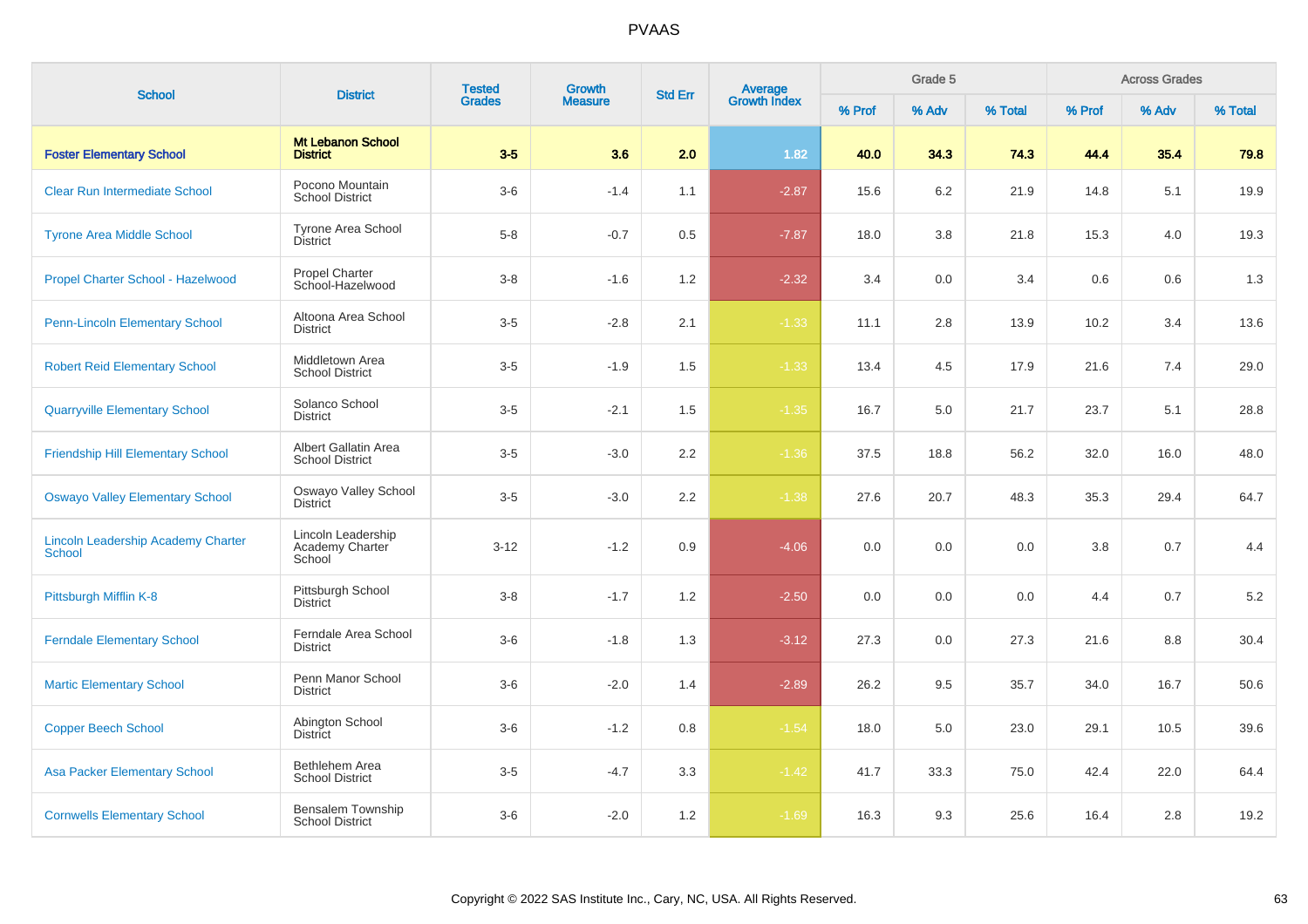# PVAAS

| School | District | Tested Grades | Growth Measure | Std Err | Average Growth Index | Grade 5 | | | Across Grades | | |
|---|---|---|---|---|---|---|---|---|---|---|---|
| | | | | | | % Prof | % Adv | % Total | % Prof | % Adv | % Total |
| **Foster Elementary School** | **Mt Lebanon School District** | **3-5** | **3.6** | **2.0** | **1.82** | **40.0** | **34.3** | **74.3** | **44.4** | **35.4** | **79.8** |
| Clear Run Intermediate School | Pocono Mountain School District | 3-6 | -1.4 | 1.1 | -2.87 | 15.6 | 6.2 | 21.9 | 14.8 | 5.1 | 19.9 |
| Tyrone Area Middle School | Tyrone Area School District | 5-8 | -0.7 | 0.5 | -7.87 | 18.0 | 3.8 | 21.8 | 15.3 | 4.0 | 19.3 |
| Propel Charter School - Hazelwood | Propel Charter School-Hazelwood | 3-8 | -1.6 | 1.2 | -2.32 | 3.4 | 0.0 | 3.4 | 0.6 | 0.6 | 1.3 |
| Penn-Lincoln Elementary School | Altoona Area School District | 3-5 | -2.8 | 2.1 | -1.33 | 11.1 | 2.8 | 13.9 | 10.2 | 3.4 | 13.6 |
| Robert Reid Elementary School | Middletown Area School District | 3-5 | -1.9 | 1.5 | -1.33 | 13.4 | 4.5 | 17.9 | 21.6 | 7.4 | 29.0 |
| Quarryville Elementary School | Solanco School District | 3-5 | -2.1 | 1.5 | -1.35 | 16.7 | 5.0 | 21.7 | 23.7 | 5.1 | 28.8 |
| Friendship Hill Elementary School | Albert Gallatin Area School District | 3-5 | -3.0 | 2.2 | -1.36 | 37.5 | 18.8 | 56.2 | 32.0 | 16.0 | 48.0 |
| Oswayo Valley Elementary School | Oswayo Valley School District | 3-5 | -3.0 | 2.2 | -1.38 | 27.6 | 20.7 | 48.3 | 35.3 | 29.4 | 64.7 |
| Lincoln Leadership Academy Charter School | Lincoln Leadership Academy Charter School | 3-12 | -1.2 | 0.9 | -4.06 | 0.0 | 0.0 | 0.0 | 3.8 | 0.7 | 4.4 |
| Pittsburgh Mifflin K-8 | Pittsburgh School District | 3-8 | -1.7 | 1.2 | -2.50 | 0.0 | 0.0 | 0.0 | 4.4 | 0.7 | 5.2 |
| Ferndale Elementary School | Ferndale Area School District | 3-6 | -1.8 | 1.3 | -3.12 | 27.3 | 0.0 | 27.3 | 21.6 | 8.8 | 30.4 |
| Martic Elementary School | Penn Manor School District | 3-6 | -2.0 | 1.4 | -2.89 | 26.2 | 9.5 | 35.7 | 34.0 | 16.7 | 50.6 |
| Copper Beech School | Abington School District | 3-6 | -1.2 | 0.8 | -1.54 | 18.0 | 5.0 | 23.0 | 29.1 | 10.5 | 39.6 |
| Asa Packer Elementary School | Bethlehem Area School District | 3-5 | -4.7 | 3.3 | -1.42 | 41.7 | 33.3 | 75.0 | 42.4 | 22.0 | 64.4 |
| Cornwells Elementary School | Bensalem Township School District | 3-6 | -2.0 | 1.2 | -1.69 | 16.3 | 9.3 | 25.6 | 16.4 | 2.8 | 19.2 |

Copyright © 2022 SAS Institute Inc., Cary, NC, USA. All Rights Reserved.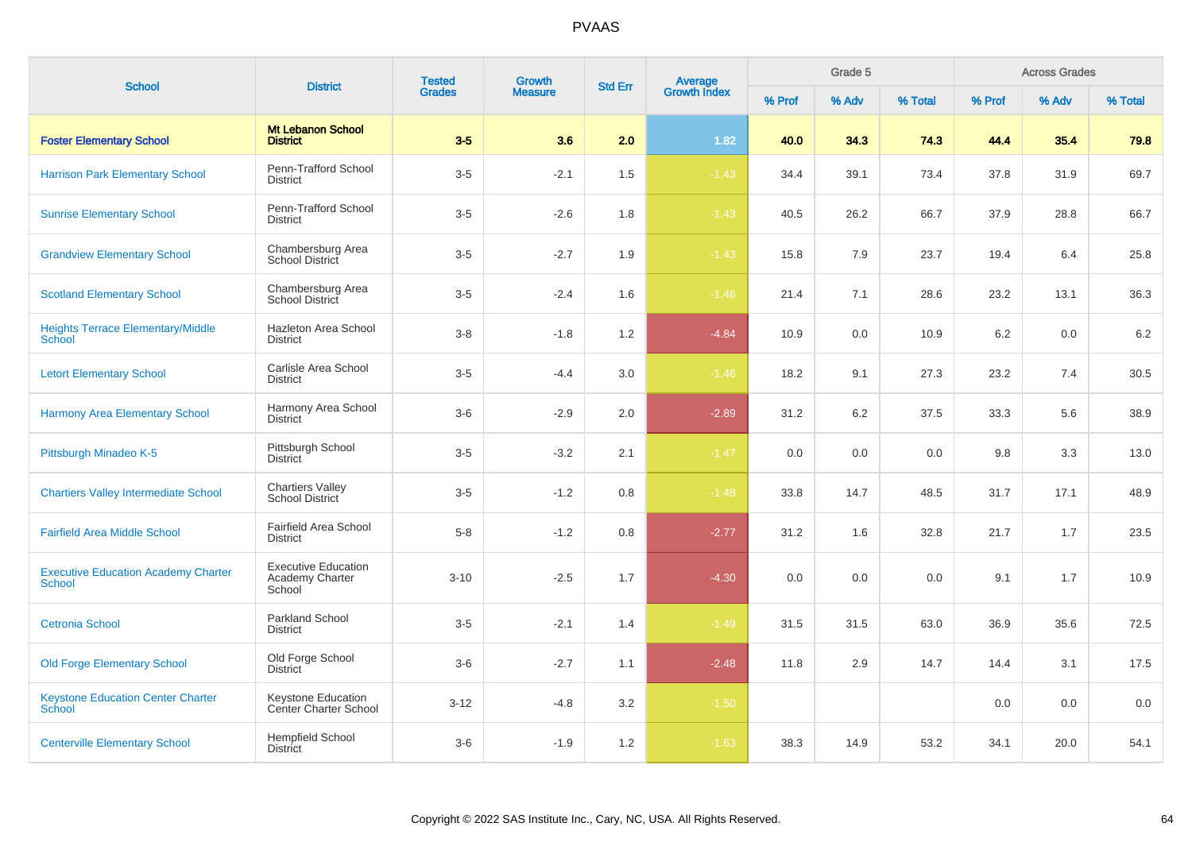# PVAAS

| School | District | Tested Grades | Growth Measure | Std Err | Average Growth Index | Grade 5 | | | Across Grades | | |
|---|---|---|---|---|---|---|---|---|---|---|---|
| | | | | | | % Prof | % Adv | % Total | % Prof | % Adv | % Total |
| **Foster Elementary School** | **Mt Lebanon School District** | **3-5** | **3.6** | **2.0** | **1.82** | **40.0** | **34.3** | **74.3** | **44.4** | **35.4** | **79.8** |
| Harrison Park Elementary School | Penn-Trafford School District | 3-5 | -2.1 | 1.5 | -1.43 | 34.4 | 39.1 | 73.4 | 37.8 | 31.9 | 69.7 |
| Sunrise Elementary School | Penn-Trafford School District | 3-5 | -2.6 | 1.8 | -1.43 | 40.5 | 26.2 | 66.7 | 37.9 | 28.8 | 66.7 |
| Grandview Elementary School | Chambersburg Area School District | 3-5 | -2.7 | 1.9 | -1.43 | 15.8 | 7.9 | 23.7 | 19.4 | 6.4 | 25.8 |
| Scotland Elementary School | Chambersburg Area School District | 3-5 | -2.4 | 1.6 | -1.46 | 21.4 | 7.1 | 28.6 | 23.2 | 13.1 | 36.3 |
| Heights Terrace Elementary/Middle School | Hazleton Area School District | 3-8 | -1.8 | 1.2 | -4.84 | 10.9 | 0.0 | 10.9 | 6.2 | 0.0 | 6.2 |
| Letort Elementary School | Carlisle Area School District | 3-5 | -4.4 | 3.0 | -1.46 | 18.2 | 9.1 | 27.3 | 23.2 | 7.4 | 30.5 |
| Harmony Area Elementary School | Harmony Area School District | 3-6 | -2.9 | 2.0 | -2.89 | 31.2 | 6.2 | 37.5 | 33.3 | 5.6 | 38.9 |
| Pittsburgh Minadeo K-5 | Pittsburgh School District | 3-5 | -3.2 | 2.1 | -1.47 | 0.0 | 0.0 | 0.0 | 9.8 | 3.3 | 13.0 |
| Chartiers Valley Intermediate School | Chartiers Valley School District | 3-5 | -1.2 | 0.8 | -1.48 | 33.8 | 14.7 | 48.5 | 31.7 | 17.1 | 48.9 |
| Fairfield Area Middle School | Fairfield Area School District | 5-8 | -1.2 | 0.8 | -2.77 | 31.2 | 1.6 | 32.8 | 21.7 | 1.7 | 23.5 |
| Executive Education Academy Charter School | Executive Education Academy Charter School | 3-10 | -2.5 | 1.7 | -4.30 | 0.0 | 0.0 | 0.0 | 9.1 | 1.7 | 10.9 |
| Cetronia School | Parkland School District | 3-5 | -2.1 | 1.4 | -1.49 | 31.5 | 31.5 | 63.0 | 36.9 | 35.6 | 72.5 |
| Old Forge Elementary School | Old Forge School District | 3-6 | -2.7 | 1.1 | -2.48 | 11.8 | 2.9 | 14.7 | 14.4 | 3.1 | 17.5 |
| Keystone Education Center Charter School | Keystone Education Center Charter School | 3-12 | -4.8 | 3.2 | -1.50 | | | | 0.0 | 0.0 | 0.0 |
| Centerville Elementary School | Hempfield School District | 3-6 | -1.9 | 1.2 | -1.63 | 38.3 | 14.9 | 53.2 | 34.1 | 20.0 | 54.1 |

Copyright © 2022 SAS Institute Inc., Cary, NC, USA. All Rights Reserved.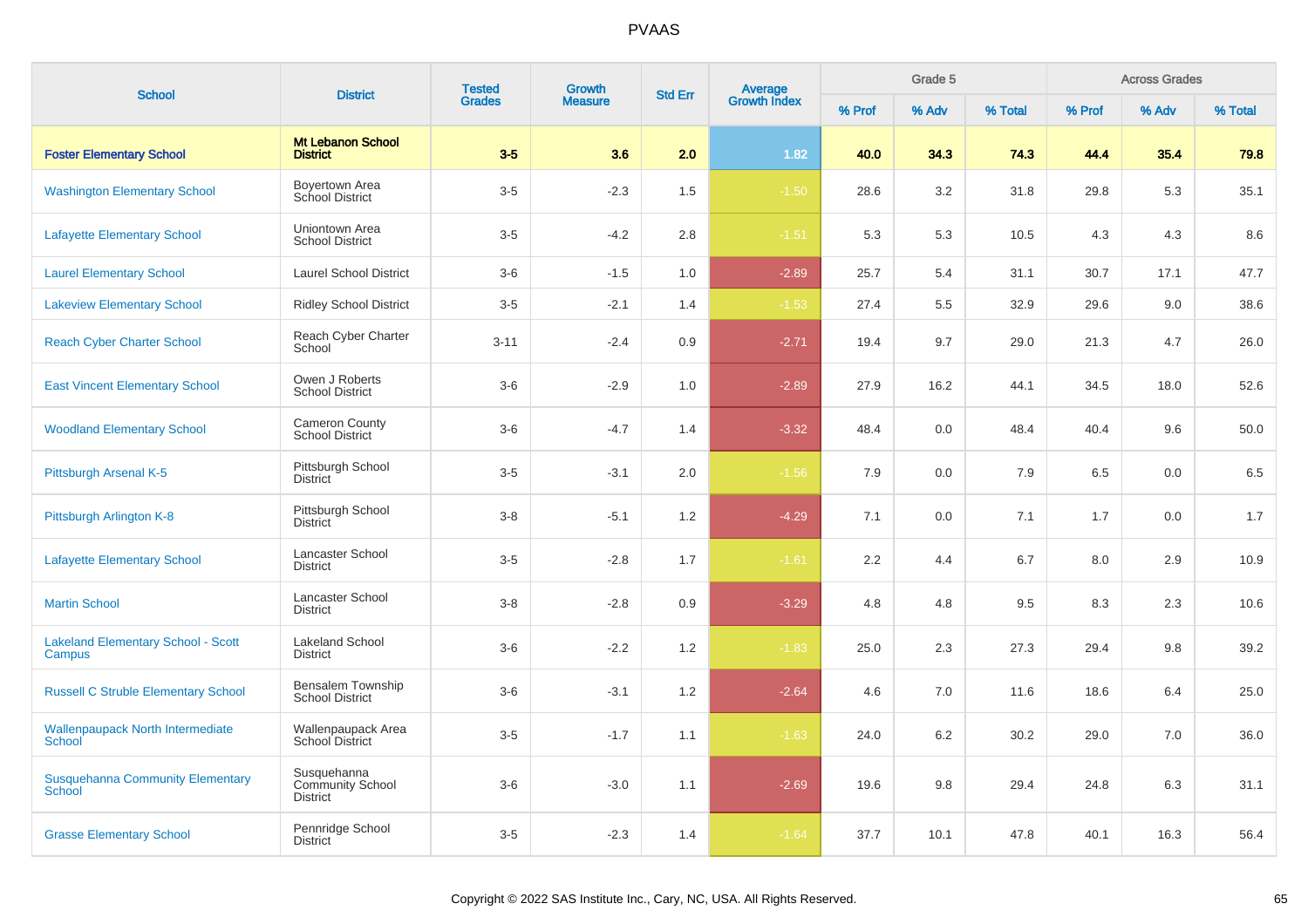# PVAAS

| School | District | Tested Grades | Growth Measure | Std Err | Average Growth Index | Grade 5 | | | Across Grades | | |
|---|---|---|---|---|---|---|---|---|---|---|---|
| | | | | | | % Prof | % Adv | % Total | % Prof | % Adv | % Total |
| **Foster Elementary School** | **Mt Lebanon School District** | **3-5** | **3.6** | **2.0** | **1.82** | **40.0** | **34.3** | **74.3** | **44.4** | **35.4** | **79.8** |
| Washington Elementary School | Boyertown Area School District | 3-5 | -2.3 | 1.5 | -1.50 | 28.6 | 3.2 | 31.8 | 29.8 | 5.3 | 35.1 |
| Lafayette Elementary School | Uniontown Area School District | 3-5 | -4.2 | 2.8 | -1.51 | 5.3 | 5.3 | 10.5 | 4.3 | 4.3 | 8.6 |
| Laurel Elementary School | Laurel School District | 3-6 | -1.5 | 1.0 | -2.89 | 25.7 | 5.4 | 31.1 | 30.7 | 17.1 | 47.7 |
| Lakeview Elementary School | Ridley School District | 3-5 | -2.1 | 1.4 | -1.53 | 27.4 | 5.5 | 32.9 | 29.6 | 9.0 | 38.6 |
| Reach Cyber Charter School | Reach Cyber Charter School | 3-11 | -2.4 | 0.9 | -2.71 | 19.4 | 9.7 | 29.0 | 21.3 | 4.7 | 26.0 |
| East Vincent Elementary School | Owen J Roberts School District | 3-6 | -2.9 | 1.0 | -2.89 | 27.9 | 16.2 | 44.1 | 34.5 | 18.0 | 52.6 |
| Woodland Elementary School | Cameron County School District | 3-6 | -4.7 | 1.4 | -3.32 | 48.4 | 0.0 | 48.4 | 40.4 | 9.6 | 50.0 |
| Pittsburgh Arsenal K-5 | Pittsburgh School District | 3-5 | -3.1 | 2.0 | -1.56 | 7.9 | 0.0 | 7.9 | 6.5 | 0.0 | 6.5 |
| Pittsburgh Arlington K-8 | Pittsburgh School District | 3-8 | -5.1 | 1.2 | -4.29 | 7.1 | 0.0 | 7.1 | 1.7 | 0.0 | 1.7 |
| Lafayette Elementary School | Lancaster School District | 3-5 | -2.8 | 1.7 | -1.61 | 2.2 | 4.4 | 6.7 | 8.0 | 2.9 | 10.9 |
| Martin School | Lancaster School District | 3-8 | -2.8 | 0.9 | -3.29 | 4.8 | 4.8 | 9.5 | 8.3 | 2.3 | 10.6 |
| Lakeland Elementary School - Scott Campus | Lakeland School District | 3-6 | -2.2 | 1.2 | -1.83 | 25.0 | 2.3 | 27.3 | 29.4 | 9.8 | 39.2 |
| Russell C Struble Elementary School | Bensalem Township School District | 3-6 | -3.1 | 1.2 | -2.64 | 4.6 | 7.0 | 11.6 | 18.6 | 6.4 | 25.0 |
| Wallenpaupack North Intermediate School | Wallenpaupack Area School District | 3-5 | -1.7 | 1.1 | -1.63 | 24.0 | 6.2 | 30.2 | 29.0 | 7.0 | 36.0 |
| Susquehanna Community Elementary School | Susquehanna Community School District | 3-6 | -3.0 | 1.1 | -2.69 | 19.6 | 9.8 | 29.4 | 24.8 | 6.3 | 31.1 |
| Grasse Elementary School | Pennridge School District | 3-5 | -2.3 | 1.4 | -1.64 | 37.7 | 10.1 | 47.8 | 40.1 | 16.3 | 56.4 |

Copyright © 2022 SAS Institute Inc., Cary, NC, USA. All Rights Reserved.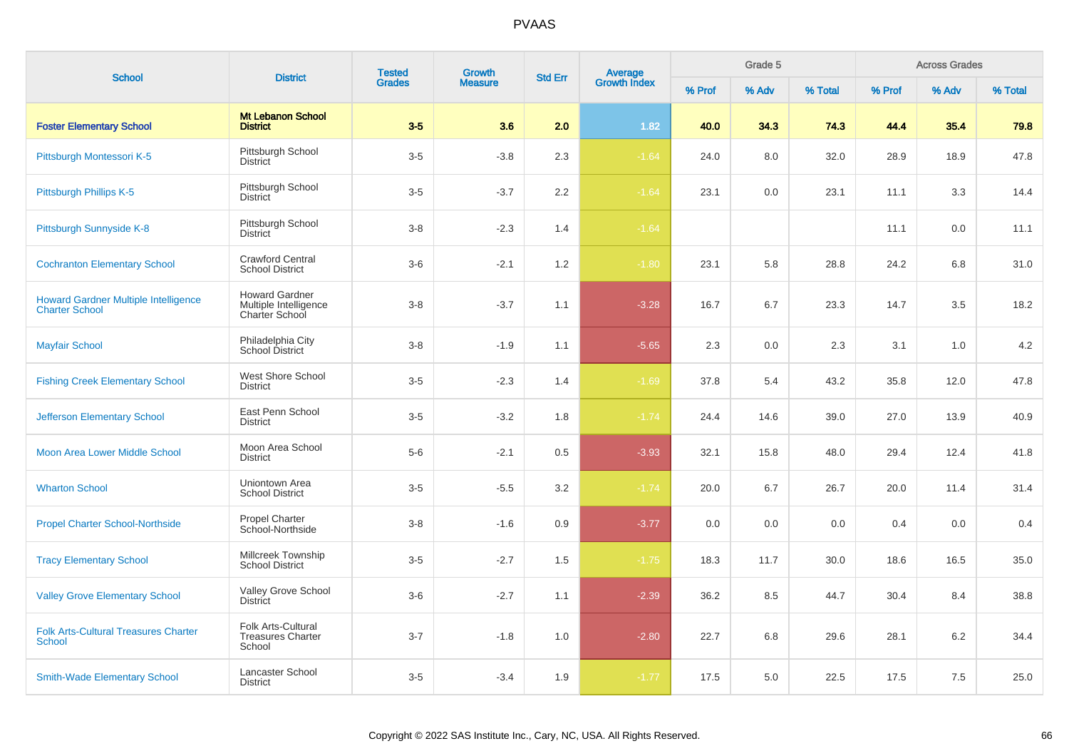| School | District | Tested Grades | Growth Measure | Std Err | Average Growth Index | Grade 5 | | | Across Grades | | |
|---|---|---|---|---|---|---|---|---|---|---|---|
| | | | | | | % Prof | % Adv | % Total | % Prof | % Adv | % Total |
| **Foster Elementary School** | **Mt Lebanon School District** | **3-5** | **3.6** | **2.0** | **1.82** | **40.0** | **34.3** | **74.3** | **44.4** | **35.4** | **79.8** |
| Pittsburgh Montessori K-5 | Pittsburgh School District | 3-5 | -3.8 | 2.3 | -1.64 | 24.0 | 8.0 | 32.0 | 28.9 | 18.9 | 47.8 |
| Pittsburgh Phillips K-5 | Pittsburgh School District | 3-5 | -3.7 | 2.2 | -1.64 | 23.1 | 0.0 | 23.1 | 11.1 | 3.3 | 14.4 |
| Pittsburgh Sunnyside K-8 | Pittsburgh School District | 3-8 | -2.3 | 1.4 | -1.64 | | | | 11.1 | 0.0 | 11.1 |
| Cochranton Elementary School | Crawford Central School District | 3-6 | -2.1 | 1.2 | -1.80 | 23.1 | 5.8 | 28.8 | 24.2 | 6.8 | 31.0 |
| Howard Gardner Multiple Intelligence Charter School | Howard Gardner Multiple Intelligence Charter School | 3-8 | -3.7 | 1.1 | -3.28 | 16.7 | 6.7 | 23.3 | 14.7 | 3.5 | 18.2 |
| Mayfair School | Philadelphia City School District | 3-8 | -1.9 | 1.1 | -5.65 | 2.3 | 0.0 | 2.3 | 3.1 | 1.0 | 4.2 |
| Fishing Creek Elementary School | West Shore School District | 3-5 | -2.3 | 1.4 | -1.69 | 37.8 | 5.4 | 43.2 | 35.8 | 12.0 | 47.8 |
| Jefferson Elementary School | East Penn School District | 3-5 | -3.2 | 1.8 | -1.74 | 24.4 | 14.6 | 39.0 | 27.0 | 13.9 | 40.9 |
| Moon Area Lower Middle School | Moon Area School District | 5-6 | -2.1 | 0.5 | -3.93 | 32.1 | 15.8 | 48.0 | 29.4 | 12.4 | 41.8 |
| Wharton School | Uniontown Area School District | 3-5 | -5.5 | 3.2 | -1.74 | 20.0 | 6.7 | 26.7 | 20.0 | 11.4 | 31.4 |
| Propel Charter School-Northside | Propel Charter School-Northside | 3-8 | -1.6 | 0.9 | -3.77 | 0.0 | 0.0 | 0.0 | 0.4 | 0.0 | 0.4 |
| Tracy Elementary School | Millcreek Township School District | 3-5 | -2.7 | 1.5 | -1.75 | 18.3 | 11.7 | 30.0 | 18.6 | 16.5 | 35.0 |
| Valley Grove Elementary School | Valley Grove School District | 3-6 | -2.7 | 1.1 | -2.39 | 36.2 | 8.5 | 44.7 | 30.4 | 8.4 | 38.8 |
| Folk Arts-Cultural Treasures Charter School | Folk Arts-Cultural Treasures Charter School | 3-7 | -1.8 | 1.0 | -2.80 | 22.7 | 6.8 | 29.6 | 28.1 | 6.2 | 34.4 |
| Smith-Wade Elementary School | Lancaster School District | 3-5 | -3.4 | 1.9 | -1.77 | 17.5 | 5.0 | 22.5 | 17.5 | 7.5 | 25.0 |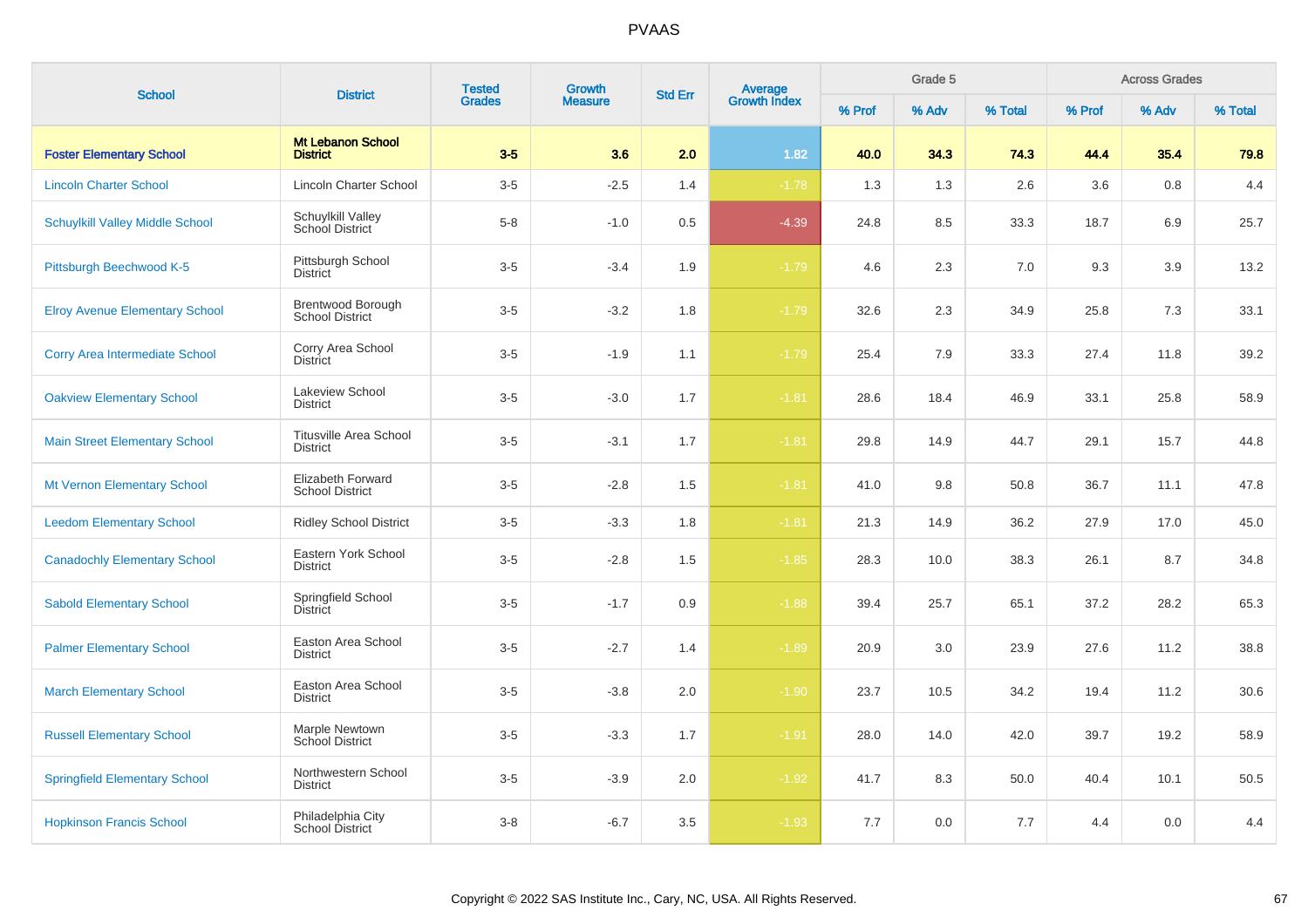# PVAAS

| School | District | Tested Grades | Growth Measure | Std Err | Average Growth Index | Grade 5 | | | Across Grades | | |
|---|---|---|---|---|---|---|---|---|---|---|---|
| | | | | | | % Prof | % Adv | % Total | % Prof | % Adv | % Total |
| **Foster Elementary School** | **Mt Lebanon School District** | **3-5** | **3.6** | **2.0** | **1.82** | **40.0** | **34.3** | **74.3** | **44.4** | **35.4** | **79.8** |
| Lincoln Charter School | Lincoln Charter School | 3-5 | -2.5 | 1.4 | -1.78 | 1.3 | 1.3 | 2.6 | 3.6 | 0.8 | 4.4 |
| Schuylkill Valley Middle School | Schuylkill Valley School District | 5-8 | -1.0 | 0.5 | -4.39 | 24.8 | 8.5 | 33.3 | 18.7 | 6.9 | 25.7 |
| Pittsburgh Beechwood K-5 | Pittsburgh School District | 3-5 | -3.4 | 1.9 | -1.79 | 4.6 | 2.3 | 7.0 | 9.3 | 3.9 | 13.2 |
| Elroy Avenue Elementary School | Brentwood Borough School District | 3-5 | -3.2 | 1.8 | -1.79 | 32.6 | 2.3 | 34.9 | 25.8 | 7.3 | 33.1 |
| Corry Area Intermediate School | Corry Area School District | 3-5 | -1.9 | 1.1 | -1.79 | 25.4 | 7.9 | 33.3 | 27.4 | 11.8 | 39.2 |
| Oakview Elementary School | Lakeview School District | 3-5 | -3.0 | 1.7 | -1.81 | 28.6 | 18.4 | 46.9 | 33.1 | 25.8 | 58.9 |
| Main Street Elementary School | Titusville Area School District | 3-5 | -3.1 | 1.7 | -1.81 | 29.8 | 14.9 | 44.7 | 29.1 | 15.7 | 44.8 |
| Mt Vernon Elementary School | Elizabeth Forward School District | 3-5 | -2.8 | 1.5 | -1.81 | 41.0 | 9.8 | 50.8 | 36.7 | 11.1 | 47.8 |
| Leedom Elementary School | Ridley School District | 3-5 | -3.3 | 1.8 | -1.81 | 21.3 | 14.9 | 36.2 | 27.9 | 17.0 | 45.0 |
| Canadochly Elementary School | Eastern York School District | 3-5 | -2.8 | 1.5 | -1.85 | 28.3 | 10.0 | 38.3 | 26.1 | 8.7 | 34.8 |
| Sabold Elementary School | Springfield School District | 3-5 | -1.7 | 0.9 | -1.88 | 39.4 | 25.7 | 65.1 | 37.2 | 28.2 | 65.3 |
| Palmer Elementary School | Easton Area School District | 3-5 | -2.7 | 1.4 | -1.89 | 20.9 | 3.0 | 23.9 | 27.6 | 11.2 | 38.8 |
| March Elementary School | Easton Area School District | 3-5 | -3.8 | 2.0 | -1.90 | 23.7 | 10.5 | 34.2 | 19.4 | 11.2 | 30.6 |
| Russell Elementary School | Marple Newtown School District | 3-5 | -3.3 | 1.7 | -1.91 | 28.0 | 14.0 | 42.0 | 39.7 | 19.2 | 58.9 |
| Springfield Elementary School | Northwestern School District | 3-5 | -3.9 | 2.0 | -1.92 | 41.7 | 8.3 | 50.0 | 40.4 | 10.1 | 50.5 |
| Hopkinson Francis School | Philadelphia City School District | 3-8 | -6.7 | 3.5 | -1.93 | 7.7 | 0.0 | 7.7 | 4.4 | 0.0 | 4.4 |

Copyright © 2022 SAS Institute Inc., Cary, NC, USA. All Rights Reserved.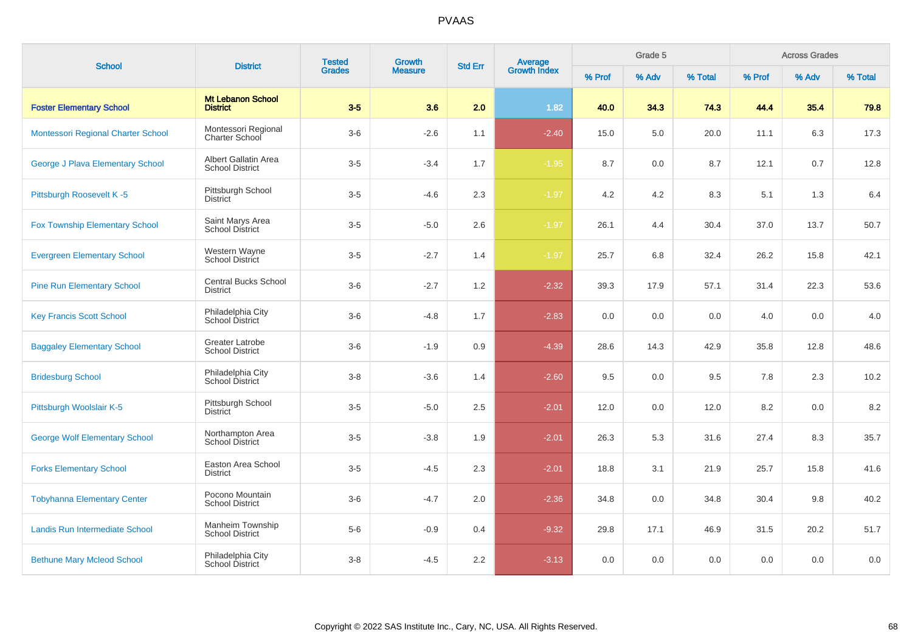# PVAAS

| School | District | Tested Grades | Growth Measure | Std Err | Average Growth Index | Grade 5 | | | Across Grades | | |
|---|---|---|---|---|---|---|---|---|---|---|---|
| | | | | | | % Prof | % Adv | % Total | % Prof | % Adv | % Total |
| **Foster Elementary School** | **Mt Lebanon School District** | **3-5** | **3.6** | **2.0** | **1.82** | **40.0** | **34.3** | **74.3** | **44.4** | **35.4** | **79.8** |
| Montessori Regional Charter School | Montessori Regional Charter School | 3-6 | -2.6 | 1.1 | -2.40 | 15.0 | 5.0 | 20.0 | 11.1 | 6.3 | 17.3 |
| George J Plava Elementary School | Albert Gallatin Area School District | 3-5 | -3.4 | 1.7 | -1.95 | 8.7 | 0.0 | 8.7 | 12.1 | 0.7 | 12.8 |
| Pittsburgh Roosevelt K -5 | Pittsburgh School District | 3-5 | -4.6 | 2.3 | -1.97 | 4.2 | 4.2 | 8.3 | 5.1 | 1.3 | 6.4 |
| Fox Township Elementary School | Saint Marys Area School District | 3-5 | -5.0 | 2.6 | -1.97 | 26.1 | 4.4 | 30.4 | 37.0 | 13.7 | 50.7 |
| Evergreen Elementary School | Western Wayne School District | 3-5 | -2.7 | 1.4 | -1.97 | 25.7 | 6.8 | 32.4 | 26.2 | 15.8 | 42.1 |
| Pine Run Elementary School | Central Bucks School District | 3-6 | -2.7 | 1.2 | -2.32 | 39.3 | 17.9 | 57.1 | 31.4 | 22.3 | 53.6 |
| Key Francis Scott School | Philadelphia City School District | 3-6 | -4.8 | 1.7 | -2.83 | 0.0 | 0.0 | 0.0 | 4.0 | 0.0 | 4.0 |
| Baggaley Elementary School | Greater Latrobe School District | 3-6 | -1.9 | 0.9 | -4.39 | 28.6 | 14.3 | 42.9 | 35.8 | 12.8 | 48.6 |
| Bridesburg School | Philadelphia City School District | 3-8 | -3.6 | 1.4 | -2.60 | 9.5 | 0.0 | 9.5 | 7.8 | 2.3 | 10.2 |
| Pittsburgh Woolslair K-5 | Pittsburgh School District | 3-5 | -5.0 | 2.5 | -2.01 | 12.0 | 0.0 | 12.0 | 8.2 | 0.0 | 8.2 |
| George Wolf Elementary School | Northampton Area School District | 3-5 | -3.8 | 1.9 | -2.01 | 26.3 | 5.3 | 31.6 | 27.4 | 8.3 | 35.7 |
| Forks Elementary School | Easton Area School District | 3-5 | -4.5 | 2.3 | -2.01 | 18.8 | 3.1 | 21.9 | 25.7 | 15.8 | 41.6 |
| Tobyhanna Elementary Center | Pocono Mountain School District | 3-6 | -4.7 | 2.0 | -2.36 | 34.8 | 0.0 | 34.8 | 30.4 | 9.8 | 40.2 |
| Landis Run Intermediate School | Manheim Township School District | 5-6 | -0.9 | 0.4 | -9.32 | 29.8 | 17.1 | 46.9 | 31.5 | 20.2 | 51.7 |
| Bethune Mary Mcleod School | Philadelphia City School District | 3-8 | -4.5 | 2.2 | -3.13 | 0.0 | 0.0 | 0.0 | 0.0 | 0.0 | 0.0 |

Copyright © 2022 SAS Institute Inc., Cary, NC, USA. All Rights Reserved.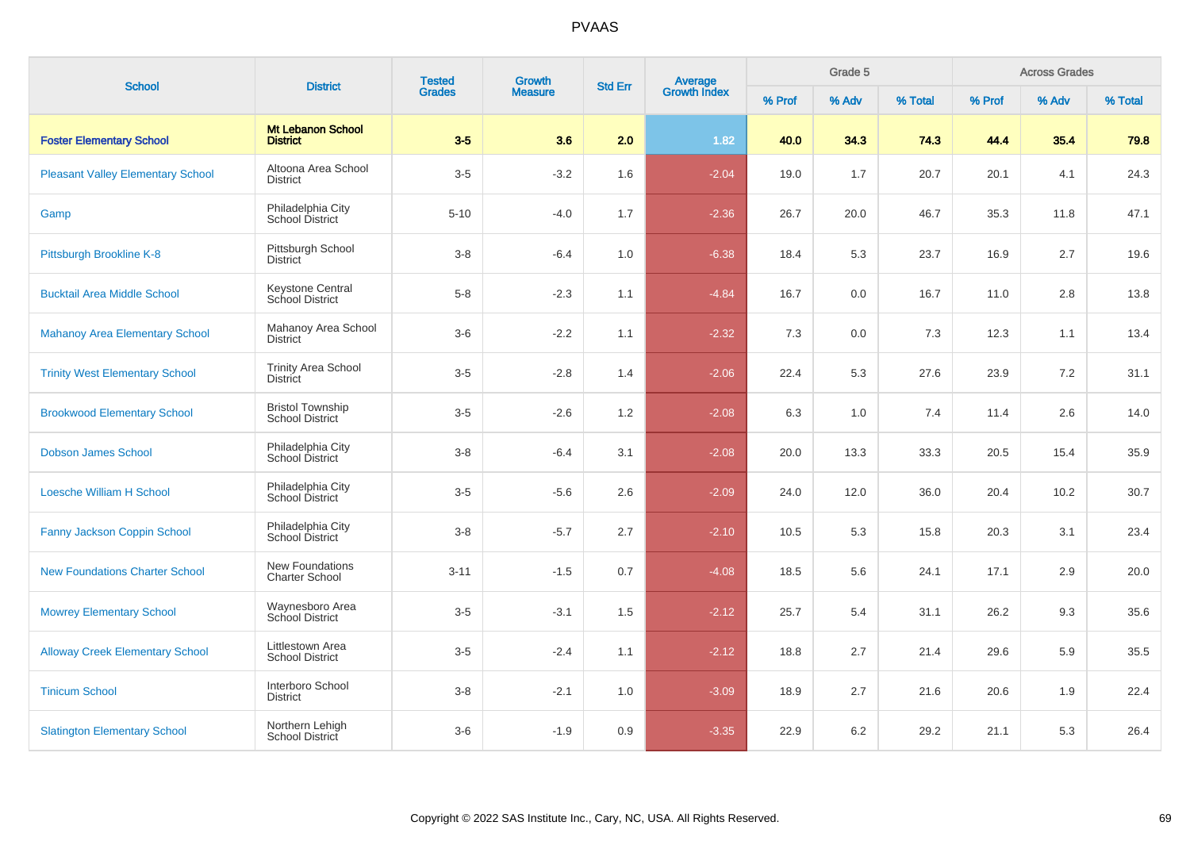# PVAAS

| School | District | Tested Grades | Growth Measure | Std Err | Average Growth Index | Grade 5 | | | Across Grades | | |
|---|---|---|---|---|---|---|---|---|---|---|---|
| | | | | | | % Prof | % Adv | % Total | % Prof | % Adv | % Total |
| **Foster Elementary School** | **Mt Lebanon School District** | **3-5** | **3.6** | **2.0** | **1.82** | **40.0** | **34.3** | **74.3** | **44.4** | **35.4** | **79.8** |
| Pleasant Valley Elementary School | Altoona Area School District | 3-5 | -3.2 | 1.6 | -2.04 | 19.0 | 1.7 | 20.7 | 20.1 | 4.1 | 24.3 |
| Gamp | Philadelphia City School District | 5-10 | -4.0 | 1.7 | -2.36 | 26.7 | 20.0 | 46.7 | 35.3 | 11.8 | 47.1 |
| Pittsburgh Brookline K-8 | Pittsburgh School District | 3-8 | -6.4 | 1.0 | -6.38 | 18.4 | 5.3 | 23.7 | 16.9 | 2.7 | 19.6 |
| Bucktail Area Middle School | Keystone Central School District | 5-8 | -2.3 | 1.1 | -4.84 | 16.7 | 0.0 | 16.7 | 11.0 | 2.8 | 13.8 |
| Mahanoy Area Elementary School | Mahanoy Area School District | 3-6 | -2.2 | 1.1 | -2.32 | 7.3 | 0.0 | 7.3 | 12.3 | 1.1 | 13.4 |
| Trinity West Elementary School | Trinity Area School District | 3-5 | -2.8 | 1.4 | -2.06 | 22.4 | 5.3 | 27.6 | 23.9 | 7.2 | 31.1 |
| Brookwood Elementary School | Bristol Township School District | 3-5 | -2.6 | 1.2 | -2.08 | 6.3 | 1.0 | 7.4 | 11.4 | 2.6 | 14.0 |
| Dobson James School | Philadelphia City School District | 3-8 | -6.4 | 3.1 | -2.08 | 20.0 | 13.3 | 33.3 | 20.5 | 15.4 | 35.9 |
| Loesche William H School | Philadelphia City School District | 3-5 | -5.6 | 2.6 | -2.09 | 24.0 | 12.0 | 36.0 | 20.4 | 10.2 | 30.7 |
| Fanny Jackson Coppin School | Philadelphia City School District | 3-8 | -5.7 | 2.7 | -2.10 | 10.5 | 5.3 | 15.8 | 20.3 | 3.1 | 23.4 |
| New Foundations Charter School | New Foundations Charter School | 3-11 | -1.5 | 0.7 | -4.08 | 18.5 | 5.6 | 24.1 | 17.1 | 2.9 | 20.0 |
| Mowrey Elementary School | Waynesboro Area School District | 3-5 | -3.1 | 1.5 | -2.12 | 25.7 | 5.4 | 31.1 | 26.2 | 9.3 | 35.6 |
| Alloway Creek Elementary School | Littlestown Area School District | 3-5 | -2.4 | 1.1 | -2.12 | 18.8 | 2.7 | 21.4 | 29.6 | 5.9 | 35.5 |
| Tinicum School | Interboro School District | 3-8 | -2.1 | 1.0 | -3.09 | 18.9 | 2.7 | 21.6 | 20.6 | 1.9 | 22.4 |
| Slatington Elementary School | Northern Lehigh School District | 3-6 | -1.9 | 0.9 | -3.35 | 22.9 | 6.2 | 29.2 | 21.1 | 5.3 | 26.4 |

Copyright © 2022 SAS Institute Inc., Cary, NC, USA. All Rights Reserved.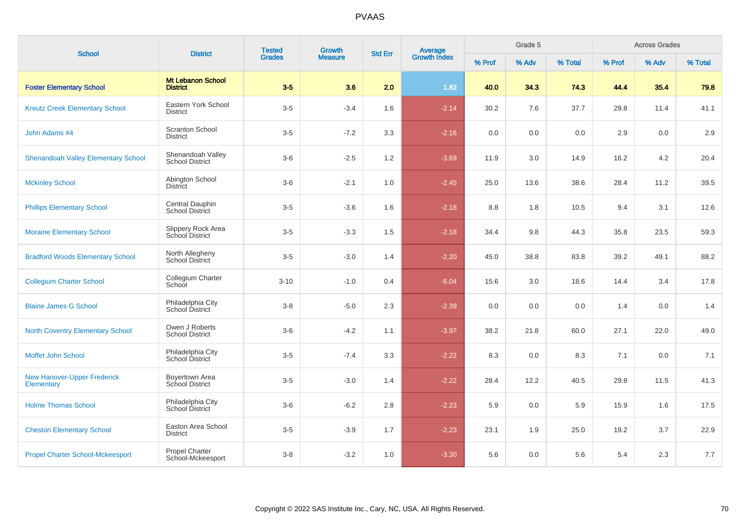# PVAAS

| School | District | Tested Grades | Growth Measure | Std Err | Average Growth Index | Grade 5 | | | Across Grades | | |
|---|---|---|---|---|---|---|---|---|---|---|---|
| | | | | | | % Prof | % Adv | % Total | % Prof | % Adv | % Total |
| **Foster Elementary School** | **Mt Lebanon School District** | **3-5** | **3.6** | **2.0** | **1.82** | **40.0** | **34.3** | **74.3** | **44.4** | **35.4** | **79.8** |
| Kreutz Creek Elementary School | Eastern York School District | 3-5 | -3.4 | 1.6 | -2.14 | 30.2 | 7.6 | 37.7 | 29.8 | 11.4 | 41.1 |
| John Adams #4 | Scranton School District | 3-5 | -7.2 | 3.3 | -2.16 | 0.0 | 0.0 | 0.0 | 2.9 | 0.0 | 2.9 |
| Shenandoah Valley Elementary School | Shenandoah Valley School District | 3-6 | -2.5 | 1.2 | -3.69 | 11.9 | 3.0 | 14.9 | 16.2 | 4.2 | 20.4 |
| Mckinley School | Abington School District | 3-6 | -2.1 | 1.0 | -2.45 | 25.0 | 13.6 | 38.6 | 28.4 | 11.2 | 39.5 |
| Phillips Elementary School | Central Dauphin School District | 3-5 | -3.6 | 1.6 | -2.18 | 8.8 | 1.8 | 10.5 | 9.4 | 3.1 | 12.6 |
| Moraine Elementary School | Slippery Rock Area School District | 3-5 | -3.3 | 1.5 | -2.18 | 34.4 | 9.8 | 44.3 | 35.8 | 23.5 | 59.3 |
| Bradford Woods Elementary School | North Allegheny School District | 3-5 | -3.0 | 1.4 | -2.20 | 45.0 | 38.8 | 83.8 | 39.2 | 49.1 | 88.2 |
| Collegium Charter School | Collegium Charter School | 3-10 | -1.0 | 0.4 | -6.04 | 15.6 | 3.0 | 18.6 | 14.4 | 3.4 | 17.8 |
| Blaine James G School | Philadelphia City School District | 3-8 | -5.0 | 2.3 | -2.39 | 0.0 | 0.0 | 0.0 | 1.4 | 0.0 | 1.4 |
| North Coventry Elementary School | Owen J Roberts School District | 3-6 | -4.2 | 1.1 | -3.97 | 38.2 | 21.8 | 60.0 | 27.1 | 22.0 | 49.0 |
| Moffet John School | Philadelphia City School District | 3-5 | -7.4 | 3.3 | -2.22 | 8.3 | 0.0 | 8.3 | 7.1 | 0.0 | 7.1 |
| New Hanover-Upper Frederick Elementary | Boyertown Area School District | 3-5 | -3.0 | 1.4 | -2.22 | 28.4 | 12.2 | 40.5 | 29.8 | 11.5 | 41.3 |
| Holme Thomas School | Philadelphia City School District | 3-6 | -6.2 | 2.8 | -2.23 | 5.9 | 0.0 | 5.9 | 15.9 | 1.6 | 17.5 |
| Cheston Elementary School | Easton Area School District | 3-5 | -3.9 | 1.7 | -2.23 | 23.1 | 1.9 | 25.0 | 19.2 | 3.7 | 22.9 |
| Propel Charter School-Mckeesport | Propel Charter School-Mckeesport | 3-8 | -3.2 | 1.0 | -3.30 | 5.6 | 0.0 | 5.6 | 5.4 | 2.3 | 7.7 |

Copyright © 2022 SAS Institute Inc., Cary, NC, USA. All Rights Reserved.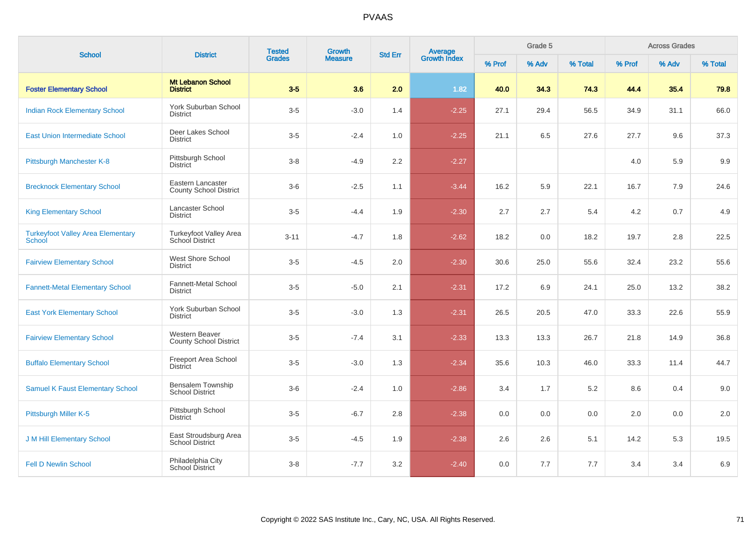# PVAAS

| School | District | Tested Grades | Growth Measure | Std Err | Average Growth Index | Grade 5 | | | Across Grades | | |
|---|---|---|---|---|---|---|---|---|---|---|---|
| | | | | | | % Prof | % Adv | % Total | % Prof | % Adv | % Total |
| **Foster Elementary School** | **Mt Lebanon School District** | **3-5** | **3.6** | **2.0** | **1.82** | **40.0** | **34.3** | **74.3** | **44.4** | **35.4** | **79.8** |
| Indian Rock Elementary School | York Suburban School District | 3-5 | -3.0 | 1.4 | -2.25 | 27.1 | 29.4 | 56.5 | 34.9 | 31.1 | 66.0 |
| East Union Intermediate School | Deer Lakes School District | 3-5 | -2.4 | 1.0 | -2.25 | 21.1 | 6.5 | 27.6 | 27.7 | 9.6 | 37.3 |
| Pittsburgh Manchester K-8 | Pittsburgh School District | 3-8 | -4.9 | 2.2 | -2.27 | | | | 4.0 | 5.9 | 9.9 |
| Brecknock Elementary School | Eastern Lancaster County School District | 3-6 | -2.5 | 1.1 | -3.44 | 16.2 | 5.9 | 22.1 | 16.7 | 7.9 | 24.6 |
| King Elementary School | Lancaster School District | 3-5 | -4.4 | 1.9 | -2.30 | 2.7 | 2.7 | 5.4 | 4.2 | 0.7 | 4.9 |
| Turkeyfoot Valley Area Elementary School | Turkeyfoot Valley Area School District | 3-11 | -4.7 | 1.8 | -2.62 | 18.2 | 0.0 | 18.2 | 19.7 | 2.8 | 22.5 |
| Fairview Elementary School | West Shore School District | 3-5 | -4.5 | 2.0 | -2.30 | 30.6 | 25.0 | 55.6 | 32.4 | 23.2 | 55.6 |
| Fannett-Metal Elementary School | Fannett-Metal School District | 3-5 | -5.0 | 2.1 | -2.31 | 17.2 | 6.9 | 24.1 | 25.0 | 13.2 | 38.2 |
| East York Elementary School | York Suburban School District | 3-5 | -3.0 | 1.3 | -2.31 | 26.5 | 20.5 | 47.0 | 33.3 | 22.6 | 55.9 |
| Fairview Elementary School | Western Beaver County School District | 3-5 | -7.4 | 3.1 | -2.33 | 13.3 | 13.3 | 26.7 | 21.8 | 14.9 | 36.8 |
| Buffalo Elementary School | Freeport Area School District | 3-5 | -3.0 | 1.3 | -2.34 | 35.6 | 10.3 | 46.0 | 33.3 | 11.4 | 44.7 |
| Samuel K Faust Elementary School | Bensalem Township School District | 3-6 | -2.4 | 1.0 | -2.86 | 3.4 | 1.7 | 5.2 | 8.6 | 0.4 | 9.0 |
| Pittsburgh Miller K-5 | Pittsburgh School District | 3-5 | -6.7 | 2.8 | -2.38 | 0.0 | 0.0 | 0.0 | 2.0 | 0.0 | 2.0 |
| J M Hill Elementary School | East Stroudsburg Area School District | 3-5 | -4.5 | 1.9 | -2.38 | 2.6 | 2.6 | 5.1 | 14.2 | 5.3 | 19.5 |
| Fell D Newlin School | Philadelphia City School District | 3-8 | -7.7 | 3.2 | -2.40 | 0.0 | 7.7 | 7.7 | 3.4 | 3.4 | 6.9 |

Copyright © 2022 SAS Institute Inc., Cary, NC, USA. All Rights Reserved.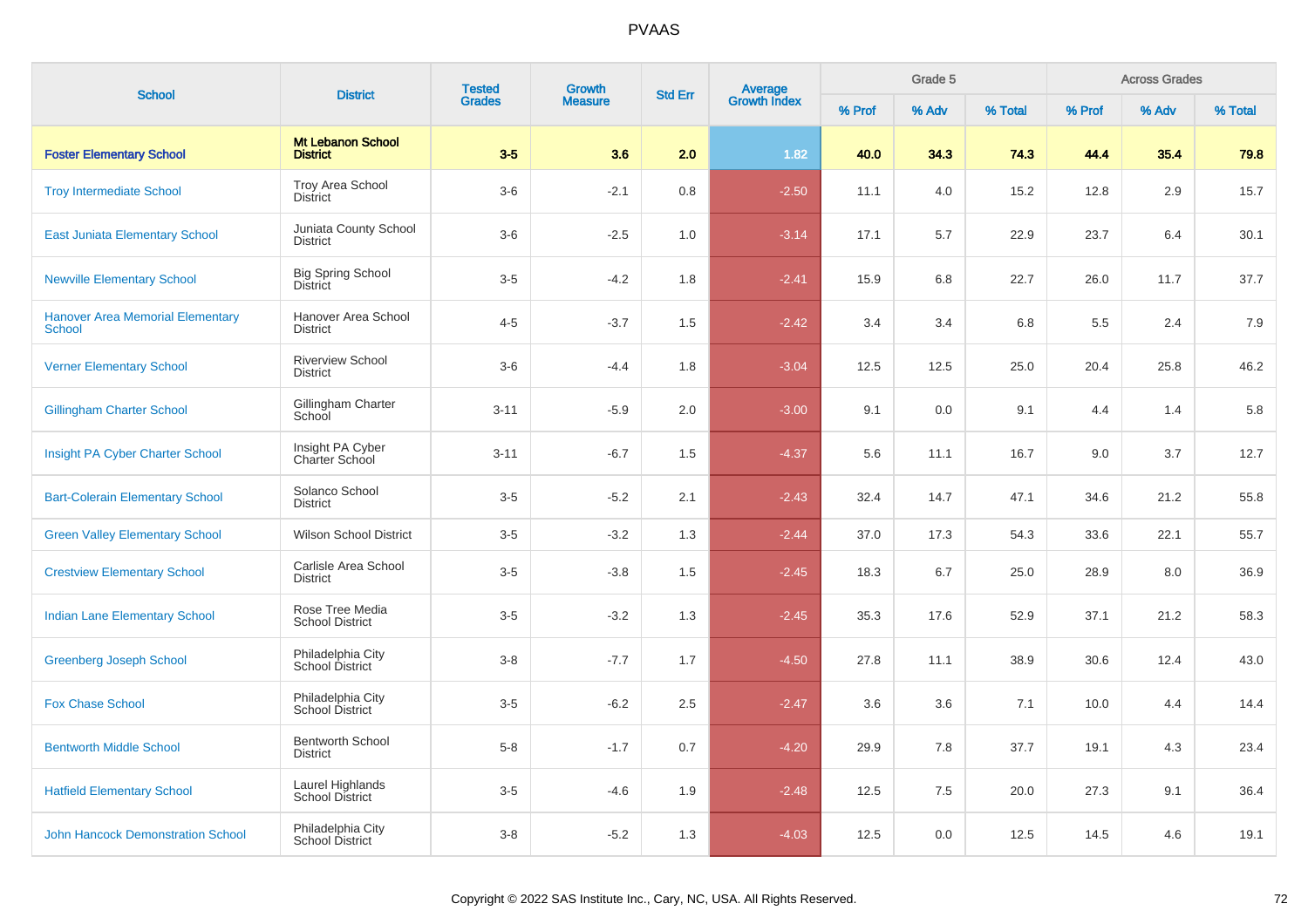| School | District | Tested Grades | Growth Measure | Std Err | Average Growth Index | Grade 5 | | | Across Grades | | |
|---|---|---|---|---|---|---|---|---|---|---|---|
| | | | | | | % Prof | % Adv | % Total | % Prof | % Adv | % Total |
| **Foster Elementary School** | **Mt Lebanon School District** | **3-5** | **3.6** | **2.0** | **1.82** | **40.0** | **34.3** | **74.3** | **44.4** | **35.4** | **79.8** |
| Troy Intermediate School | Troy Area School District | 3-6 | -2.1 | 0.8 | -2.50 | 11.1 | 4.0 | 15.2 | 12.8 | 2.9 | 15.7 |
| East Juniata Elementary School | Juniata County School District | 3-6 | -2.5 | 1.0 | -3.14 | 17.1 | 5.7 | 22.9 | 23.7 | 6.4 | 30.1 |
| Newville Elementary School | Big Spring School District | 3-5 | -4.2 | 1.8 | -2.41 | 15.9 | 6.8 | 22.7 | 26.0 | 11.7 | 37.7 |
| Hanover Area Memorial Elementary School | Hanover Area School District | 4-5 | -3.7 | 1.5 | -2.42 | 3.4 | 3.4 | 6.8 | 5.5 | 2.4 | 7.9 |
| Verner Elementary School | Riverview School District | 3-6 | -4.4 | 1.8 | -3.04 | 12.5 | 12.5 | 25.0 | 20.4 | 25.8 | 46.2 |
| Gillingham Charter School | Gillingham Charter School | 3-11 | -5.9 | 2.0 | -3.00 | 9.1 | 0.0 | 9.1 | 4.4 | 1.4 | 5.8 |
| Insight PA Cyber Charter School | Insight PA Cyber Charter School | 3-11 | -6.7 | 1.5 | -4.37 | 5.6 | 11.1 | 16.7 | 9.0 | 3.7 | 12.7 |
| Bart-Colerain Elementary School | Solanco School District | 3-5 | -5.2 | 2.1 | -2.43 | 32.4 | 14.7 | 47.1 | 34.6 | 21.2 | 55.8 |
| Green Valley Elementary School | Wilson School District | 3-5 | -3.2 | 1.3 | -2.44 | 37.0 | 17.3 | 54.3 | 33.6 | 22.1 | 55.7 |
| Crestview Elementary School | Carlisle Area School District | 3-5 | -3.8 | 1.5 | -2.45 | 18.3 | 6.7 | 25.0 | 28.9 | 8.0 | 36.9 |
| Indian Lane Elementary School | Rose Tree Media School District | 3-5 | -3.2 | 1.3 | -2.45 | 35.3 | 17.6 | 52.9 | 37.1 | 21.2 | 58.3 |
| Greenberg Joseph School | Philadelphia City School District | 3-8 | -7.7 | 1.7 | -4.50 | 27.8 | 11.1 | 38.9 | 30.6 | 12.4 | 43.0 |
| Fox Chase School | Philadelphia City School District | 3-5 | -6.2 | 2.5 | -2.47 | 3.6 | 3.6 | 7.1 | 10.0 | 4.4 | 14.4 |
| Bentworth Middle School | Bentworth School District | 5-8 | -1.7 | 0.7 | -4.20 | 29.9 | 7.8 | 37.7 | 19.1 | 4.3 | 23.4 |
| Hatfield Elementary School | Laurel Highlands School District | 3-5 | -4.6 | 1.9 | -2.48 | 12.5 | 7.5 | 20.0 | 27.3 | 9.1 | 36.4 |
| John Hancock Demonstration School | Philadelphia City School District | 3-8 | -5.2 | 1.3 | -4.03 | 12.5 | 0.0 | 12.5 | 14.5 | 4.6 | 19.1 |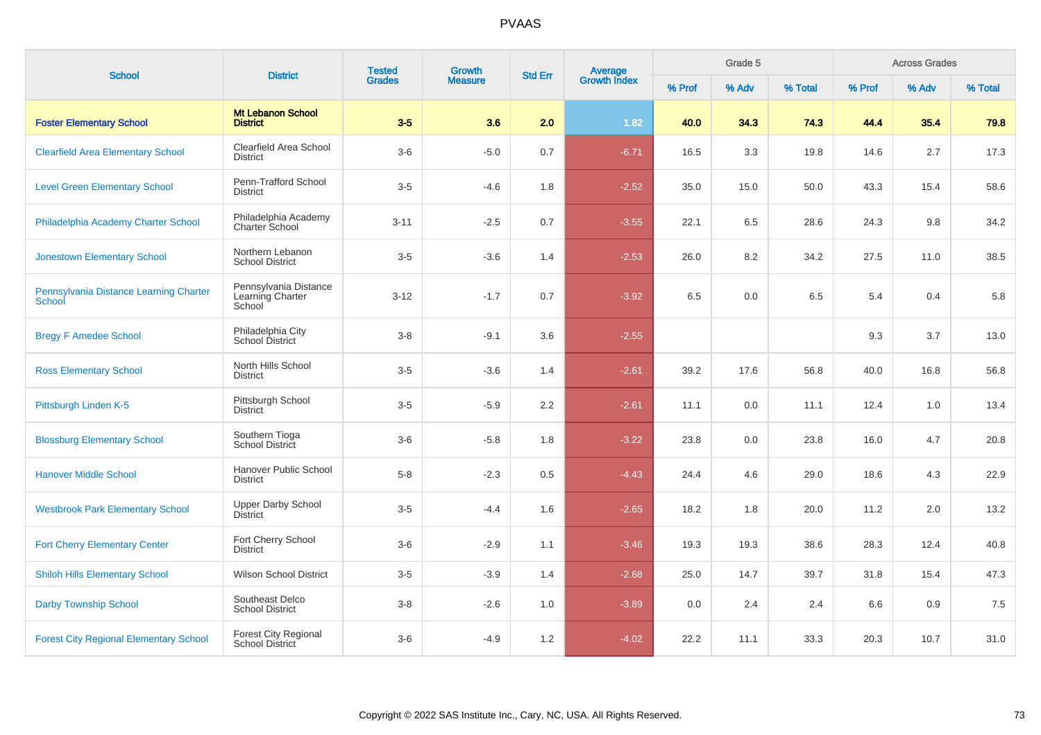# PVAAS

| School | District | Tested Grades | Growth Measure | Std Err | Average Growth Index | Grade 5 | | | Across Grades | | |
|---|---|---|---|---|---|---|---|---|---|---|---|
| | | | | | | % Prof | % Adv | % Total | % Prof | % Adv | % Total |
| **Foster Elementary School** | **Mt Lebanon School District** | **3-5** | **3.6** | **2.0** | **1.82** | **40.0** | **34.3** | **74.3** | **44.4** | **35.4** | **79.8** |
| Clearfield Area Elementary School | Clearfield Area School District | 3-6 | -5.0 | 0.7 | -6.71 | 16.5 | 3.3 | 19.8 | 14.6 | 2.7 | 17.3 |
| Level Green Elementary School | Penn-Trafford School District | 3-5 | -4.6 | 1.8 | -2.52 | 35.0 | 15.0 | 50.0 | 43.3 | 15.4 | 58.6 |
| Philadelphia Academy Charter School | Philadelphia Academy Charter School | 3-11 | -2.5 | 0.7 | -3.55 | 22.1 | 6.5 | 28.6 | 24.3 | 9.8 | 34.2 |
| Jonestown Elementary School | Northern Lebanon School District | 3-5 | -3.6 | 1.4 | -2.53 | 26.0 | 8.2 | 34.2 | 27.5 | 11.0 | 38.5 |
| Pennsylvania Distance Learning Charter School | Pennsylvania Distance Learning Charter School | 3-12 | -1.7 | 0.7 | -3.92 | 6.5 | 0.0 | 6.5 | 5.4 | 0.4 | 5.8 |
| Bregy F Amedee School | Philadelphia City School District | 3-8 | -9.1 | 3.6 | -2.55 | | | | 9.3 | 3.7 | 13.0 |
| Ross Elementary School | North Hills School District | 3-5 | -3.6 | 1.4 | -2.61 | 39.2 | 17.6 | 56.8 | 40.0 | 16.8 | 56.8 |
| Pittsburgh Linden K-5 | Pittsburgh School District | 3-5 | -5.9 | 2.2 | -2.61 | 11.1 | 0.0 | 11.1 | 12.4 | 1.0 | 13.4 |
| Blossburg Elementary School | Southern Tioga School District | 3-6 | -5.8 | 1.8 | -3.22 | 23.8 | 0.0 | 23.8 | 16.0 | 4.7 | 20.8 |
| Hanover Middle School | Hanover Public School District | 5-8 | -2.3 | 0.5 | -4.43 | 24.4 | 4.6 | 29.0 | 18.6 | 4.3 | 22.9 |
| Westbrook Park Elementary School | Upper Darby School District | 3-5 | -4.4 | 1.6 | -2.65 | 18.2 | 1.8 | 20.0 | 11.2 | 2.0 | 13.2 |
| Fort Cherry Elementary Center | Fort Cherry School District | 3-6 | -2.9 | 1.1 | -3.46 | 19.3 | 19.3 | 38.6 | 28.3 | 12.4 | 40.8 |
| Shiloh Hills Elementary School | Wilson School District | 3-5 | -3.9 | 1.4 | -2.68 | 25.0 | 14.7 | 39.7 | 31.8 | 15.4 | 47.3 |
| Darby Township School | Southeast Delco School District | 3-8 | -2.6 | 1.0 | -3.89 | 0.0 | 2.4 | 2.4 | 6.6 | 0.9 | 7.5 |
| Forest City Regional Elementary School | Forest City Regional School District | 3-6 | -4.9 | 1.2 | -4.02 | 22.2 | 11.1 | 33.3 | 20.3 | 10.7 | 31.0 |

Copyright © 2022 SAS Institute Inc., Cary, NC, USA. All Rights Reserved.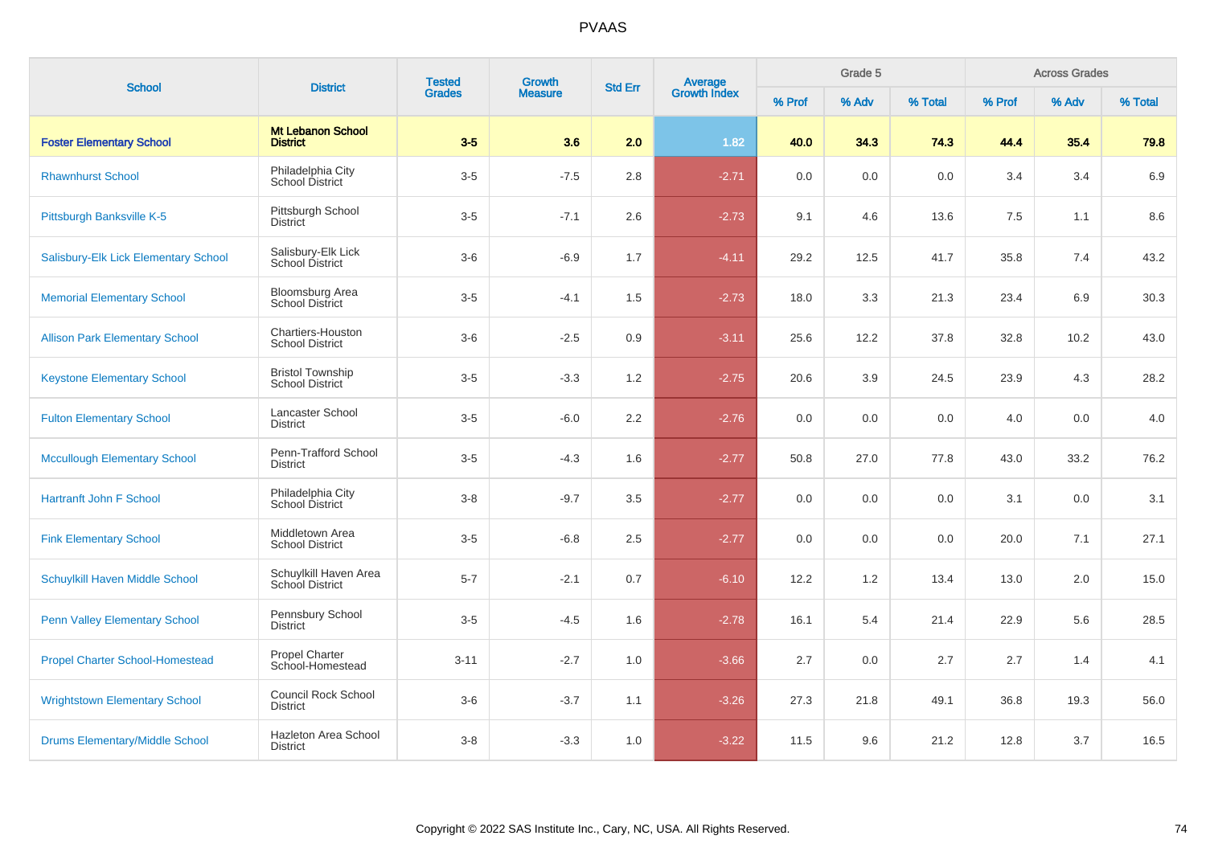PVAAS

| School | District | Tested Grades | Growth Measure | Std Err | Average Growth Index | Grade 5 | | | Across Grades | | |
|---|---|---|---|---|---|---|---|---|---|---|---|
| | | | | | | % Prof | % Adv | % Total | % Prof | % Adv | % Total |
| **Foster Elementary School** | **Mt Lebanon School District** | **3-5** | **3.6** | **2.0** | **1.82** | **40.0** | **34.3** | **74.3** | **44.4** | **35.4** | **79.8** |
| Rhawnhurst School | Philadelphia City School District | 3-5 | -7.5 | 2.8 | -2.71 | 0.0 | 0.0 | 0.0 | 3.4 | 3.4 | 6.9 |
| Pittsburgh Banksville K-5 | Pittsburgh School District | 3-5 | -7.1 | 2.6 | -2.73 | 9.1 | 4.6 | 13.6 | 7.5 | 1.1 | 8.6 |
| Salisbury-Elk Lick Elementary School | Salisbury-Elk Lick School District | 3-6 | -6.9 | 1.7 | -4.11 | 29.2 | 12.5 | 41.7 | 35.8 | 7.4 | 43.2 |
| Memorial Elementary School | Bloomsburg Area School District | 3-5 | -4.1 | 1.5 | -2.73 | 18.0 | 3.3 | 21.3 | 23.4 | 6.9 | 30.3 |
| Allison Park Elementary School | Chartiers-Houston School District | 3-6 | -2.5 | 0.9 | -3.11 | 25.6 | 12.2 | 37.8 | 32.8 | 10.2 | 43.0 |
| Keystone Elementary School | Bristol Township School District | 3-5 | -3.3 | 1.2 | -2.75 | 20.6 | 3.9 | 24.5 | 23.9 | 4.3 | 28.2 |
| Fulton Elementary School | Lancaster School District | 3-5 | -6.0 | 2.2 | -2.76 | 0.0 | 0.0 | 0.0 | 4.0 | 0.0 | 4.0 |
| Mccullough Elementary School | Penn-Trafford School District | 3-5 | -4.3 | 1.6 | -2.77 | 50.8 | 27.0 | 77.8 | 43.0 | 33.2 | 76.2 |
| Hartranft John F School | Philadelphia City School District | 3-8 | -9.7 | 3.5 | -2.77 | 0.0 | 0.0 | 0.0 | 3.1 | 0.0 | 3.1 |
| Fink Elementary School | Middletown Area School District | 3-5 | -6.8 | 2.5 | -2.77 | 0.0 | 0.0 | 0.0 | 20.0 | 7.1 | 27.1 |
| Schuylkill Haven Middle School | Schuylkill Haven Area School District | 5-7 | -2.1 | 0.7 | -6.10 | 12.2 | 1.2 | 13.4 | 13.0 | 2.0 | 15.0 |
| Penn Valley Elementary School | Pennsbury School District | 3-5 | -4.5 | 1.6 | -2.78 | 16.1 | 5.4 | 21.4 | 22.9 | 5.6 | 28.5 |
| Propel Charter School-Homestead | Propel Charter School-Homestead | 3-11 | -2.7 | 1.0 | -3.66 | 2.7 | 0.0 | 2.7 | 2.7 | 1.4 | 4.1 |
| Wrightstown Elementary School | Council Rock School District | 3-6 | -3.7 | 1.1 | -3.26 | 27.3 | 21.8 | 49.1 | 36.8 | 19.3 | 56.0 |
| Drums Elementary/Middle School | Hazleton Area School District | 3-8 | -3.3 | 1.0 | -3.22 | 11.5 | 9.6 | 21.2 | 12.8 | 3.7 | 16.5 |

Copyright © 2022 SAS Institute Inc., Cary, NC, USA. All Rights Reserved.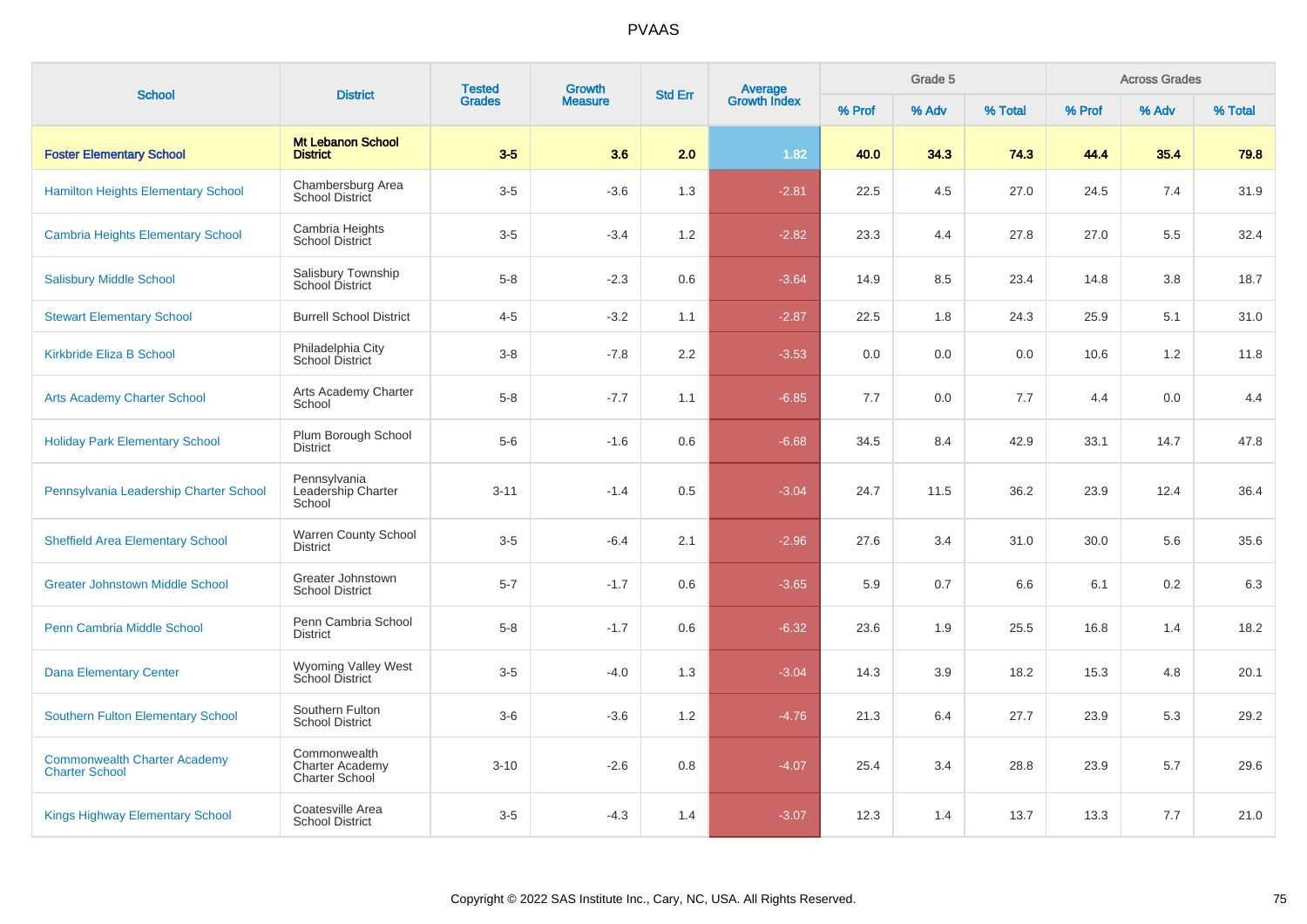# PVAAS

| School | District | Tested Grades | Growth Measure | Std Err | Average Growth Index | Grade 5 | | | Across Grades | | |
|---|---|---|---|---|---|---|---|---|---|---|---|
| | | | | | | % Prof | % Adv | % Total | % Prof | % Adv | % Total |
| **Foster Elementary School** | **Mt Lebanon School District** | **3-5** | **3.6** | **2.0** | **1.82** | **40.0** | **34.3** | **74.3** | **44.4** | **35.4** | **79.8** |
| Hamilton Heights Elementary School | Chambersburg Area School District | 3-5 | -3.6 | 1.3 | -2.81 | 22.5 | 4.5 | 27.0 | 24.5 | 7.4 | 31.9 |
| Cambria Heights Elementary School | Cambria Heights School District | 3-5 | -3.4 | 1.2 | -2.82 | 23.3 | 4.4 | 27.8 | 27.0 | 5.5 | 32.4 |
| Salisbury Middle School | Salisbury Township School District | 5-8 | -2.3 | 0.6 | -3.64 | 14.9 | 8.5 | 23.4 | 14.8 | 3.8 | 18.7 |
| Stewart Elementary School | Burrell School District | 4-5 | -3.2 | 1.1 | -2.87 | 22.5 | 1.8 | 24.3 | 25.9 | 5.1 | 31.0 |
| Kirkbride Eliza B School | Philadelphia City School District | 3-8 | -7.8 | 2.2 | -3.53 | 0.0 | 0.0 | 0.0 | 10.6 | 1.2 | 11.8 |
| Arts Academy Charter School | Arts Academy Charter School | 5-8 | -7.7 | 1.1 | -6.85 | 7.7 | 0.0 | 7.7 | 4.4 | 0.0 | 4.4 |
| Holiday Park Elementary School | Plum Borough School District | 5-6 | -1.6 | 0.6 | -6.68 | 34.5 | 8.4 | 42.9 | 33.1 | 14.7 | 47.8 |
| Pennsylvania Leadership Charter School | Pennsylvania Leadership Charter School | 3-11 | -1.4 | 0.5 | -3.04 | 24.7 | 11.5 | 36.2 | 23.9 | 12.4 | 36.4 |
| Sheffield Area Elementary School | Warren County School District | 3-5 | -6.4 | 2.1 | -2.96 | 27.6 | 3.4 | 31.0 | 30.0 | 5.6 | 35.6 |
| Greater Johnstown Middle School | Greater Johnstown School District | 5-7 | -1.7 | 0.6 | -3.65 | 5.9 | 0.7 | 6.6 | 6.1 | 0.2 | 6.3 |
| Penn Cambria Middle School | Penn Cambria School District | 5-8 | -1.7 | 0.6 | -6.32 | 23.6 | 1.9 | 25.5 | 16.8 | 1.4 | 18.2 |
| Dana Elementary Center | Wyoming Valley West School District | 3-5 | -4.0 | 1.3 | -3.04 | 14.3 | 3.9 | 18.2 | 15.3 | 4.8 | 20.1 |
| Southern Fulton Elementary School | Southern Fulton School District | 3-6 | -3.6 | 1.2 | -4.76 | 21.3 | 6.4 | 27.7 | 23.9 | 5.3 | 29.2 |
| Commonwealth Charter Academy Charter School | Commonwealth Charter Academy Charter School | 3-10 | -2.6 | 0.8 | -4.07 | 25.4 | 3.4 | 28.8 | 23.9 | 5.7 | 29.6 |
| Kings Highway Elementary School | Coatesville Area School District | 3-5 | -4.3 | 1.4 | -3.07 | 12.3 | 1.4 | 13.7 | 13.3 | 7.7 | 21.0 |

Copyright © 2022 SAS Institute Inc., Cary, NC, USA. All Rights Reserved.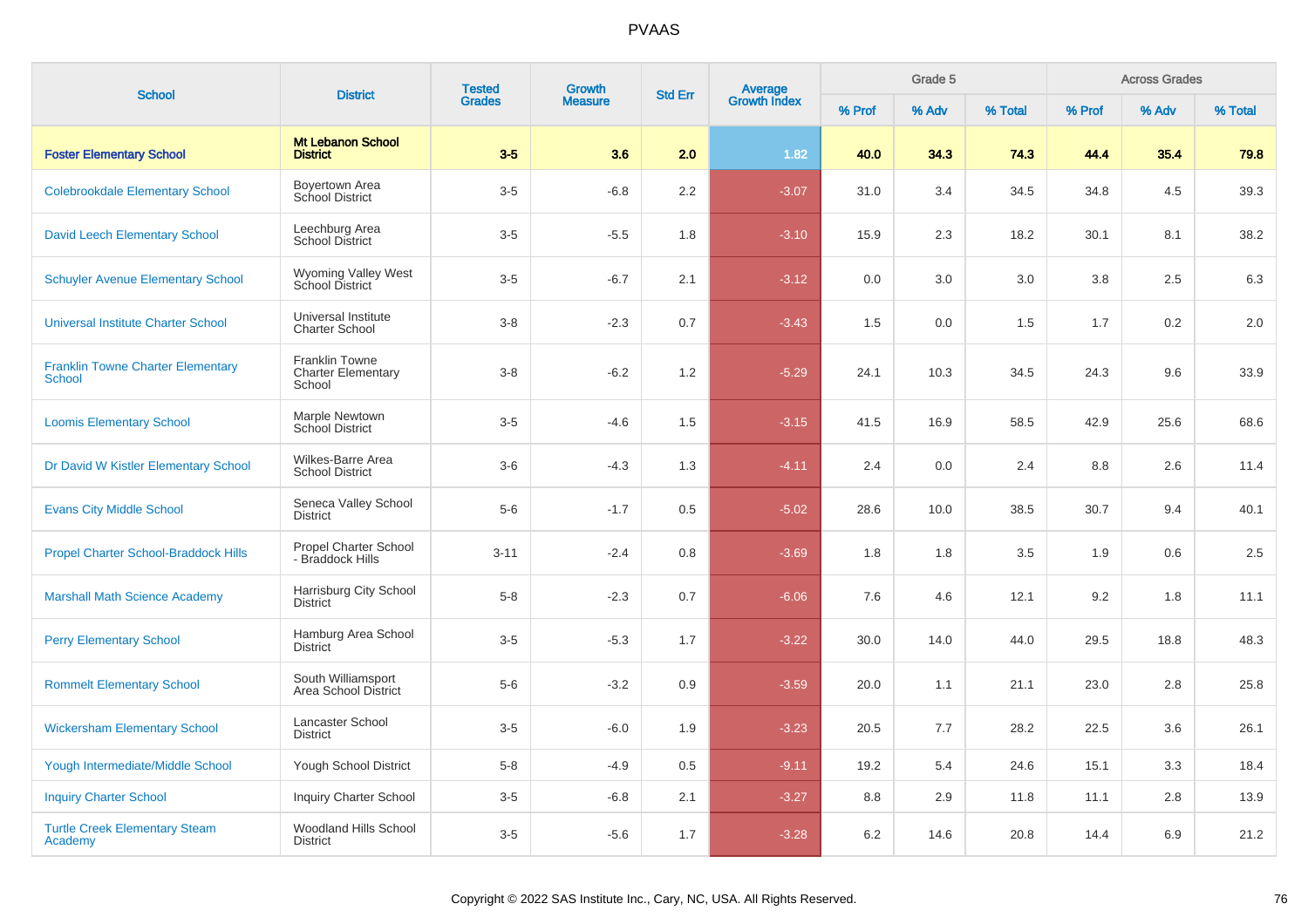# PVAAS

| School | District | Tested Grades | Growth Measure | Std Err | Average Growth Index | Grade 5 | | | Across Grades | | |
|---|---|---|---|---|---|---|---|---|---|---|---|
| | | | | | | % Prof | % Adv | % Total | % Prof | % Adv | % Total |
| **Foster Elementary School** | **Mt Lebanon School District** | **3-5** | **3.6** | **2.0** | **1.82** | **40.0** | **34.3** | **74.3** | **44.4** | **35.4** | **79.8** |
| Colebrookdale Elementary School | Boyertown Area School District | 3-5 | -6.8 | 2.2 | -3.07 | 31.0 | 3.4 | 34.5 | 34.8 | 4.5 | 39.3 |
| David Leech Elementary School | Leechburg Area School District | 3-5 | -5.5 | 1.8 | -3.10 | 15.9 | 2.3 | 18.2 | 30.1 | 8.1 | 38.2 |
| Schuyler Avenue Elementary School | Wyoming Valley West School District | 3-5 | -6.7 | 2.1 | -3.12 | 0.0 | 3.0 | 3.0 | 3.8 | 2.5 | 6.3 |
| Universal Institute Charter School | Universal Institute Charter School | 3-8 | -2.3 | 0.7 | -3.43 | 1.5 | 0.0 | 1.5 | 1.7 | 0.2 | 2.0 |
| Franklin Towne Charter Elementary School | Franklin Towne Charter Elementary School | 3-8 | -6.2 | 1.2 | -5.29 | 24.1 | 10.3 | 34.5 | 24.3 | 9.6 | 33.9 |
| Loomis Elementary School | Marple Newtown School District | 3-5 | -4.6 | 1.5 | -3.15 | 41.5 | 16.9 | 58.5 | 42.9 | 25.6 | 68.6 |
| Dr David W Kistler Elementary School | Wilkes-Barre Area School District | 3-6 | -4.3 | 1.3 | -4.11 | 2.4 | 0.0 | 2.4 | 8.8 | 2.6 | 11.4 |
| Evans City Middle School | Seneca Valley School District | 5-6 | -1.7 | 0.5 | -5.02 | 28.6 | 10.0 | 38.5 | 30.7 | 9.4 | 40.1 |
| Propel Charter School-Braddock Hills | Propel Charter School - Braddock Hills | 3-11 | -2.4 | 0.8 | -3.69 | 1.8 | 1.8 | 3.5 | 1.9 | 0.6 | 2.5 |
| Marshall Math Science Academy | Harrisburg City School District | 5-8 | -2.3 | 0.7 | -6.06 | 7.6 | 4.6 | 12.1 | 9.2 | 1.8 | 11.1 |
| Perry Elementary School | Hamburg Area School District | 3-5 | -5.3 | 1.7 | -3.22 | 30.0 | 14.0 | 44.0 | 29.5 | 18.8 | 48.3 |
| Rommelt Elementary School | South Williamsport Area School District | 5-6 | -3.2 | 0.9 | -3.59 | 20.0 | 1.1 | 21.1 | 23.0 | 2.8 | 25.8 |
| Wickersham Elementary School | Lancaster School District | 3-5 | -6.0 | 1.9 | -3.23 | 20.5 | 7.7 | 28.2 | 22.5 | 3.6 | 26.1 |
| Yough Intermediate/Middle School | Yough School District | 5-8 | -4.9 | 0.5 | -9.11 | 19.2 | 5.4 | 24.6 | 15.1 | 3.3 | 18.4 |
| Inquiry Charter School | Inquiry Charter School | 3-5 | -6.8 | 2.1 | -3.27 | 8.8 | 2.9 | 11.8 | 11.1 | 2.8 | 13.9 |
| Turtle Creek Elementary Steam Academy | Woodland Hills School District | 3-5 | -5.6 | 1.7 | -3.28 | 6.2 | 14.6 | 20.8 | 14.4 | 6.9 | 21.2 |

Copyright © 2022 SAS Institute Inc., Cary, NC, USA. All Rights Reserved.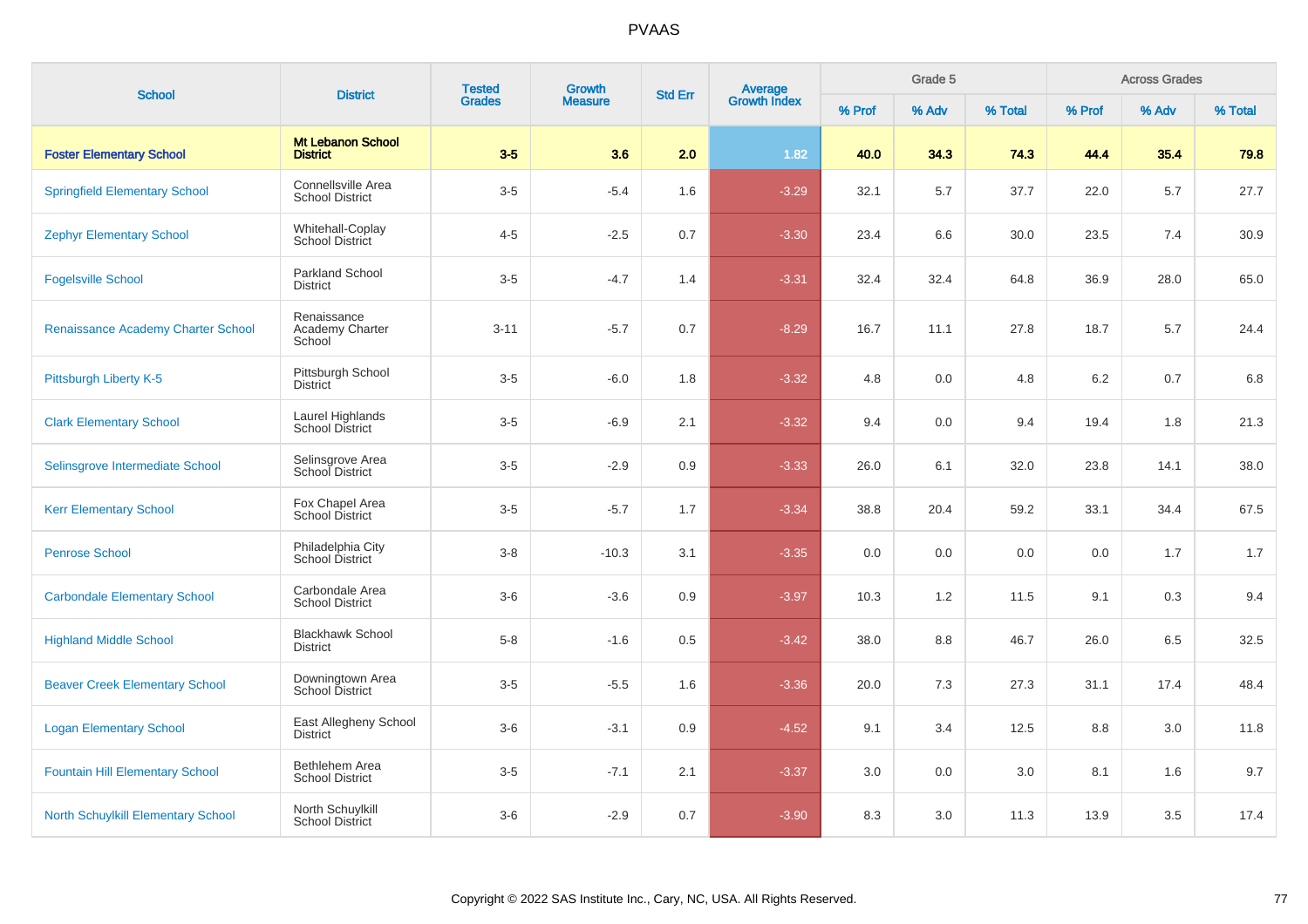# PVAAS

| School | District | Tested Grades | Growth Measure | Std Err | Average Growth Index | Grade 5 | | | Across Grades | | |
|---|---|---|---|---|---|---|---|---|---|---|---|
| | | | | | | % Prof | % Adv | % Total | % Prof | % Adv | % Total |
| **Foster Elementary School** | **Mt Lebanon School District** | **3-5** | **3.6** | **2.0** | **1.82** | **40.0** | **34.3** | **74.3** | **44.4** | **35.4** | **79.8** |
| Springfield Elementary School | Connellsville Area School District | 3-5 | -5.4 | 1.6 | -3.29 | 32.1 | 5.7 | 37.7 | 22.0 | 5.7 | 27.7 |
| Zephyr Elementary School | Whitehall-Coplay School District | 4-5 | -2.5 | 0.7 | -3.30 | 23.4 | 6.6 | 30.0 | 23.5 | 7.4 | 30.9 |
| Fogelsville School | Parkland School District | 3-5 | -4.7 | 1.4 | -3.31 | 32.4 | 32.4 | 64.8 | 36.9 | 28.0 | 65.0 |
| Renaissance Academy Charter School | Renaissance Academy Charter School | 3-11 | -5.7 | 0.7 | -8.29 | 16.7 | 11.1 | 27.8 | 18.7 | 5.7 | 24.4 |
| Pittsburgh Liberty K-5 | Pittsburgh School District | 3-5 | -6.0 | 1.8 | -3.32 | 4.8 | 0.0 | 4.8 | 6.2 | 0.7 | 6.8 |
| Clark Elementary School | Laurel Highlands School District | 3-5 | -6.9 | 2.1 | -3.32 | 9.4 | 0.0 | 9.4 | 19.4 | 1.8 | 21.3 |
| Selinsgrove Intermediate School | Selinsgrove Area School District | 3-5 | -2.9 | 0.9 | -3.33 | 26.0 | 6.1 | 32.0 | 23.8 | 14.1 | 38.0 |
| Kerr Elementary School | Fox Chapel Area School District | 3-5 | -5.7 | 1.7 | -3.34 | 38.8 | 20.4 | 59.2 | 33.1 | 34.4 | 67.5 |
| Penrose School | Philadelphia City School District | 3-8 | -10.3 | 3.1 | -3.35 | 0.0 | 0.0 | 0.0 | 0.0 | 1.7 | 1.7 |
| Carbondale Elementary School | Carbondale Area School District | 3-6 | -3.6 | 0.9 | -3.97 | 10.3 | 1.2 | 11.5 | 9.1 | 0.3 | 9.4 |
| Highland Middle School | Blackhawk School District | 5-8 | -1.6 | 0.5 | -3.42 | 38.0 | 8.8 | 46.7 | 26.0 | 6.5 | 32.5 |
| Beaver Creek Elementary School | Downingtown Area School District | 3-5 | -5.5 | 1.6 | -3.36 | 20.0 | 7.3 | 27.3 | 31.1 | 17.4 | 48.4 |
| Logan Elementary School | East Allegheny School District | 3-6 | -3.1 | 0.9 | -4.52 | 9.1 | 3.4 | 12.5 | 8.8 | 3.0 | 11.8 |
| Fountain Hill Elementary School | Bethlehem Area School District | 3-5 | -7.1 | 2.1 | -3.37 | 3.0 | 0.0 | 3.0 | 8.1 | 1.6 | 9.7 |
| North Schuylkill Elementary School | North Schuylkill School District | 3-6 | -2.9 | 0.7 | -3.90 | 8.3 | 3.0 | 11.3 | 13.9 | 3.5 | 17.4 |

Copyright © 2022 SAS Institute Inc., Cary, NC, USA. All Rights Reserved.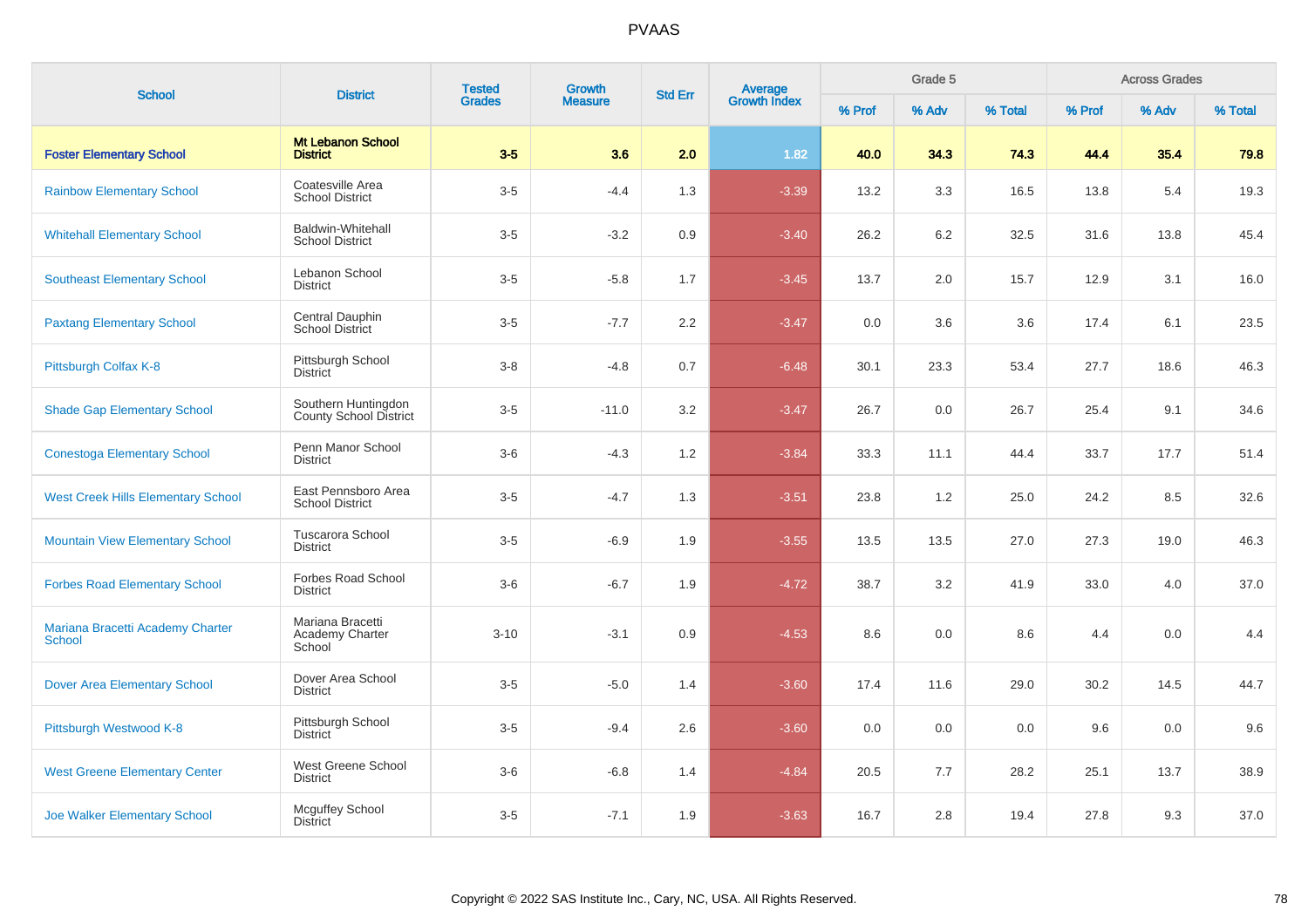# PVAAS

| School | District | Tested Grades | Growth Measure | Std Err | Average Growth Index | Grade 5 | | | Across Grades | | |
|---|---|---|---|---|---|---|---|---|---|---|---|
| | | | | | | % Prof | % Adv | % Total | % Prof | % Adv | % Total |
| **Foster Elementary School** | **Mt Lebanon School District** | **3-5** | **3.6** | **2.0** | **1.82** | **40.0** | **34.3** | **74.3** | **44.4** | **35.4** | **79.8** |
| Rainbow Elementary School | Coatesville Area School District | 3-5 | -4.4 | 1.3 | -3.39 | 13.2 | 3.3 | 16.5 | 13.8 | 5.4 | 19.3 |
| Whitehall Elementary School | Baldwin-Whitehall School District | 3-5 | -3.2 | 0.9 | -3.40 | 26.2 | 6.2 | 32.5 | 31.6 | 13.8 | 45.4 |
| Southeast Elementary School | Lebanon School District | 3-5 | -5.8 | 1.7 | -3.45 | 13.7 | 2.0 | 15.7 | 12.9 | 3.1 | 16.0 |
| Paxtang Elementary School | Central Dauphin School District | 3-5 | -7.7 | 2.2 | -3.47 | 0.0 | 3.6 | 3.6 | 17.4 | 6.1 | 23.5 |
| Pittsburgh Colfax K-8 | Pittsburgh School District | 3-8 | -4.8 | 0.7 | -6.48 | 30.1 | 23.3 | 53.4 | 27.7 | 18.6 | 46.3 |
| Shade Gap Elementary School | Southern Huntingdon County School District | 3-5 | -11.0 | 3.2 | -3.47 | 26.7 | 0.0 | 26.7 | 25.4 | 9.1 | 34.6 |
| Conestoga Elementary School | Penn Manor School District | 3-6 | -4.3 | 1.2 | -3.84 | 33.3 | 11.1 | 44.4 | 33.7 | 17.7 | 51.4 |
| West Creek Hills Elementary School | East Pennsboro Area School District | 3-5 | -4.7 | 1.3 | -3.51 | 23.8 | 1.2 | 25.0 | 24.2 | 8.5 | 32.6 |
| Mountain View Elementary School | Tuscarora School District | 3-5 | -6.9 | 1.9 | -3.55 | 13.5 | 13.5 | 27.0 | 27.3 | 19.0 | 46.3 |
| Forbes Road Elementary School | Forbes Road School District | 3-6 | -6.7 | 1.9 | -4.72 | 38.7 | 3.2 | 41.9 | 33.0 | 4.0 | 37.0 |
| Mariana Bracetti Academy Charter School | Mariana Bracetti Academy Charter School | 3-10 | -3.1 | 0.9 | -4.53 | 8.6 | 0.0 | 8.6 | 4.4 | 0.0 | 4.4 |
| Dover Area Elementary School | Dover Area School District | 3-5 | -5.0 | 1.4 | -3.60 | 17.4 | 11.6 | 29.0 | 30.2 | 14.5 | 44.7 |
| Pittsburgh Westwood K-8 | Pittsburgh School District | 3-5 | -9.4 | 2.6 | -3.60 | 0.0 | 0.0 | 0.0 | 9.6 | 0.0 | 9.6 |
| West Greene Elementary Center | West Greene School District | 3-6 | -6.8 | 1.4 | -4.84 | 20.5 | 7.7 | 28.2 | 25.1 | 13.7 | 38.9 |
| Joe Walker Elementary School | Mcguffey School District | 3-5 | -7.1 | 1.9 | -3.63 | 16.7 | 2.8 | 19.4 | 27.8 | 9.3 | 37.0 |

Copyright © 2022 SAS Institute Inc., Cary, NC, USA. All Rights Reserved.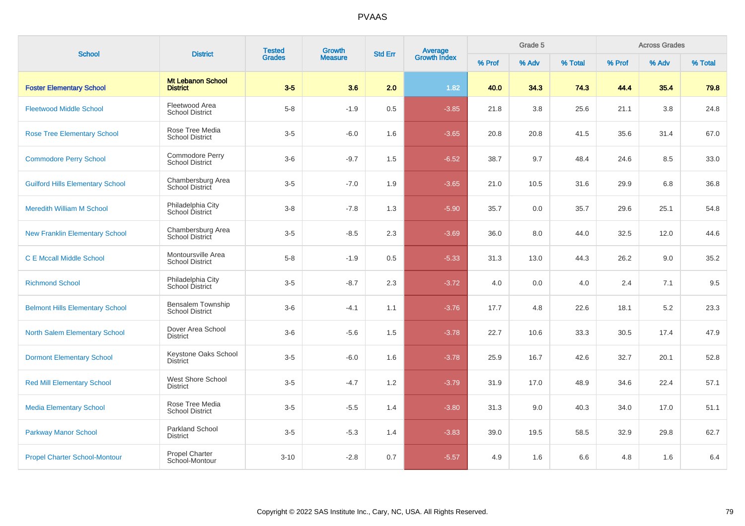# PVAAS

| School | District | Tested Grades | Growth Measure | Std Err | Average Growth Index | Grade 5 | | | Across Grades | | |
|---|---|---|---|---|---|---|---|---|---|---|---|
| | | | | | | % Prof | % Adv | % Total | % Prof | % Adv | % Total |
| **Foster Elementary School** | **Mt Lebanon School District** | **3-5** | **3.6** | **2.0** | **1.82** | **40.0** | **34.3** | **74.3** | **44.4** | **35.4** | **79.8** |
| Fleetwood Middle School | Fleetwood Area School District | 5-8 | -1.9 | 0.5 | -3.85 | 21.8 | 3.8 | 25.6 | 21.1 | 3.8 | 24.8 |
| Rose Tree Elementary School | Rose Tree Media School District | 3-5 | -6.0 | 1.6 | -3.65 | 20.8 | 20.8 | 41.5 | 35.6 | 31.4 | 67.0 |
| Commodore Perry School | Commodore Perry School District | 3-6 | -9.7 | 1.5 | -6.52 | 38.7 | 9.7 | 48.4 | 24.6 | 8.5 | 33.0 |
| Guilford Hills Elementary School | Chambersburg Area School District | 3-5 | -7.0 | 1.9 | -3.65 | 21.0 | 10.5 | 31.6 | 29.9 | 6.8 | 36.8 |
| Meredith William M School | Philadelphia City School District | 3-8 | -7.8 | 1.3 | -5.90 | 35.7 | 0.0 | 35.7 | 29.6 | 25.1 | 54.8 |
| New Franklin Elementary School | Chambersburg Area School District | 3-5 | -8.5 | 2.3 | -3.69 | 36.0 | 8.0 | 44.0 | 32.5 | 12.0 | 44.6 |
| C E Mccall Middle School | Montoursville Area School District | 5-8 | -1.9 | 0.5 | -5.33 | 31.3 | 13.0 | 44.3 | 26.2 | 9.0 | 35.2 |
| Richmond School | Philadelphia City School District | 3-5 | -8.7 | 2.3 | -3.72 | 4.0 | 0.0 | 4.0 | 2.4 | 7.1 | 9.5 |
| Belmont Hills Elementary School | Bensalem Township School District | 3-6 | -4.1 | 1.1 | -3.76 | 17.7 | 4.8 | 22.6 | 18.1 | 5.2 | 23.3 |
| North Salem Elementary School | Dover Area School District | 3-6 | -5.6 | 1.5 | -3.78 | 22.7 | 10.6 | 33.3 | 30.5 | 17.4 | 47.9 |
| Dormont Elementary School | Keystone Oaks School District | 3-5 | -6.0 | 1.6 | -3.78 | 25.9 | 16.7 | 42.6 | 32.7 | 20.1 | 52.8 |
| Red Mill Elementary School | West Shore School District | 3-5 | -4.7 | 1.2 | -3.79 | 31.9 | 17.0 | 48.9 | 34.6 | 22.4 | 57.1 |
| Media Elementary School | Rose Tree Media School District | 3-5 | -5.5 | 1.4 | -3.80 | 31.3 | 9.0 | 40.3 | 34.0 | 17.0 | 51.1 |
| Parkway Manor School | Parkland School District | 3-5 | -5.3 | 1.4 | -3.83 | 39.0 | 19.5 | 58.5 | 32.9 | 29.8 | 62.7 |
| Propel Charter School-Montour | Propel Charter School-Montour | 3-10 | -2.8 | 0.7 | -5.57 | 4.9 | 1.6 | 6.6 | 4.8 | 1.6 | 6.4 |

Copyright © 2022 SAS Institute Inc., Cary, NC, USA. All Rights Reserved.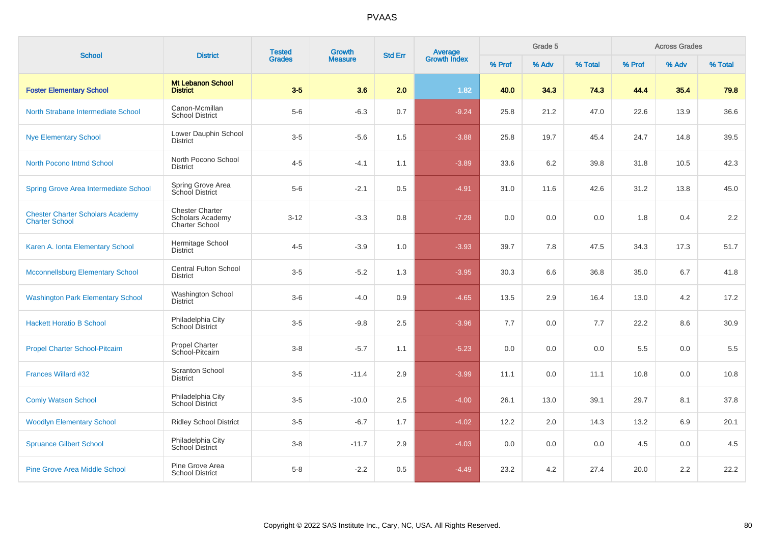# PVAAS

| School | District | Tested Grades | Growth Measure | Std Err | Average Growth Index | Grade 5 | | | Across Grades | | |
|---|---|---|---|---|---|---|---|---|---|---|---|
| | | | | | | % Prof | % Adv | % Total | % Prof | % Adv | % Total |
| **Foster Elementary School** | **Mt Lebanon School District** | **3-5** | **3.6** | **2.0** | **1.82** | **40.0** | **34.3** | **74.3** | **44.4** | **35.4** | **79.8** |
| North Strabane Intermediate School | Canon-Mcmillan School District | 5-6 | -6.3 | 0.7 | -9.24 | 25.8 | 21.2 | 47.0 | 22.6 | 13.9 | 36.6 |
| Nye Elementary School | Lower Dauphin School District | 3-5 | -5.6 | 1.5 | -3.88 | 25.8 | 19.7 | 45.4 | 24.7 | 14.8 | 39.5 |
| North Pocono Intmd School | North Pocono School District | 4-5 | -4.1 | 1.1 | -3.89 | 33.6 | 6.2 | 39.8 | 31.8 | 10.5 | 42.3 |
| Spring Grove Area Intermediate School | Spring Grove Area School District | 5-6 | -2.1 | 0.5 | -4.91 | 31.0 | 11.6 | 42.6 | 31.2 | 13.8 | 45.0 |
| Chester Charter Scholars Academy Charter School | Chester Charter Scholars Academy Charter School | 3-12 | -3.3 | 0.8 | -7.29 | 0.0 | 0.0 | 0.0 | 1.8 | 0.4 | 2.2 |
| Karen A. Ionta Elementary School | Hermitage School District | 4-5 | -3.9 | 1.0 | -3.93 | 39.7 | 7.8 | 47.5 | 34.3 | 17.3 | 51.7 |
| Mcconnellsburg Elementary School | Central Fulton School District | 3-5 | -5.2 | 1.3 | -3.95 | 30.3 | 6.6 | 36.8 | 35.0 | 6.7 | 41.8 |
| Washington Park Elementary School | Washington School District | 3-6 | -4.0 | 0.9 | -4.65 | 13.5 | 2.9 | 16.4 | 13.0 | 4.2 | 17.2 |
| Hackett Horatio B School | Philadelphia City School District | 3-5 | -9.8 | 2.5 | -3.96 | 7.7 | 0.0 | 7.7 | 22.2 | 8.6 | 30.9 |
| Propel Charter School-Pitcairn | Propel Charter School-Pitcairn | 3-8 | -5.7 | 1.1 | -5.23 | 0.0 | 0.0 | 0.0 | 5.5 | 0.0 | 5.5 |
| Frances Willard #32 | Scranton School District | 3-5 | -11.4 | 2.9 | -3.99 | 11.1 | 0.0 | 11.1 | 10.8 | 0.0 | 10.8 |
| Comly Watson School | Philadelphia City School District | 3-5 | -10.0 | 2.5 | -4.00 | 26.1 | 13.0 | 39.1 | 29.7 | 8.1 | 37.8 |
| Woodlyn Elementary School | Ridley School District | 3-5 | -6.7 | 1.7 | -4.02 | 12.2 | 2.0 | 14.3 | 13.2 | 6.9 | 20.1 |
| Spruance Gilbert School | Philadelphia City School District | 3-8 | -11.7 | 2.9 | -4.03 | 0.0 | 0.0 | 0.0 | 4.5 | 0.0 | 4.5 |
| Pine Grove Area Middle School | Pine Grove Area School District | 5-8 | -2.2 | 0.5 | -4.49 | 23.2 | 4.2 | 27.4 | 20.0 | 2.2 | 22.2 |

Copyright © 2022 SAS Institute Inc., Cary, NC, USA. All Rights Reserved.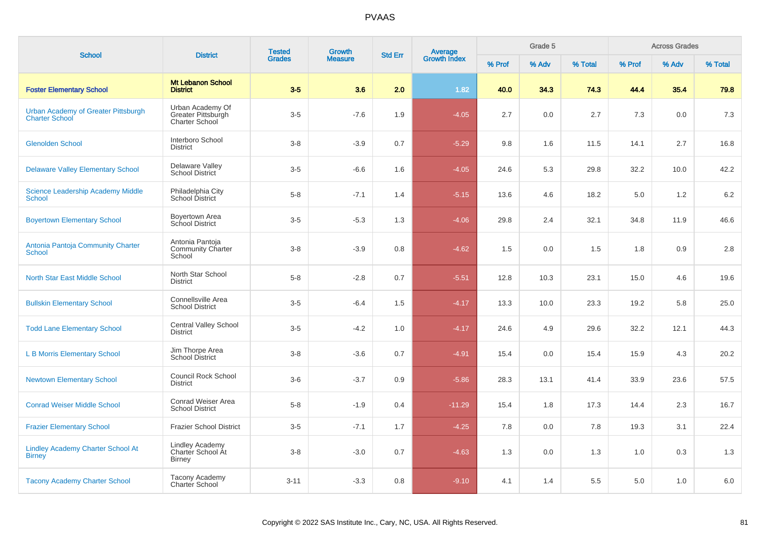# PVAAS

| School | District | Tested Grades | Growth Measure | Std Err | Average Growth Index | Grade 5 | | | Across Grades | | |
|---|---|---|---|---|---|---|---|---|---|---|---|
| | | | | | | % Prof | % Adv | % Total | % Prof | % Adv | % Total |
| **Foster Elementary School** | **Mt Lebanon School District** | **3-5** | **3.6** | **2.0** | **1.82** | **40.0** | **34.3** | **74.3** | **44.4** | **35.4** | **79.8** |
| Urban Academy of Greater Pittsburgh Charter School | Urban Academy Of Greater Pittsburgh Charter School | 3-5 | -7.6 | 1.9 | -4.05 | 2.7 | 0.0 | 2.7 | 7.3 | 0.0 | 7.3 |
| Glenolden School | Interboro School District | 3-8 | -3.9 | 0.7 | -5.29 | 9.8 | 1.6 | 11.5 | 14.1 | 2.7 | 16.8 |
| Delaware Valley Elementary School | Delaware Valley School District | 3-5 | -6.6 | 1.6 | -4.05 | 24.6 | 5.3 | 29.8 | 32.2 | 10.0 | 42.2 |
| Science Leadership Academy Middle School | Philadelphia City School District | 5-8 | -7.1 | 1.4 | -5.15 | 13.6 | 4.6 | 18.2 | 5.0 | 1.2 | 6.2 |
| Boyertown Elementary School | Boyertown Area School District | 3-5 | -5.3 | 1.3 | -4.06 | 29.8 | 2.4 | 32.1 | 34.8 | 11.9 | 46.6 |
| Antonia Pantoja Community Charter School | Antonia Pantoja Community Charter School | 3-8 | -3.9 | 0.8 | -4.62 | 1.5 | 0.0 | 1.5 | 1.8 | 0.9 | 2.8 |
| North Star East Middle School | North Star School District | 5-8 | -2.8 | 0.7 | -5.51 | 12.8 | 10.3 | 23.1 | 15.0 | 4.6 | 19.6 |
| Bullskin Elementary School | Connellsville Area School District | 3-5 | -6.4 | 1.5 | -4.17 | 13.3 | 10.0 | 23.3 | 19.2 | 5.8 | 25.0 |
| Todd Lane Elementary School | Central Valley School District | 3-5 | -4.2 | 1.0 | -4.17 | 24.6 | 4.9 | 29.6 | 32.2 | 12.1 | 44.3 |
| L B Morris Elementary School | Jim Thorpe Area School District | 3-8 | -3.6 | 0.7 | -4.91 | 15.4 | 0.0 | 15.4 | 15.9 | 4.3 | 20.2 |
| Newtown Elementary School | Council Rock School District | 3-6 | -3.7 | 0.9 | -5.86 | 28.3 | 13.1 | 41.4 | 33.9 | 23.6 | 57.5 |
| Conrad Weiser Middle School | Conrad Weiser Area School District | 5-8 | -1.9 | 0.4 | -11.29 | 15.4 | 1.8 | 17.3 | 14.4 | 2.3 | 16.7 |
| Frazier Elementary School | Frazier School District | 3-5 | -7.1 | 1.7 | -4.25 | 7.8 | 0.0 | 7.8 | 19.3 | 3.1 | 22.4 |
| Lindley Academy Charter School At Birney | Lindley Academy Charter School At Birney | 3-8 | -3.0 | 0.7 | -4.63 | 1.3 | 0.0 | 1.3 | 1.0 | 0.3 | 1.3 |
| Tacony Academy Charter School | Tacony Academy Charter School | 3-11 | -3.3 | 0.8 | -9.10 | 4.1 | 1.4 | 5.5 | 5.0 | 1.0 | 6.0 |

Copyright © 2022 SAS Institute Inc., Cary, NC, USA. All Rights Reserved.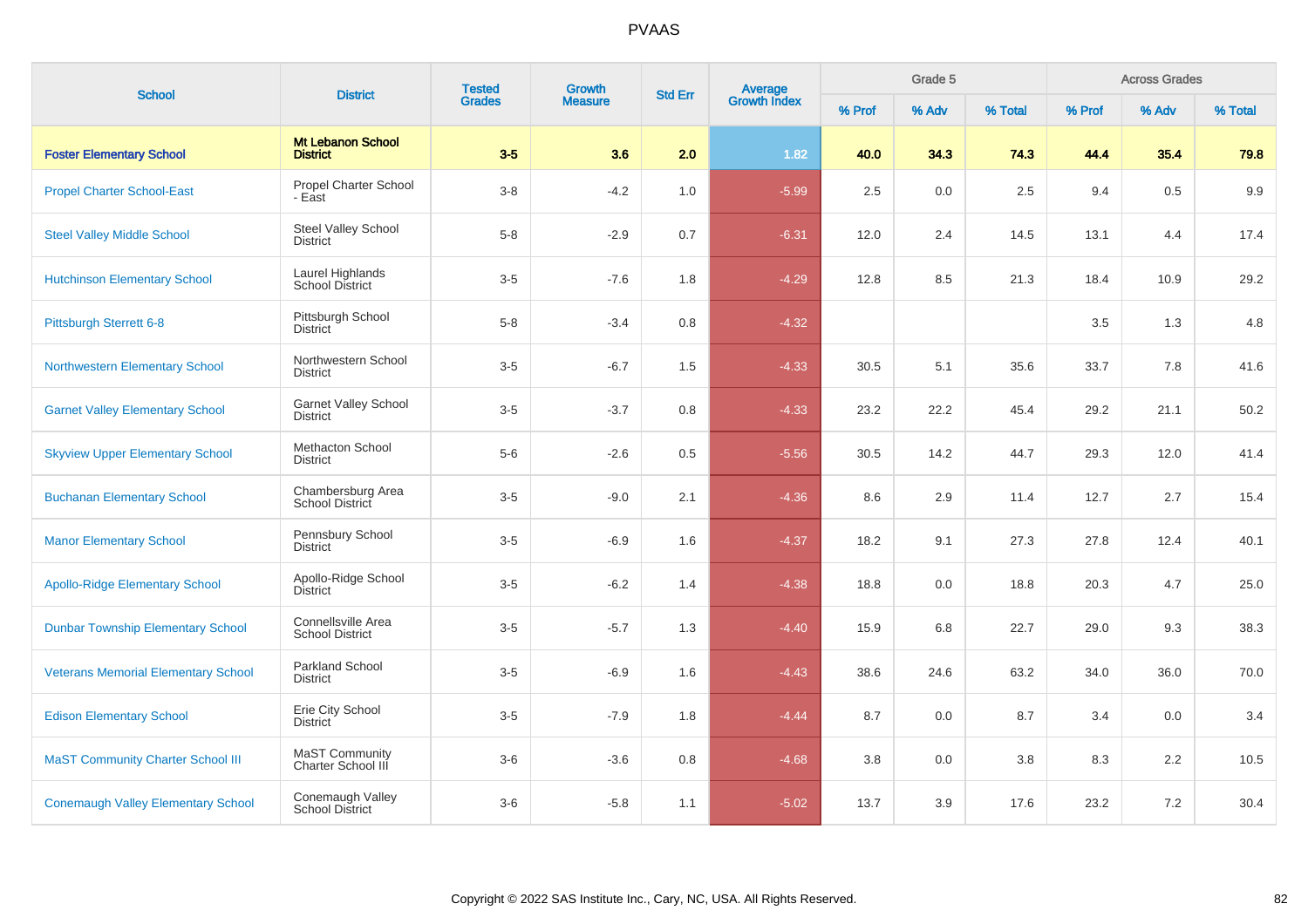PVAAS

| School | District | Tested Grades | Growth Measure | Std Err | Average Growth Index | Grade 5 | | | Across Grades | | |
|---|---|---|---|---|---|---|---|---|---|---|---|
| | | | | | | % Prof | % Adv | % Total | % Prof | % Adv | % Total |
| **Foster Elementary School** | **Mt Lebanon School District** | **3-5** | **3.6** | **2.0** | **1.82** | **40.0** | **34.3** | **74.3** | **44.4** | **35.4** | **79.8** |
| Propel Charter School-East | Propel Charter School - East | 3-8 | -4.2 | 1.0 | -5.99 | 2.5 | 0.0 | 2.5 | 9.4 | 0.5 | 9.9 |
| Steel Valley Middle School | Steel Valley School District | 5-8 | -2.9 | 0.7 | -6.31 | 12.0 | 2.4 | 14.5 | 13.1 | 4.4 | 17.4 |
| Hutchinson Elementary School | Laurel Highlands School District | 3-5 | -7.6 | 1.8 | -4.29 | 12.8 | 8.5 | 21.3 | 18.4 | 10.9 | 29.2 |
| Pittsburgh Sterrett 6-8 | Pittsburgh School District | 5-8 | -3.4 | 0.8 | -4.32 | | | | 3.5 | 1.3 | 4.8 |
| Northwestern Elementary School | Northwestern School District | 3-5 | -6.7 | 1.5 | -4.33 | 30.5 | 5.1 | 35.6 | 33.7 | 7.8 | 41.6 |
| Garnet Valley Elementary School | Garnet Valley School District | 3-5 | -3.7 | 0.8 | -4.33 | 23.2 | 22.2 | 45.4 | 29.2 | 21.1 | 50.2 |
| Skyview Upper Elementary School | Methacton School District | 5-6 | -2.6 | 0.5 | -5.56 | 30.5 | 14.2 | 44.7 | 29.3 | 12.0 | 41.4 |
| Buchanan Elementary School | Chambersburg Area School District | 3-5 | -9.0 | 2.1 | -4.36 | 8.6 | 2.9 | 11.4 | 12.7 | 2.7 | 15.4 |
| Manor Elementary School | Pennsbury School District | 3-5 | -6.9 | 1.6 | -4.37 | 18.2 | 9.1 | 27.3 | 27.8 | 12.4 | 40.1 |
| Apollo-Ridge Elementary School | Apollo-Ridge School District | 3-5 | -6.2 | 1.4 | -4.38 | 18.8 | 0.0 | 18.8 | 20.3 | 4.7 | 25.0 |
| Dunbar Township Elementary School | Connellsville Area School District | 3-5 | -5.7 | 1.3 | -4.40 | 15.9 | 6.8 | 22.7 | 29.0 | 9.3 | 38.3 |
| Veterans Memorial Elementary School | Parkland School District | 3-5 | -6.9 | 1.6 | -4.43 | 38.6 | 24.6 | 63.2 | 34.0 | 36.0 | 70.0 |
| Edison Elementary School | Erie City School District | 3-5 | -7.9 | 1.8 | -4.44 | 8.7 | 0.0 | 8.7 | 3.4 | 0.0 | 3.4 |
| MaST Community Charter School III | MaST Community Charter School III | 3-6 | -3.6 | 0.8 | -4.68 | 3.8 | 0.0 | 3.8 | 8.3 | 2.2 | 10.5 |
| Conemaugh Valley Elementary School | Conemaugh Valley School District | 3-6 | -5.8 | 1.1 | -5.02 | 13.7 | 3.9 | 17.6 | 23.2 | 7.2 | 30.4 |

Copyright © 2022 SAS Institute Inc., Cary, NC, USA. All Rights Reserved.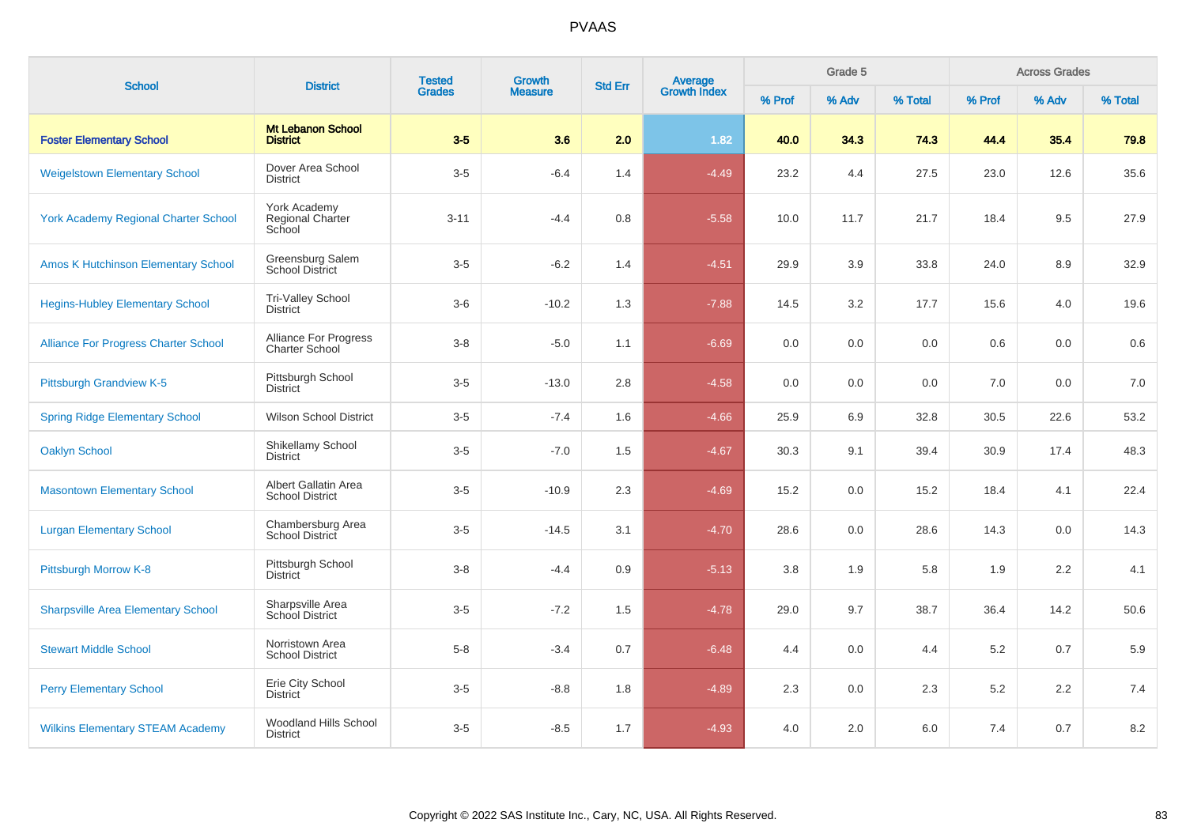# PVAAS

| School | District | Tested Grades | Growth Measure | Std Err | Average Growth Index | Grade 5 | | | Across Grades | | |
|---|---|---|---|---|---|---|---|---|---|---|---|
| | | | | | | % Prof | % Adv | % Total | % Prof | % Adv | % Total |
| **Foster Elementary School** | **Mt Lebanon School District** | **3-5** | **3.6** | **2.0** | **1.82** | **40.0** | **34.3** | **74.3** | **44.4** | **35.4** | **79.8** |
| Weigelstown Elementary School | Dover Area School District | 3-5 | -6.4 | 1.4 | -4.49 | 23.2 | 4.4 | 27.5 | 23.0 | 12.6 | 35.6 |
| York Academy Regional Charter School | York Academy Regional Charter School | 3-11 | -4.4 | 0.8 | -5.58 | 10.0 | 11.7 | 21.7 | 18.4 | 9.5 | 27.9 |
| Amos K Hutchinson Elementary School | Greensburg Salem School District | 3-5 | -6.2 | 1.4 | -4.51 | 29.9 | 3.9 | 33.8 | 24.0 | 8.9 | 32.9 |
| Hegins-Hubley Elementary School | Tri-Valley School District | 3-6 | -10.2 | 1.3 | -7.88 | 14.5 | 3.2 | 17.7 | 15.6 | 4.0 | 19.6 |
| Alliance For Progress Charter School | Alliance For Progress Charter School | 3-8 | -5.0 | 1.1 | -6.69 | 0.0 | 0.0 | 0.0 | 0.6 | 0.0 | 0.6 |
| Pittsburgh Grandview K-5 | Pittsburgh School District | 3-5 | -13.0 | 2.8 | -4.58 | 0.0 | 0.0 | 0.0 | 7.0 | 0.0 | 7.0 |
| Spring Ridge Elementary School | Wilson School District | 3-5 | -7.4 | 1.6 | -4.66 | 25.9 | 6.9 | 32.8 | 30.5 | 22.6 | 53.2 |
| Oaklyn School | Shikellamy School District | 3-5 | -7.0 | 1.5 | -4.67 | 30.3 | 9.1 | 39.4 | 30.9 | 17.4 | 48.3 |
| Masontown Elementary School | Albert Gallatin Area School District | 3-5 | -10.9 | 2.3 | -4.69 | 15.2 | 0.0 | 15.2 | 18.4 | 4.1 | 22.4 |
| Lurgan Elementary School | Chambersburg Area School District | 3-5 | -14.5 | 3.1 | -4.70 | 28.6 | 0.0 | 28.6 | 14.3 | 0.0 | 14.3 |
| Pittsburgh Morrow K-8 | Pittsburgh School District | 3-8 | -4.4 | 0.9 | -5.13 | 3.8 | 1.9 | 5.8 | 1.9 | 2.2 | 4.1 |
| Sharpsville Area Elementary School | Sharpsville Area School District | 3-5 | -7.2 | 1.5 | -4.78 | 29.0 | 9.7 | 38.7 | 36.4 | 14.2 | 50.6 |
| Stewart Middle School | Norristown Area School District | 5-8 | -3.4 | 0.7 | -6.48 | 4.4 | 0.0 | 4.4 | 5.2 | 0.7 | 5.9 |
| Perry Elementary School | Erie City School District | 3-5 | -8.8 | 1.8 | -4.89 | 2.3 | 0.0 | 2.3 | 5.2 | 2.2 | 7.4 |
| Wilkins Elementary STEAM Academy | Woodland Hills School District | 3-5 | -8.5 | 1.7 | -4.93 | 4.0 | 2.0 | 6.0 | 7.4 | 0.7 | 8.2 |

Copyright © 2022 SAS Institute Inc., Cary, NC, USA. All Rights Reserved.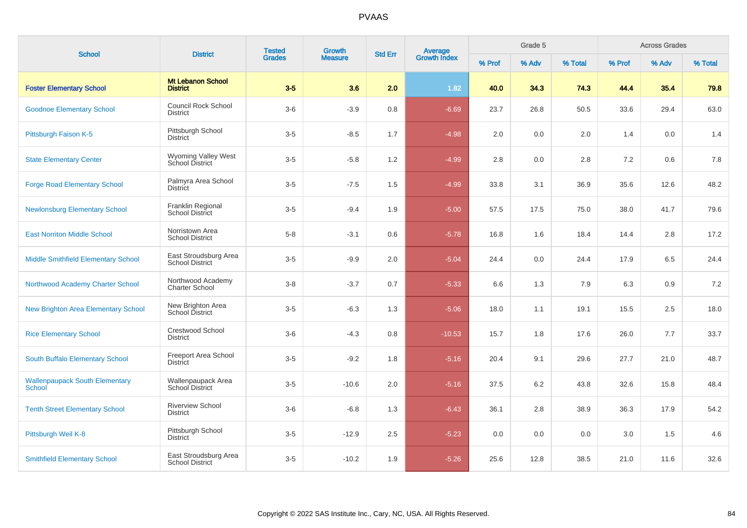# PVAAS

| School | District | Tested Grades | Growth Measure | Std Err | Average Growth Index | Grade 5 | | | Across Grades | | |
|---|---|---|---|---|---|---|---|---|---|---|---|
| | | | | | | % Prof | % Adv | % Total | % Prof | % Adv | % Total |
| **Foster Elementary School** | **Mt Lebanon School District** | **3-5** | **3.6** | **2.0** | **1.82** | **40.0** | **34.3** | **74.3** | **44.4** | **35.4** | **79.8** |
| Goodnoe Elementary School | Council Rock School District | 3-6 | -3.9 | 0.8 | -6.69 | 23.7 | 26.8 | 50.5 | 33.6 | 29.4 | 63.0 |
| Pittsburgh Faison K-5 | Pittsburgh School District | 3-5 | -8.5 | 1.7 | -4.98 | 2.0 | 0.0 | 2.0 | 1.4 | 0.0 | 1.4 |
| State Elementary Center | Wyoming Valley West School District | 3-5 | -5.8 | 1.2 | -4.99 | 2.8 | 0.0 | 2.8 | 7.2 | 0.6 | 7.8 |
| Forge Road Elementary School | Palmyra Area School District | 3-5 | -7.5 | 1.5 | -4.99 | 33.8 | 3.1 | 36.9 | 35.6 | 12.6 | 48.2 |
| Newlonsburg Elementary School | Franklin Regional School District | 3-5 | -9.4 | 1.9 | -5.00 | 57.5 | 17.5 | 75.0 | 38.0 | 41.7 | 79.6 |
| East Norriton Middle School | Norristown Area School District | 5-8 | -3.1 | 0.6 | -5.78 | 16.8 | 1.6 | 18.4 | 14.4 | 2.8 | 17.2 |
| Middle Smithfield Elementary School | East Stroudsburg Area School District | 3-5 | -9.9 | 2.0 | -5.04 | 24.4 | 0.0 | 24.4 | 17.9 | 6.5 | 24.4 |
| Northwood Academy Charter School | Northwood Academy Charter School | 3-8 | -3.7 | 0.7 | -5.33 | 6.6 | 1.3 | 7.9 | 6.3 | 0.9 | 7.2 |
| New Brighton Area Elementary School | New Brighton Area School District | 3-5 | -6.3 | 1.3 | -5.06 | 18.0 | 1.1 | 19.1 | 15.5 | 2.5 | 18.0 |
| Rice Elementary School | Crestwood School District | 3-6 | -4.3 | 0.8 | -10.53 | 15.7 | 1.8 | 17.6 | 26.0 | 7.7 | 33.7 |
| South Buffalo Elementary School | Freeport Area School District | 3-5 | -9.2 | 1.8 | -5.16 | 20.4 | 9.1 | 29.6 | 27.7 | 21.0 | 48.7 |
| Wallenpaupack South Elementary School | Wallenpaupack Area School District | 3-5 | -10.6 | 2.0 | -5.16 | 37.5 | 6.2 | 43.8 | 32.6 | 15.8 | 48.4 |
| Tenth Street Elementary School | Riverview School District | 3-6 | -6.8 | 1.3 | -6.43 | 36.1 | 2.8 | 38.9 | 36.3 | 17.9 | 54.2 |
| Pittsburgh Weil K-8 | Pittsburgh School District | 3-5 | -12.9 | 2.5 | -5.23 | 0.0 | 0.0 | 0.0 | 3.0 | 1.5 | 4.6 |
| Smithfield Elementary School | East Stroudsburg Area School District | 3-5 | -10.2 | 1.9 | -5.26 | 25.6 | 12.8 | 38.5 | 21.0 | 11.6 | 32.6 |

Copyright © 2022 SAS Institute Inc., Cary, NC, USA. All Rights Reserved.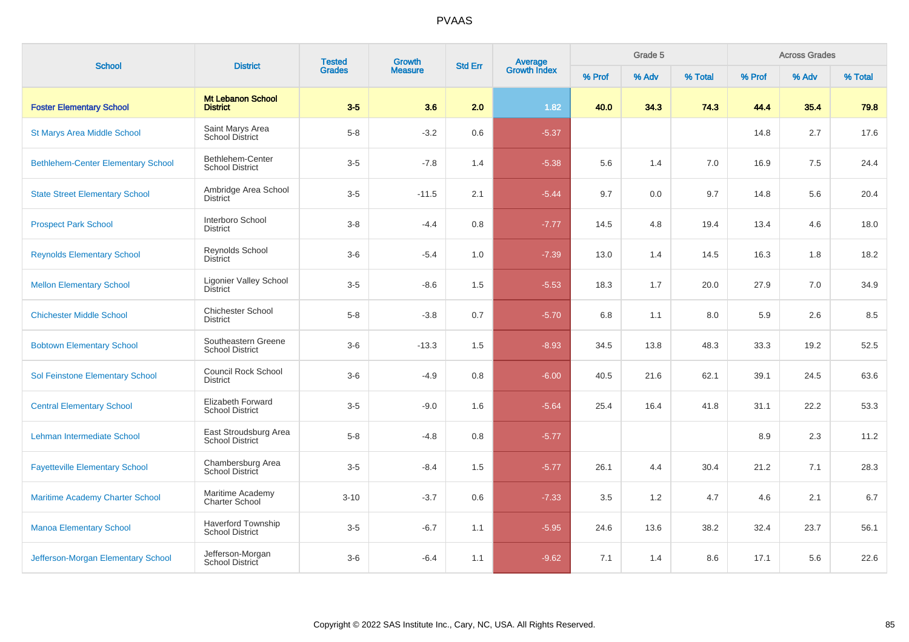# PVAAS

| School | District | Tested Grades | Growth Measure | Std Err | Average Growth Index | Grade 5 | | | Across Grades | | |
|---|---|---|---|---|---|---|---|---|---|---|---|
| | | | | | | % Prof | % Adv | % Total | % Prof | % Adv | % Total |
| **Foster Elementary School** | **Mt Lebanon School District** | **3-5** | **3.6** | **2.0** | **1.82** | **40.0** | **34.3** | **74.3** | **44.4** | **35.4** | **79.8** |
| St Marys Area Middle School | Saint Marys Area School District | 5-8 | -3.2 | 0.6 | -5.37 | | | | 14.8 | 2.7 | 17.6 |
| Bethlehem-Center Elementary School | Bethlehem-Center School District | 3-5 | -7.8 | 1.4 | -5.38 | 5.6 | 1.4 | 7.0 | 16.9 | 7.5 | 24.4 |
| State Street Elementary School | Ambridge Area School District | 3-5 | -11.5 | 2.1 | -5.44 | 9.7 | 0.0 | 9.7 | 14.8 | 5.6 | 20.4 |
| Prospect Park School | Interboro School District | 3-8 | -4.4 | 0.8 | -7.77 | 14.5 | 4.8 | 19.4 | 13.4 | 4.6 | 18.0 |
| Reynolds Elementary School | Reynolds School District | 3-6 | -5.4 | 1.0 | -7.39 | 13.0 | 1.4 | 14.5 | 16.3 | 1.8 | 18.2 |
| Mellon Elementary School | Ligonier Valley School District | 3-5 | -8.6 | 1.5 | -5.53 | 18.3 | 1.7 | 20.0 | 27.9 | 7.0 | 34.9 |
| Chichester Middle School | Chichester School District | 5-8 | -3.8 | 0.7 | -5.70 | 6.8 | 1.1 | 8.0 | 5.9 | 2.6 | 8.5 |
| Bobtown Elementary School | Southeastern Greene School District | 3-6 | -13.3 | 1.5 | -8.93 | 34.5 | 13.8 | 48.3 | 33.3 | 19.2 | 52.5 |
| Sol Feinstone Elementary School | Council Rock School District | 3-6 | -4.9 | 0.8 | -6.00 | 40.5 | 21.6 | 62.1 | 39.1 | 24.5 | 63.6 |
| Central Elementary School | Elizabeth Forward School District | 3-5 | -9.0 | 1.6 | -5.64 | 25.4 | 16.4 | 41.8 | 31.1 | 22.2 | 53.3 |
| Lehman Intermediate School | East Stroudsburg Area School District | 5-8 | -4.8 | 0.8 | -5.77 | | | | 8.9 | 2.3 | 11.2 |
| Fayetteville Elementary School | Chambersburg Area School District | 3-5 | -8.4 | 1.5 | -5.77 | 26.1 | 4.4 | 30.4 | 21.2 | 7.1 | 28.3 |
| Maritime Academy Charter School | Maritime Academy Charter School | 3-10 | -3.7 | 0.6 | -7.33 | 3.5 | 1.2 | 4.7 | 4.6 | 2.1 | 6.7 |
| Manoa Elementary School | Haverford Township School District | 3-5 | -6.7 | 1.1 | -5.95 | 24.6 | 13.6 | 38.2 | 32.4 | 23.7 | 56.1 |
| Jefferson-Morgan Elementary School | Jefferson-Morgan School District | 3-6 | -6.4 | 1.1 | -9.62 | 7.1 | 1.4 | 8.6 | 17.1 | 5.6 | 22.6 |

Copyright © 2022 SAS Institute Inc., Cary, NC, USA. All Rights Reserved.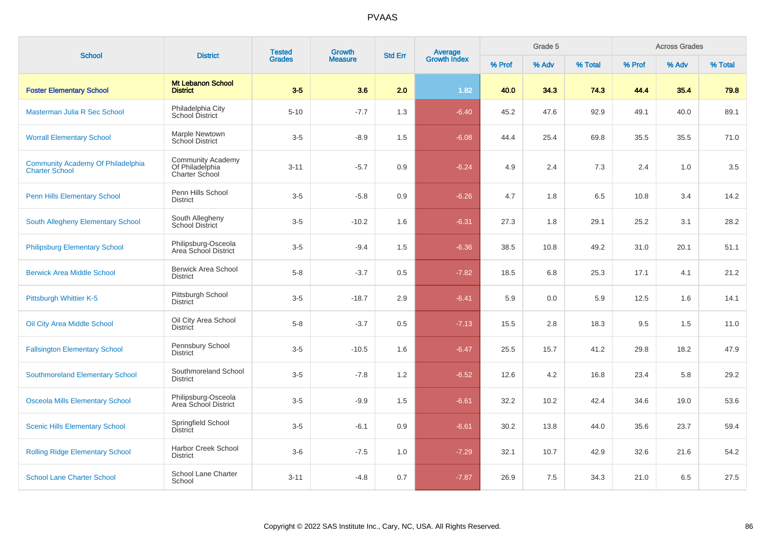# PVAAS

| School | District | Tested Grades | Growth Measure | Std Err | Average Growth Index | Grade 5 | | | Across Grades | | |
|---|---|---|---|---|---|---|---|---|---|---|---|
| | | | | | | % Prof | % Adv | % Total | % Prof | % Adv | % Total |
| **Foster Elementary School** | **Mt Lebanon School District** | **3-5** | **3.6** | **2.0** | 1.82 | **40.0** | **34.3** | **74.3** | **44.4** | **35.4** | **79.8** |
| Masterman Julia R Sec School | Philadelphia City School District | 5-10 | -7.7 | 1.3 | -6.40 | 45.2 | 47.6 | 92.9 | 49.1 | 40.0 | 89.1 |
| Worrall Elementary School | Marple Newtown School District | 3-5 | -8.9 | 1.5 | -6.08 | 44.4 | 25.4 | 69.8 | 35.5 | 35.5 | 71.0 |
| Community Academy Of Philadelphia Charter School | Community Academy Of Philadelphia Charter School | 3-11 | -5.7 | 0.9 | -6.24 | 4.9 | 2.4 | 7.3 | 2.4 | 1.0 | 3.5 |
| Penn Hills Elementary School | Penn Hills School District | 3-5 | -5.8 | 0.9 | -6.26 | 4.7 | 1.8 | 6.5 | 10.8 | 3.4 | 14.2 |
| South Allegheny Elementary School | South Allegheny School District | 3-5 | -10.2 | 1.6 | -6.31 | 27.3 | 1.8 | 29.1 | 25.2 | 3.1 | 28.2 |
| Philipsburg Elementary School | Philipsburg-Osceola Area School District | 3-5 | -9.4 | 1.5 | -6.36 | 38.5 | 10.8 | 49.2 | 31.0 | 20.1 | 51.1 |
| Berwick Area Middle School | Berwick Area School District | 5-8 | -3.7 | 0.5 | -7.82 | 18.5 | 6.8 | 25.3 | 17.1 | 4.1 | 21.2 |
| Pittsburgh Whittier K-5 | Pittsburgh School District | 3-5 | -18.7 | 2.9 | -6.41 | 5.9 | 0.0 | 5.9 | 12.5 | 1.6 | 14.1 |
| Oil City Area Middle School | Oil City Area School District | 5-8 | -3.7 | 0.5 | -7.13 | 15.5 | 2.8 | 18.3 | 9.5 | 1.5 | 11.0 |
| Fallsington Elementary School | Pennsbury School District | 3-5 | -10.5 | 1.6 | -6.47 | 25.5 | 15.7 | 41.2 | 29.8 | 18.2 | 47.9 |
| Southmoreland Elementary School | Southmoreland School District | 3-5 | -7.8 | 1.2 | -6.52 | 12.6 | 4.2 | 16.8 | 23.4 | 5.8 | 29.2 |
| Osceola Mills Elementary School | Philipsburg-Osceola Area School District | 3-5 | -9.9 | 1.5 | -6.61 | 32.2 | 10.2 | 42.4 | 34.6 | 19.0 | 53.6 |
| Scenic Hills Elementary School | Springfield School District | 3-5 | -6.1 | 0.9 | -6.61 | 30.2 | 13.8 | 44.0 | 35.6 | 23.7 | 59.4 |
| Rolling Ridge Elementary School | Harbor Creek School District | 3-6 | -7.5 | 1.0 | -7.29 | 32.1 | 10.7 | 42.9 | 32.6 | 21.6 | 54.2 |
| School Lane Charter School | School Lane Charter School | 3-11 | -4.8 | 0.7 | -7.87 | 26.9 | 7.5 | 34.3 | 21.0 | 6.5 | 27.5 |

Copyright © 2022 SAS Institute Inc., Cary, NC, USA. All Rights Reserved.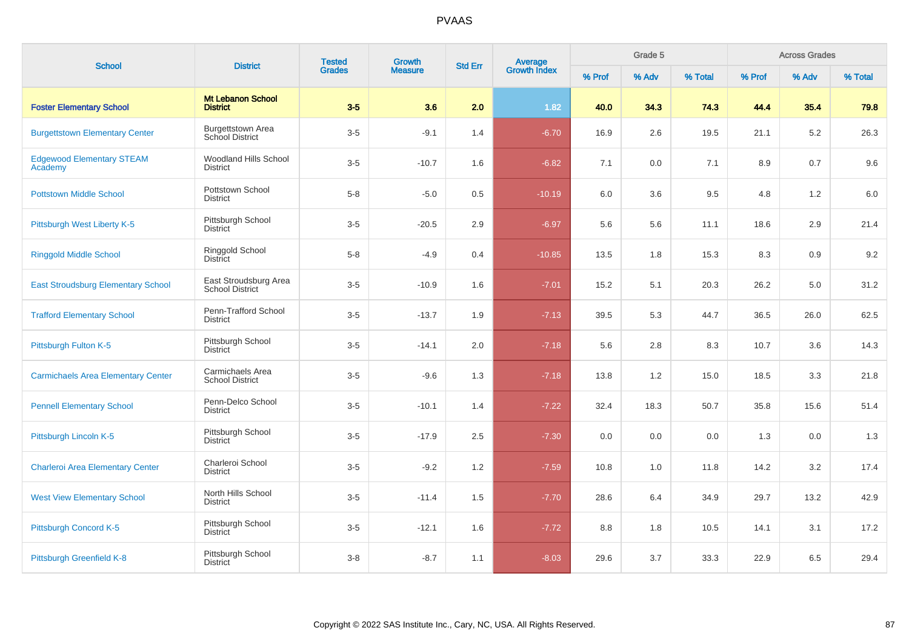# PVAAS

| School | District | Tested Grades | Growth Measure | Std Err | Average Growth Index | Grade 5 | | | Across Grades | | |
|---|---|---|---|---|---|---|---|---|---|---|---|
| | | | | | | % Prof | % Adv | % Total | % Prof | % Adv | % Total |
| **Foster Elementary School** | **Mt Lebanon School District** | **3-5** | **3.6** | **2.0** | **1.82** | **40.0** | **34.3** | **74.3** | **44.4** | **35.4** | **79.8** |
| Burgettstown Elementary Center | Burgettstown Area School District | 3-5 | -9.1 | 1.4 | -6.70 | 16.9 | 2.6 | 19.5 | 21.1 | 5.2 | 26.3 |
| Edgewood Elementary STEAM Academy | Woodland Hills School District | 3-5 | -10.7 | 1.6 | -6.82 | 7.1 | 0.0 | 7.1 | 8.9 | 0.7 | 9.6 |
| Pottstown Middle School | Pottstown School District | 5-8 | -5.0 | 0.5 | -10.19 | 6.0 | 3.6 | 9.5 | 4.8 | 1.2 | 6.0 |
| Pittsburgh West Liberty K-5 | Pittsburgh School District | 3-5 | -20.5 | 2.9 | -6.97 | 5.6 | 5.6 | 11.1 | 18.6 | 2.9 | 21.4 |
| Ringgold Middle School | Ringgold School District | 5-8 | -4.9 | 0.4 | -10.85 | 13.5 | 1.8 | 15.3 | 8.3 | 0.9 | 9.2 |
| East Stroudsburg Elementary School | East Stroudsburg Area School District | 3-5 | -10.9 | 1.6 | -7.01 | 15.2 | 5.1 | 20.3 | 26.2 | 5.0 | 31.2 |
| Trafford Elementary School | Penn-Trafford School District | 3-5 | -13.7 | 1.9 | -7.13 | 39.5 | 5.3 | 44.7 | 36.5 | 26.0 | 62.5 |
| Pittsburgh Fulton K-5 | Pittsburgh School District | 3-5 | -14.1 | 2.0 | -7.18 | 5.6 | 2.8 | 8.3 | 10.7 | 3.6 | 14.3 |
| Carmichaels Area Elementary Center | Carmichaels Area School District | 3-5 | -9.6 | 1.3 | -7.18 | 13.8 | 1.2 | 15.0 | 18.5 | 3.3 | 21.8 |
| Pennell Elementary School | Penn-Delco School District | 3-5 | -10.1 | 1.4 | -7.22 | 32.4 | 18.3 | 50.7 | 35.8 | 15.6 | 51.4 |
| Pittsburgh Lincoln K-5 | Pittsburgh School District | 3-5 | -17.9 | 2.5 | -7.30 | 0.0 | 0.0 | 0.0 | 1.3 | 0.0 | 1.3 |
| Charleroi Area Elementary Center | Charleroi School District | 3-5 | -9.2 | 1.2 | -7.59 | 10.8 | 1.0 | 11.8 | 14.2 | 3.2 | 17.4 |
| West View Elementary School | North Hills School District | 3-5 | -11.4 | 1.5 | -7.70 | 28.6 | 6.4 | 34.9 | 29.7 | 13.2 | 42.9 |
| Pittsburgh Concord K-5 | Pittsburgh School District | 3-5 | -12.1 | 1.6 | -7.72 | 8.8 | 1.8 | 10.5 | 14.1 | 3.1 | 17.2 |
| Pittsburgh Greenfield K-8 | Pittsburgh School District | 3-8 | -8.7 | 1.1 | -8.03 | 29.6 | 3.7 | 33.3 | 22.9 | 6.5 | 29.4 |

Copyright © 2022 SAS Institute Inc., Cary, NC, USA. All Rights Reserved.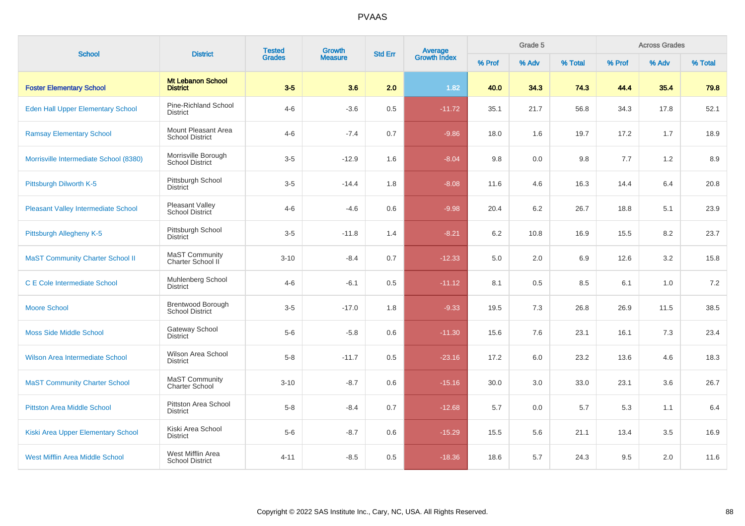# PVAAS

| School | District | Tested Grades | Growth Measure | Std Err | Average Growth Index | Grade 5 | | | Across Grades | | |
|---|---|---|---|---|---|---|---|---|---|---|---|
| | | | | | | % Prof | % Adv | % Total | % Prof | % Adv | % Total |
| **Foster Elementary School** | **Mt Lebanon School District** | **3-5** | **3.6** | **2.0** | **1.82** | **40.0** | **34.3** | **74.3** | **44.4** | **35.4** | **79.8** |
| Eden Hall Upper Elementary School | Pine-Richland School District | 4-6 | -3.6 | 0.5 | -11.72 | 35.1 | 21.7 | 56.8 | 34.3 | 17.8 | 52.1 |
| Ramsay Elementary School | Mount Pleasant Area School District | 4-6 | -7.4 | 0.7 | -9.86 | 18.0 | 1.6 | 19.7 | 17.2 | 1.7 | 18.9 |
| Morrisville Intermediate School (8380) | Morrisville Borough School District | 3-5 | -12.9 | 1.6 | -8.04 | 9.8 | 0.0 | 9.8 | 7.7 | 1.2 | 8.9 |
| Pittsburgh Dilworth K-5 | Pittsburgh School District | 3-5 | -14.4 | 1.8 | -8.08 | 11.6 | 4.6 | 16.3 | 14.4 | 6.4 | 20.8 |
| Pleasant Valley Intermediate School | Pleasant Valley School District | 4-6 | -4.6 | 0.6 | -9.98 | 20.4 | 6.2 | 26.7 | 18.8 | 5.1 | 23.9 |
| Pittsburgh Allegheny K-5 | Pittsburgh School District | 3-5 | -11.8 | 1.4 | -8.21 | 6.2 | 10.8 | 16.9 | 15.5 | 8.2 | 23.7 |
| MaST Community Charter School II | MaST Community Charter School II | 3-10 | -8.4 | 0.7 | -12.33 | 5.0 | 2.0 | 6.9 | 12.6 | 3.2 | 15.8 |
| C E Cole Intermediate School | Muhlenberg School District | 4-6 | -6.1 | 0.5 | -11.12 | 8.1 | 0.5 | 8.5 | 6.1 | 1.0 | 7.2 |
| Moore School | Brentwood Borough School District | 3-5 | -17.0 | 1.8 | -9.33 | 19.5 | 7.3 | 26.8 | 26.9 | 11.5 | 38.5 |
| Moss Side Middle School | Gateway School District | 5-6 | -5.8 | 0.6 | -11.30 | 15.6 | 7.6 | 23.1 | 16.1 | 7.3 | 23.4 |
| Wilson Area Intermediate School | Wilson Area School District | 5-8 | -11.7 | 0.5 | -23.16 | 17.2 | 6.0 | 23.2 | 13.6 | 4.6 | 18.3 |
| MaST Community Charter School | MaST Community Charter School | 3-10 | -8.7 | 0.6 | -15.16 | 30.0 | 3.0 | 33.0 | 23.1 | 3.6 | 26.7 |
| Pittston Area Middle School | Pittston Area School District | 5-8 | -8.4 | 0.7 | -12.68 | 5.7 | 0.0 | 5.7 | 5.3 | 1.1 | 6.4 |
| Kiski Area Upper Elementary School | Kiski Area School District | 5-6 | -8.7 | 0.6 | -15.29 | 15.5 | 5.6 | 21.1 | 13.4 | 3.5 | 16.9 |
| West Mifflin Area Middle School | West Mifflin Area School District | 4-11 | -8.5 | 0.5 | -18.36 | 18.6 | 5.7 | 24.3 | 9.5 | 2.0 | 11.6 |

Copyright © 2022 SAS Institute Inc., Cary, NC, USA. All Rights Reserved.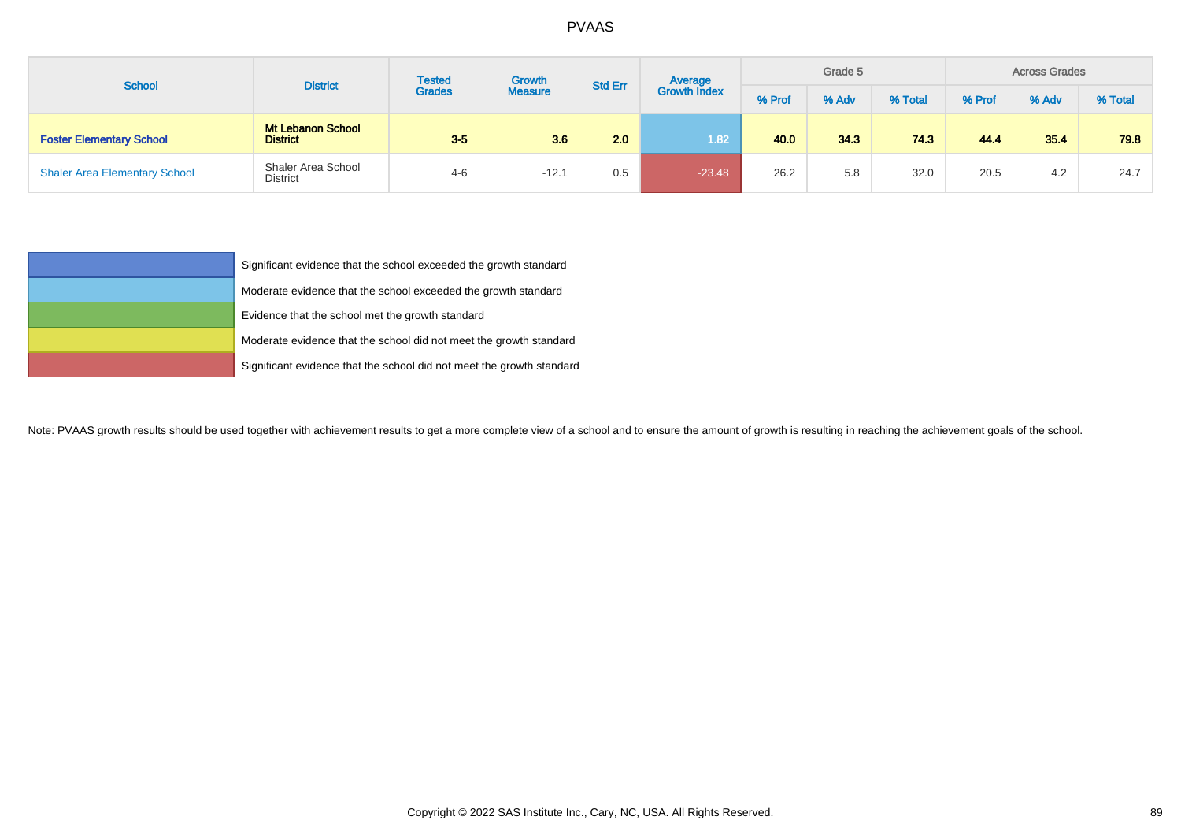# PVAAS

| School | District | Tested Grades | Growth Measure | Std Err | Average Growth Index | Grade 5 | | | Across Grades | | |
|---|---|---|---|---|---|---|---|---|---|---|---|
| | | | | | | % Prof | % Adv | % Total | % Prof | % Adv | % Total |
| **Foster Elementary School** | **Mt Lebanon School District** | **3-5** | **3.6** | **2.0** | **1.82** | **40.0** | **34.3** | **74.3** | **44.4** | **35.4** | **79.8** |
| Shaler Area Elementary School | Shaler Area School District | 4-6 | -12.1 | 0.5 | -23.48 | 26.2 | 5.8 | 32.0 | 20.5 | 4.2 | 24.7 |

Significant evidence that the school exceeded the growth standard

Moderate evidence that the school exceeded the growth standard

Evidence that the school met the growth standard

Moderate evidence that the school did not meet the growth standard

Significant evidence that the school did not meet the growth standard

Note: PVAAS growth results should be used together with achievement results to get a more complete view of a school and to ensure the amount of growth is resulting in reaching the achievement goals of the school.

Copyright © 2022 SAS Institute Inc., Cary, NC, USA. All Rights Reserved.